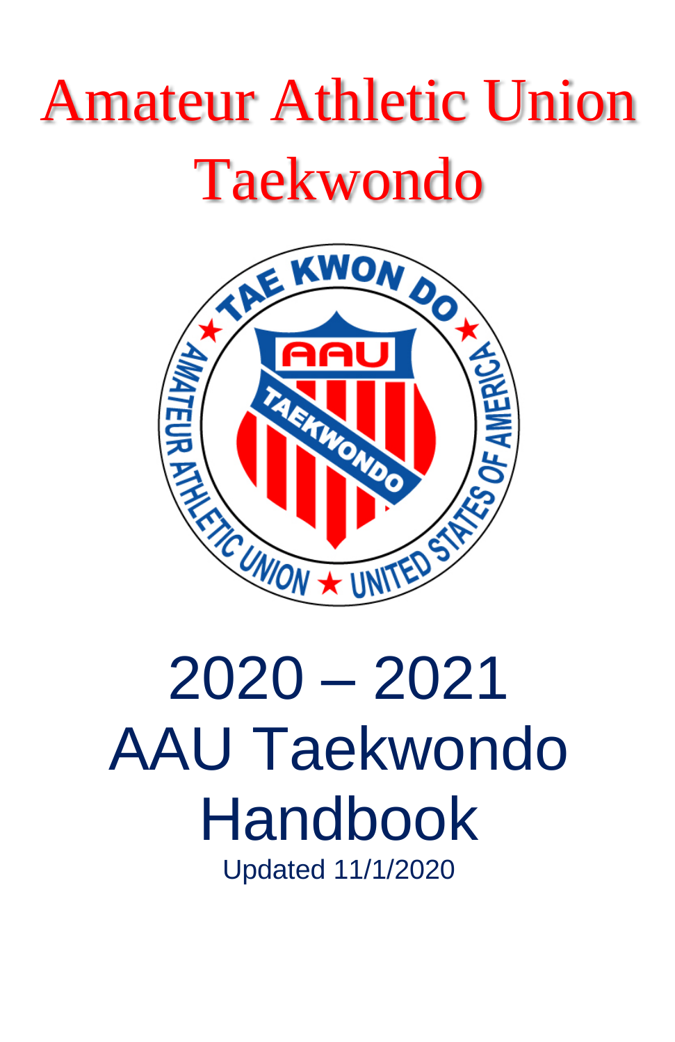# Amateur Athletic Union Taekwondo

# 2020 – 2021 AAU Taekwondo Handbook

Updated 11/1/2020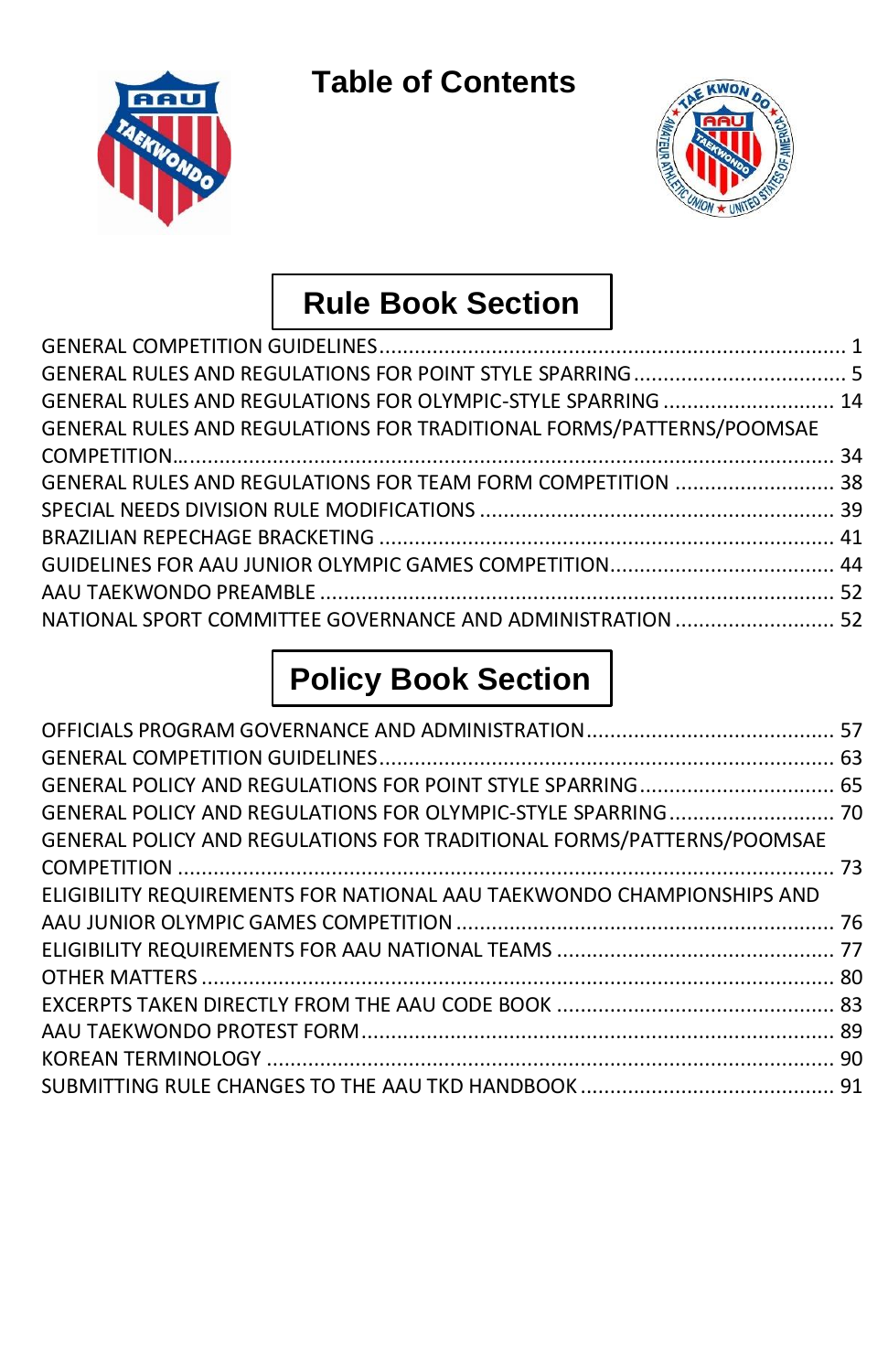# Table of Contents

## Rule Book Section

GENERAL COMPETITION GUIDELINES ............................................................................... 1
GENERAL RULES AND REGULATIONS FOR POINT STYLE SPARRING ..................................... 5
GENERAL RULES AND REGULATIONS FOR OLYMPIC-STYLE SPARRING ............................. 14
GENERAL RULES AND REGULATIONS FOR TRADITIONAL FORMS/PATTERNS/POOMSAE COMPETITION ............................................................................................................... 34
GENERAL RULES AND REGULATIONS FOR TEAM FORM COMPETITION ........................... 38
SPECIAL NEEDS DIVISION RULE MODIFICATIONS ............................................................ 39
BRAZILIAN REPECHAGE BRACKETING .............................................................................. 41
GUIDELINES FOR AAU JUNIOR OLYMPIC GAMES COMPETITION ...................................... 44
AAU TAEKWONDO PREAMBLE ........................................................................................ 52
NATIONAL SPORT COMMITTEE GOVERNANCE AND ADMINISTRATION ........................... 52

## Policy Book Section

OFFICIALS PROGRAM GOVERNANCE AND ADMINISTRATION .......................................... 57
GENERAL COMPETITION GUIDELINES ............................................................................. 63
GENERAL POLICY AND REGULATIONS FOR POINT STYLE SPARRING ................................. 65
GENERAL POLICY AND REGULATIONS FOR OLYMPIC-STYLE SPARRING ............................ 70
GENERAL POLICY AND REGULATIONS FOR TRADITIONAL FORMS/PATTERNS/POOMSAE COMPETITION ............................................................................................................... 73
ELIGIBILITY REQUIREMENTS FOR NATIONAL AAU TAEKWONDO CHAMPIONSHIPS AND AAU JUNIOR OLYMPIC GAMES COMPETITION ............................................................... 76
ELIGIBILITY REQUIREMENTS FOR AAU NATIONAL TEAMS ............................................... 77
OTHER MATTERS .......................................................................................................... 80
EXCERPTS TAKEN DIRECTLY FROM THE AAU CODE BOOK ............................................... 83
AAU TAEKWONDO PROTEST FORM ................................................................................ 89
KOREAN TERMINOLOGY ................................................................................................ 90
SUBMITTING RULE CHANGES TO THE AAU TKD HANDBOOK ............................................ 91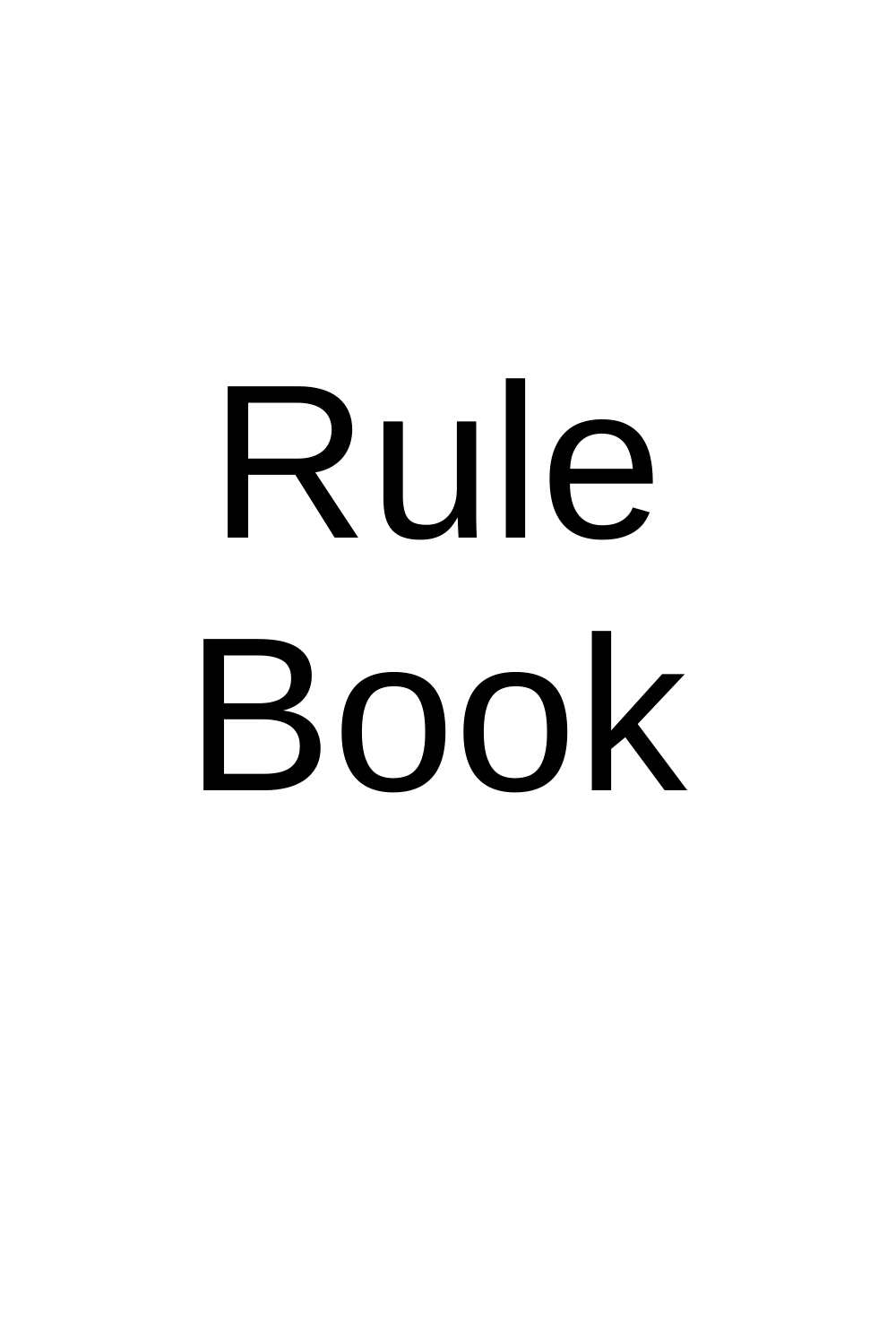# Rule Book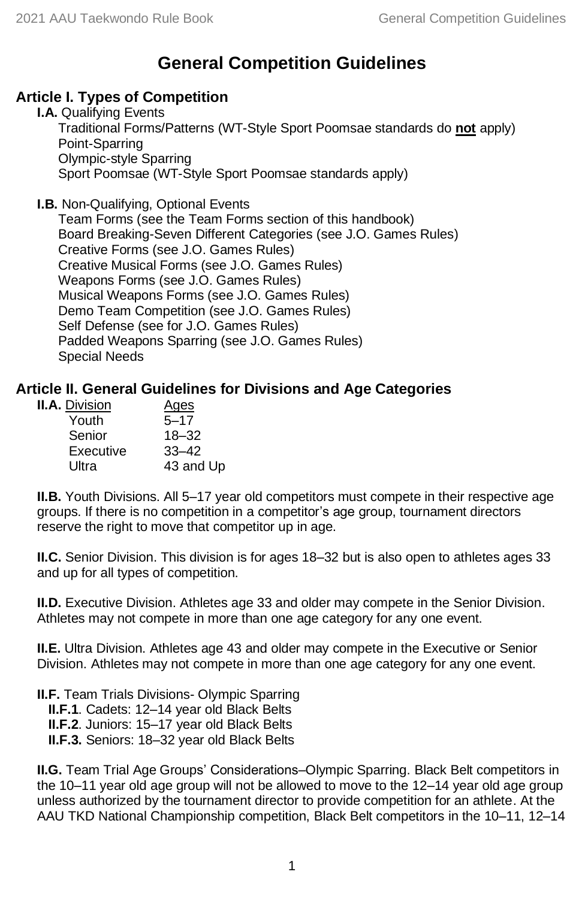# General Competition Guidelines

## Article I. Types of Competition

**I.A.** Qualifying Events

- Traditional Forms/Patterns (WT-Style Sport Poomsae standards do **not** apply)
- Point-Sparring
- Olympic-style Sparring
- Sport Poomsae (WT-Style Sport Poomsae standards apply)

**I.B.** Non-Qualifying, Optional Events

- Team Forms (see the Team Forms section of this handbook)
- Board Breaking-Seven Different Categories (see J.O. Games Rules)
- Creative Forms (see J.O. Games Rules)
- Creative Musical Forms (see J.O. Games Rules)
- Weapons Forms (see J.O. Games Rules)
- Musical Weapons Forms (see J.O. Games Rules)
- Demo Team Competition (see J.O. Games Rules)
- Self Defense (see for J.O. Games Rules)
- Padded Weapons Sparring (see J.O. Games Rules)
- Special Needs

## Article II. General Guidelines for Divisions and Age Categories

**II.A.**

| Division | Ages |
|---|---|
| Youth | 5–17 |
| Senior | 18–32 |
| Executive | 33–42 |
| Ultra | 43 and Up |

**II.B.** Youth Divisions. All 5–17 year old competitors must compete in their respective age groups. If there is no competition in a competitor's age group, tournament directors reserve the right to move that competitor up in age.

**II.C.** Senior Division. This division is for ages 18–32 but is also open to athletes ages 33 and up for all types of competition.

**II.D.** Executive Division. Athletes age 33 and older may compete in the Senior Division. Athletes may not compete in more than one age category for any one event.

**II.E.** Ultra Division. Athletes age 43 and older may compete in the Executive or Senior Division. Athletes may not compete in more than one age category for any one event.

**II.F.** Team Trials Divisions- Olympic Sparring

- **II.F.1**. Cadets: 12–14 year old Black Belts
- **II.F.2**. Juniors: 15–17 year old Black Belts
- **II.F.3.** Seniors: 18–32 year old Black Belts

**II.G.** Team Trial Age Groups' Considerations–Olympic Sparring. Black Belt competitors in the 10–11 year old age group will not be allowed to move to the 12–14 year old age group unless authorized by the tournament director to provide competition for an athlete. At the AAU TKD National Championship competition, Black Belt competitors in the 10–11, 12–14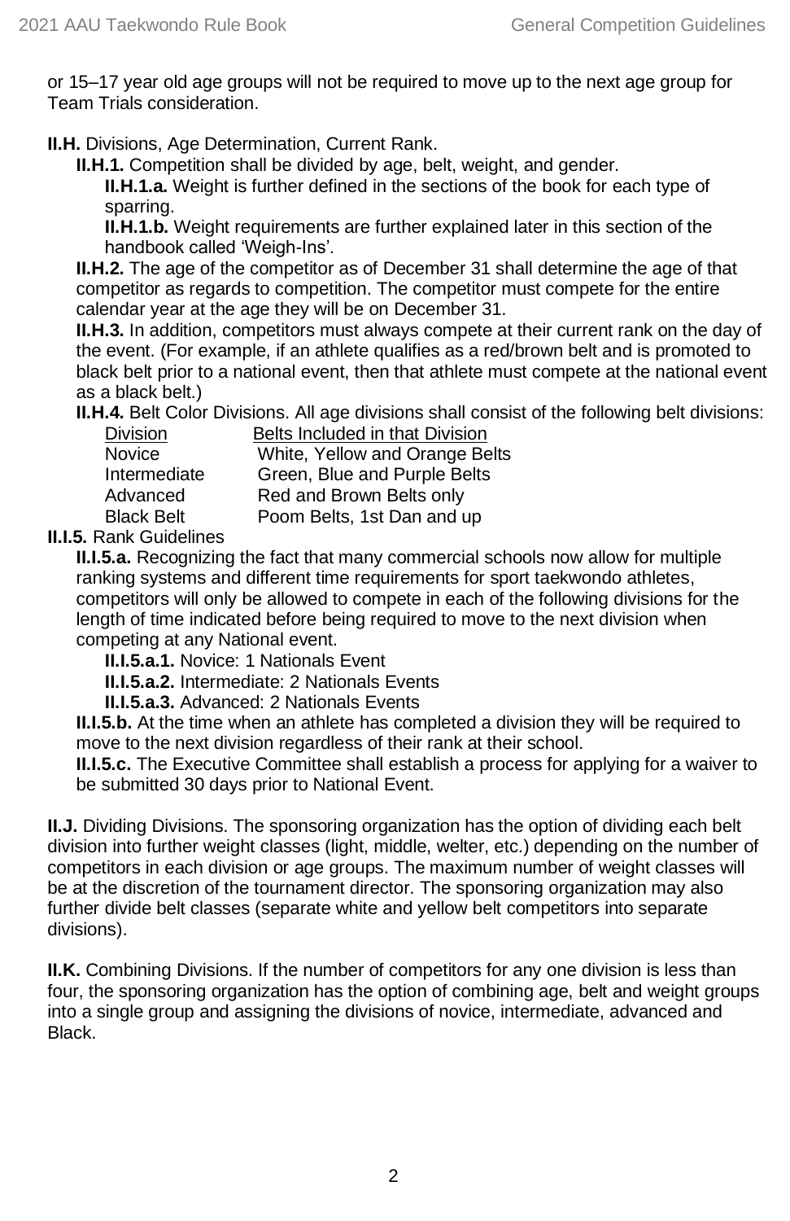or 15–17 year old age groups will not be required to move up to the next age group for Team Trials consideration.

**II.H.** Divisions, Age Determination, Current Rank.

**II.H.1.** Competition shall be divided by age, belt, weight, and gender.

**II.H.1.a.** Weight is further defined in the sections of the book for each type of sparring.

**II.H.1.b.** Weight requirements are further explained later in this section of the handbook called 'Weigh-Ins'.

**II.H.2.** The age of the competitor as of December 31 shall determine the age of that competitor as regards to competition. The competitor must compete for the entire calendar year at the age they will be on December 31.

**II.H.3.** In addition, competitors must always compete at their current rank on the day of the event. (For example, if an athlete qualifies as a red/brown belt and is promoted to black belt prior to a national event, then that athlete must compete at the national event as a black belt.)

**II.H.4.** Belt Color Divisions. All age divisions shall consist of the following belt divisions:

| Division | Belts Included in that Division |
|---|---|
| Novice | White, Yellow and Orange Belts |
| Intermediate | Green, Blue and Purple Belts |
| Advanced | Red and Brown Belts only |
| Black Belt | Poom Belts, 1st Dan and up |

**II.I.5.** Rank Guidelines

**II.I.5.a.** Recognizing the fact that many commercial schools now allow for multiple ranking systems and different time requirements for sport taekwondo athletes, competitors will only be allowed to compete in each of the following divisions for the length of time indicated before being required to move to the next division when competing at any National event.

**II.I.5.a.1.** Novice: 1 Nationals Event

**II.I.5.a.2.** Intermediate: 2 Nationals Events

**II.I.5.a.3.** Advanced: 2 Nationals Events

**II.I.5.b.** At the time when an athlete has completed a division they will be required to move to the next division regardless of their rank at their school.

**II.I.5.c.** The Executive Committee shall establish a process for applying for a waiver to be submitted 30 days prior to National Event.

**II.J.** Dividing Divisions. The sponsoring organization has the option of dividing each belt division into further weight classes (light, middle, welter, etc.) depending on the number of competitors in each division or age groups. The maximum number of weight classes will be at the discretion of the tournament director. The sponsoring organization may also further divide belt classes (separate white and yellow belt competitors into separate divisions).

**II.K.** Combining Divisions. If the number of competitors for any one division is less than four, the sponsoring organization has the option of combining age, belt and weight groups into a single group and assigning the divisions of novice, intermediate, advanced and Black.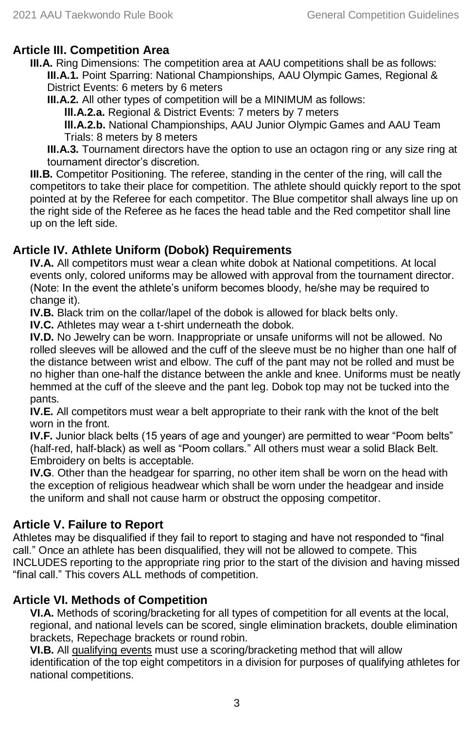## Article III. Competition Area

**III.A.** Ring Dimensions: The competition area at AAU competitions shall be as follows:

- **III.A.1.** Point Sparring: National Championships, AAU Olympic Games, Regional & District Events: 6 meters by 6 meters
- **III.A.2.** All other types of competition will be a MINIMUM as follows:
  - **III.A.2.a.** Regional & District Events: 7 meters by 7 meters
  - **III.A.2.b.** National Championships, AAU Junior Olympic Games and AAU Team Trials: 8 meters by 8 meters
- **III.A.3.** Tournament directors have the option to use an octagon ring or any size ring at tournament director's discretion.

**III.B.** Competitor Positioning. The referee, standing in the center of the ring, will call the competitors to take their place for competition. The athlete should quickly report to the spot pointed at by the Referee for each competitor. The Blue competitor shall always line up on the right side of the Referee as he faces the head table and the Red competitor shall line up on the left side.

## Article IV. Athlete Uniform (Dobok) Requirements

**IV.A.** All competitors must wear a clean white dobok at National competitions. At local events only, colored uniforms may be allowed with approval from the tournament director. (Note: In the event the athlete's uniform becomes bloody, he/she may be required to change it).

**IV.B.** Black trim on the collar/lapel of the dobok is allowed for black belts only.

**IV.C.** Athletes may wear a t-shirt underneath the dobok.

**IV.D.** No Jewelry can be worn. Inappropriate or unsafe uniforms will not be allowed. No rolled sleeves will be allowed and the cuff of the sleeve must be no higher than one half of the distance between wrist and elbow. The cuff of the pant may not be rolled and must be no higher than one-half the distance between the ankle and knee. Uniforms must be neatly hemmed at the cuff of the sleeve and the pant leg. Dobok top may not be tucked into the pants.

**IV.E.** All competitors must wear a belt appropriate to their rank with the knot of the belt worn in the front.

**IV.F.** Junior black belts (15 years of age and younger) are permitted to wear "Poom belts" (half-red, half-black) as well as "Poom collars." All others must wear a solid Black Belt. Embroidery on belts is acceptable.

**IV.G**. Other than the headgear for sparring, no other item shall be worn on the head with the exception of religious headwear which shall be worn under the headgear and inside the uniform and shall not cause harm or obstruct the opposing competitor.

## Article V. Failure to Report

Athletes may be disqualified if they fail to report to staging and have not responded to "final call." Once an athlete has been disqualified, they will not be allowed to compete. This INCLUDES reporting to the appropriate ring prior to the start of the division and having missed "final call." This covers ALL methods of competition.

## Article VI. Methods of Competition

**VI.A.** Methods of scoring/bracketing for all types of competition for all events at the local, regional, and national levels can be scored, single elimination brackets, double elimination brackets, Repechage brackets or round robin.

**VI.B.** All qualifying events must use a scoring/bracketing method that will allow identification of the top eight competitors in a division for purposes of qualifying athletes for national competitions.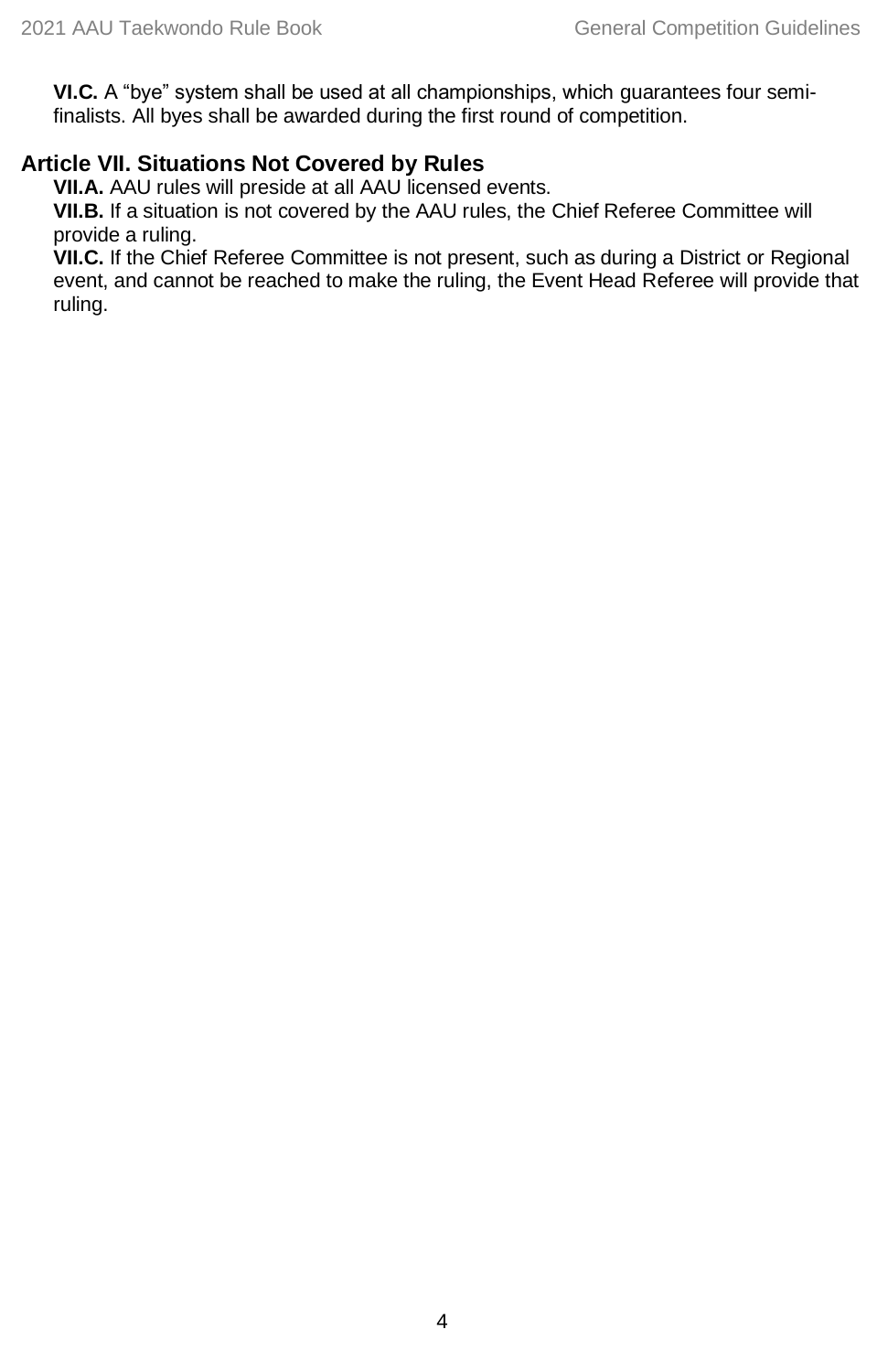**VI.C.** A “bye” system shall be used at all championships, which guarantees four semi-finalists. All byes shall be awarded during the first round of competition.

## Article VII. Situations Not Covered by Rules

**VII.A.** AAU rules will preside at all AAU licensed events.

**VII.B.** If a situation is not covered by the AAU rules, the Chief Referee Committee will provide a ruling.

**VII.C.** If the Chief Referee Committee is not present, such as during a District or Regional event, and cannot be reached to make the ruling, the Event Head Referee will provide that ruling.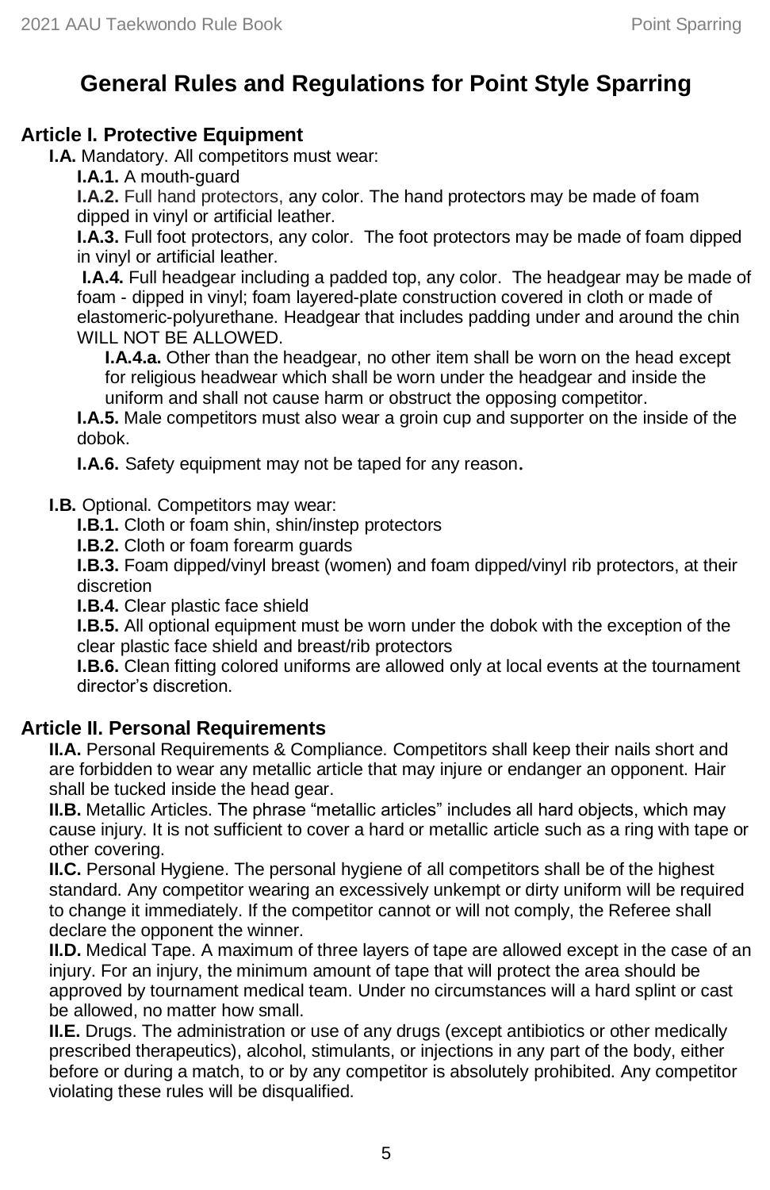# General Rules and Regulations for Point Style Sparring

## Article I. Protective Equipment

**I.A.** Mandatory. All competitors must wear:

**I.A.1.** A mouth-guard

**I.A.2.** Full hand protectors, any color. The hand protectors may be made of foam dipped in vinyl or artificial leather.

**I.A.3.** Full foot protectors, any color. The foot protectors may be made of foam dipped in vinyl or artificial leather.

**I.A.4.** Full headgear including a padded top, any color. The headgear may be made of foam - dipped in vinyl; foam layered-plate construction covered in cloth or made of elastomeric-polyurethane. Headgear that includes padding under and around the chin WILL NOT BE ALLOWED.

**I.A.4.a.** Other than the headgear, no other item shall be worn on the head except for religious headwear which shall be worn under the headgear and inside the uniform and shall not cause harm or obstruct the opposing competitor.

**I.A.5.** Male competitors must also wear a groin cup and supporter on the inside of the dobok.

**I.A.6.** Safety equipment may not be taped for any reason**.**

**I.B.** Optional. Competitors may wear:

**I.B.1.** Cloth or foam shin, shin/instep protectors

**I.B.2.** Cloth or foam forearm guards

**I.B.3.** Foam dipped/vinyl breast (women) and foam dipped/vinyl rib protectors, at their discretion

**I.B.4.** Clear plastic face shield

**I.B.5.** All optional equipment must be worn under the dobok with the exception of the clear plastic face shield and breast/rib protectors

**I.B.6.** Clean fitting colored uniforms are allowed only at local events at the tournament director's discretion.

## Article II. Personal Requirements

**II.A.** Personal Requirements & Compliance. Competitors shall keep their nails short and are forbidden to wear any metallic article that may injure or endanger an opponent. Hair shall be tucked inside the head gear.

**II.B.** Metallic Articles. The phrase "metallic articles" includes all hard objects, which may cause injury. It is not sufficient to cover a hard or metallic article such as a ring with tape or other covering.

**II.C.** Personal Hygiene. The personal hygiene of all competitors shall be of the highest standard. Any competitor wearing an excessively unkempt or dirty uniform will be required to change it immediately. If the competitor cannot or will not comply, the Referee shall declare the opponent the winner.

**II.D.** Medical Tape. A maximum of three layers of tape are allowed except in the case of an injury. For an injury, the minimum amount of tape that will protect the area should be approved by tournament medical team. Under no circumstances will a hard splint or cast be allowed, no matter how small.

**II.E.** Drugs. The administration or use of any drugs (except antibiotics or other medically prescribed therapeutics), alcohol, stimulants, or injections in any part of the body, either before or during a match, to or by any competitor is absolutely prohibited. Any competitor violating these rules will be disqualified.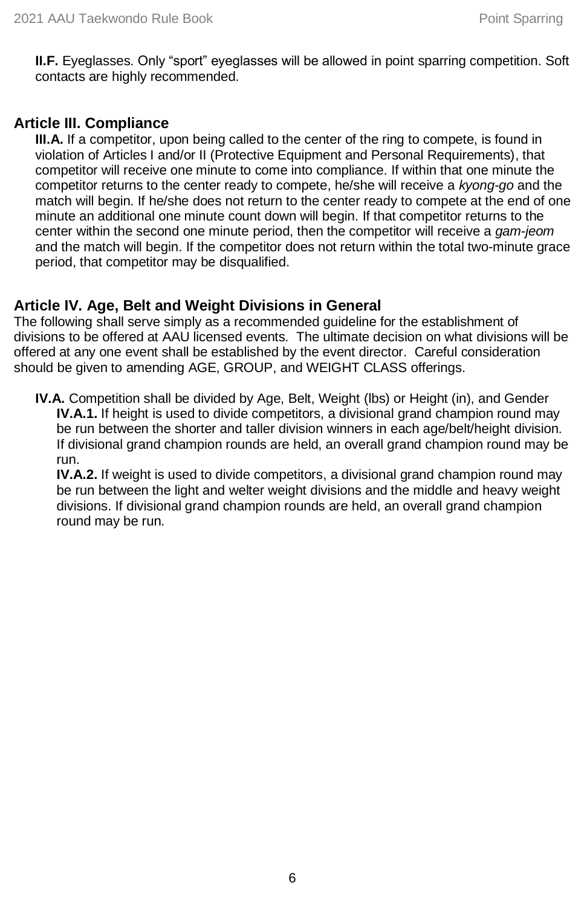**II.F.** Eyeglasses. Only "sport" eyeglasses will be allowed in point sparring competition. Soft contacts are highly recommended.

## Article III. Compliance

**III.A.** If a competitor, upon being called to the center of the ring to compete, is found in violation of Articles I and/or II (Protective Equipment and Personal Requirements), that competitor will receive one minute to come into compliance. If within that one minute the competitor returns to the center ready to compete, he/she will receive a *kyong-go* and the match will begin. If he/she does not return to the center ready to compete at the end of one minute an additional one minute count down will begin. If that competitor returns to the center within the second one minute period, then the competitor will receive a *gam-jeom* and the match will begin. If the competitor does not return within the total two-minute grace period, that competitor may be disqualified.

## Article IV. Age, Belt and Weight Divisions in General

The following shall serve simply as a recommended guideline for the establishment of divisions to be offered at AAU licensed events. The ultimate decision on what divisions will be offered at any one event shall be established by the event director. Careful consideration should be given to amending AGE, GROUP, and WEIGHT CLASS offerings.

**IV.A.** Competition shall be divided by Age, Belt, Weight (lbs) or Height (in), and Gender

**IV.A.1.** If height is used to divide competitors, a divisional grand champion round may be run between the shorter and taller division winners in each age/belt/height division. If divisional grand champion rounds are held, an overall grand champion round may be run.

**IV.A.2.** If weight is used to divide competitors, a divisional grand champion round may be run between the light and welter weight divisions and the middle and heavy weight divisions. If divisional grand champion rounds are held, an overall grand champion round may be run.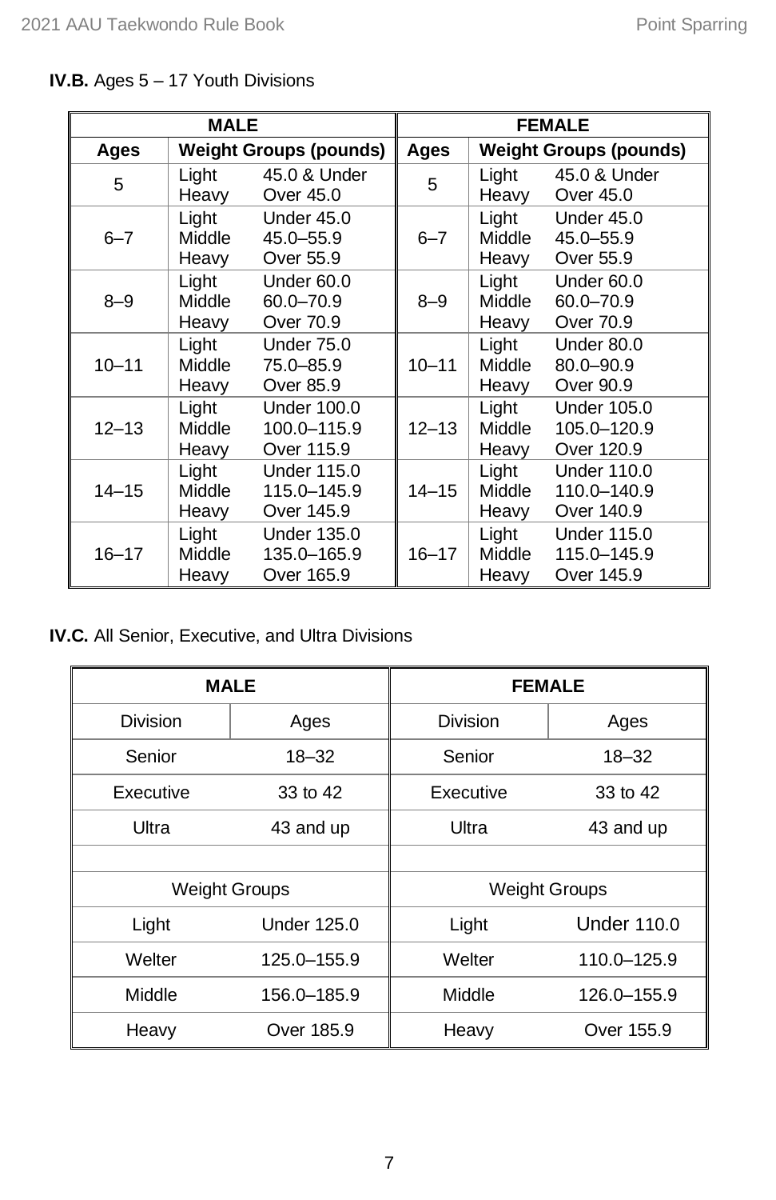**IV.B.** Ages 5 – 17 Youth Divisions

| MALE | | | FEMALE | | |
|---|---|---|---|---|---|
| Ages | Weight Groups (pounds) | | Ages | Weight Groups (pounds) | |
| 5 | Light<br>Heavy | 45.0 & Under<br>Over 45.0 | 5 | Light<br>Heavy | 45.0 & Under<br>Over 45.0 |
| 6–7 | Light<br>Middle<br>Heavy | Under 45.0<br>45.0–55.9<br>Over 55.9 | 6–7 | Light<br>Middle<br>Heavy | Under 45.0<br>45.0–55.9<br>Over 55.9 |
| 8–9 | Light<br>Middle<br>Heavy | Under 60.0<br>60.0–70.9<br>Over 70.9 | 8–9 | Light<br>Middle<br>Heavy | Under 60.0<br>60.0–70.9<br>Over 70.9 |
| 10–11 | Light<br>Middle<br>Heavy | Under 75.0<br>75.0–85.9<br>Over 85.9 | 10–11 | Light<br>Middle<br>Heavy | Under 80.0<br>80.0–90.9<br>Over 90.9 |
| 12–13 | Light<br>Middle<br>Heavy | Under 100.0<br>100.0–115.9<br>Over 115.9 | 12–13 | Light<br>Middle<br>Heavy | Under 105.0<br>105.0–120.9<br>Over 120.9 |
| 14–15 | Light<br>Middle<br>Heavy | Under 115.0<br>115.0–145.9<br>Over 145.9 | 14–15 | Light<br>Middle<br>Heavy | Under 110.0<br>110.0–140.9<br>Over 140.9 |
| 16–17 | Light<br>Middle<br>Heavy | Under 135.0<br>135.0–165.9<br>Over 165.9 | 16–17 | Light<br>Middle<br>Heavy | Under 115.0<br>115.0–145.9<br>Over 145.9 |

**IV.C.** All Senior, Executive, and Ultra Divisions

| MALE | | FEMALE | |
|---|---|---|---|
| Division | Ages | Division | Ages |
| Senior | 18–32 | Senior | 18–32 |
| Executive | 33 to 42 | Executive | 33 to 42 |
| Ultra | 43 and up | Ultra | 43 and up |
| | | | |
| Weight Groups | | Weight Groups | |
| Light | Under 125.0 | Light | Under 110.0 |
| Welter | 125.0–155.9 | Welter | 110.0–125.9 |
| Middle | 156.0–185.9 | Middle | 126.0–155.9 |
| Heavy | Over 185.9 | Heavy | Over 155.9 |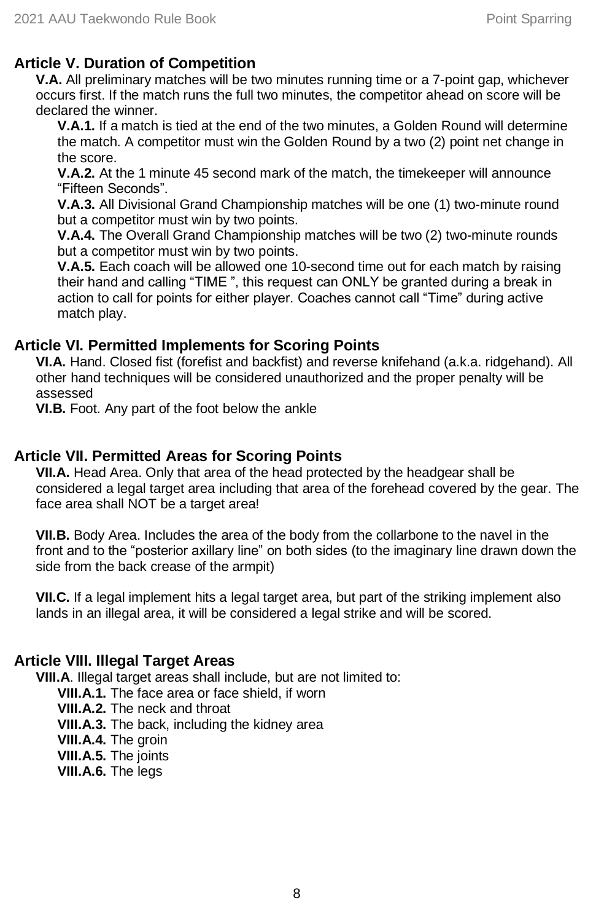## Article V. Duration of Competition

**V.A.** All preliminary matches will be two minutes running time or a 7-point gap, whichever occurs first. If the match runs the full two minutes, the competitor ahead on score will be declared the winner.

- **V.A.1.** If a match is tied at the end of the two minutes, a Golden Round will determine the match. A competitor must win the Golden Round by a two (2) point net change in the score.
- **V.A.2.** At the 1 minute 45 second mark of the match, the timekeeper will announce "Fifteen Seconds".
- **V.A.3.** All Divisional Grand Championship matches will be one (1) two-minute round but a competitor must win by two points.
- **V.A.4.** The Overall Grand Championship matches will be two (2) two-minute rounds but a competitor must win by two points.
- **V.A.5.** Each coach will be allowed one 10-second time out for each match by raising their hand and calling "TIME ", this request can ONLY be granted during a break in action to call for points for either player. Coaches cannot call "Time" during active match play.

## Article VI. Permitted Implements for Scoring Points

**VI.A.** Hand. Closed fist (forefist and backfist) and reverse knifehand (a.k.a. ridgehand). All other hand techniques will be considered unauthorized and the proper penalty will be assessed

**VI.B.** Foot. Any part of the foot below the ankle

## Article VII. Permitted Areas for Scoring Points

**VII.A.** Head Area. Only that area of the head protected by the headgear shall be considered a legal target area including that area of the forehead covered by the gear. The face area shall NOT be a target area!

**VII.B.** Body Area. Includes the area of the body from the collarbone to the navel in the front and to the "posterior axillary line" on both sides (to the imaginary line drawn down the side from the back crease of the armpit)

**VII.C.** If a legal implement hits a legal target area, but part of the striking implement also lands in an illegal area, it will be considered a legal strike and will be scored.

## Article VIII. Illegal Target Areas

**VIII.A**. Illegal target areas shall include, but are not limited to:

- **VIII.A.1.** The face area or face shield, if worn
- **VIII.A.2.** The neck and throat
- **VIII.A.3.** The back, including the kidney area
- **VIII.A.4.** The groin
- **VIII.A.5.** The joints
- **VIII.A.6.** The legs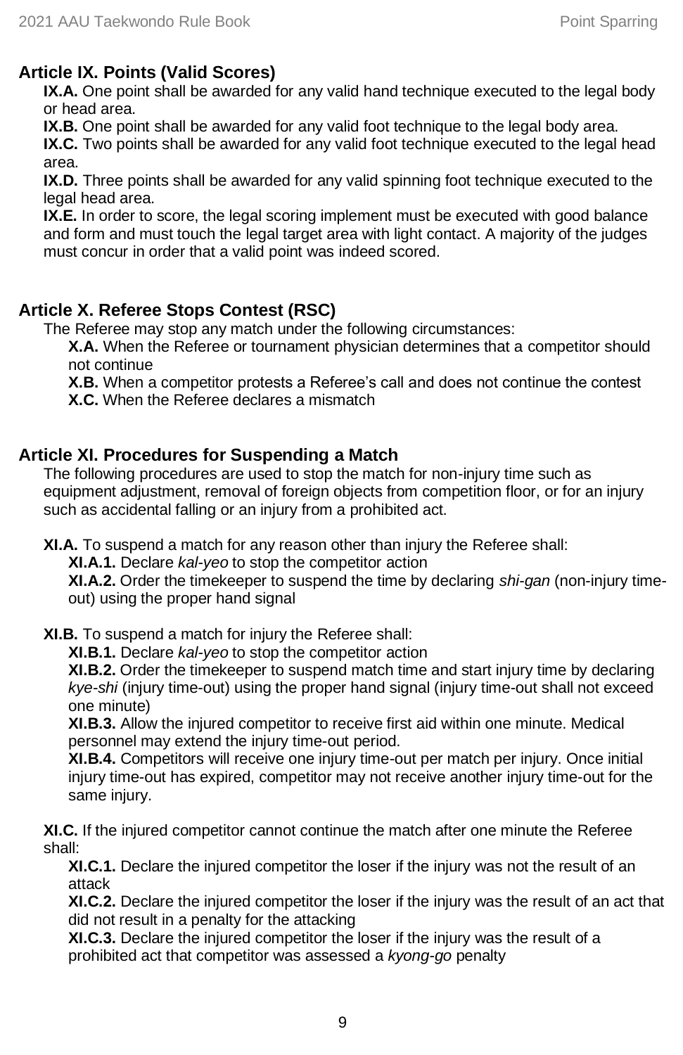## Article IX. Points (Valid Scores)

**IX.A.** One point shall be awarded for any valid hand technique executed to the legal body or head area.

**IX.B.** One point shall be awarded for any valid foot technique to the legal body area.

**IX.C.** Two points shall be awarded for any valid foot technique executed to the legal head area.

**IX.D.** Three points shall be awarded for any valid spinning foot technique executed to the legal head area.

**IX.E.** In order to score, the legal scoring implement must be executed with good balance and form and must touch the legal target area with light contact. A majority of the judges must concur in order that a valid point was indeed scored.

## Article X. Referee Stops Contest (RSC)

The Referee may stop any match under the following circumstances:

- **X.A.** When the Referee or tournament physician determines that a competitor should not continue
- **X.B.** When a competitor protests a Referee's call and does not continue the contest
- **X.C.** When the Referee declares a mismatch

## Article XI. Procedures for Suspending a Match

The following procedures are used to stop the match for non-injury time such as equipment adjustment, removal of foreign objects from competition floor, or for an injury such as accidental falling or an injury from a prohibited act.

**XI.A.** To suspend a match for any reason other than injury the Referee shall:

- **XI.A.1.** Declare *kal-yeo* to stop the competitor action
- **XI.A.2.** Order the timekeeper to suspend the time by declaring *shi-gan* (non-injury time-out) using the proper hand signal

**XI.B.** To suspend a match for injury the Referee shall:

- **XI.B.1.** Declare *kal-yeo* to stop the competitor action
- **XI.B.2.** Order the timekeeper to suspend match time and start injury time by declaring *kye-shi* (injury time-out) using the proper hand signal (injury time-out shall not exceed one minute)
- **XI.B.3.** Allow the injured competitor to receive first aid within one minute. Medical personnel may extend the injury time-out period.
- **XI.B.4.** Competitors will receive one injury time-out per match per injury. Once initial injury time-out has expired, competitor may not receive another injury time-out for the same injury.

**XI.C.** If the injured competitor cannot continue the match after one minute the Referee shall:

- **XI.C.1.** Declare the injured competitor the loser if the injury was not the result of an attack
- **XI.C.2.** Declare the injured competitor the loser if the injury was the result of an act that did not result in a penalty for the attacking
- **XI.C.3.** Declare the injured competitor the loser if the injury was the result of a prohibited act that competitor was assessed a *kyong-go* penalty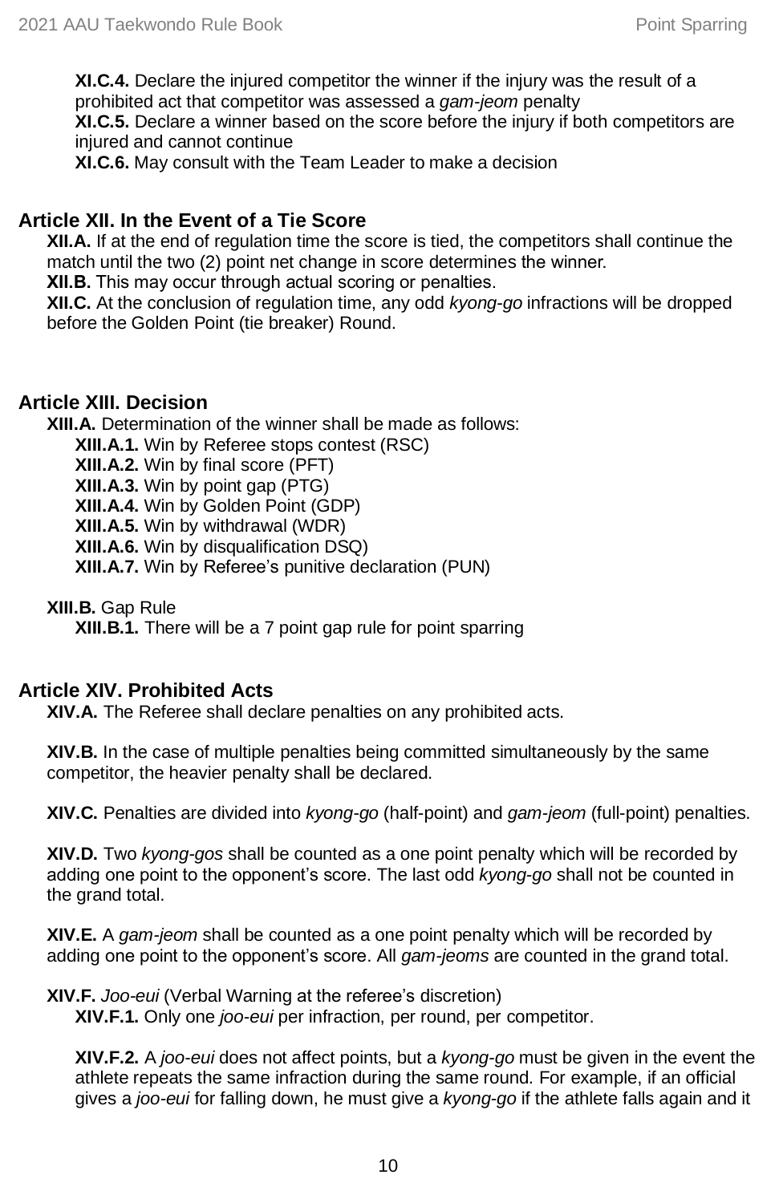**XI.C.4.** Declare the injured competitor the winner if the injury was the result of a prohibited act that competitor was assessed a *gam-jeom* penalty

**XI.C.5.** Declare a winner based on the score before the injury if both competitors are injured and cannot continue

**XI.C.6.** May consult with the Team Leader to make a decision

## Article XII. In the Event of a Tie Score

**XII.A.** If at the end of regulation time the score is tied, the competitors shall continue the match until the two (2) point net change in score determines the winner.

**XII.B.** This may occur through actual scoring or penalties.

**XII.C.** At the conclusion of regulation time, any odd *kyong-go* infractions will be dropped before the Golden Point (tie breaker) Round.

## Article XIII. Decision

**XIII.A.** Determination of the winner shall be made as follows:

- **XIII.A.1.** Win by Referee stops contest (RSC)
- **XIII.A.2.** Win by final score (PFT)
- **XIII.A.3.** Win by point gap (PTG)
- **XIII.A.4.** Win by Golden Point (GDP)
- **XIII.A.5.** Win by withdrawal (WDR)
- **XIII.A.6.** Win by disqualification DSQ)
- **XIII.A.7.** Win by Referee's punitive declaration (PUN)

**XIII.B.** Gap Rule

- **XIII.B.1.** There will be a 7 point gap rule for point sparring

## Article XIV. Prohibited Acts

**XIV.A.** The Referee shall declare penalties on any prohibited acts.

**XIV.B.** In the case of multiple penalties being committed simultaneously by the same competitor, the heavier penalty shall be declared.

**XIV.C.** Penalties are divided into *kyong-go* (half-point) and *gam-jeom* (full-point) penalties.

**XIV.D.** Two *kyong-gos* shall be counted as a one point penalty which will be recorded by adding one point to the opponent's score. The last odd *kyong-go* shall not be counted in the grand total.

**XIV.E.** A *gam-jeom* shall be counted as a one point penalty which will be recorded by adding one point to the opponent's score. All *gam-jeoms* are counted in the grand total.

**XIV.F.** *Joo-eui* (Verbal Warning at the referee's discretion)

**XIV.F.1.** Only one *joo-eui* per infraction, per round, per competitor.

**XIV.F.2.** A *joo-eui* does not affect points, but a *kyong-go* must be given in the event the athlete repeats the same infraction during the same round. For example, if an official gives a *joo-eui* for falling down, he must give a *kyong-go* if the athlete falls again and it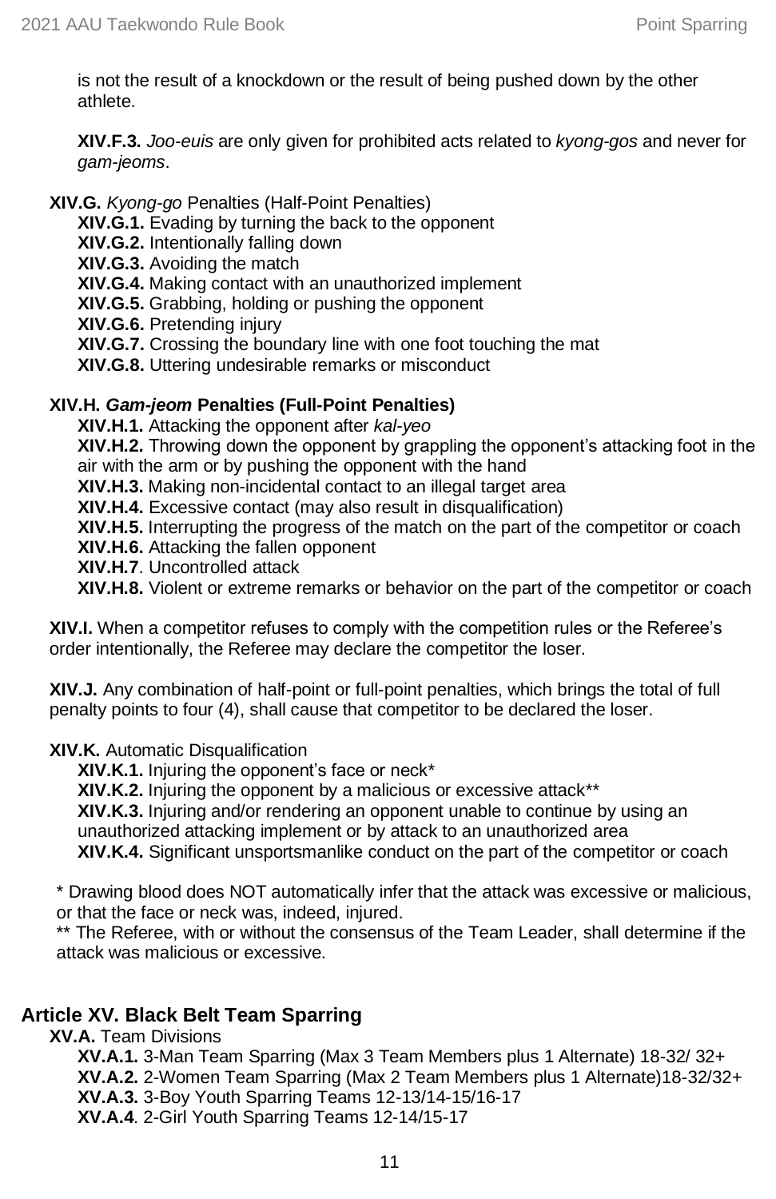is not the result of a knockdown or the result of being pushed down by the other athlete.

**XIV.F.3.** *Joo-euis* are only given for prohibited acts related to *kyong-gos* and never for *gam-jeoms*.

**XIV.G.** *Kyong-go* Penalties (Half-Point Penalties)

- **XIV.G.1.** Evading by turning the back to the opponent
- **XIV.G.2.** Intentionally falling down
- **XIV.G.3.** Avoiding the match
- **XIV.G.4.** Making contact with an unauthorized implement
- **XIV.G.5.** Grabbing, holding or pushing the opponent
- **XIV.G.6.** Pretending injury
- **XIV.G.7.** Crossing the boundary line with one foot touching the mat
- **XIV.G.8.** Uttering undesirable remarks or misconduct

**XIV.H. *Gam-jeom* Penalties (Full-Point Penalties)**

- **XIV.H.1.** Attacking the opponent after *kal-yeo*
- **XIV.H.2.** Throwing down the opponent by grappling the opponent's attacking foot in the air with the arm or by pushing the opponent with the hand
- **XIV.H.3.** Making non-incidental contact to an illegal target area
- **XIV.H.4.** Excessive contact (may also result in disqualification)
- **XIV.H.5.** Interrupting the progress of the match on the part of the competitor or coach
- **XIV.H.6.** Attacking the fallen opponent
- **XIV.H.7**. Uncontrolled attack
- **XIV.H.8.** Violent or extreme remarks or behavior on the part of the competitor or coach

**XIV.I.** When a competitor refuses to comply with the competition rules or the Referee's order intentionally, the Referee may declare the competitor the loser.

**XIV.J.** Any combination of half-point or full-point penalties, which brings the total of full penalty points to four (4), shall cause that competitor to be declared the loser.

**XIV.K.** Automatic Disqualification

- **XIV.K.1.** Injuring the opponent's face or neck*
- **XIV.K.2.** Injuring the opponent by a malicious or excessive attack**
- **XIV.K.3.** Injuring and/or rendering an opponent unable to continue by using an unauthorized attacking implement or by attack to an unauthorized area
- **XIV.K.4.** Significant unsportsmanlike conduct on the part of the competitor or coach

\* Drawing blood does NOT automatically infer that the attack was excessive or malicious, or that the face or neck was, indeed, injured.

\** The Referee, with or without the consensus of the Team Leader, shall determine if the attack was malicious or excessive.

## Article XV. Black Belt Team Sparring

**XV.A.** Team Divisions

- **XV.A.1.** 3-Man Team Sparring (Max 3 Team Members plus 1 Alternate) 18-32/ 32+
- **XV.A.2.** 2-Women Team Sparring (Max 2 Team Members plus 1 Alternate)18-32/32+
- **XV.A.3.** 3-Boy Youth Sparring Teams 12-13/14-15/16-17
- **XV.A.4**. 2-Girl Youth Sparring Teams 12-14/15-17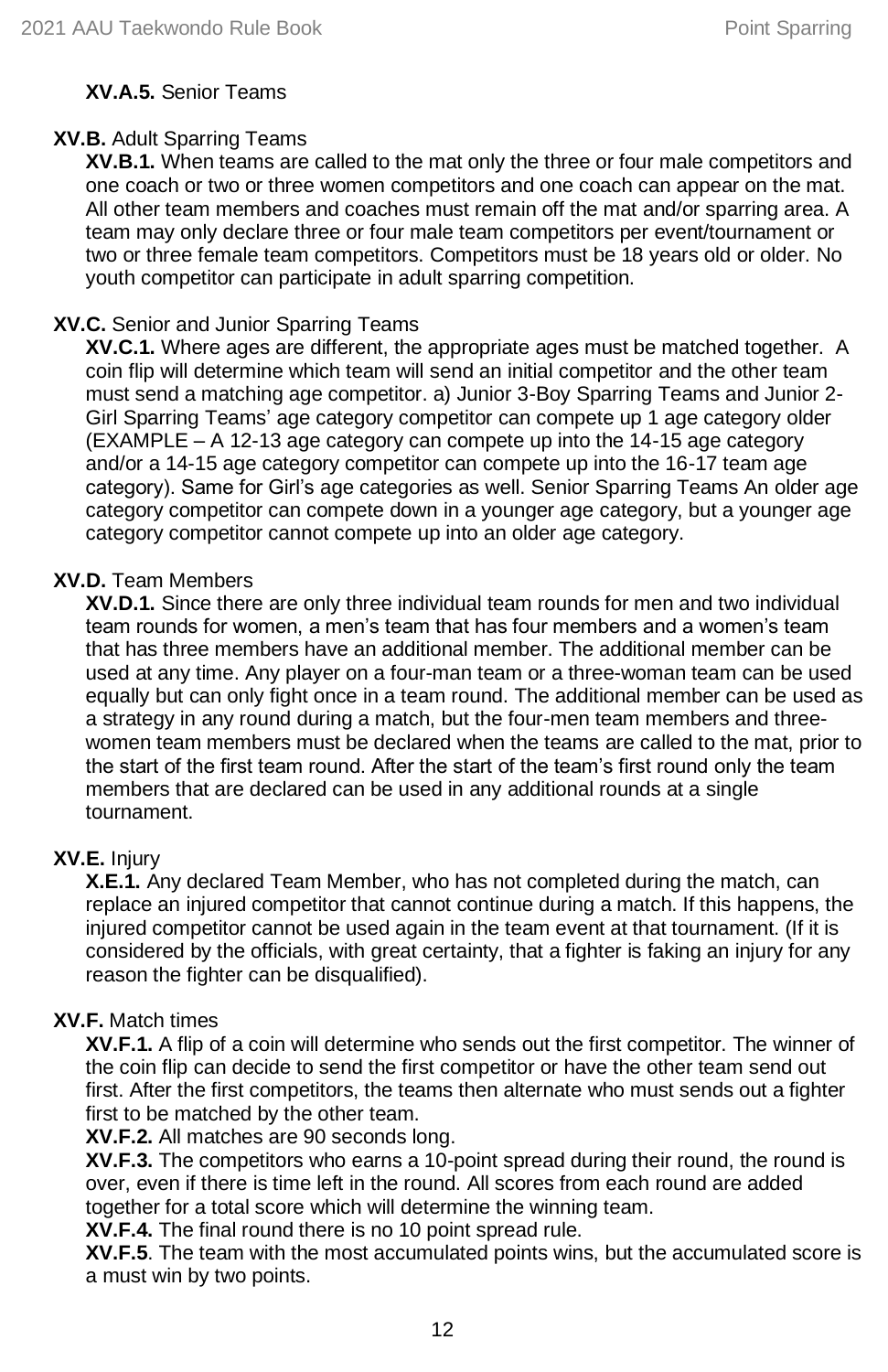**XV.A.5.** Senior Teams

**XV.B.** Adult Sparring Teams

**XV.B.1.** When teams are called to the mat only the three or four male competitors and one coach or two or three women competitors and one coach can appear on the mat. All other team members and coaches must remain off the mat and/or sparring area. A team may only declare three or four male team competitors per event/tournament or two or three female team competitors. Competitors must be 18 years old or older. No youth competitor can participate in adult sparring competition.

**XV.C.** Senior and Junior Sparring Teams

**XV.C.1.** Where ages are different, the appropriate ages must be matched together. A coin flip will determine which team will send an initial competitor and the other team must send a matching age competitor. a) Junior 3-Boy Sparring Teams and Junior 2-Girl Sparring Teams' age category competitor can compete up 1 age category older (EXAMPLE – A 12-13 age category can compete up into the 14-15 age category and/or a 14-15 age category competitor can compete up into the 16-17 team age category). Same for Girl's age categories as well. Senior Sparring Teams An older age category competitor can compete down in a younger age category, but a younger age category competitor cannot compete up into an older age category.

**XV.D.** Team Members

**XV.D.1.** Since there are only three individual team rounds for men and two individual team rounds for women, a men's team that has four members and a women's team that has three members have an additional member. The additional member can be used at any time. Any player on a four-man team or a three-woman team can be used equally but can only fight once in a team round. The additional member can be used as a strategy in any round during a match, but the four-men team members and three-women team members must be declared when the teams are called to the mat, prior to the start of the first team round. After the start of the team's first round only the team members that are declared can be used in any additional rounds at a single tournament.

**XV.E.** Injury

**X.E.1.** Any declared Team Member, who has not completed during the match, can replace an injured competitor that cannot continue during a match. If this happens, the injured competitor cannot be used again in the team event at that tournament. (If it is considered by the officials, with great certainty, that a fighter is faking an injury for any reason the fighter can be disqualified).

**XV.F.** Match times

**XV.F.1.** A flip of a coin will determine who sends out the first competitor. The winner of the coin flip can decide to send the first competitor or have the other team send out first. After the first competitors, the teams then alternate who must sends out a fighter first to be matched by the other team.

**XV.F.2.** All matches are 90 seconds long.

**XV.F.3.** The competitors who earns a 10-point spread during their round, the round is over, even if there is time left in the round. All scores from each round are added together for a total score which will determine the winning team.

**XV.F.4.** The final round there is no 10 point spread rule.

**XV.F.5**. The team with the most accumulated points wins, but the accumulated score is a must win by two points.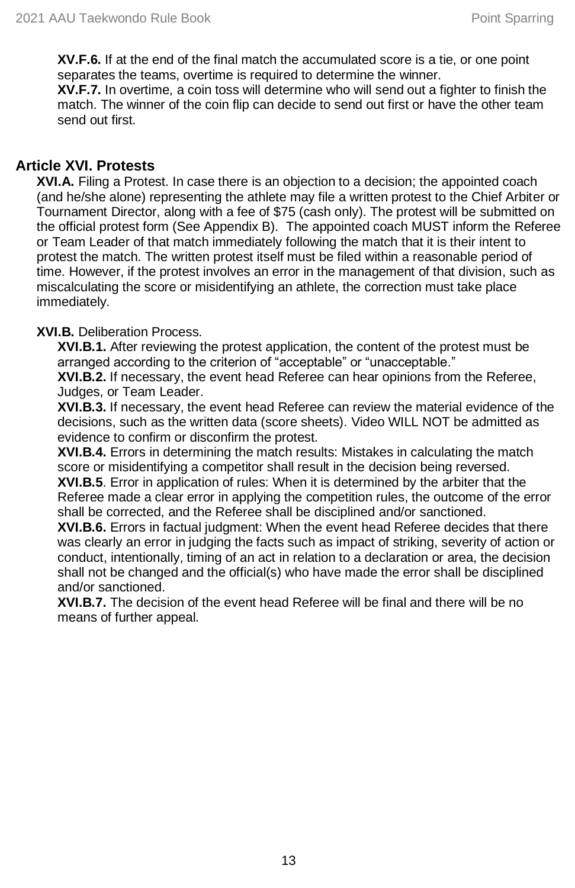**XV.F.6.** If at the end of the final match the accumulated score is a tie, or one point separates the teams, overtime is required to determine the winner.
**XV.F.7.** In overtime, a coin toss will determine who will send out a fighter to finish the match. The winner of the coin flip can decide to send out first or have the other team send out first.

## Article XVI. Protests

**XVI.A.** Filing a Protest. In case there is an objection to a decision; the appointed coach (and he/she alone) representing the athlete may file a written protest to the Chief Arbiter or Tournament Director, along with a fee of $75 (cash only). The protest will be submitted on the official protest form (See Appendix B). The appointed coach MUST inform the Referee or Team Leader of that match immediately following the match that it is their intent to protest the match. The written protest itself must be filed within a reasonable period of time. However, if the protest involves an error in the management of that division, such as miscalculating the score or misidentifying an athlete, the correction must take place immediately.

**XVI.B.** Deliberation Process.

**XVI.B.1.** After reviewing the protest application, the content of the protest must be arranged according to the criterion of "acceptable" or "unacceptable."
**XVI.B.2.** If necessary, the event head Referee can hear opinions from the Referee, Judges, or Team Leader.
**XVI.B.3.** If necessary, the event head Referee can review the material evidence of the decisions, such as the written data (score sheets). Video WILL NOT be admitted as evidence to confirm or disconfirm the protest.
**XVI.B.4.** Errors in determining the match results: Mistakes in calculating the match score or misidentifying a competitor shall result in the decision being reversed.
**XVI.B.5**. Error in application of rules: When it is determined by the arbiter that the Referee made a clear error in applying the competition rules, the outcome of the error shall be corrected, and the Referee shall be disciplined and/or sanctioned.
**XVI.B.6.** Errors in factual judgment: When the event head Referee decides that there was clearly an error in judging the facts such as impact of striking, severity of action or conduct, intentionally, timing of an act in relation to a declaration or area, the decision shall not be changed and the official(s) who have made the error shall be disciplined and/or sanctioned.
**XVI.B.7.** The decision of the event head Referee will be final and there will be no means of further appeal.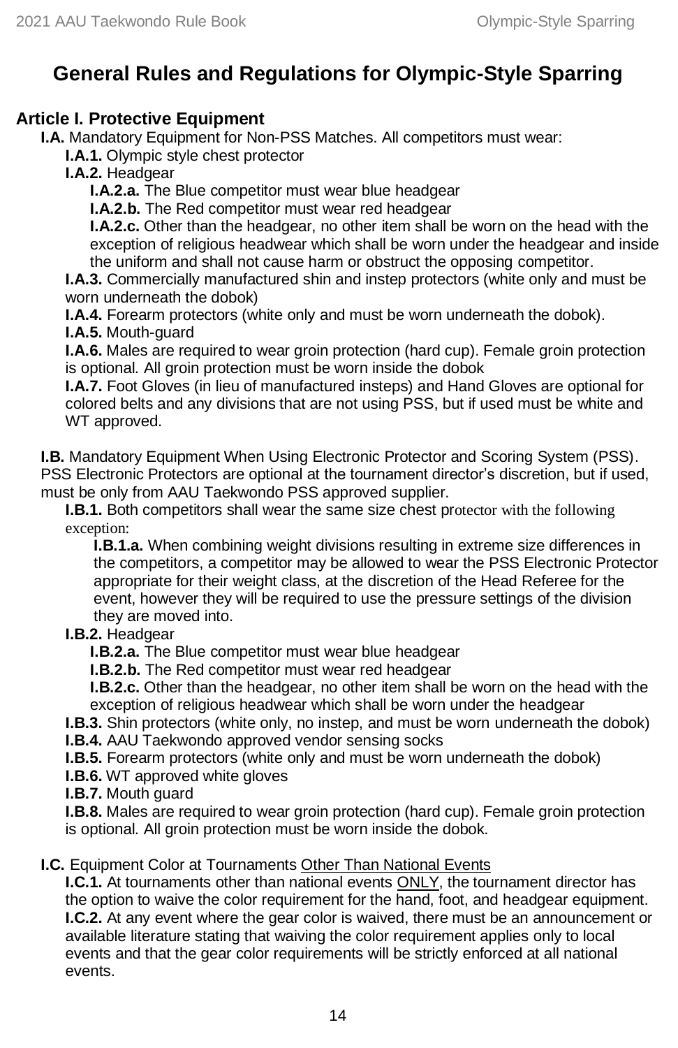# General Rules and Regulations for Olympic-Style Sparring

## Article I. Protective Equipment

**I.A.** Mandatory Equipment for Non-PSS Matches. All competitors must wear:

- **I.A.1.** Olympic style chest protector
- **I.A.2.** Headgear
  - **I.A.2.a.** The Blue competitor must wear blue headgear
  - **I.A.2.b.** The Red competitor must wear red headgear
  - **I.A.2.c.** Other than the headgear, no other item shall be worn on the head with the exception of religious headwear which shall be worn under the headgear and inside the uniform and shall not cause harm or obstruct the opposing competitor.
- **I.A.3.** Commercially manufactured shin and instep protectors (white only and must be worn underneath the dobok)
- **I.A.4.** Forearm protectors (white only and must be worn underneath the dobok).
- **I.A.5.** Mouth-guard
- **I.A.6.** Males are required to wear groin protection (hard cup). Female groin protection is optional. All groin protection must be worn inside the dobok
- **I.A.7.** Foot Gloves (in lieu of manufactured insteps) and Hand Gloves are optional for colored belts and any divisions that are not using PSS, but if used must be white and WT approved.

**I.B.** Mandatory Equipment When Using Electronic Protector and Scoring System (PSS). PSS Electronic Protectors are optional at the tournament director's discretion, but if used, must be only from AAU Taekwondo PSS approved supplier.

- **I.B.1.** Both competitors shall wear the same size chest protector with the following exception:
  - **I.B.1.a.** When combining weight divisions resulting in extreme size differences in the competitors, a competitor may be allowed to wear the PSS Electronic Protector appropriate for their weight class, at the discretion of the Head Referee for the event, however they will be required to use the pressure settings of the division they are moved into.
- **I.B.2.** Headgear
  - **I.B.2.a.** The Blue competitor must wear blue headgear
  - **I.B.2.b.** The Red competitor must wear red headgear
  - **I.B.2.c.** Other than the headgear, no other item shall be worn on the head with the exception of religious headwear which shall be worn under the headgear
- **I.B.3.** Shin protectors (white only, no instep, and must be worn underneath the dobok)
- **I.B.4.** AAU Taekwondo approved vendor sensing socks
- **I.B.5.** Forearm protectors (white only and must be worn underneath the dobok)
- **I.B.6.** WT approved white gloves
- **I.B.7.** Mouth guard
- **I.B.8.** Males are required to wear groin protection (hard cup). Female groin protection is optional. All groin protection must be worn inside the dobok.

**I.C.** Equipment Color at Tournaments <u>Other Than National Events</u>

- **I.C.1.** At tournaments other than national events <u>ONLY</u>, the tournament director has the option to waive the color requirement for the hand, foot, and headgear equipment.
- **I.C.2.** At any event where the gear color is waived, there must be an announcement or available literature stating that waiving the color requirement applies only to local events and that the gear color requirements will be strictly enforced at all national events.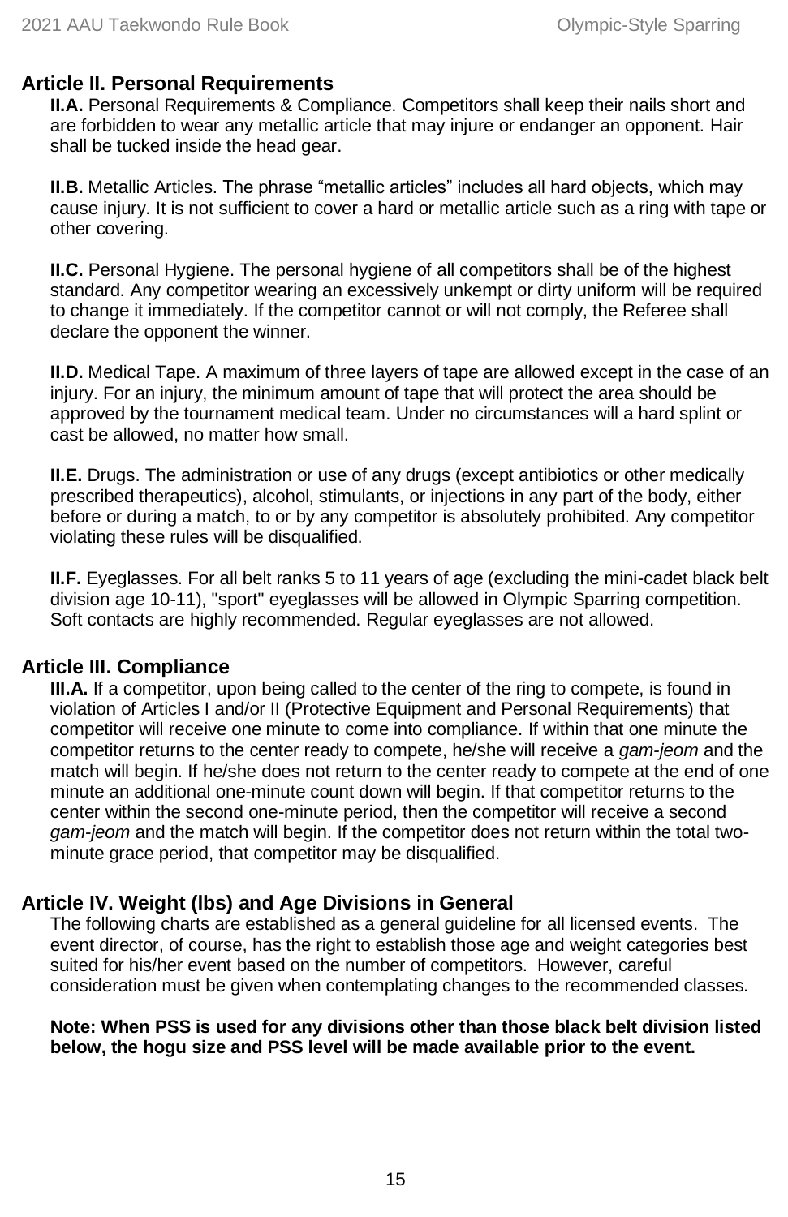## Article II. Personal Requirements

**II.A.** Personal Requirements & Compliance. Competitors shall keep their nails short and are forbidden to wear any metallic article that may injure or endanger an opponent. Hair shall be tucked inside the head gear.

**II.B.** Metallic Articles. The phrase “metallic articles” includes all hard objects, which may cause injury. It is not sufficient to cover a hard or metallic article such as a ring with tape or other covering.

**II.C.** Personal Hygiene. The personal hygiene of all competitors shall be of the highest standard. Any competitor wearing an excessively unkempt or dirty uniform will be required to change it immediately. If the competitor cannot or will not comply, the Referee shall declare the opponent the winner.

**II.D.** Medical Tape. A maximum of three layers of tape are allowed except in the case of an injury. For an injury, the minimum amount of tape that will protect the area should be approved by the tournament medical team. Under no circumstances will a hard splint or cast be allowed, no matter how small.

**II.E.** Drugs. The administration or use of any drugs (except antibiotics or other medically prescribed therapeutics), alcohol, stimulants, or injections in any part of the body, either before or during a match, to or by any competitor is absolutely prohibited. Any competitor violating these rules will be disqualified.

**II.F.** Eyeglasses. For all belt ranks 5 to 11 years of age (excluding the mini-cadet black belt division age 10-11), "sport" eyeglasses will be allowed in Olympic Sparring competition. Soft contacts are highly recommended. Regular eyeglasses are not allowed.

## Article III. Compliance

**III.A.** If a competitor, upon being called to the center of the ring to compete, is found in violation of Articles I and/or II (Protective Equipment and Personal Requirements) that competitor will receive one minute to come into compliance. If within that one minute the competitor returns to the center ready to compete, he/she will receive a *gam-jeom* and the match will begin. If he/she does not return to the center ready to compete at the end of one minute an additional one-minute count down will begin. If that competitor returns to the center within the second one-minute period, then the competitor will receive a second *gam-jeom* and the match will begin. If the competitor does not return within the total two-minute grace period, that competitor may be disqualified.

## Article IV. Weight (lbs) and Age Divisions in General

The following charts are established as a general guideline for all licensed events. The event director, of course, has the right to establish those age and weight categories best suited for his/her event based on the number of competitors. However, careful consideration must be given when contemplating changes to the recommended classes.

**Note: When PSS is used for any divisions other than those black belt division listed below, the hogu size and PSS level will be made available prior to the event.**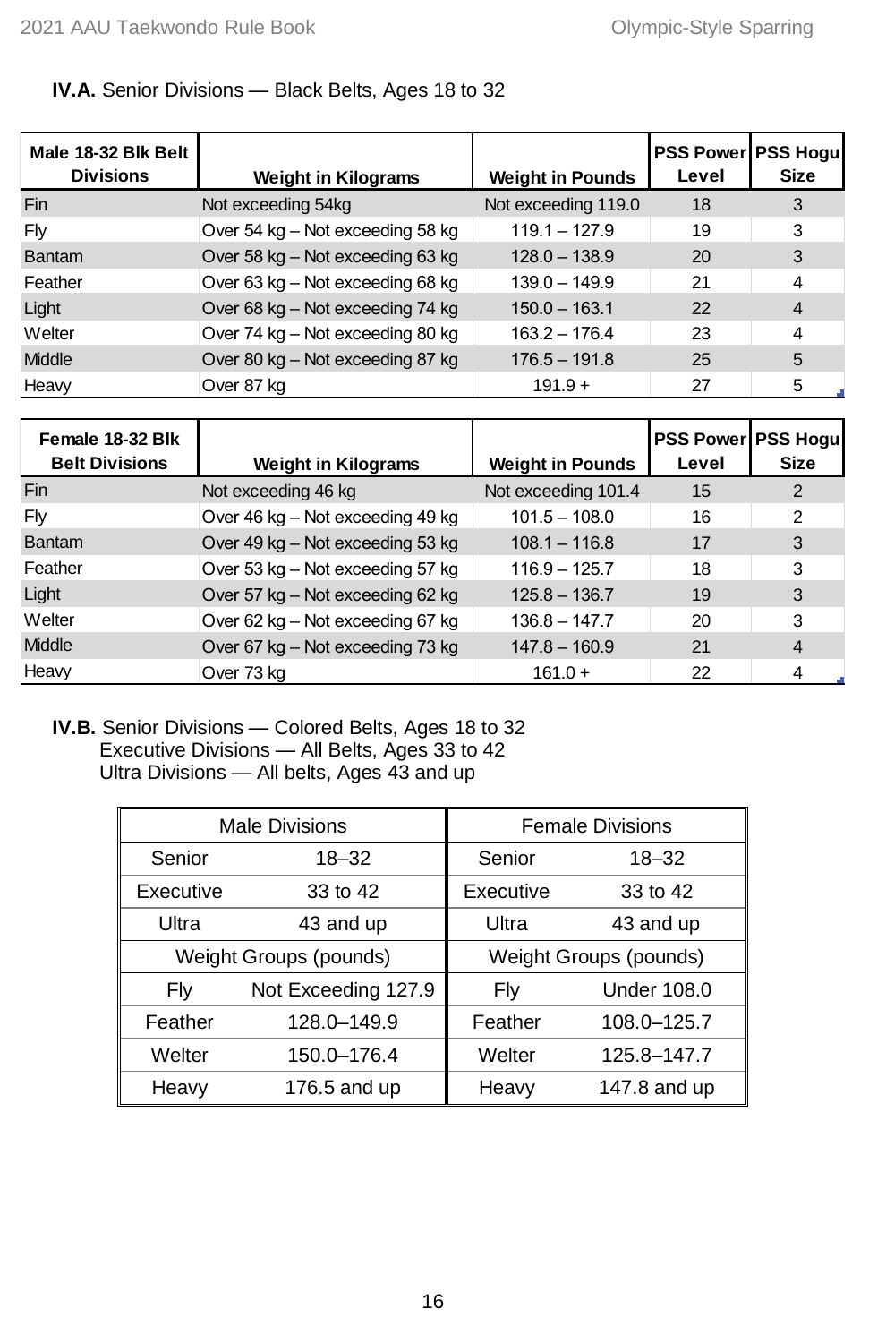**IV.A.** Senior Divisions — Black Belts, Ages 18 to 32

| Male 18-32 Blk Belt Divisions | Weight in Kilograms | Weight in Pounds | PSS Power Level | PSS Hogu Size |
|---|---|---|---|---|
| Fin | Not exceeding 54kg | Not exceeding 119.0 | 18 | 3 |
| Fly | Over 54 kg – Not exceeding 58 kg | 119.1 – 127.9 | 19 | 3 |
| Bantam | Over 58 kg – Not exceeding 63 kg | 128.0 – 138.9 | 20 | 3 |
| Feather | Over 63 kg – Not exceeding 68 kg | 139.0 – 149.9 | 21 | 4 |
| Light | Over 68 kg – Not exceeding 74 kg | 150.0 – 163.1 | 22 | 4 |
| Welter | Over 74 kg – Not exceeding 80 kg | 163.2 – 176.4 | 23 | 4 |
| Middle | Over 80 kg – Not exceeding 87 kg | 176.5 – 191.8 | 25 | 5 |
| Heavy | Over 87 kg | 191.9 + | 27 | 5 |

| Female 18-32 Blk Belt Divisions | Weight in Kilograms | Weight in Pounds | PSS Power Level | PSS Hogu Size |
|---|---|---|---|---|
| Fin | Not exceeding 46 kg | Not exceeding 101.4 | 15 | 2 |
| Fly | Over 46 kg – Not exceeding 49 kg | 101.5 – 108.0 | 16 | 2 |
| Bantam | Over 49 kg – Not exceeding 53 kg | 108.1 – 116.8 | 17 | 3 |
| Feather | Over 53 kg – Not exceeding 57 kg | 116.9 – 125.7 | 18 | 3 |
| Light | Over 57 kg – Not exceeding 62 kg | 125.8 – 136.7 | 19 | 3 |
| Welter | Over 62 kg – Not exceeding 67 kg | 136.8 – 147.7 | 20 | 3 |
| Middle | Over 67 kg – Not exceeding 73 kg | 147.8 – 160.9 | 21 | 4 |
| Heavy | Over 73 kg | 161.0 + | 22 | 4 |

**IV.B.** Senior Divisions — Colored Belts, Ages 18 to 32
Executive Divisions — All Belts, Ages 33 to 42
Ultra Divisions — All belts, Ages 43 and up

| Male Divisions | | Female Divisions | |
|---|---|---|---|
| Senior | 18–32 | Senior | 18–32 |
| Executive | 33 to 42 | Executive | 33 to 42 |
| Ultra | 43 and up | Ultra | 43 and up |
| Weight Groups (pounds) | | Weight Groups (pounds) | |
| Fly | Not Exceeding 127.9 | Fly | Under 108.0 |
| Feather | 128.0–149.9 | Feather | 108.0–125.7 |
| Welter | 150.0–176.4 | Welter | 125.8–147.7 |
| Heavy | 176.5 and up | Heavy | 147.8 and up |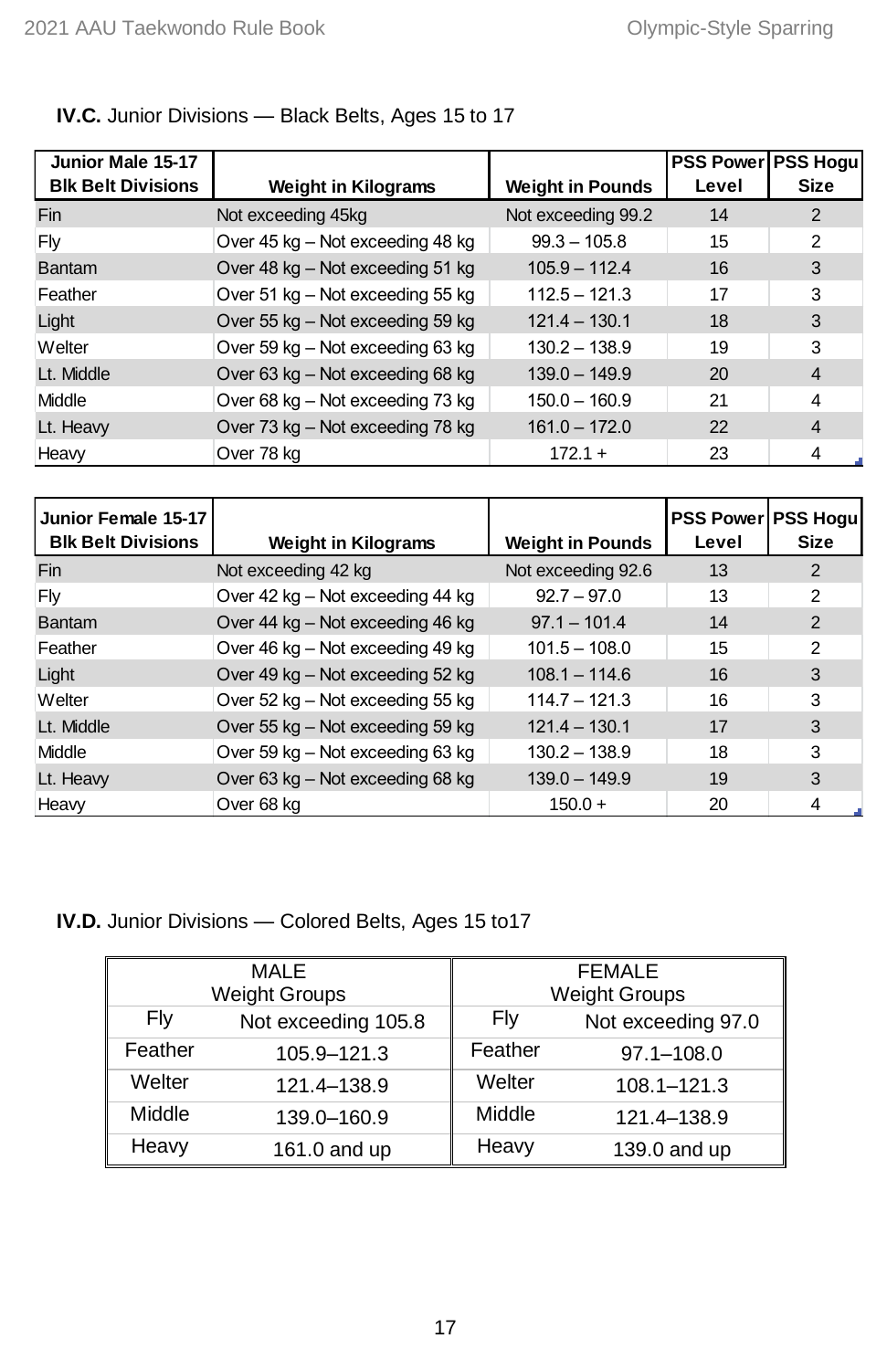**IV.C.** Junior Divisions — Black Belts, Ages 15 to 17

| Junior Male 15-17 Blk Belt Divisions | Weight in Kilograms | Weight in Pounds | PSS Power Level | PSS Hogu Size |
|---|---|---|---|---|
| Fin | Not exceeding 45kg | Not exceeding 99.2 | 14 | 2 |
| Fly | Over 45 kg – Not exceeding 48 kg | 99.3 – 105.8 | 15 | 2 |
| Bantam | Over 48 kg – Not exceeding 51 kg | 105.9 – 112.4 | 16 | 3 |
| Feather | Over 51 kg – Not exceeding 55 kg | 112.5 – 121.3 | 17 | 3 |
| Light | Over 55 kg – Not exceeding 59 kg | 121.4 – 130.1 | 18 | 3 |
| Welter | Over 59 kg – Not exceeding 63 kg | 130.2 – 138.9 | 19 | 3 |
| Lt. Middle | Over 63 kg – Not exceeding 68 kg | 139.0 – 149.9 | 20 | 4 |
| Middle | Over 68 kg – Not exceeding 73 kg | 150.0 – 160.9 | 21 | 4 |
| Lt. Heavy | Over 73 kg – Not exceeding 78 kg | 161.0 – 172.0 | 22 | 4 |
| Heavy | Over 78 kg | 172.1 + | 23 | 4 |

| Junior Female 15-17 Blk Belt Divisions | Weight in Kilograms | Weight in Pounds | PSS Power Level | PSS Hogu Size |
|---|---|---|---|---|
| Fin | Not exceeding 42 kg | Not exceeding 92.6 | 13 | 2 |
| Fly | Over 42 kg – Not exceeding 44 kg | 92.7 – 97.0 | 13 | 2 |
| Bantam | Over 44 kg – Not exceeding 46 kg | 97.1 – 101.4 | 14 | 2 |
| Feather | Over 46 kg – Not exceeding 49 kg | 101.5 – 108.0 | 15 | 2 |
| Light | Over 49 kg – Not exceeding 52 kg | 108.1 – 114.6 | 16 | 3 |
| Welter | Over 52 kg – Not exceeding 55 kg | 114.7 – 121.3 | 16 | 3 |
| Lt. Middle | Over 55 kg – Not exceeding 59 kg | 121.4 – 130.1 | 17 | 3 |
| Middle | Over 59 kg – Not exceeding 63 kg | 130.2 – 138.9 | 18 | 3 |
| Lt. Heavy | Over 63 kg – Not exceeding 68 kg | 139.0 – 149.9 | 19 | 3 |
| Heavy | Over 68 kg | 150.0 + | 20 | 4 |

**IV.D.** Junior Divisions — Colored Belts, Ages 15 to17

| MALE Weight Groups | | FEMALE Weight Groups | |
|---|---|---|---|
| Fly | Not exceeding 105.8 | Fly | Not exceeding 97.0 |
| Feather | 105.9–121.3 | Feather | 97.1–108.0 |
| Welter | 121.4–138.9 | Welter | 108.1–121.3 |
| Middle | 139.0–160.9 | Middle | 121.4–138.9 |
| Heavy | 161.0 and up | Heavy | 139.0 and up |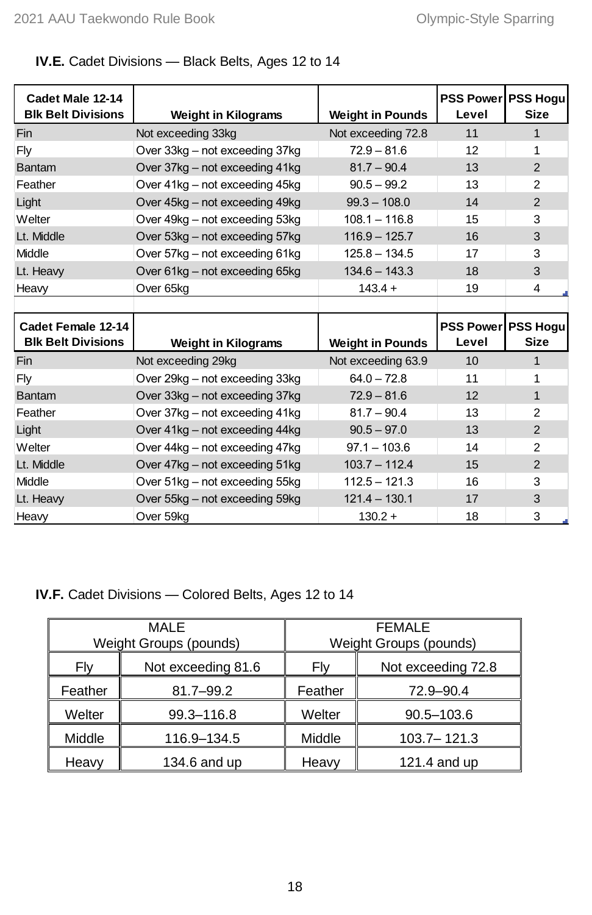### **IV.E.** Cadet Divisions — Black Belts, Ages 12 to 14

| Cadet Male 12-14 Blk Belt Divisions | Weight in Kilograms | Weight in Pounds | PSS Power Level | PSS Hogu Size |
|---|---|---|---|---|
| Fin | Not exceeding 33kg | Not exceeding 72.8 | 11 | 1 |
| Fly | Over 33kg – not exceeding 37kg | 72.9 – 81.6 | 12 | 1 |
| Bantam | Over 37kg – not exceeding 41kg | 81.7 – 90.4 | 13 | 2 |
| Feather | Over 41kg – not exceeding 45kg | 90.5 – 99.2 | 13 | 2 |
| Light | Over 45kg – not exceeding 49kg | 99.3 – 108.0 | 14 | 2 |
| Welter | Over 49kg – not exceeding 53kg | 108.1 – 116.8 | 15 | 3 |
| Lt. Middle | Over 53kg – not exceeding 57kg | 116.9 – 125.7 | 16 | 3 |
| Middle | Over 57kg – not exceeding 61kg | 125.8 – 134.5 | 17 | 3 |
| Lt. Heavy | Over 61kg – not exceeding 65kg | 134.6 – 143.3 | 18 | 3 |
| Heavy | Over 65kg | 143.4 + | 19 | 4 |

| Cadet Female 12-14 Blk Belt Divisions | Weight in Kilograms | Weight in Pounds | PSS Power Level | PSS Hogu Size |
|---|---|---|---|---|
| Fin | Not exceeding 29kg | Not exceeding 63.9 | 10 | 1 |
| Fly | Over 29kg – not exceeding 33kg | 64.0 – 72.8 | 11 | 1 |
| Bantam | Over 33kg – not exceeding 37kg | 72.9 – 81.6 | 12 | 1 |
| Feather | Over 37kg – not exceeding 41kg | 81.7 – 90.4 | 13 | 2 |
| Light | Over 41kg – not exceeding 44kg | 90.5 – 97.0 | 13 | 2 |
| Welter | Over 44kg – not exceeding 47kg | 97.1 – 103.6 | 14 | 2 |
| Lt. Middle | Over 47kg – not exceeding 51kg | 103.7 – 112.4 | 15 | 2 |
| Middle | Over 51kg – not exceeding 55kg | 112.5 – 121.3 | 16 | 3 |
| Lt. Heavy | Over 55kg – not exceeding 59kg | 121.4 – 130.1 | 17 | 3 |
| Heavy | Over 59kg | 130.2 + | 18 | 3 |

### **IV.F.** Cadet Divisions — Colored Belts, Ages 12 to 14

| MALE Weight Groups (pounds) | | FEMALE Weight Groups (pounds) | |
|---|---|---|---|
| Fly | Not exceeding 81.6 | Fly | Not exceeding 72.8 |
| Feather | 81.7–99.2 | Feather | 72.9–90.4 |
| Welter | 99.3–116.8 | Welter | 90.5–103.6 |
| Middle | 116.9–134.5 | Middle | 103.7– 121.3 |
| Heavy | 134.6 and up | Heavy | 121.4 and up |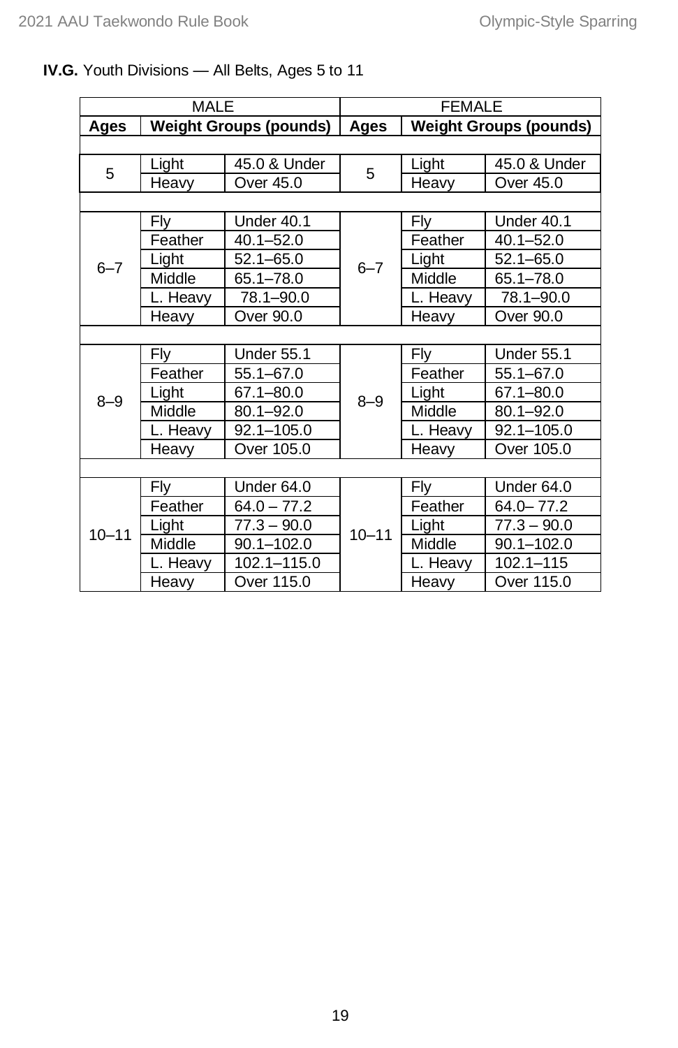**IV.G.** Youth Divisions — All Belts, Ages 5 to 11

| MALE | | | FEMALE | | |
|---|---|---|---|---|---|
| **Ages** | **Weight Groups (pounds)** | | **Ages** | **Weight Groups (pounds)** | |
| 5 | Light | 45.0 & Under | 5 | Light | 45.0 & Under |
| | Heavy | Over 45.0 | | Heavy | Over 45.0 |
| 6–7 | Fly | Under 40.1 | 6–7 | Fly | Under 40.1 |
| | Feather | 40.1–52.0 | | Feather | 40.1–52.0 |
| | Light | 52.1–65.0 | | Light | 52.1–65.0 |
| | Middle | 65.1–78.0 | | Middle | 65.1–78.0 |
| | L. Heavy | 78.1–90.0 | | L. Heavy | 78.1–90.0 |
| | Heavy | Over 90.0 | | Heavy | Over 90.0 |
| 8–9 | Fly | Under 55.1 | 8–9 | Fly | Under 55.1 |
| | Feather | 55.1–67.0 | | Feather | 55.1–67.0 |
| | Light | 67.1–80.0 | | Light | 67.1–80.0 |
| | Middle | 80.1–92.0 | | Middle | 80.1–92.0 |
| | L. Heavy | 92.1–105.0 | | L. Heavy | 92.1–105.0 |
| | Heavy | Over 105.0 | | Heavy | Over 105.0 |
| 10–11 | Fly | Under 64.0 | 10–11 | Fly | Under 64.0 |
| | Feather | 64.0 – 77.2 | | Feather | 64.0– 77.2 |
| | Light | 77.3 – 90.0 | | Light | 77.3 – 90.0 |
| | Middle | 90.1–102.0 | | Middle | 90.1–102.0 |
| | L. Heavy | 102.1–115.0 | | L. Heavy | 102.1–115 |
| | Heavy | Over 115.0 | | Heavy | Over 115.0 |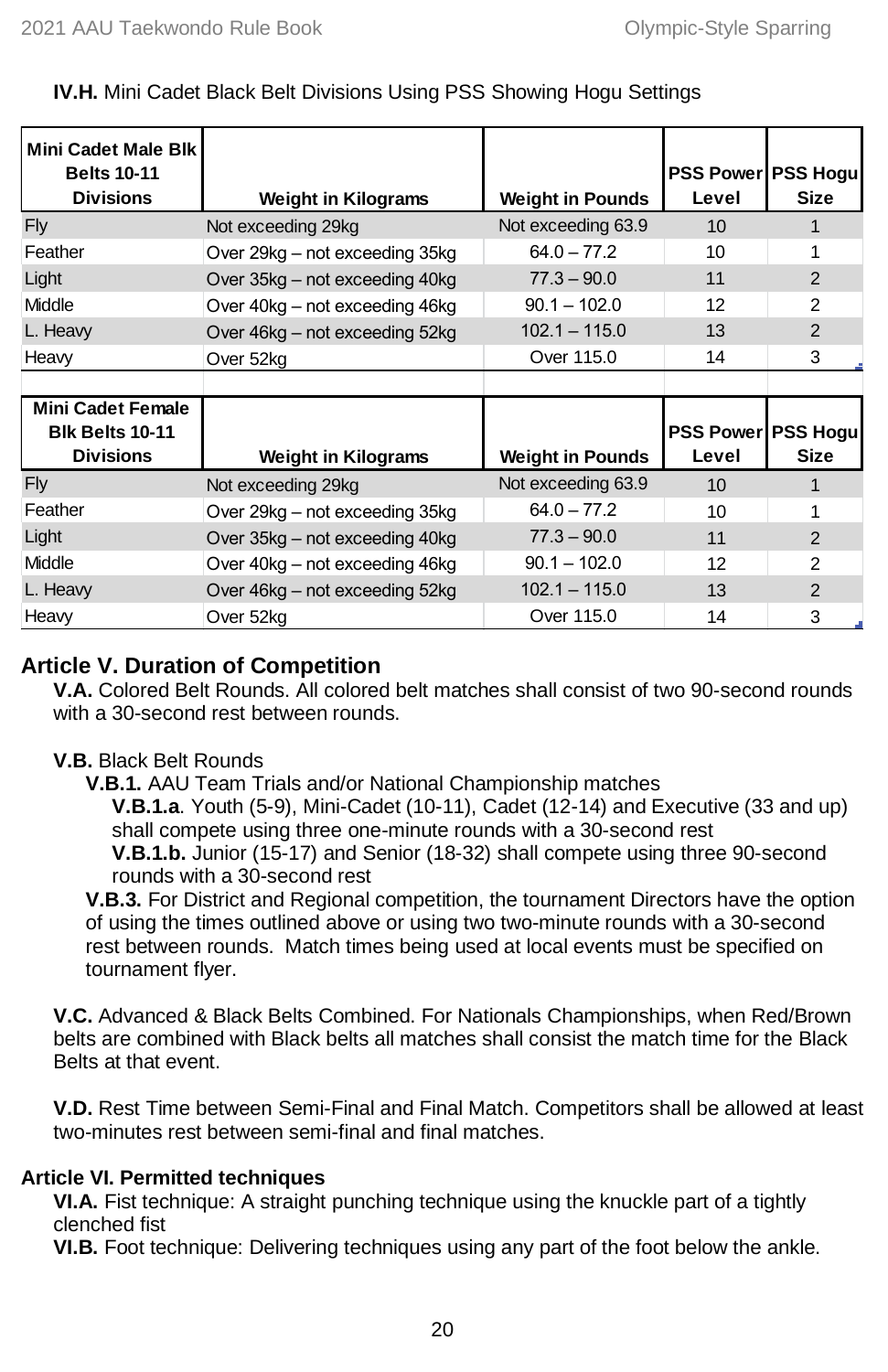**IV.H.** Mini Cadet Black Belt Divisions Using PSS Showing Hogu Settings

| Mini Cadet Male Blk Belts 10-11 Divisions | Weight in Kilograms | Weight in Pounds | PSS Power Level | PSS Hogu Size |
|---|---|---|---|---|
| Fly | Not exceeding 29kg | Not exceeding 63.9 | 10 | 1 |
| Feather | Over 29kg – not exceeding 35kg | 64.0 – 77.2 | 10 | 1 |
| Light | Over 35kg – not exceeding 40kg | 77.3 – 90.0 | 11 | 2 |
| Middle | Over 40kg – not exceeding 46kg | 90.1 – 102.0 | 12 | 2 |
| L. Heavy | Over 46kg – not exceeding 52kg | 102.1 – 115.0 | 13 | 2 |
| Heavy | Over 52kg | Over 115.0 | 14 | 3 |

| Mini Cadet Female Blk Belts 10-11 Divisions | Weight in Kilograms | Weight in Pounds | PSS Power Level | PSS Hogu Size |
|---|---|---|---|---|
| Fly | Not exceeding 29kg | Not exceeding 63.9 | 10 | 1 |
| Feather | Over 29kg – not exceeding 35kg | 64.0 – 77.2 | 10 | 1 |
| Light | Over 35kg – not exceeding 40kg | 77.3 – 90.0 | 11 | 2 |
| Middle | Over 40kg – not exceeding 46kg | 90.1 – 102.0 | 12 | 2 |
| L. Heavy | Over 46kg – not exceeding 52kg | 102.1 – 115.0 | 13 | 2 |
| Heavy | Over 52kg | Over 115.0 | 14 | 3 |

## Article V. Duration of Competition

**V.A.** Colored Belt Rounds. All colored belt matches shall consist of two 90-second rounds with a 30-second rest between rounds.

**V.B.** Black Belt Rounds

**V.B.1.** AAU Team Trials and/or National Championship matches

**V.B.1.a**. Youth (5-9), Mini-Cadet (10-11), Cadet (12-14) and Executive (33 and up) shall compete using three one-minute rounds with a 30-second rest

**V.B.1.b.** Junior (15-17) and Senior (18-32) shall compete using three 90-second rounds with a 30-second rest

**V.B.3.** For District and Regional competition, the tournament Directors have the option of using the times outlined above or using two two-minute rounds with a 30-second rest between rounds. Match times being used at local events must be specified on tournament flyer.

**V.C.** Advanced & Black Belts Combined. For Nationals Championships, when Red/Brown belts are combined with Black belts all matches shall consist the match time for the Black Belts at that event.

**V.D.** Rest Time between Semi-Final and Final Match. Competitors shall be allowed at least two-minutes rest between semi-final and final matches.

## Article VI. Permitted techniques

**VI.A.** Fist technique: A straight punching technique using the knuckle part of a tightly clenched fist

**VI.B.** Foot technique: Delivering techniques using any part of the foot below the ankle.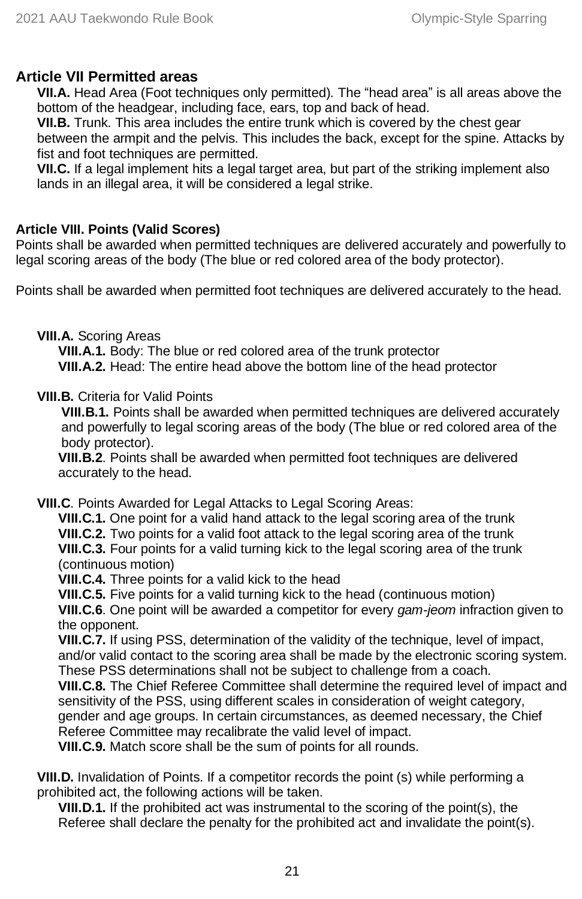## Article VII Permitted areas

**VII.A.** Head Area (Foot techniques only permitted). The “head area” is all areas above the bottom of the headgear, including face, ears, top and back of head.

**VII.B.** Trunk. This area includes the entire trunk which is covered by the chest gear between the armpit and the pelvis. This includes the back, except for the spine. Attacks by fist and foot techniques are permitted.

**VII.C.** If a legal implement hits a legal target area, but part of the striking implement also lands in an illegal area, it will be considered a legal strike.

### Article VIII. Points (Valid Scores)

Points shall be awarded when permitted techniques are delivered accurately and powerfully to legal scoring areas of the body (The blue or red colored area of the body protector).

Points shall be awarded when permitted foot techniques are delivered accurately to the head.

**VIII.A.** Scoring Areas

- **VIII.A.1.** Body: The blue or red colored area of the trunk protector
- **VIII.A.2.** Head: The entire head above the bottom line of the head protector

**VIII.B.** Criteria for Valid Points

- **VIII.B.1.** Points shall be awarded when permitted techniques are delivered accurately and powerfully to legal scoring areas of the body (The blue or red colored area of the body protector).
- **VIII.B.2**. Points shall be awarded when permitted foot techniques are delivered accurately to the head.

**VIII.C**. Points Awarded for Legal Attacks to Legal Scoring Areas:

- **VIII.C.1.** One point for a valid hand attack to the legal scoring area of the trunk
- **VIII.C.2.** Two points for a valid foot attack to the legal scoring area of the trunk
- **VIII.C.3.** Four points for a valid turning kick to the legal scoring area of the trunk (continuous motion)
- **VIII.C.4.** Three points for a valid kick to the head
- **VIII.C.5.** Five points for a valid turning kick to the head (continuous motion)
- **VIII.C.6**. One point will be awarded a competitor for every *gam-jeom* infraction given to the opponent.
- **VIII.C.7.** If using PSS, determination of the validity of the technique, level of impact, and/or valid contact to the scoring area shall be made by the electronic scoring system. These PSS determinations shall not be subject to challenge from a coach.
- **VIII.C.8.** The Chief Referee Committee shall determine the required level of impact and sensitivity of the PSS, using different scales in consideration of weight category, gender and age groups. In certain circumstances, as deemed necessary, the Chief Referee Committee may recalibrate the valid level of impact.
- **VIII.C.9.** Match score shall be the sum of points for all rounds.

**VIII.D.** Invalidation of Points. If a competitor records the point (s) while performing a prohibited act, the following actions will be taken.

- **VIII.D.1.** If the prohibited act was instrumental to the scoring of the point(s), the Referee shall declare the penalty for the prohibited act and invalidate the point(s).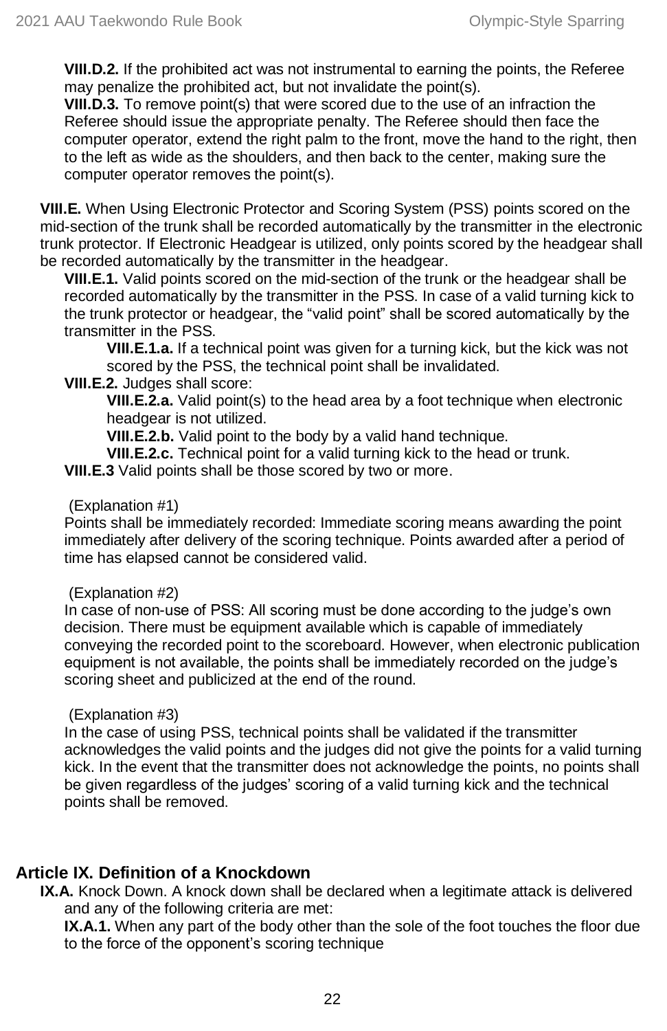**VIII.D.2.** If the prohibited act was not instrumental to earning the points, the Referee may penalize the prohibited act, but not invalidate the point(s).

**VIII.D.3.** To remove point(s) that were scored due to the use of an infraction the Referee should issue the appropriate penalty. The Referee should then face the computer operator, extend the right palm to the front, move the hand to the right, then to the left as wide as the shoulders, and then back to the center, making sure the computer operator removes the point(s).

**VIII.E.** When Using Electronic Protector and Scoring System (PSS) points scored on the mid-section of the trunk shall be recorded automatically by the transmitter in the electronic trunk protector. If Electronic Headgear is utilized, only points scored by the headgear shall be recorded automatically by the transmitter in the headgear.

**VIII.E.1.** Valid points scored on the mid-section of the trunk or the headgear shall be recorded automatically by the transmitter in the PSS. In case of a valid turning kick to the trunk protector or headgear, the "valid point" shall be scored automatically by the transmitter in the PSS.

**VIII.E.1.a.** If a technical point was given for a turning kick, but the kick was not scored by the PSS, the technical point shall be invalidated.

**VIII.E.2.** Judges shall score:

**VIII.E.2.a.** Valid point(s) to the head area by a foot technique when electronic headgear is not utilized.

**VIII.E.2.b.** Valid point to the body by a valid hand technique.

**VIII.E.2.c.** Technical point for a valid turning kick to the head or trunk.

**VIII.E.3** Valid points shall be those scored by two or more.

(Explanation #1)

Points shall be immediately recorded: Immediate scoring means awarding the point immediately after delivery of the scoring technique. Points awarded after a period of time has elapsed cannot be considered valid.

(Explanation #2)

In case of non-use of PSS: All scoring must be done according to the judge's own decision. There must be equipment available which is capable of immediately conveying the recorded point to the scoreboard. However, when electronic publication equipment is not available, the points shall be immediately recorded on the judge's scoring sheet and publicized at the end of the round.

(Explanation #3)

In the case of using PSS, technical points shall be validated if the transmitter acknowledges the valid points and the judges did not give the points for a valid turning kick. In the event that the transmitter does not acknowledge the points, no points shall be given regardless of the judges' scoring of a valid turning kick and the technical points shall be removed.

## Article IX. Definition of a Knockdown

**IX.A.** Knock Down. A knock down shall be declared when a legitimate attack is delivered and any of the following criteria are met:

**IX.A.1.** When any part of the body other than the sole of the foot touches the floor due to the force of the opponent's scoring technique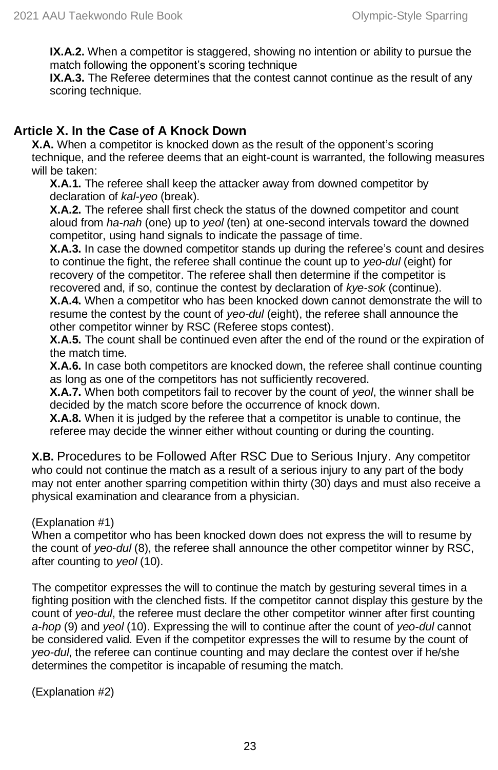**IX.A.2.** When a competitor is staggered, showing no intention or ability to pursue the match following the opponent's scoring technique

**IX.A.3.** The Referee determines that the contest cannot continue as the result of any scoring technique.

## Article X. In the Case of A Knock Down

**X.A.** When a competitor is knocked down as the result of the opponent's scoring technique, and the referee deems that an eight-count is warranted, the following measures will be taken:

**X.A.1.** The referee shall keep the attacker away from downed competitor by declaration of *kal-yeo* (break).

**X.A.2.** The referee shall first check the status of the downed competitor and count aloud from *ha-nah* (one) up to *yeol* (ten) at one-second intervals toward the downed competitor, using hand signals to indicate the passage of time.

**X.A.3.** In case the downed competitor stands up during the referee's count and desires to continue the fight, the referee shall continue the count up to *yeo-dul* (eight) for recovery of the competitor. The referee shall then determine if the competitor is recovered and, if so, continue the contest by declaration of *kye-sok* (continue).

**X.A.4.** When a competitor who has been knocked down cannot demonstrate the will to resume the contest by the count of *yeo-dul* (eight), the referee shall announce the other competitor winner by RSC (Referee stops contest).

**X.A.5.** The count shall be continued even after the end of the round or the expiration of the match time.

**X.A.6.** In case both competitors are knocked down, the referee shall continue counting as long as one of the competitors has not sufficiently recovered.

**X.A.7.** When both competitors fail to recover by the count of *yeol*, the winner shall be decided by the match score before the occurrence of knock down.

**X.A.8.** When it is judged by the referee that a competitor is unable to continue, the referee may decide the winner either without counting or during the counting.

**X.B.** Procedures to be Followed After RSC Due to Serious Injury. Any competitor who could not continue the match as a result of a serious injury to any part of the body may not enter another sparring competition within thirty (30) days and must also receive a physical examination and clearance from a physician.

(Explanation #1)

When a competitor who has been knocked down does not express the will to resume by the count of *yeo-dul* (8), the referee shall announce the other competitor winner by RSC, after counting to *yeol* (10).

The competitor expresses the will to continue the match by gesturing several times in a fighting position with the clenched fists. If the competitor cannot display this gesture by the count of *yeo-dul*, the referee must declare the other competitor winner after first counting *a-hop* (9) and *yeol* (10). Expressing the will to continue after the count of *yeo-dul* cannot be considered valid. Even if the competitor expresses the will to resume by the count of *yeo-dul*, the referee can continue counting and may declare the contest over if he/she determines the competitor is incapable of resuming the match.

(Explanation #2)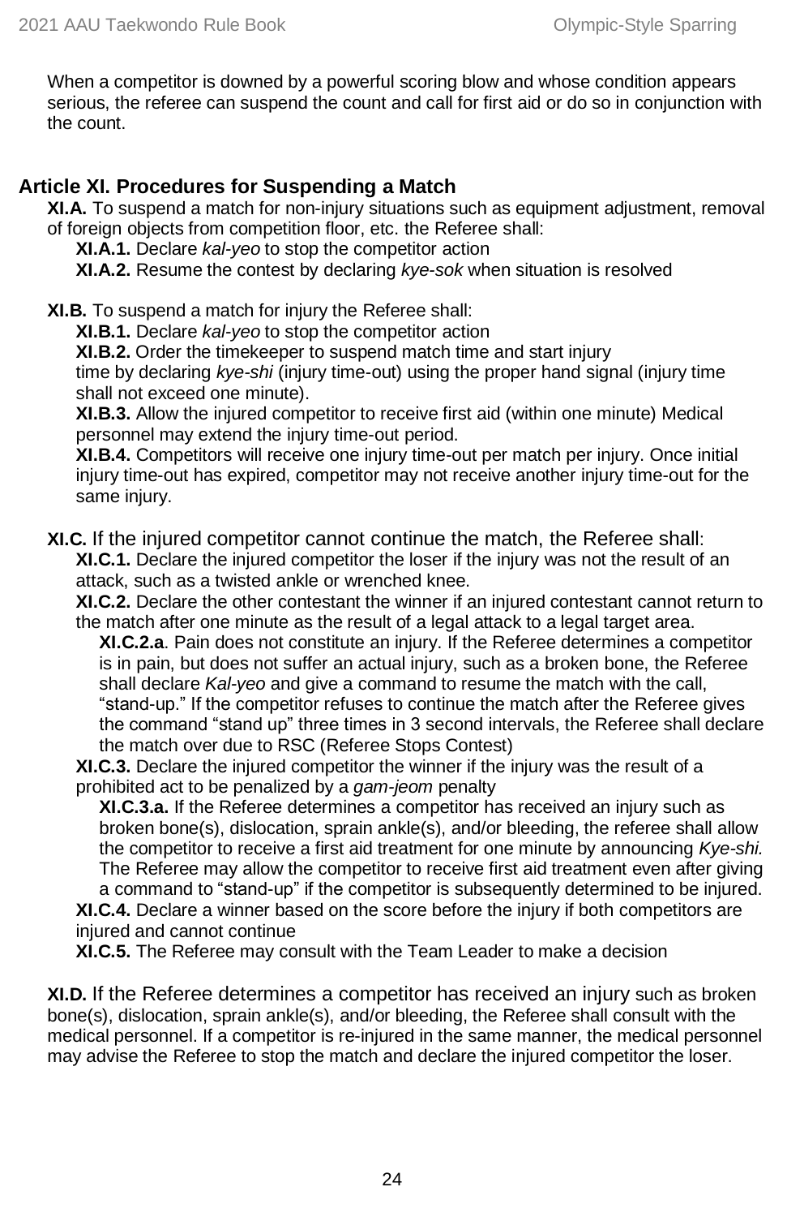When a competitor is downed by a powerful scoring blow and whose condition appears serious, the referee can suspend the count and call for first aid or do so in conjunction with the count.

## Article XI. Procedures for Suspending a Match

**XI.A.** To suspend a match for non-injury situations such as equipment adjustment, removal of foreign objects from competition floor, etc. the Referee shall:

- **XI.A.1.** Declare *kal-yeo* to stop the competitor action
- **XI.A.2.** Resume the contest by declaring *kye-sok* when situation is resolved

**XI.B.** To suspend a match for injury the Referee shall:

- **XI.B.1.** Declare *kal-yeo* to stop the competitor action
- **XI.B.2.** Order the timekeeper to suspend match time and start injury time by declaring *kye-shi* (injury time-out) using the proper hand signal (injury time shall not exceed one minute).
- **XI.B.3.** Allow the injured competitor to receive first aid (within one minute) Medical personnel may extend the injury time-out period.
- **XI.B.4.** Competitors will receive one injury time-out per match per injury. Once initial injury time-out has expired, competitor may not receive another injury time-out for the same injury.

**XI.C.** If the injured competitor cannot continue the match, the Referee shall:

- **XI.C.1.** Declare the injured competitor the loser if the injury was not the result of an attack, such as a twisted ankle or wrenched knee.
- **XI.C.2.** Declare the other contestant the winner if an injured contestant cannot return to the match after one minute as the result of a legal attack to a legal target area.
  - **XI.C.2.a**. Pain does not constitute an injury. If the Referee determines a competitor is in pain, but does not suffer an actual injury, such as a broken bone, the Referee shall declare *Kal-yeo* and give a command to resume the match with the call, "stand-up." If the competitor refuses to continue the match after the Referee gives the command "stand up" three times in 3 second intervals, the Referee shall declare the match over due to RSC (Referee Stops Contest)
- **XI.C.3.** Declare the injured competitor the winner if the injury was the result of a prohibited act to be penalized by a *gam-jeom* penalty
  - **XI.C.3.a.** If the Referee determines a competitor has received an injury such as broken bone(s), dislocation, sprain ankle(s), and/or bleeding, the referee shall allow the competitor to receive a first aid treatment for one minute by announcing *Kye-shi.* The Referee may allow the competitor to receive first aid treatment even after giving a command to "stand-up" if the competitor is subsequently determined to be injured.
- **XI.C.4.** Declare a winner based on the score before the injury if both competitors are injured and cannot continue
- **XI.C.5.** The Referee may consult with the Team Leader to make a decision

**XI.D.** If the Referee determines a competitor has received an injury such as broken bone(s), dislocation, sprain ankle(s), and/or bleeding, the Referee shall consult with the medical personnel. If a competitor is re-injured in the same manner, the medical personnel may advise the Referee to stop the match and declare the injured competitor the loser.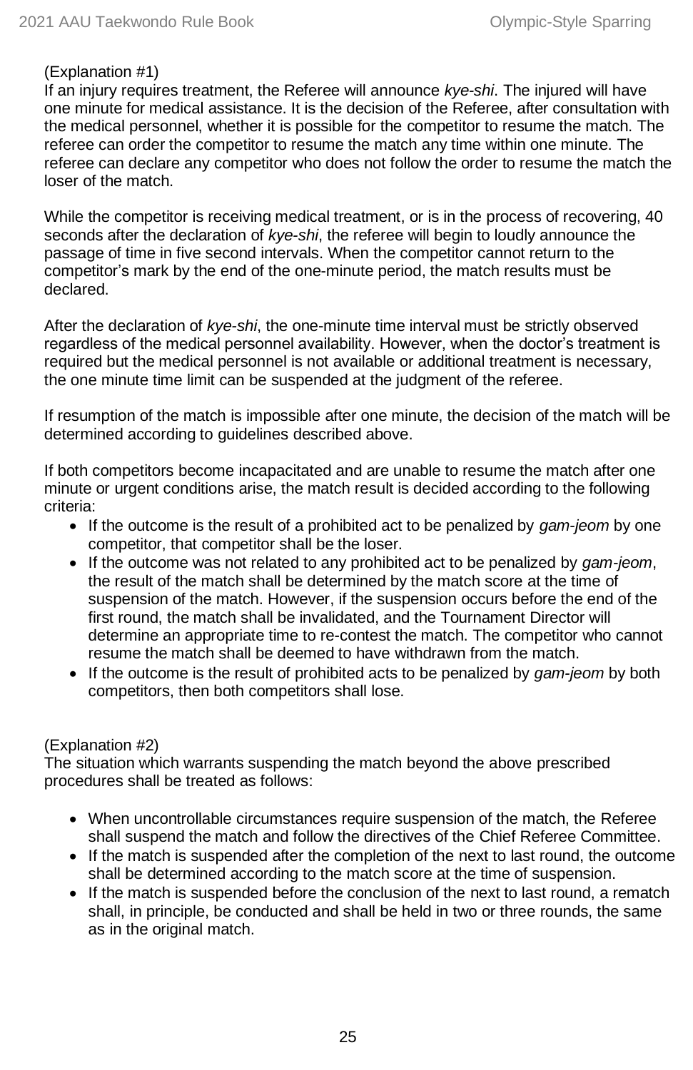(Explanation #1)

If an injury requires treatment, the Referee will announce *kye-shi*. The injured will have one minute for medical assistance. It is the decision of the Referee, after consultation with the medical personnel, whether it is possible for the competitor to resume the match. The referee can order the competitor to resume the match any time within one minute. The referee can declare any competitor who does not follow the order to resume the match the loser of the match.

While the competitor is receiving medical treatment, or is in the process of recovering, 40 seconds after the declaration of *kye-shi*, the referee will begin to loudly announce the passage of time in five second intervals. When the competitor cannot return to the competitor's mark by the end of the one-minute period, the match results must be declared.

After the declaration of *kye-shi*, the one-minute time interval must be strictly observed regardless of the medical personnel availability. However, when the doctor's treatment is required but the medical personnel is not available or additional treatment is necessary, the one minute time limit can be suspended at the judgment of the referee.

If resumption of the match is impossible after one minute, the decision of the match will be determined according to guidelines described above.

If both competitors become incapacitated and are unable to resume the match after one minute or urgent conditions arise, the match result is decided according to the following criteria:

- If the outcome is the result of a prohibited act to be penalized by *gam-jeom* by one competitor, that competitor shall be the loser.
- If the outcome was not related to any prohibited act to be penalized by *gam-jeom*, the result of the match shall be determined by the match score at the time of suspension of the match. However, if the suspension occurs before the end of the first round, the match shall be invalidated, and the Tournament Director will determine an appropriate time to re-contest the match. The competitor who cannot resume the match shall be deemed to have withdrawn from the match.
- If the outcome is the result of prohibited acts to be penalized by *gam-jeom* by both competitors, then both competitors shall lose.

(Explanation #2)

The situation which warrants suspending the match beyond the above prescribed procedures shall be treated as follows:

- When uncontrollable circumstances require suspension of the match, the Referee shall suspend the match and follow the directives of the Chief Referee Committee.
- If the match is suspended after the completion of the next to last round, the outcome shall be determined according to the match score at the time of suspension.
- If the match is suspended before the conclusion of the next to last round, a rematch shall, in principle, be conducted and shall be held in two or three rounds, the same as in the original match.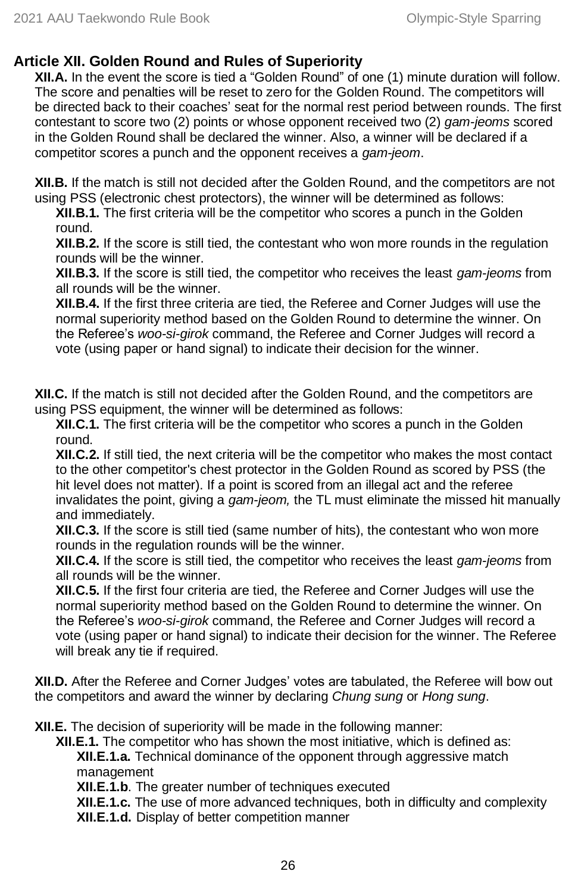## Article XII. Golden Round and Rules of Superiority

**XII.A.** In the event the score is tied a “Golden Round” of one (1) minute duration will follow. The score and penalties will be reset to zero for the Golden Round. The competitors will be directed back to their coaches’ seat for the normal rest period between rounds. The first contestant to score two (2) points or whose opponent received two (2) *gam-jeoms* scored in the Golden Round shall be declared the winner. Also, a winner will be declared if a competitor scores a punch and the opponent receives a *gam-jeom*.

**XII.B.** If the match is still not decided after the Golden Round, and the competitors are not using PSS (electronic chest protectors), the winner will be determined as follows:

- **XII.B.1.** The first criteria will be the competitor who scores a punch in the Golden round.
- **XII.B.2.** If the score is still tied, the contestant who won more rounds in the regulation rounds will be the winner.
- **XII.B.3.** If the score is still tied, the competitor who receives the least *gam-jeoms* from all rounds will be the winner.
- **XII.B.4.** If the first three criteria are tied, the Referee and Corner Judges will use the normal superiority method based on the Golden Round to determine the winner. On the Referee’s *woo-si-girok* command, the Referee and Corner Judges will record a vote (using paper or hand signal) to indicate their decision for the winner.

**XII.C.** If the match is still not decided after the Golden Round, and the competitors are using PSS equipment, the winner will be determined as follows:

- **XII.C.1.** The first criteria will be the competitor who scores a punch in the Golden round.
- **XII.C.2.** If still tied, the next criteria will be the competitor who makes the most contact to the other competitor's chest protector in the Golden Round as scored by PSS (the hit level does not matter). If a point is scored from an illegal act and the referee invalidates the point, giving a *gam-jeom,* the TL must eliminate the missed hit manually and immediately.
- **XII.C.3.** If the score is still tied (same number of hits), the contestant who won more rounds in the regulation rounds will be the winner.
- **XII.C.4.** If the score is still tied, the competitor who receives the least *gam-jeoms* from all rounds will be the winner.
- **XII.C.5.** If the first four criteria are tied, the Referee and Corner Judges will use the normal superiority method based on the Golden Round to determine the winner. On the Referee’s *woo-si-girok* command, the Referee and Corner Judges will record a vote (using paper or hand signal) to indicate their decision for the winner. The Referee will break any tie if required.

**XII.D.** After the Referee and Corner Judges’ votes are tabulated, the Referee will bow out the competitors and award the winner by declaring *Chung sung* or *Hong sung*.

**XII.E.** The decision of superiority will be made in the following manner:

- **XII.E.1.** The competitor who has shown the most initiative, which is defined as:
  - **XII.E.1.a.** Technical dominance of the opponent through aggressive match management
  - **XII.E.1.b**. The greater number of techniques executed
  - **XII.E.1.c.** The use of more advanced techniques, both in difficulty and complexity
  - **XII.E.1.d.** Display of better competition manner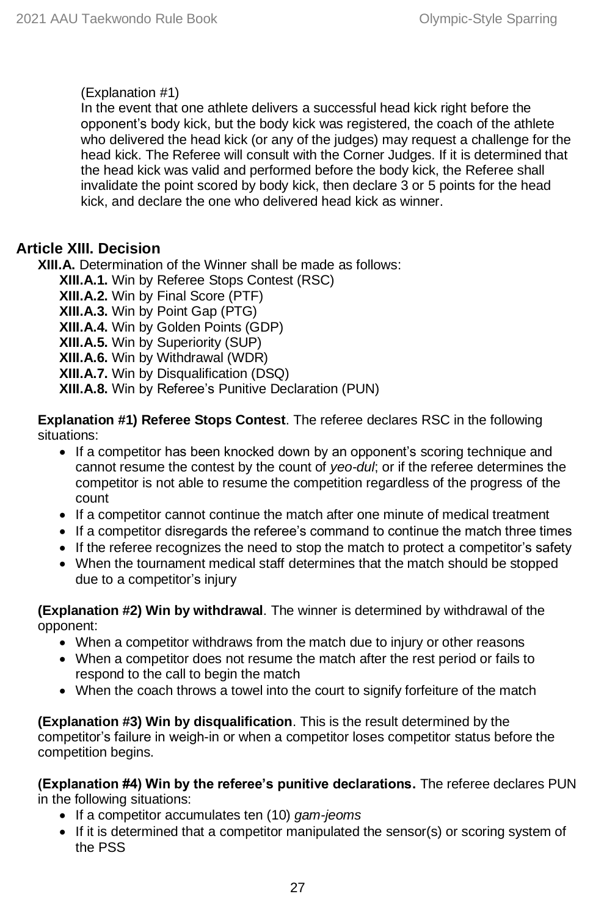(Explanation #1)
In the event that one athlete delivers a successful head kick right before the opponent's body kick, but the body kick was registered, the coach of the athlete who delivered the head kick (or any of the judges) may request a challenge for the head kick. The Referee will consult with the Corner Judges. If it is determined that the head kick was valid and performed before the body kick, the Referee shall invalidate the point scored by body kick, then declare 3 or 5 points for the head kick, and declare the one who delivered head kick as winner.

## Article XIII. Decision

**XIII.A.** Determination of the Winner shall be made as follows:

- **XIII.A.1.** Win by Referee Stops Contest (RSC)
- **XIII.A.2.** Win by Final Score (PTF)
- **XIII.A.3.** Win by Point Gap (PTG)
- **XIII.A.4.** Win by Golden Points (GDP)
- **XIII.A.5.** Win by Superiority (SUP)
- **XIII.A.6.** Win by Withdrawal (WDR)
- **XIII.A.7.** Win by Disqualification (DSQ)
- **XIII.A.8.** Win by Referee's Punitive Declaration (PUN)

**Explanation #1) Referee Stops Contest**. The referee declares RSC in the following situations:

- If a competitor has been knocked down by an opponent's scoring technique and cannot resume the contest by the count of *yeo-dul*; or if the referee determines the competitor is not able to resume the competition regardless of the progress of the count
- If a competitor cannot continue the match after one minute of medical treatment
- If a competitor disregards the referee's command to continue the match three times
- If the referee recognizes the need to stop the match to protect a competitor's safety
- When the tournament medical staff determines that the match should be stopped due to a competitor's injury

**(Explanation #2) Win by withdrawal**. The winner is determined by withdrawal of the opponent:

- When a competitor withdraws from the match due to injury or other reasons
- When a competitor does not resume the match after the rest period or fails to respond to the call to begin the match
- When the coach throws a towel into the court to signify forfeiture of the match

**(Explanation #3) Win by disqualification**. This is the result determined by the competitor's failure in weigh-in or when a competitor loses competitor status before the competition begins.

**(Explanation #4) Win by the referee's punitive declarations.** The referee declares PUN in the following situations:

- If a competitor accumulates ten (10) *gam-jeoms*
- If it is determined that a competitor manipulated the sensor(s) or scoring system of the PSS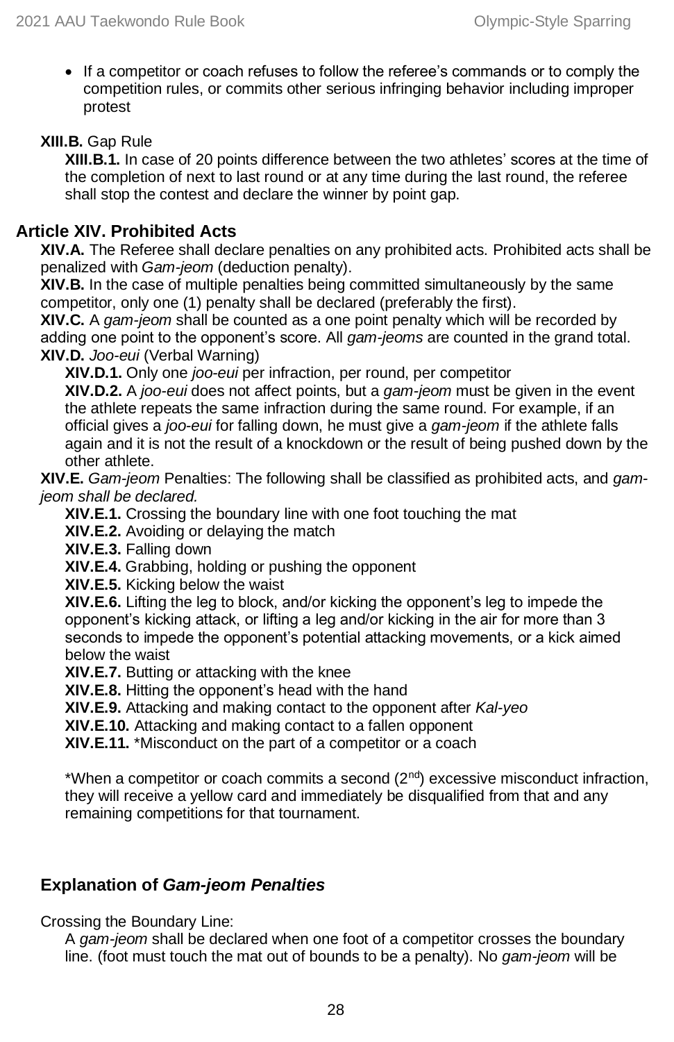- If a competitor or coach refuses to follow the referee's commands or to comply the competition rules, or commits other serious infringing behavior including improper protest

**XIII.B.** Gap Rule

**XIII.B.1.** In case of 20 points difference between the two athletes' scores at the time of the completion of next to last round or at any time during the last round, the referee shall stop the contest and declare the winner by point gap.

## Article XIV. Prohibited Acts

**XIV.A.** The Referee shall declare penalties on any prohibited acts. Prohibited acts shall be penalized with *Gam-jeom* (deduction penalty).

**XIV.B.** In the case of multiple penalties being committed simultaneously by the same competitor, only one (1) penalty shall be declared (preferably the first).

**XIV.C.** A *gam-jeom* shall be counted as a one point penalty which will be recorded by adding one point to the opponent's score. All *gam-jeoms* are counted in the grand total.

**XIV.D.** *Joo-eui* (Verbal Warning)

**XIV.D.1.** Only one *joo-eui* per infraction, per round, per competitor

**XIV.D.2.** A *joo-eui* does not affect points, but a *gam-jeom* must be given in the event the athlete repeats the same infraction during the same round. For example, if an official gives a *joo-eui* for falling down, he must give a *gam-jeom* if the athlete falls again and it is not the result of a knockdown or the result of being pushed down by the other athlete.

**XIV.E.** *Gam-jeom* Penalties: The following shall be classified as prohibited acts, and *gam-jeom shall be declared.*

**XIV.E.1.** Crossing the boundary line with one foot touching the mat

**XIV.E.2.** Avoiding or delaying the match

**XIV.E.3.** Falling down

**XIV.E.4.** Grabbing, holding or pushing the opponent

**XIV.E.5.** Kicking below the waist

**XIV.E.6.** Lifting the leg to block, and/or kicking the opponent's leg to impede the opponent's kicking attack, or lifting a leg and/or kicking in the air for more than 3 seconds to impede the opponent's potential attacking movements, or a kick aimed below the waist

**XIV.E.7.** Butting or attacking with the knee

**XIV.E.8.** Hitting the opponent's head with the hand

**XIV.E.9.** Attacking and making contact to the opponent after *Kal-yeo*

**XIV.E.10.** Attacking and making contact to a fallen opponent

**XIV.E.11.** *Misconduct on the part of a competitor or a coach

*When a competitor or coach commits a second (2nd) excessive misconduct infraction, they will receive a yellow card and immediately be disqualified from that and any remaining competitions for that tournament.

### Explanation of *Gam-jeom Penalties*

Crossing the Boundary Line:

A *gam-jeom* shall be declared when one foot of a competitor crosses the boundary line. (foot must touch the mat out of bounds to be a penalty). No *gam-jeom* will be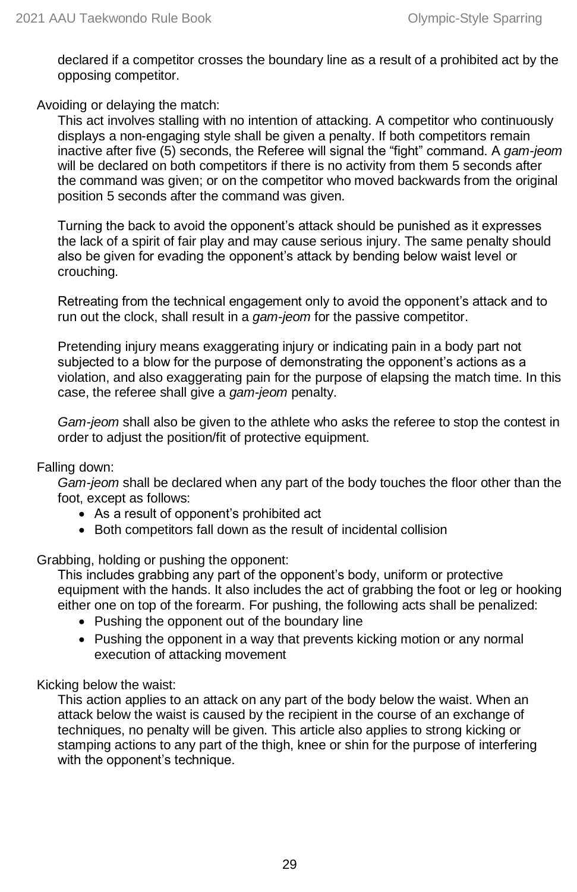declared if a competitor crosses the boundary line as a result of a prohibited act by the opposing competitor.

Avoiding or delaying the match:

This act involves stalling with no intention of attacking. A competitor who continuously displays a non-engaging style shall be given a penalty. If both competitors remain inactive after five (5) seconds, the Referee will signal the "fight" command. A *gam-jeom* will be declared on both competitors if there is no activity from them 5 seconds after the command was given; or on the competitor who moved backwards from the original position 5 seconds after the command was given.

Turning the back to avoid the opponent's attack should be punished as it expresses the lack of a spirit of fair play and may cause serious injury. The same penalty should also be given for evading the opponent's attack by bending below waist level or crouching.

Retreating from the technical engagement only to avoid the opponent's attack and to run out the clock, shall result in a *gam-jeom* for the passive competitor.

Pretending injury means exaggerating injury or indicating pain in a body part not subjected to a blow for the purpose of demonstrating the opponent's actions as a violation, and also exaggerating pain for the purpose of elapsing the match time. In this case, the referee shall give a *gam-jeom* penalty.

*Gam-jeom* shall also be given to the athlete who asks the referee to stop the contest in order to adjust the position/fit of protective equipment.

Falling down:

*Gam-jeom* shall be declared when any part of the body touches the floor other than the foot, except as follows:

- As a result of opponent's prohibited act
- Both competitors fall down as the result of incidental collision

Grabbing, holding or pushing the opponent:

This includes grabbing any part of the opponent's body, uniform or protective equipment with the hands. It also includes the act of grabbing the foot or leg or hooking either one on top of the forearm. For pushing, the following acts shall be penalized:

- Pushing the opponent out of the boundary line
- Pushing the opponent in a way that prevents kicking motion or any normal execution of attacking movement

Kicking below the waist:

This action applies to an attack on any part of the body below the waist. When an attack below the waist is caused by the recipient in the course of an exchange of techniques, no penalty will be given. This article also applies to strong kicking or stamping actions to any part of the thigh, knee or shin for the purpose of interfering with the opponent's technique.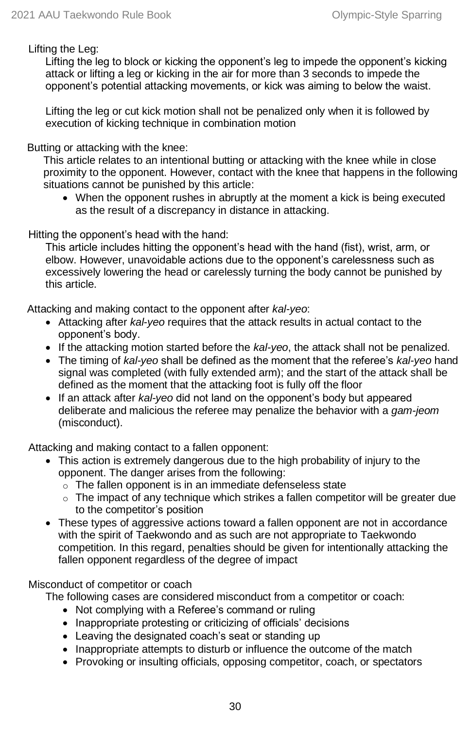Lifting the Leg:

Lifting the leg to block or kicking the opponent's leg to impede the opponent's kicking attack or lifting a leg or kicking in the air for more than 3 seconds to impede the opponent's potential attacking movements, or kick was aiming to below the waist.

Lifting the leg or cut kick motion shall not be penalized only when it is followed by execution of kicking technique in combination motion

Butting or attacking with the knee:

This article relates to an intentional butting or attacking with the knee while in close proximity to the opponent. However, contact with the knee that happens in the following situations cannot be punished by this article:

- When the opponent rushes in abruptly at the moment a kick is being executed as the result of a discrepancy in distance in attacking.

Hitting the opponent's head with the hand:

This article includes hitting the opponent's head with the hand (fist), wrist, arm, or elbow. However, unavoidable actions due to the opponent's carelessness such as excessively lowering the head or carelessly turning the body cannot be punished by this article.

Attacking and making contact to the opponent after *kal-yeo*:

- Attacking after *kal-yeo* requires that the attack results in actual contact to the opponent's body.
- If the attacking motion started before the *kal-yeo*, the attack shall not be penalized.
- The timing of *kal-yeo* shall be defined as the moment that the referee's *kal-yeo* hand signal was completed (with fully extended arm); and the start of the attack shall be defined as the moment that the attacking foot is fully off the floor
- If an attack after *kal-yeo* did not land on the opponent's body but appeared deliberate and malicious the referee may penalize the behavior with a *gam-jeom* (misconduct).

Attacking and making contact to a fallen opponent:

- This action is extremely dangerous due to the high probability of injury to the opponent. The danger arises from the following:
  - The fallen opponent is in an immediate defenseless state
  - The impact of any technique which strikes a fallen competitor will be greater due to the competitor's position
- These types of aggressive actions toward a fallen opponent are not in accordance with the spirit of Taekwondo and as such are not appropriate to Taekwondo competition. In this regard, penalties should be given for intentionally attacking the fallen opponent regardless of the degree of impact

Misconduct of competitor or coach

The following cases are considered misconduct from a competitor or coach:

- Not complying with a Referee's command or ruling
- Inappropriate protesting or criticizing of officials' decisions
- Leaving the designated coach's seat or standing up
- Inappropriate attempts to disturb or influence the outcome of the match
- Provoking or insulting officials, opposing competitor, coach, or spectators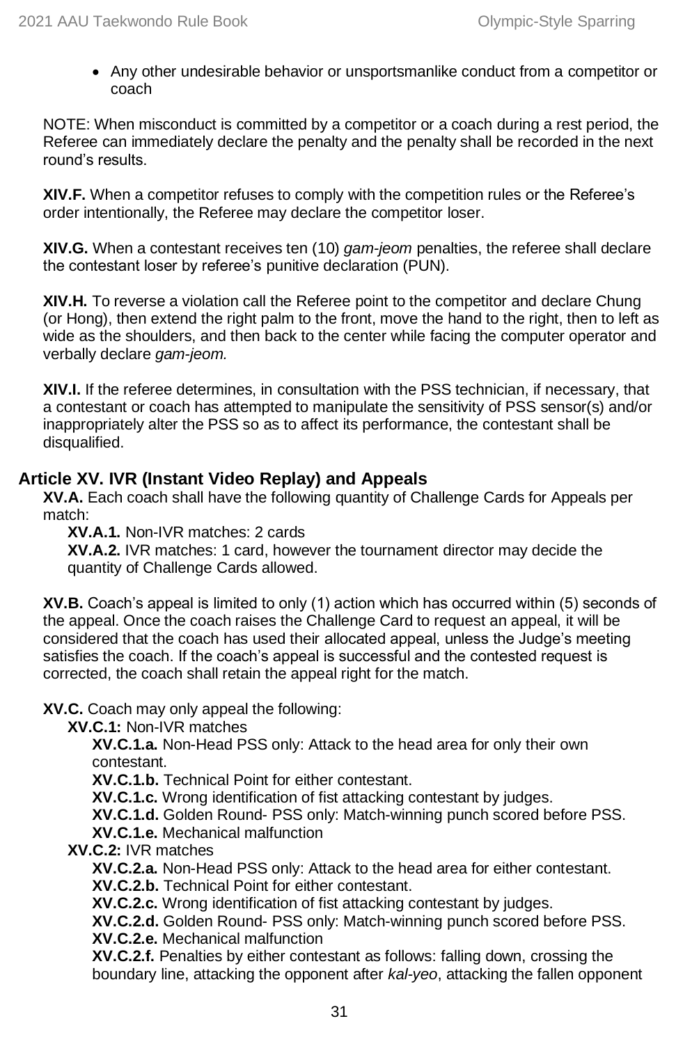- Any other undesirable behavior or unsportsmanlike conduct from a competitor or coach

NOTE: When misconduct is committed by a competitor or a coach during a rest period, the Referee can immediately declare the penalty and the penalty shall be recorded in the next round's results.

**XIV.F.** When a competitor refuses to comply with the competition rules or the Referee's order intentionally, the Referee may declare the competitor loser.

**XIV.G.** When a contestant receives ten (10) *gam-jeom* penalties, the referee shall declare the contestant loser by referee's punitive declaration (PUN).

**XIV.H.** To reverse a violation call the Referee point to the competitor and declare Chung (or Hong), then extend the right palm to the front, move the hand to the right, then to left as wide as the shoulders, and then back to the center while facing the computer operator and verbally declare *gam-jeom.*

**XIV.I.** If the referee determines, in consultation with the PSS technician, if necessary, that a contestant or coach has attempted to manipulate the sensitivity of PSS sensor(s) and/or inappropriately alter the PSS so as to affect its performance, the contestant shall be disqualified.

## Article XV. IVR (Instant Video Replay) and Appeals

**XV.A.** Each coach shall have the following quantity of Challenge Cards for Appeals per match:

- **XV.A.1.** Non-IVR matches: 2 cards
- **XV.A.2.** IVR matches: 1 card, however the tournament director may decide the quantity of Challenge Cards allowed.

**XV.B.** Coach's appeal is limited to only (1) action which has occurred within (5) seconds of the appeal. Once the coach raises the Challenge Card to request an appeal, it will be considered that the coach has used their allocated appeal, unless the Judge's meeting satisfies the coach. If the coach's appeal is successful and the contested request is corrected, the coach shall retain the appeal right for the match.

**XV.C.** Coach may only appeal the following:

- **XV.C.1:** Non-IVR matches
  - **XV.C.1.a.** Non-Head PSS only: Attack to the head area for only their own contestant.
  - **XV.C.1.b.** Technical Point for either contestant.
  - **XV.C.1.c.** Wrong identification of fist attacking contestant by judges.
  - **XV.C.1.d.** Golden Round- PSS only: Match-winning punch scored before PSS.
  - **XV.C.1.e.** Mechanical malfunction
- **XV.C.2:** IVR matches
  - **XV.C.2.a.** Non-Head PSS only: Attack to the head area for either contestant.
  - **XV.C.2.b.** Technical Point for either contestant.
  - **XV.C.2.c.** Wrong identification of fist attacking contestant by judges.
  - **XV.C.2.d.** Golden Round- PSS only: Match-winning punch scored before PSS.
  - **XV.C.2.e.** Mechanical malfunction
  - **XV.C.2.f.** Penalties by either contestant as follows: falling down, crossing the boundary line, attacking the opponent after *kal-yeo*, attacking the fallen opponent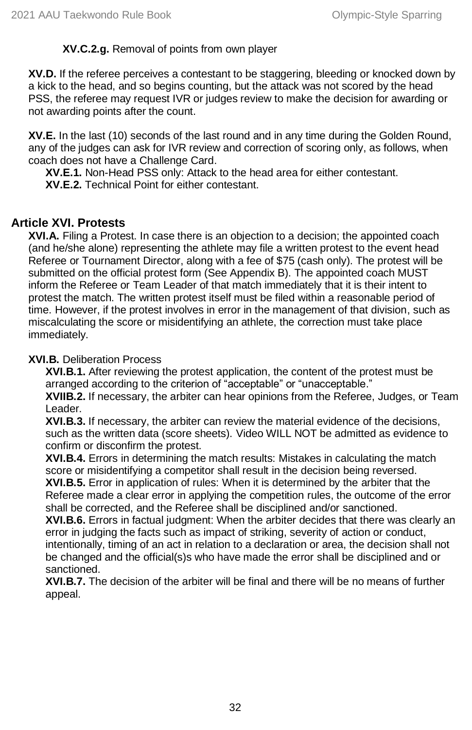**XV.C.2.g.** Removal of points from own player

**XV.D.** If the referee perceives a contestant to be staggering, bleeding or knocked down by a kick to the head, and so begins counting, but the attack was not scored by the head PSS, the referee may request IVR or judges review to make the decision for awarding or not awarding points after the count.

**XV.E.** In the last (10) seconds of the last round and in any time during the Golden Round, any of the judges can ask for IVR review and correction of scoring only, as follows, when coach does not have a Challenge Card.

**XV.E.1.** Non-Head PSS only: Attack to the head area for either contestant.

**XV.E.2.** Technical Point for either contestant.

## Article XVI. Protests

**XVI.A.** Filing a Protest. In case there is an objection to a decision; the appointed coach (and he/she alone) representing the athlete may file a written protest to the event head Referee or Tournament Director, along with a fee of $75 (cash only). The protest will be submitted on the official protest form (See Appendix B). The appointed coach MUST inform the Referee or Team Leader of that match immediately that it is their intent to protest the match. The written protest itself must be filed within a reasonable period of time. However, if the protest involves in error in the management of that division, such as miscalculating the score or misidentifying an athlete, the correction must take place immediately.

**XVI.B.** Deliberation Process

**XVI.B.1.** After reviewing the protest application, the content of the protest must be arranged according to the criterion of "acceptable" or "unacceptable."

**XVIIB.2.** If necessary, the arbiter can hear opinions from the Referee, Judges, or Team Leader.

**XVI.B.3.** If necessary, the arbiter can review the material evidence of the decisions, such as the written data (score sheets). Video WILL NOT be admitted as evidence to confirm or disconfirm the protest.

**XVI.B.4.** Errors in determining the match results: Mistakes in calculating the match score or misidentifying a competitor shall result in the decision being reversed.

**XVI.B.5.** Error in application of rules: When it is determined by the arbiter that the Referee made a clear error in applying the competition rules, the outcome of the error shall be corrected, and the Referee shall be disciplined and/or sanctioned.

**XVI.B.6.** Errors in factual judgment: When the arbiter decides that there was clearly an error in judging the facts such as impact of striking, severity of action or conduct, intentionally, timing of an act in relation to a declaration or area, the decision shall not be changed and the official(s)s who have made the error shall be disciplined and or sanctioned.

**XVI.B.7.** The decision of the arbiter will be final and there will be no means of further appeal.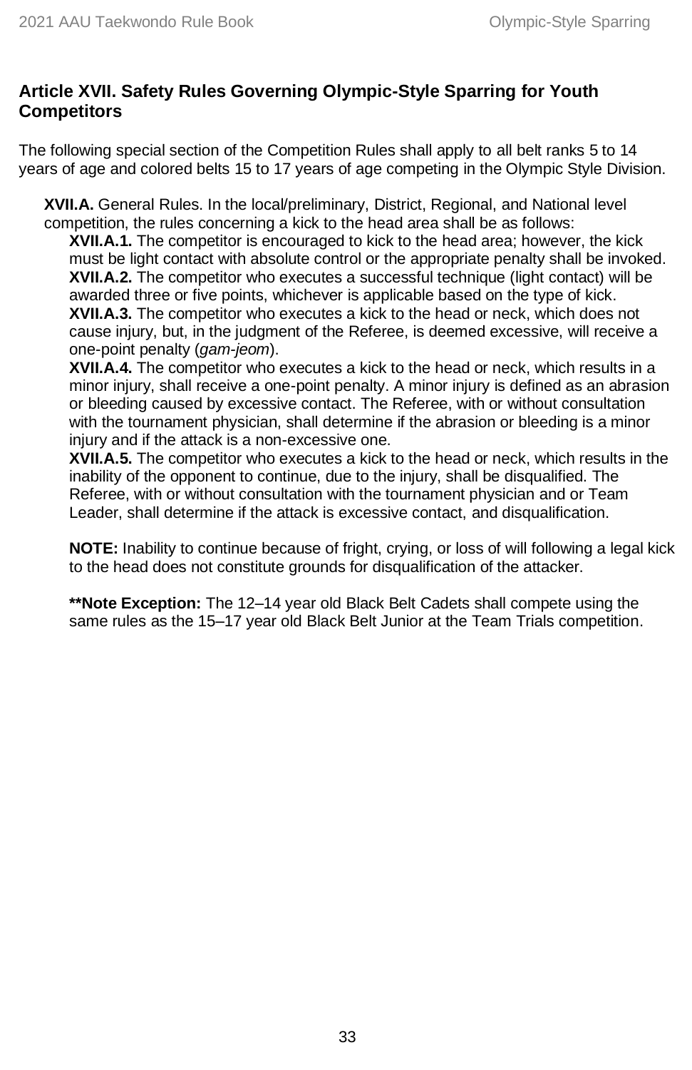## Article XVII. Safety Rules Governing Olympic-Style Sparring for Youth Competitors

The following special section of the Competition Rules shall apply to all belt ranks 5 to 14 years of age and colored belts 15 to 17 years of age competing in the Olympic Style Division.

**XVII.A.** General Rules. In the local/preliminary, District, Regional, and National level competition, the rules concerning a kick to the head area shall be as follows:

**XVII.A.1.** The competitor is encouraged to kick to the head area; however, the kick must be light contact with absolute control or the appropriate penalty shall be invoked.

**XVII.A.2.** The competitor who executes a successful technique (light contact) will be awarded three or five points, whichever is applicable based on the type of kick.

**XVII.A.3.** The competitor who executes a kick to the head or neck, which does not cause injury, but, in the judgment of the Referee, is deemed excessive, will receive a one-point penalty (*gam-jeom*).

**XVII.A.4.** The competitor who executes a kick to the head or neck, which results in a minor injury, shall receive a one-point penalty. A minor injury is defined as an abrasion or bleeding caused by excessive contact. The Referee, with or without consultation with the tournament physician, shall determine if the abrasion or bleeding is a minor injury and if the attack is a non-excessive one.

**XVII.A.5.** The competitor who executes a kick to the head or neck, which results in the inability of the opponent to continue, due to the injury, shall be disqualified. The Referee, with or without consultation with the tournament physician and or Team Leader, shall determine if the attack is excessive contact, and disqualification.

**NOTE:** Inability to continue because of fright, crying, or loss of will following a legal kick to the head does not constitute grounds for disqualification of the attacker.

****Note Exception:** The 12–14 year old Black Belt Cadets shall compete using the same rules as the 15–17 year old Black Belt Junior at the Team Trials competition.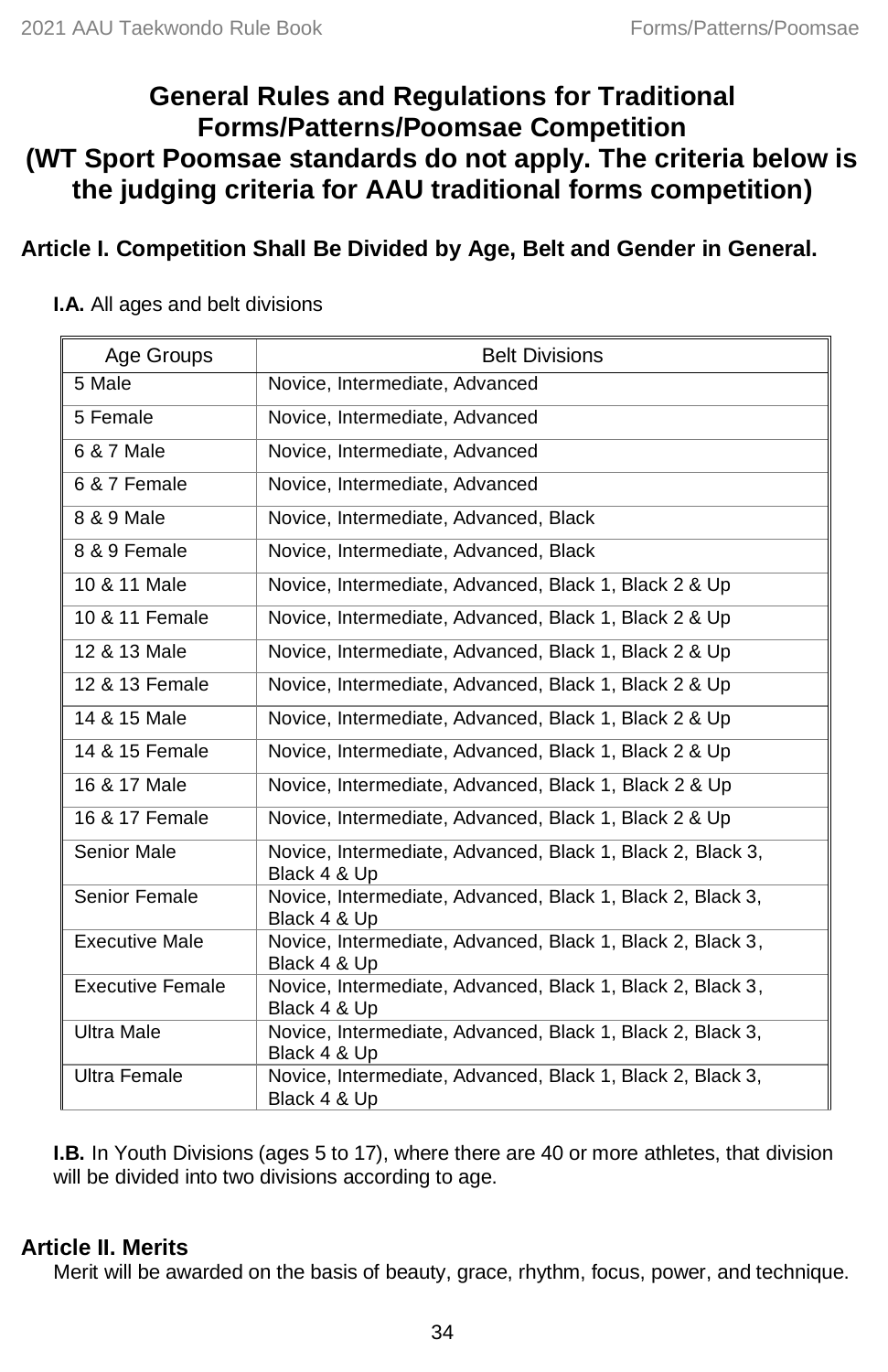# General Rules and Regulations for Traditional Forms/Patterns/Poomsae Competition (WT Sport Poomsae standards do not apply. The criteria below is the judging criteria for AAU traditional forms competition)

## Article I. Competition Shall Be Divided by Age, Belt and Gender in General.

**I.A.** All ages and belt divisions

| Age Groups | Belt Divisions |
|---|---|
| 5 Male | Novice, Intermediate, Advanced |
| 5 Female | Novice, Intermediate, Advanced |
| 6 & 7 Male | Novice, Intermediate, Advanced |
| 6 & 7 Female | Novice, Intermediate, Advanced |
| 8 & 9 Male | Novice, Intermediate, Advanced, Black |
| 8 & 9 Female | Novice, Intermediate, Advanced, Black |
| 10 & 11 Male | Novice, Intermediate, Advanced, Black 1, Black 2 & Up |
| 10 & 11 Female | Novice, Intermediate, Advanced, Black 1, Black 2 & Up |
| 12 & 13 Male | Novice, Intermediate, Advanced, Black 1, Black 2 & Up |
| 12 & 13 Female | Novice, Intermediate, Advanced, Black 1, Black 2 & Up |
| 14 & 15 Male | Novice, Intermediate, Advanced, Black 1, Black 2 & Up |
| 14 & 15 Female | Novice, Intermediate, Advanced, Black 1, Black 2 & Up |
| 16 & 17 Male | Novice, Intermediate, Advanced, Black 1, Black 2 & Up |
| 16 & 17 Female | Novice, Intermediate, Advanced, Black 1, Black 2 & Up |
| Senior Male | Novice, Intermediate, Advanced, Black 1, Black 2, Black 3, Black 4 & Up |
| Senior Female | Novice, Intermediate, Advanced, Black 1, Black 2, Black 3, Black 4 & Up |
| Executive Male | Novice, Intermediate, Advanced, Black 1, Black 2, Black 3, Black 4 & Up |
| Executive Female | Novice, Intermediate, Advanced, Black 1, Black 2, Black 3, Black 4 & Up |
| Ultra Male | Novice, Intermediate, Advanced, Black 1, Black 2, Black 3, Black 4 & Up |
| Ultra Female | Novice, Intermediate, Advanced, Black 1, Black 2, Black 3, Black 4 & Up |

**I.B.** In Youth Divisions (ages 5 to 17), where there are 40 or more athletes, that division will be divided into two divisions according to age.

## Article II. Merits

Merit will be awarded on the basis of beauty, grace, rhythm, focus, power, and technique.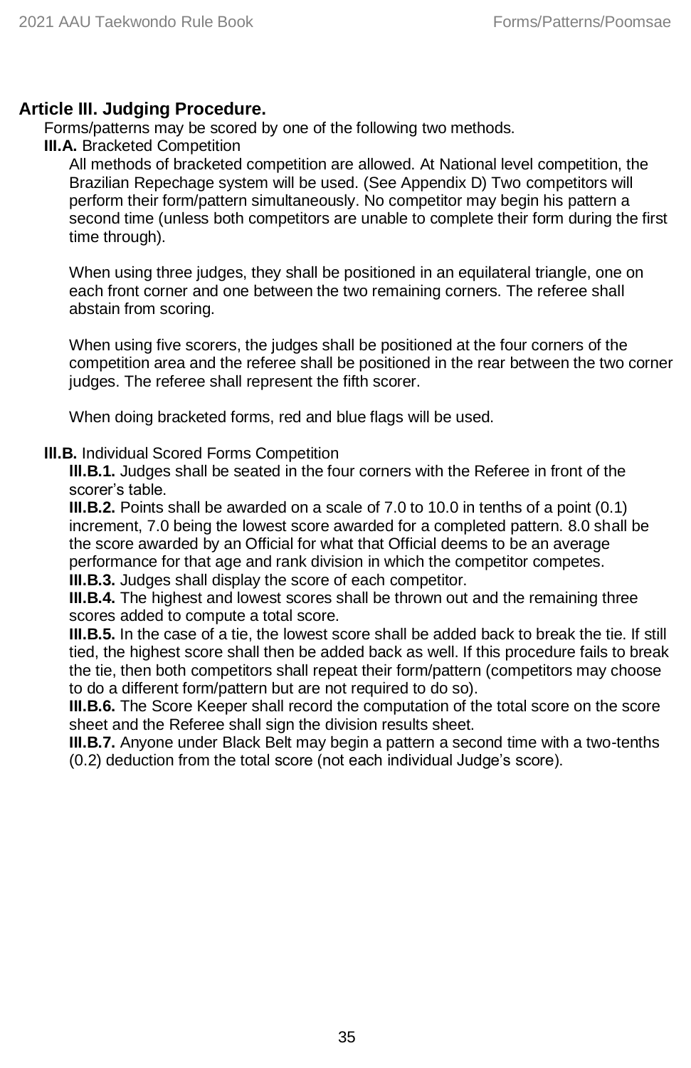## Article III. Judging Procedure.

Forms/patterns may be scored by one of the following two methods.

**III.A.** Bracketed Competition

All methods of bracketed competition are allowed. At National level competition, the Brazilian Repechage system will be used. (See Appendix D) Two competitors will perform their form/pattern simultaneously. No competitor may begin his pattern a second time (unless both competitors are unable to complete their form during the first time through).

When using three judges, they shall be positioned in an equilateral triangle, one on each front corner and one between the two remaining corners. The referee shall abstain from scoring.

When using five scorers, the judges shall be positioned at the four corners of the competition area and the referee shall be positioned in the rear between the two corner judges. The referee shall represent the fifth scorer.

When doing bracketed forms, red and blue flags will be used.

**III.B.** Individual Scored Forms Competition

**III.B.1.** Judges shall be seated in the four corners with the Referee in front of the scorer's table.

**III.B.2.** Points shall be awarded on a scale of 7.0 to 10.0 in tenths of a point (0.1) increment, 7.0 being the lowest score awarded for a completed pattern. 8.0 shall be the score awarded by an Official for what that Official deems to be an average performance for that age and rank division in which the competitor competes.

**III.B.3.** Judges shall display the score of each competitor.

**III.B.4.** The highest and lowest scores shall be thrown out and the remaining three scores added to compute a total score.

**III.B.5.** In the case of a tie, the lowest score shall be added back to break the tie. If still tied, the highest score shall then be added back as well. If this procedure fails to break the tie, then both competitors shall repeat their form/pattern (competitors may choose to do a different form/pattern but are not required to do so).

**III.B.6.** The Score Keeper shall record the computation of the total score on the score sheet and the Referee shall sign the division results sheet.

**III.B.7.** Anyone under Black Belt may begin a pattern a second time with a two-tenths (0.2) deduction from the total score (not each individual Judge's score).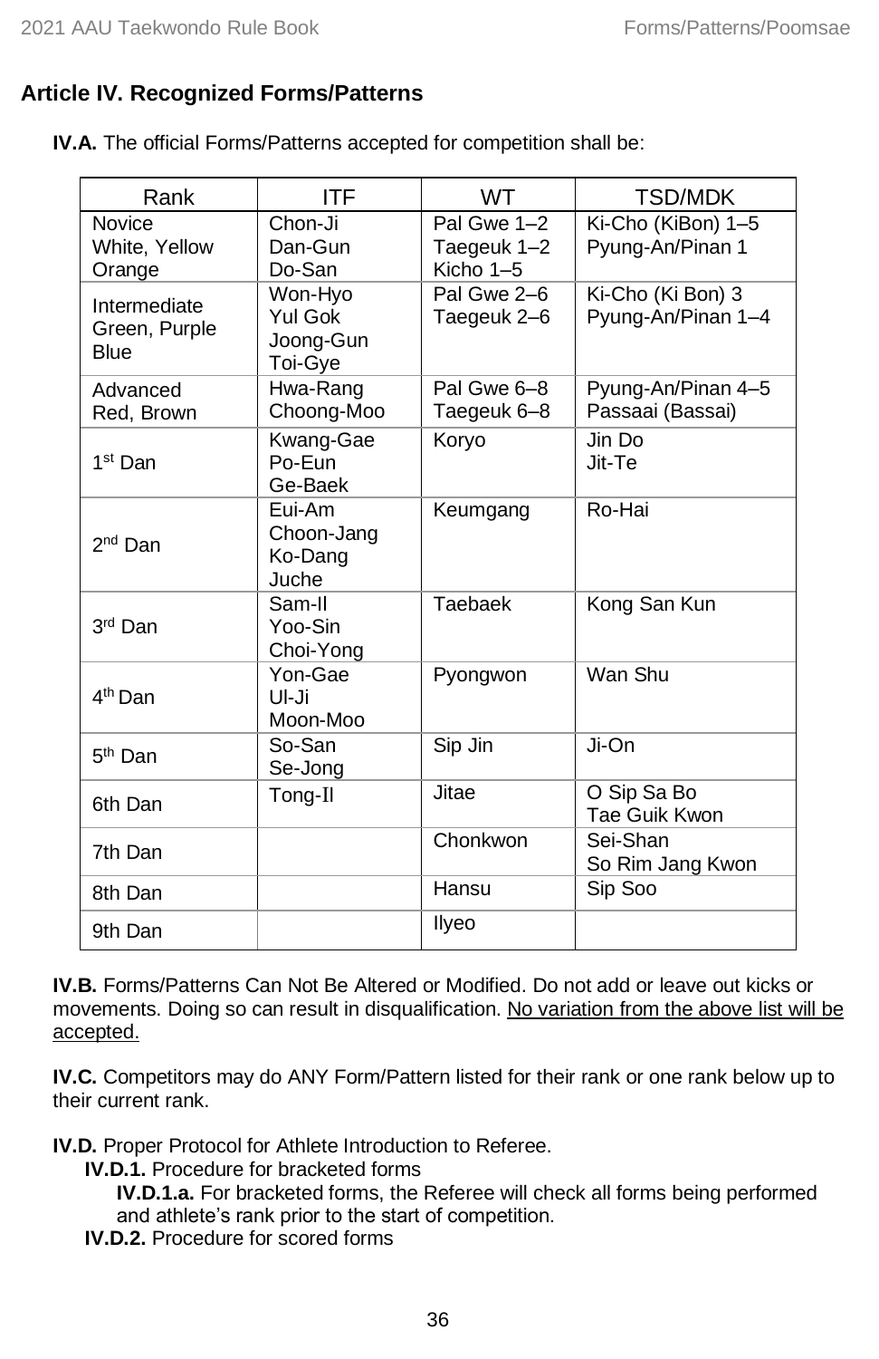## Article IV. Recognized Forms/Patterns

**IV.A.** The official Forms/Patterns accepted for competition shall be:

| Rank | ITF | WT | TSD/MDK |
|---|---|---|---|
| Novice<br>White, Yellow<br>Orange | Chon-Ji<br>Dan-Gun<br>Do-San | Pal Gwe 1–2<br>Taegeuk 1–2<br>Kicho 1–5 | Ki-Cho (KiBon) 1–5<br>Pyung-An/Pinan 1 |
| Intermediate<br>Green, Purple<br>Blue | Won-Hyo<br>Yul Gok<br>Joong-Gun<br>Toi-Gye | Pal Gwe 2–6<br>Taegeuk 2–6 | Ki-Cho (Ki Bon) 3<br>Pyung-An/Pinan 1–4 |
| Advanced<br>Red, Brown | Hwa-Rang<br>Choong-Moo | Pal Gwe 6–8<br>Taegeuk 6–8 | Pyung-An/Pinan 4–5<br>Passaai (Bassai) |
| 1st Dan | Kwang-Gae<br>Po-Eun<br>Ge-Baek | Koryo | Jin Do<br>Jit-Te |
| 2nd Dan | Eui-Am<br>Choon-Jang<br>Ko-Dang<br>Juche | Keumgang | Ro-Hai |
| 3rd Dan | Sam-Il<br>Yoo-Sin<br>Choi-Yong | Taebaek | Kong San Kun |
| 4th Dan | Yon-Gae<br>Ul-Ji<br>Moon-Moo | Pyongwon | Wan Shu |
| 5th Dan | So-San<br>Se-Jong | Sip Jin | Ji-On |
| 6th Dan | Tong-Il | Jitae | O Sip Sa Bo<br>Tae Guik Kwon |
| 7th Dan | | Chonkwon | Sei-Shan<br>So Rim Jang Kwon |
| 8th Dan | | Hansu | Sip Soo |
| 9th Dan | | Ilyeo | |

**IV.B.** Forms/Patterns Can Not Be Altered or Modified. Do not add or leave out kicks or movements. Doing so can result in disqualification. <u>No variation from the above list will be accepted.</u>

**IV.C.** Competitors may do ANY Form/Pattern listed for their rank or one rank below up to their current rank.

**IV.D.** Proper Protocol for Athlete Introduction to Referee.

- **IV.D.1.** Procedure for bracketed forms
  - **IV.D.1.a.** For bracketed forms, the Referee will check all forms being performed and athlete's rank prior to the start of competition.
- **IV.D.2.** Procedure for scored forms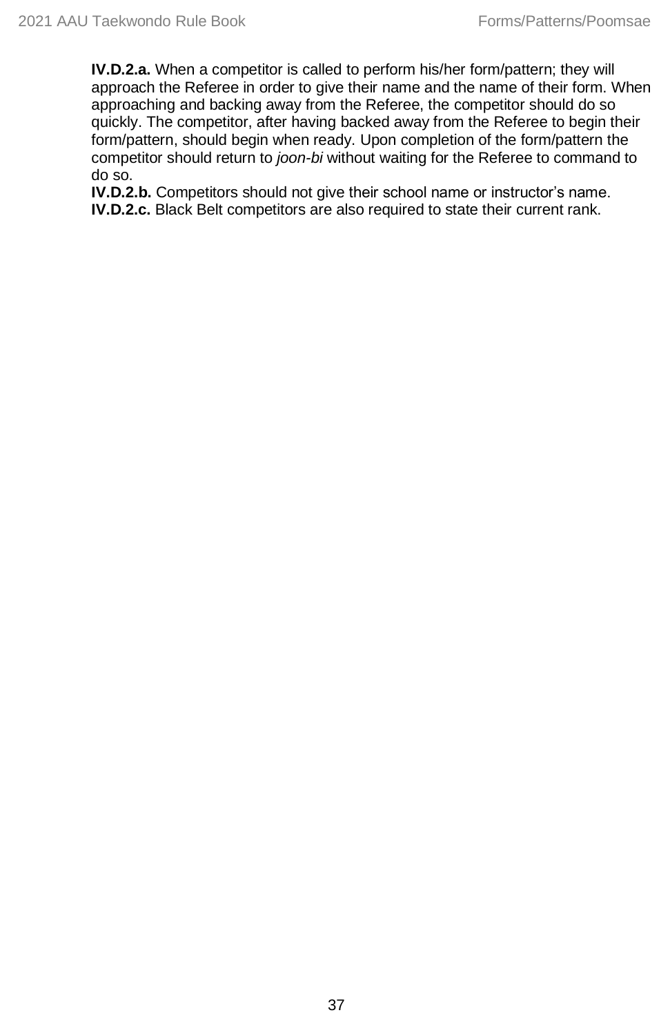**IV.D.2.a.** When a competitor is called to perform his/her form/pattern; they will approach the Referee in order to give their name and the name of their form. When approaching and backing away from the Referee, the competitor should do so quickly. The competitor, after having backed away from the Referee to begin their form/pattern, should begin when ready. Upon completion of the form/pattern the competitor should return to *joon-bi* without waiting for the Referee to command to do so.

**IV.D.2.b.** Competitors should not give their school name or instructor's name.

**IV.D.2.c.** Black Belt competitors are also required to state their current rank.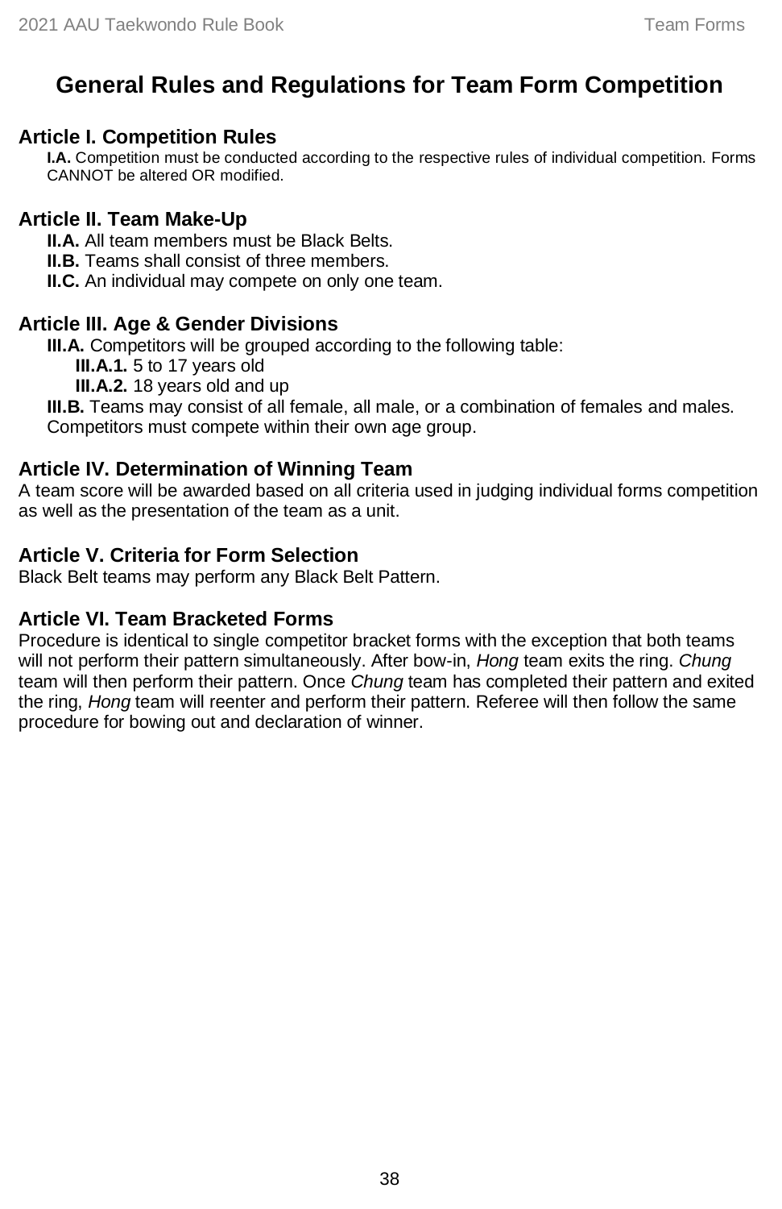# General Rules and Regulations for Team Form Competition

## Article I. Competition Rules

**I.A.** Competition must be conducted according to the respective rules of individual competition. Forms CANNOT be altered OR modified.

## Article II. Team Make-Up

**II.A.** All team members must be Black Belts.
**II.B.** Teams shall consist of three members.
**II.C.** An individual may compete on only one team.

## Article III. Age & Gender Divisions

**III.A.** Competitors will be grouped according to the following table:
- **III.A.1.** 5 to 17 years old
- **III.A.2.** 18 years old and up

**III.B.** Teams may consist of all female, all male, or a combination of females and males. Competitors must compete within their own age group.

## Article IV. Determination of Winning Team

A team score will be awarded based on all criteria used in judging individual forms competition as well as the presentation of the team as a unit.

## Article V. Criteria for Form Selection

Black Belt teams may perform any Black Belt Pattern.

## Article VI. Team Bracketed Forms

Procedure is identical to single competitor bracket forms with the exception that both teams will not perform their pattern simultaneously. After bow-in, *Hong* team exits the ring. *Chung* team will then perform their pattern. Once *Chung* team has completed their pattern and exited the ring, *Hong* team will reenter and perform their pattern. Referee will then follow the same procedure for bowing out and declaration of winner.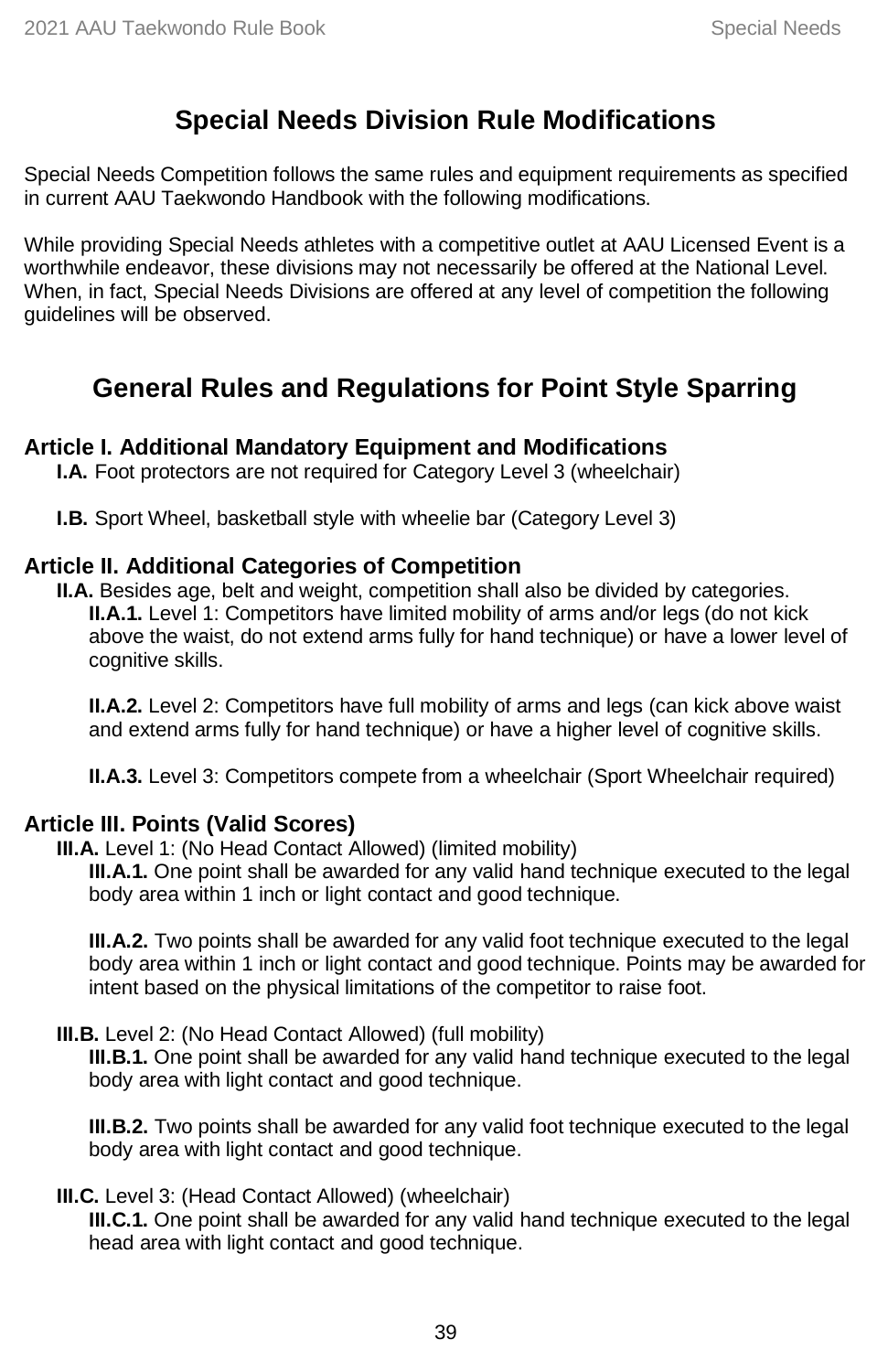# Special Needs Division Rule Modifications

Special Needs Competition follows the same rules and equipment requirements as specified in current AAU Taekwondo Handbook with the following modifications.

While providing Special Needs athletes with a competitive outlet at AAU Licensed Event is a worthwhile endeavor, these divisions may not necessarily be offered at the National Level. When, in fact, Special Needs Divisions are offered at any level of competition the following guidelines will be observed.

# General Rules and Regulations for Point Style Sparring

## Article I. Additional Mandatory Equipment and Modifications

**I.A.** Foot protectors are not required for Category Level 3 (wheelchair)

**I.B.** Sport Wheel, basketball style with wheelie bar (Category Level 3)

## Article II. Additional Categories of Competition

**II.A.** Besides age, belt and weight, competition shall also be divided by categories.

**II.A.1.** Level 1: Competitors have limited mobility of arms and/or legs (do not kick above the waist, do not extend arms fully for hand technique) or have a lower level of cognitive skills.

**II.A.2.** Level 2: Competitors have full mobility of arms and legs (can kick above waist and extend arms fully for hand technique) or have a higher level of cognitive skills.

**II.A.3.** Level 3: Competitors compete from a wheelchair (Sport Wheelchair required)

## Article III. Points (Valid Scores)

**III.A.** Level 1: (No Head Contact Allowed) (limited mobility)

**III.A.1.** One point shall be awarded for any valid hand technique executed to the legal body area within 1 inch or light contact and good technique.

**III.A.2.** Two points shall be awarded for any valid foot technique executed to the legal body area within 1 inch or light contact and good technique. Points may be awarded for intent based on the physical limitations of the competitor to raise foot.

**III.B.** Level 2: (No Head Contact Allowed) (full mobility)

**III.B.1.** One point shall be awarded for any valid hand technique executed to the legal body area with light contact and good technique.

**III.B.2.** Two points shall be awarded for any valid foot technique executed to the legal body area with light contact and good technique.

**III.C.** Level 3: (Head Contact Allowed) (wheelchair)

**III.C.1.** One point shall be awarded for any valid hand technique executed to the legal head area with light contact and good technique.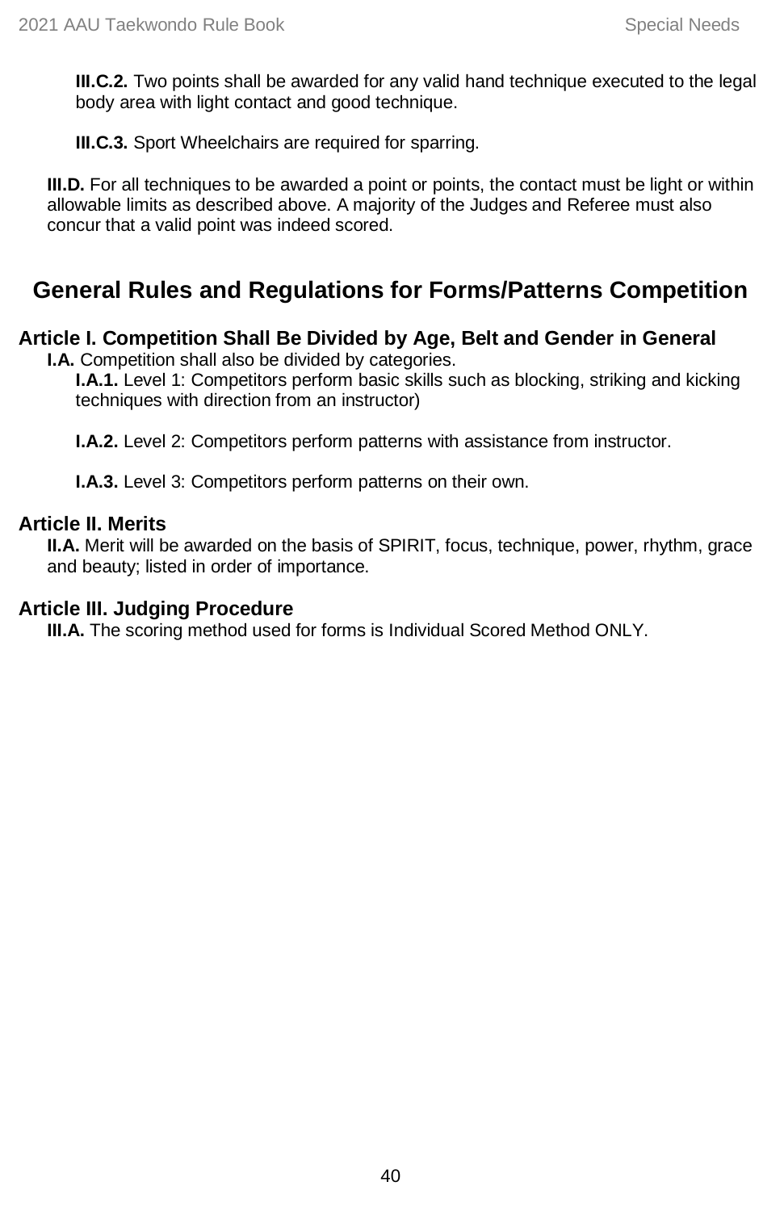**III.C.2.** Two points shall be awarded for any valid hand technique executed to the legal body area with light contact and good technique.

**III.C.3.** Sport Wheelchairs are required for sparring.

**III.D.** For all techniques to be awarded a point or points, the contact must be light or within allowable limits as described above. A majority of the Judges and Referee must also concur that a valid point was indeed scored.

## General Rules and Regulations for Forms/Patterns Competition

### Article I. Competition Shall Be Divided by Age, Belt and Gender in General

**I.A.** Competition shall also be divided by categories.

**I.A.1.** Level 1: Competitors perform basic skills such as blocking, striking and kicking techniques with direction from an instructor)

**I.A.2.** Level 2: Competitors perform patterns with assistance from instructor.

**I.A.3.** Level 3: Competitors perform patterns on their own.

### Article II. Merits

**II.A.** Merit will be awarded on the basis of SPIRIT, focus, technique, power, rhythm, grace and beauty; listed in order of importance.

### Article III. Judging Procedure

**III.A.** The scoring method used for forms is Individual Scored Method ONLY.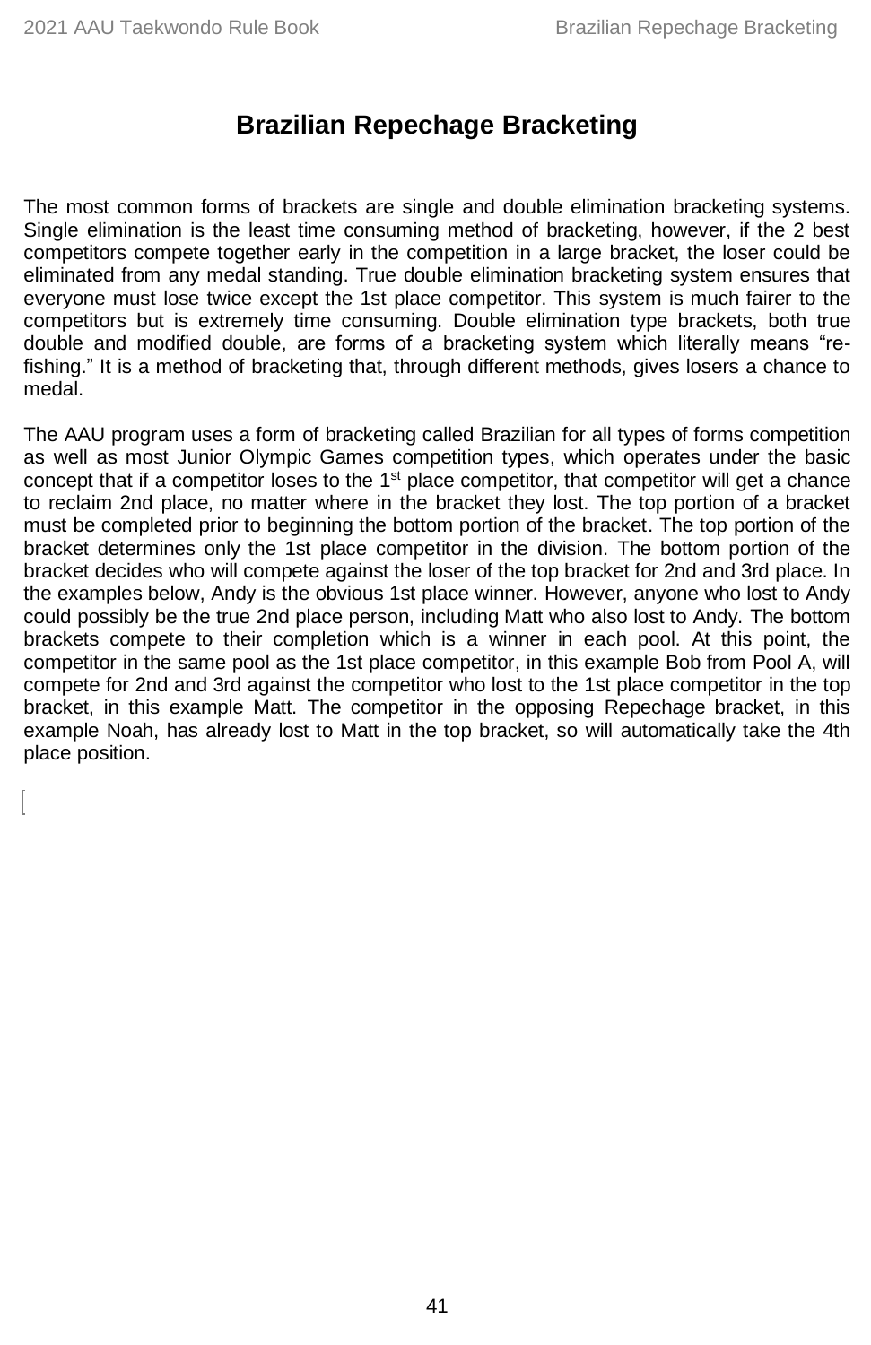# Brazilian Repechage Bracketing

The most common forms of brackets are single and double elimination bracketing systems. Single elimination is the least time consuming method of bracketing, however, if the 2 best competitors compete together early in the competition in a large bracket, the loser could be eliminated from any medal standing. True double elimination bracketing system ensures that everyone must lose twice except the 1st place competitor. This system is much fairer to the competitors but is extremely time consuming. Double elimination type brackets, both true double and modified double, are forms of a bracketing system which literally means "re-fishing." It is a method of bracketing that, through different methods, gives losers a chance to medal.

The AAU program uses a form of bracketing called Brazilian for all types of forms competition as well as most Junior Olympic Games competition types, which operates under the basic concept that if a competitor loses to the 1st place competitor, that competitor will get a chance to reclaim 2nd place, no matter where in the bracket they lost. The top portion of a bracket must be completed prior to beginning the bottom portion of the bracket. The top portion of the bracket determines only the 1st place competitor in the division. The bottom portion of the bracket decides who will compete against the loser of the top bracket for 2nd and 3rd place. In the examples below, Andy is the obvious 1st place winner. However, anyone who lost to Andy could possibly be the true 2nd place person, including Matt who also lost to Andy. The bottom brackets compete to their completion which is a winner in each pool. At this point, the competitor in the same pool as the 1st place competitor, in this example Bob from Pool A, will compete for 2nd and 3rd against the competitor who lost to the 1st place competitor in the top bracket, in this example Matt. The competitor in the opposing Repechage bracket, in this example Noah, has already lost to Matt in the top bracket, so will automatically take the 4th place position.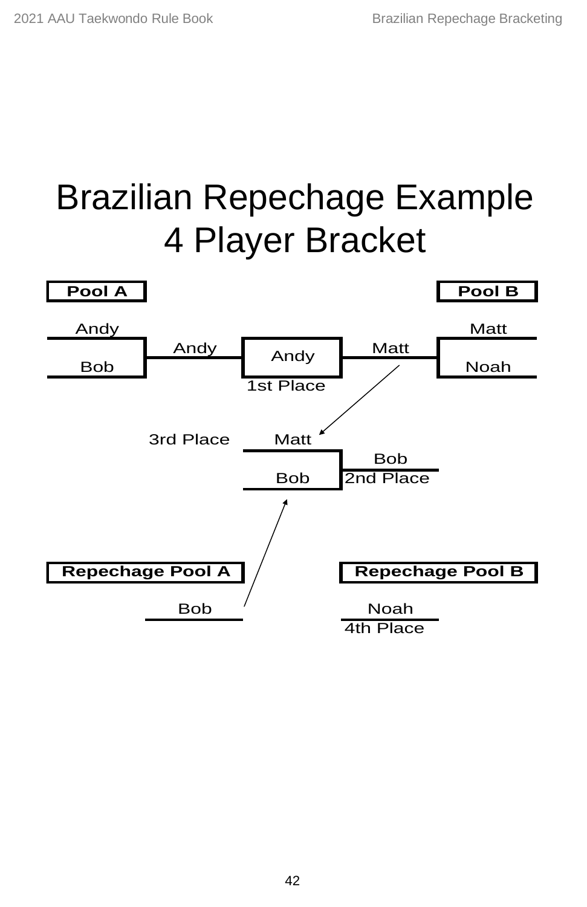# Brazilian Repechage Example 4 Player Bracket

**Pool A**

Andy

Bob

Andy

Andy

1st Place

Matt

Matt

Noah

**Pool B**

3rd Place

Matt

Bob

Bob

2nd Place

**Repechage Pool A**

Bob

**Repechage Pool B**

Noah

4th Place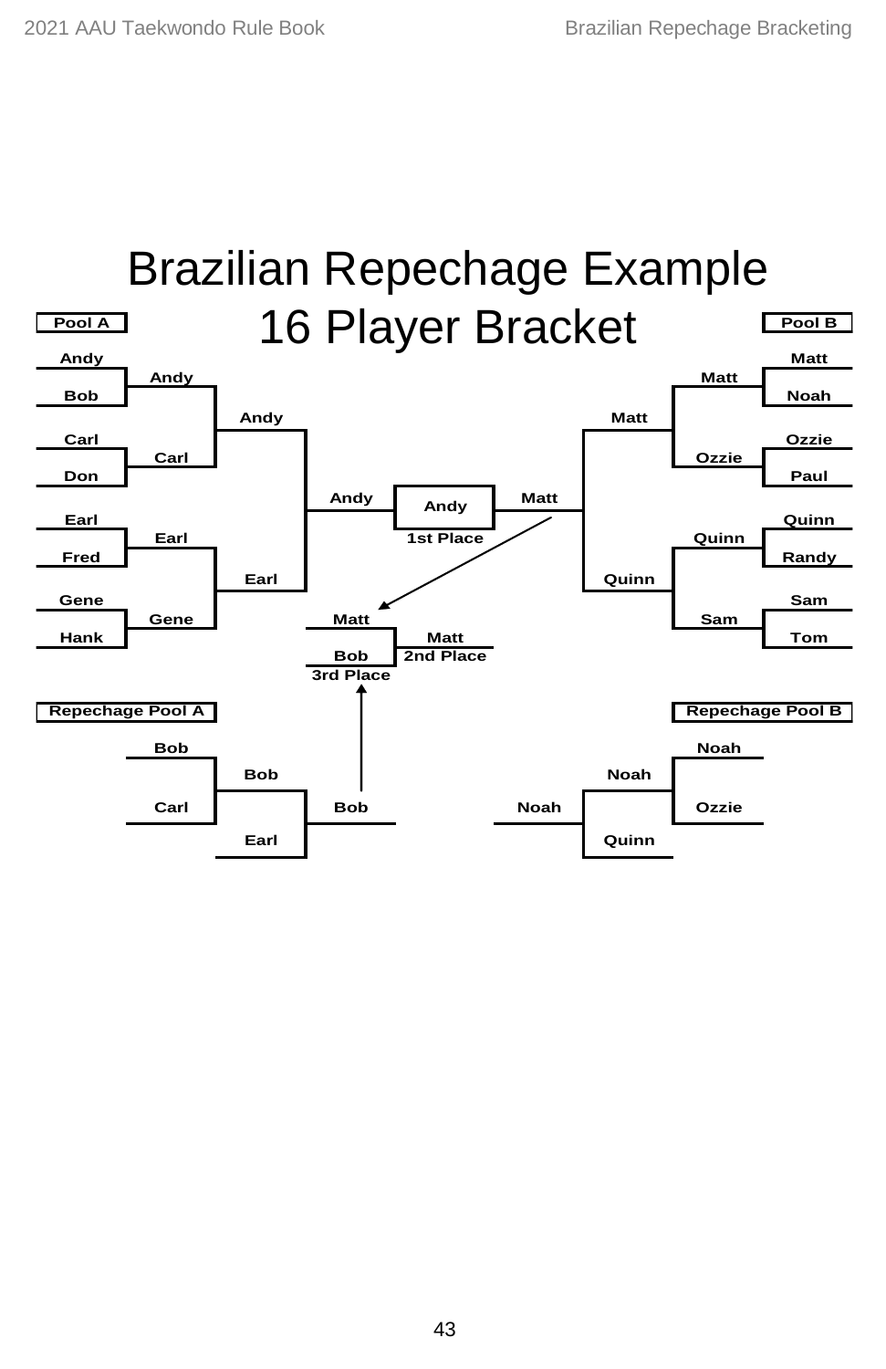# Brazilian Repechage Example
## 16 Player Bracket

**Pool A**

- Andy vs Bob → Andy
- Carl vs Don → Carl
- Earl vs Fred → Earl
- Gene vs Hank → Gene
- Andy vs Carl → Andy
- Earl vs Gene → Earl
- Andy vs Earl → Andy

**Pool B**

- Matt vs Noah → Matt
- Ozzie vs Paul → Ozzie
- Quinn vs Randy → Quinn
- Sam vs Tom → Sam
- Matt vs Ozzie → Matt
- Quinn vs Sam → Quinn
- Matt vs Quinn → Matt

**Final**

- Andy vs Matt → Andy — 1st Place

**Repechage Pool A**

- Bob vs Carl → Bob
- Bob vs Earl → Bob

**Repechage Pool B**

- Noah vs Ozzie → Noah
- Noah vs Quinn → Noah

**Matt vs Bob**

- Matt — 2nd Place
- Bob — 3rd Place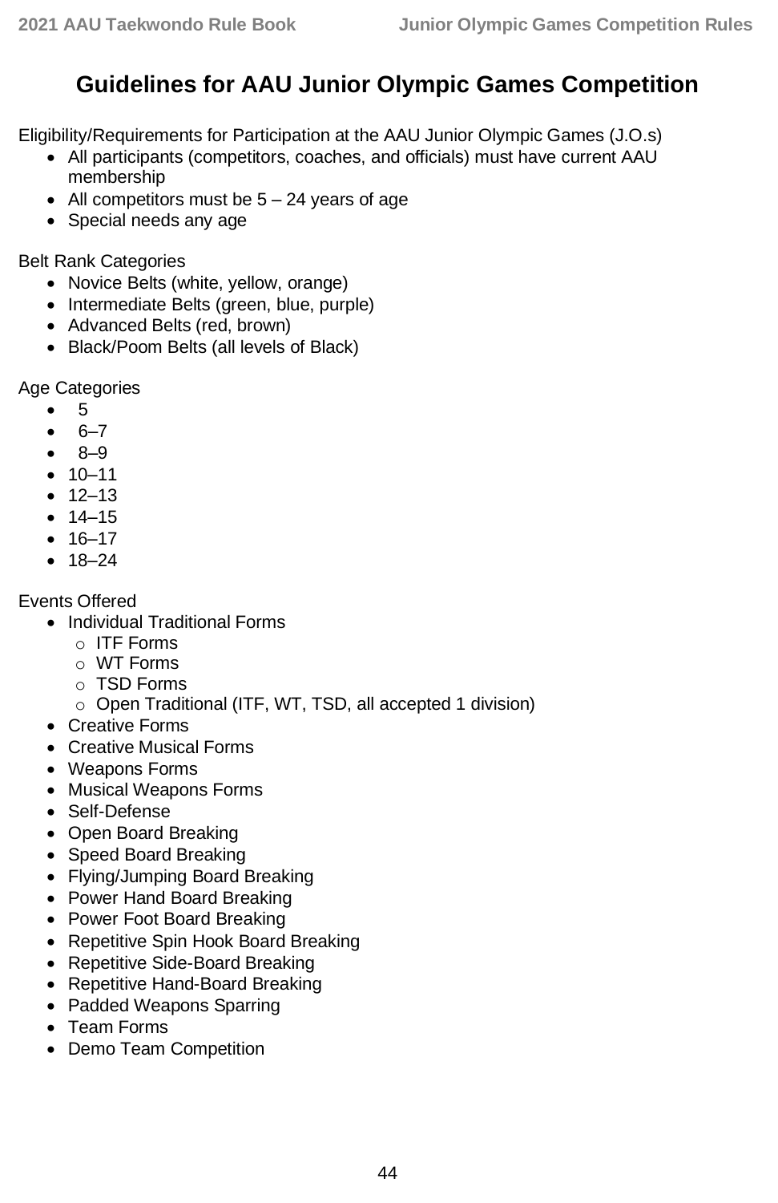# Guidelines for AAU Junior Olympic Games Competition

Eligibility/Requirements for Participation at the AAU Junior Olympic Games (J.O.s)

- All participants (competitors, coaches, and officials) must have current AAU membership
- All competitors must be 5 – 24 years of age
- Special needs any age

Belt Rank Categories

- Novice Belts (white, yellow, orange)
- Intermediate Belts (green, blue, purple)
- Advanced Belts (red, brown)
- Black/Poom Belts (all levels of Black)

Age Categories

- 5
- 6–7
- 8–9
- 10–11
- 12–13
- 14–15
- 16–17
- 18–24

Events Offered

- Individual Traditional Forms
  - ITF Forms
  - WT Forms
  - TSD Forms
  - Open Traditional (ITF, WT, TSD, all accepted 1 division)
- Creative Forms
- Creative Musical Forms
- Weapons Forms
- Musical Weapons Forms
- Self-Defense
- Open Board Breaking
- Speed Board Breaking
- Flying/Jumping Board Breaking
- Power Hand Board Breaking
- Power Foot Board Breaking
- Repetitive Spin Hook Board Breaking
- Repetitive Side-Board Breaking
- Repetitive Hand-Board Breaking
- Padded Weapons Sparring
- Team Forms
- Demo Team Competition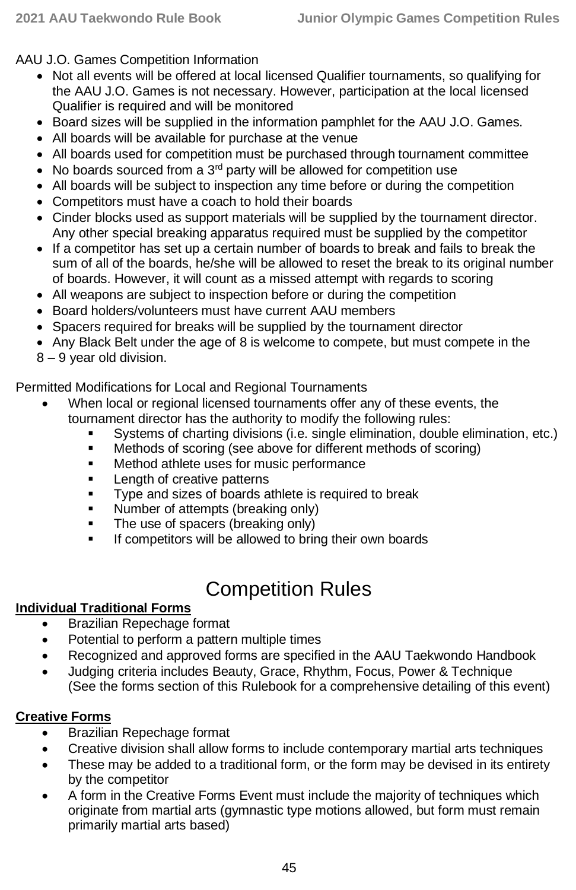AAU J.O. Games Competition Information

- Not all events will be offered at local licensed Qualifier tournaments, so qualifying for the AAU J.O. Games is not necessary. However, participation at the local licensed Qualifier is required and will be monitored
- Board sizes will be supplied in the information pamphlet for the AAU J.O. Games.
- All boards will be available for purchase at the venue
- All boards used for competition must be purchased through tournament committee
- No boards sourced from a 3rd party will be allowed for competition use
- All boards will be subject to inspection any time before or during the competition
- Competitors must have a coach to hold their boards
- Cinder blocks used as support materials will be supplied by the tournament director. Any other special breaking apparatus required must be supplied by the competitor
- If a competitor has set up a certain number of boards to break and fails to break the sum of all of the boards, he/she will be allowed to reset the break to its original number of boards. However, it will count as a missed attempt with regards to scoring
- All weapons are subject to inspection before or during the competition
- Board holders/volunteers must have current AAU members
- Spacers required for breaks will be supplied by the tournament director
- Any Black Belt under the age of 8 is welcome to compete, but must compete in the 8 – 9 year old division.

Permitted Modifications for Local and Regional Tournaments

- When local or regional licensed tournaments offer any of these events, the tournament director has the authority to modify the following rules:
  - Systems of charting divisions (i.e. single elimination, double elimination, etc.)
  - Methods of scoring (see above for different methods of scoring)
  - Method athlete uses for music performance
  - Length of creative patterns
  - Type and sizes of boards athlete is required to break
  - Number of attempts (breaking only)
  - The use of spacers (breaking only)
  - If competitors will be allowed to bring their own boards

# Competition Rules

**Individual Traditional Forms**

- Brazilian Repechage format
- Potential to perform a pattern multiple times
- Recognized and approved forms are specified in the AAU Taekwondo Handbook
- Judging criteria includes Beauty, Grace, Rhythm, Focus, Power & Technique (See the forms section of this Rulebook for a comprehensive detailing of this event)

**Creative Forms**

- Brazilian Repechage format
- Creative division shall allow forms to include contemporary martial arts techniques
- These may be added to a traditional form, or the form may be devised in its entirety by the competitor
- A form in the Creative Forms Event must include the majority of techniques which originate from martial arts (gymnastic type motions allowed, but form must remain primarily martial arts based)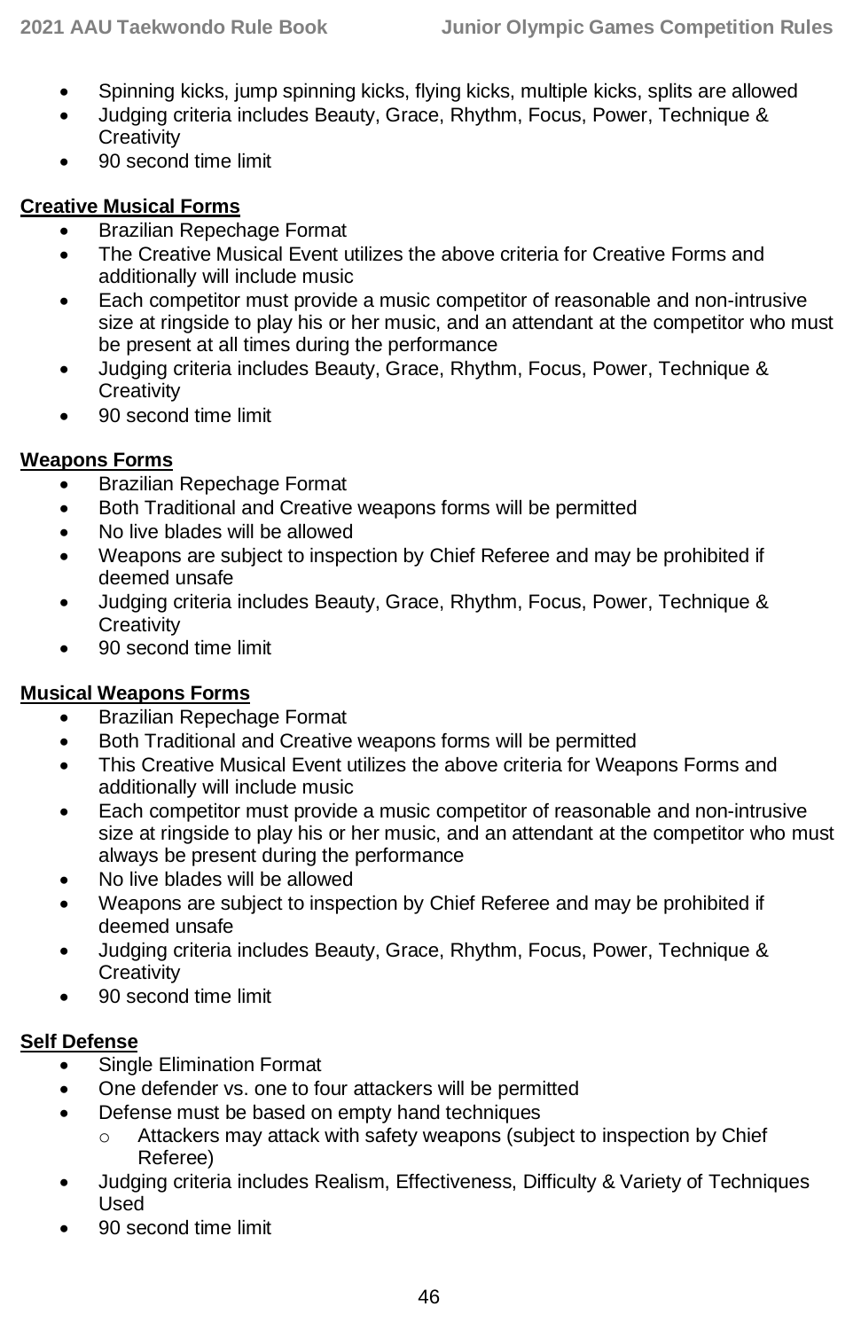- Spinning kicks, jump spinning kicks, flying kicks, multiple kicks, splits are allowed
- Judging criteria includes Beauty, Grace, Rhythm, Focus, Power, Technique & Creativity
- 90 second time limit

**Creative Musical Forms**

- Brazilian Repechage Format
- The Creative Musical Event utilizes the above criteria for Creative Forms and additionally will include music
- Each competitor must provide a music competitor of reasonable and non-intrusive size at ringside to play his or her music, and an attendant at the competitor who must be present at all times during the performance
- Judging criteria includes Beauty, Grace, Rhythm, Focus, Power, Technique & Creativity
- 90 second time limit

**Weapons Forms**

- Brazilian Repechage Format
- Both Traditional and Creative weapons forms will be permitted
- No live blades will be allowed
- Weapons are subject to inspection by Chief Referee and may be prohibited if deemed unsafe
- Judging criteria includes Beauty, Grace, Rhythm, Focus, Power, Technique & Creativity
- 90 second time limit

**Musical Weapons Forms**

- Brazilian Repechage Format
- Both Traditional and Creative weapons forms will be permitted
- This Creative Musical Event utilizes the above criteria for Weapons Forms and additionally will include music
- Each competitor must provide a music competitor of reasonable and non-intrusive size at ringside to play his or her music, and an attendant at the competitor who must always be present during the performance
- No live blades will be allowed
- Weapons are subject to inspection by Chief Referee and may be prohibited if deemed unsafe
- Judging criteria includes Beauty, Grace, Rhythm, Focus, Power, Technique & Creativity
- 90 second time limit

**Self Defense**

- Single Elimination Format
- One defender vs. one to four attackers will be permitted
- Defense must be based on empty hand techniques
  - Attackers may attack with safety weapons (subject to inspection by Chief Referee)
- Judging criteria includes Realism, Effectiveness, Difficulty & Variety of Techniques Used
- 90 second time limit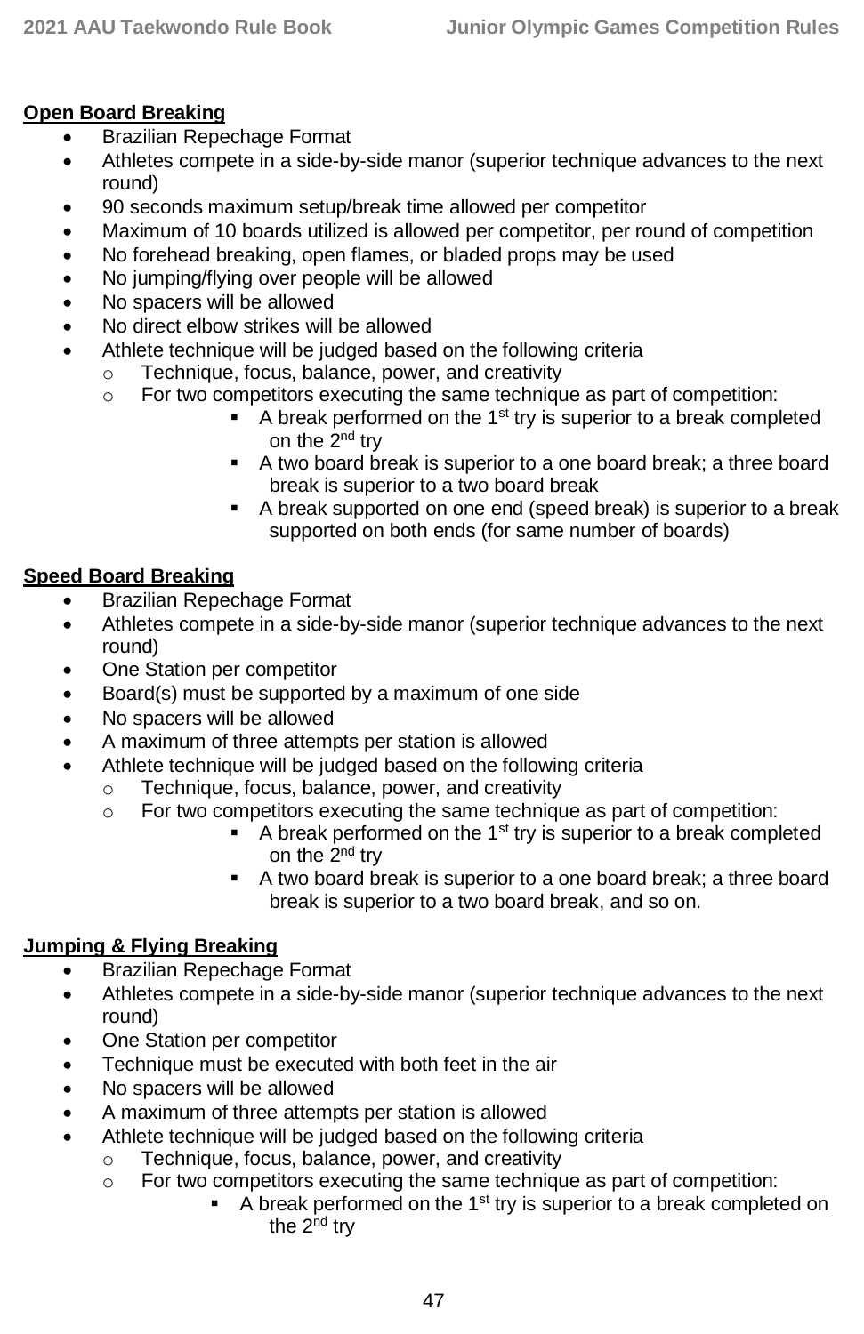**Open Board Breaking**

- Brazilian Repechage Format
- Athletes compete in a side-by-side manor (superior technique advances to the next round)
- 90 seconds maximum setup/break time allowed per competitor
- Maximum of 10 boards utilized is allowed per competitor, per round of competition
- No forehead breaking, open flames, or bladed props may be used
- No jumping/flying over people will be allowed
- No spacers will be allowed
- No direct elbow strikes will be allowed
- Athlete technique will be judged based on the following criteria
  - Technique, focus, balance, power, and creativity
  - For two competitors executing the same technique as part of competition:
    - A break performed on the 1st try is superior to a break completed on the 2nd try
    - A two board break is superior to a one board break; a three board break is superior to a two board break
    - A break supported on one end (speed break) is superior to a break supported on both ends (for same number of boards)

**Speed Board Breaking**

- Brazilian Repechage Format
- Athletes compete in a side-by-side manor (superior technique advances to the next round)
- One Station per competitor
- Board(s) must be supported by a maximum of one side
- No spacers will be allowed
- A maximum of three attempts per station is allowed
- Athlete technique will be judged based on the following criteria
  - Technique, focus, balance, power, and creativity
  - For two competitors executing the same technique as part of competition:
    - A break performed on the 1st try is superior to a break completed on the 2nd try
    - A two board break is superior to a one board break; a three board break is superior to a two board break, and so on.

**Jumping & Flying Breaking**

- Brazilian Repechage Format
- Athletes compete in a side-by-side manor (superior technique advances to the next round)
- One Station per competitor
- Technique must be executed with both feet in the air
- No spacers will be allowed
- A maximum of three attempts per station is allowed
- Athlete technique will be judged based on the following criteria
  - Technique, focus, balance, power, and creativity
  - For two competitors executing the same technique as part of competition:
    - A break performed on the 1st try is superior to a break completed on the 2nd try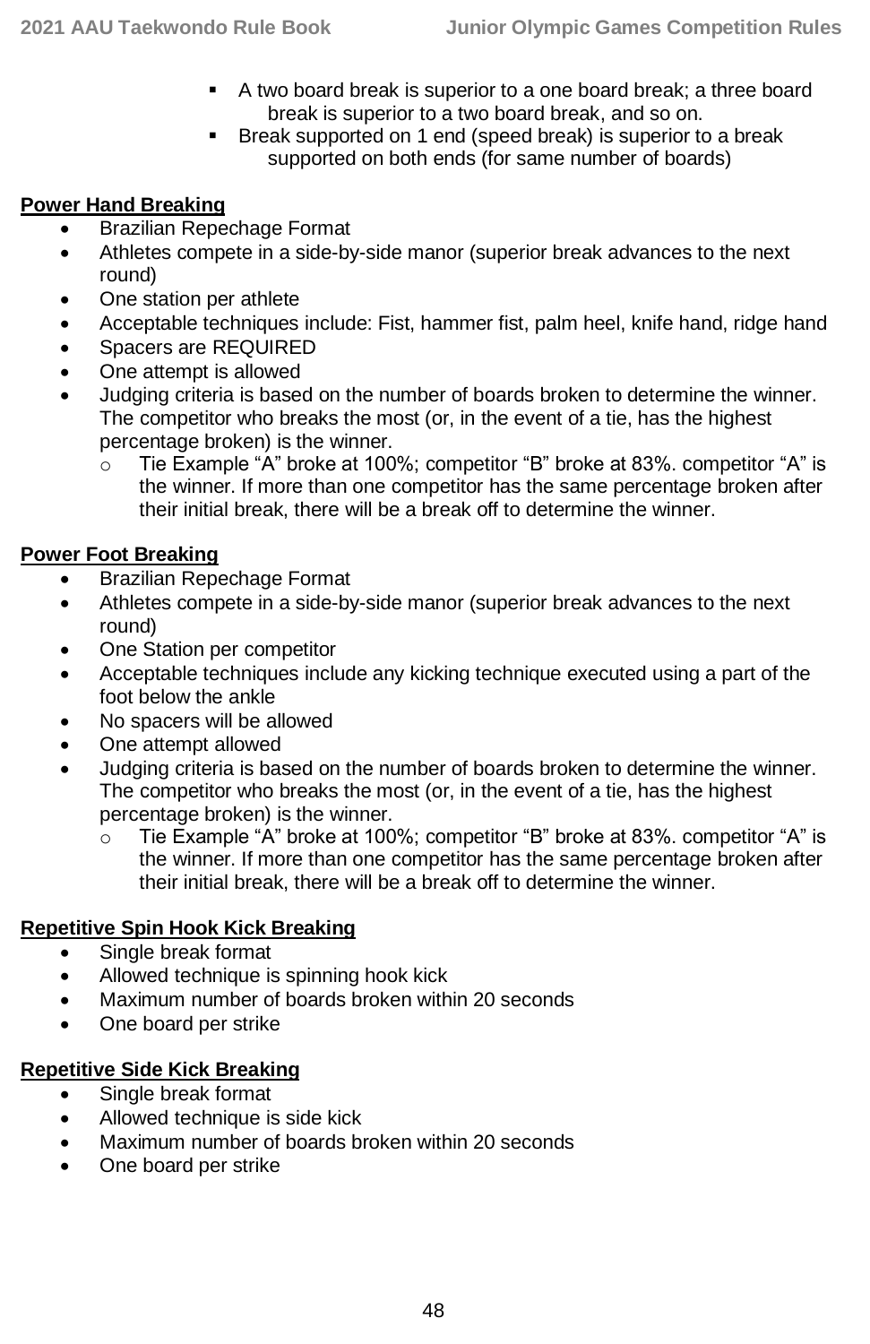- A two board break is superior to a one board break; a three board break is superior to a two board break, and so on.
- Break supported on 1 end (speed break) is superior to a break supported on both ends (for same number of boards)

**Power Hand Breaking**

- Brazilian Repechage Format
- Athletes compete in a side-by-side manor (superior break advances to the next round)
- One station per athlete
- Acceptable techniques include: Fist, hammer fist, palm heel, knife hand, ridge hand
- Spacers are REQUIRED
- One attempt is allowed
- Judging criteria is based on the number of boards broken to determine the winner. The competitor who breaks the most (or, in the event of a tie, has the highest percentage broken) is the winner.
  - Tie Example "A" broke at 100%; competitor "B" broke at 83%. competitor "A" is the winner. If more than one competitor has the same percentage broken after their initial break, there will be a break off to determine the winner.

**Power Foot Breaking**

- Brazilian Repechage Format
- Athletes compete in a side-by-side manor (superior break advances to the next round)
- One Station per competitor
- Acceptable techniques include any kicking technique executed using a part of the foot below the ankle
- No spacers will be allowed
- One attempt allowed
- Judging criteria is based on the number of boards broken to determine the winner. The competitor who breaks the most (or, in the event of a tie, has the highest percentage broken) is the winner.
  - Tie Example "A" broke at 100%; competitor "B" broke at 83%. competitor "A" is the winner. If more than one competitor has the same percentage broken after their initial break, there will be a break off to determine the winner.

**Repetitive Spin Hook Kick Breaking**

- Single break format
- Allowed technique is spinning hook kick
- Maximum number of boards broken within 20 seconds
- One board per strike

**Repetitive Side Kick Breaking**

- Single break format
- Allowed technique is side kick
- Maximum number of boards broken within 20 seconds
- One board per strike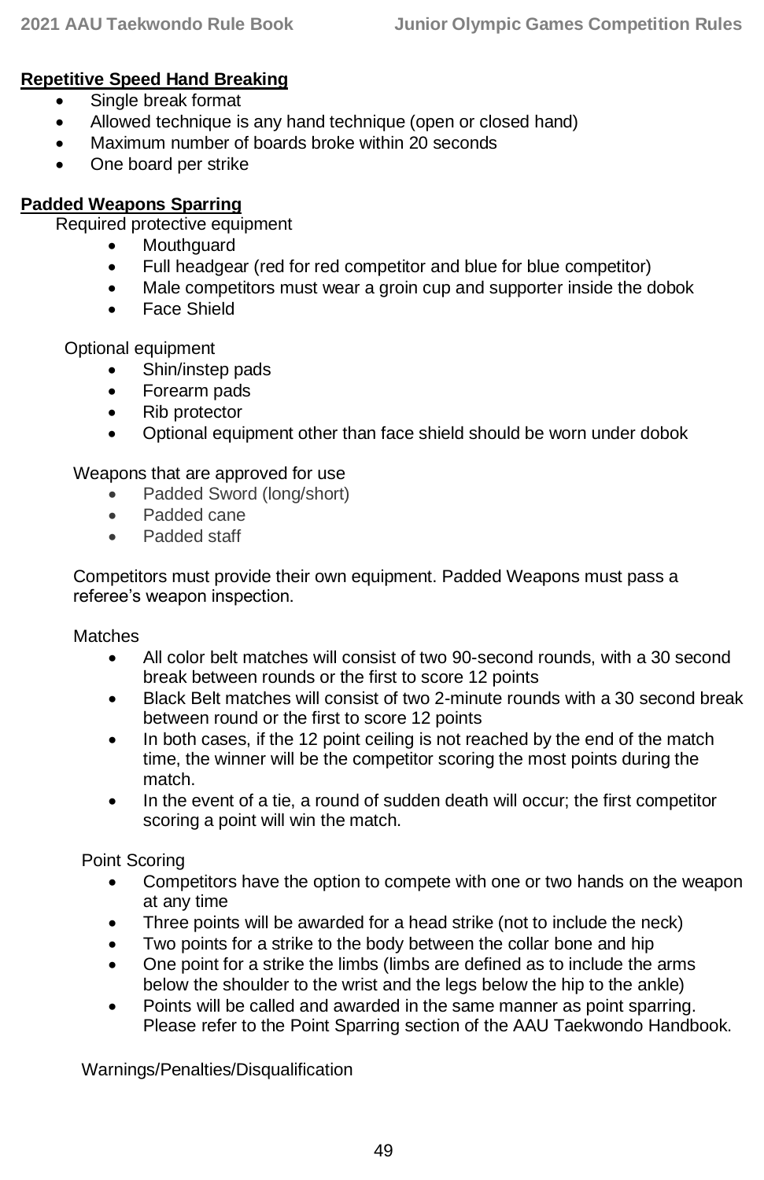**Repetitive Speed Hand Breaking**

- Single break format
- Allowed technique is any hand technique (open or closed hand)
- Maximum number of boards broke within 20 seconds
- One board per strike

**Padded Weapons Sparring**

Required protective equipment

- Mouthguard
- Full headgear (red for red competitor and blue for blue competitor)
- Male competitors must wear a groin cup and supporter inside the dobok
- Face Shield

Optional equipment

- Shin/instep pads
- Forearm pads
- Rib protector
- Optional equipment other than face shield should be worn under dobok

Weapons that are approved for use

- Padded Sword (long/short)
- Padded cane
- Padded staff

Competitors must provide their own equipment. Padded Weapons must pass a referee's weapon inspection.

Matches

- All color belt matches will consist of two 90-second rounds, with a 30 second break between rounds or the first to score 12 points
- Black Belt matches will consist of two 2-minute rounds with a 30 second break between round or the first to score 12 points
- In both cases, if the 12 point ceiling is not reached by the end of the match time, the winner will be the competitor scoring the most points during the match.
- In the event of a tie, a round of sudden death will occur; the first competitor scoring a point will win the match.

Point Scoring

- Competitors have the option to compete with one or two hands on the weapon at any time
- Three points will be awarded for a head strike (not to include the neck)
- Two points for a strike to the body between the collar bone and hip
- One point for a strike the limbs (limbs are defined as to include the arms below the shoulder to the wrist and the legs below the hip to the ankle)
- Points will be called and awarded in the same manner as point sparring. Please refer to the Point Sparring section of the AAU Taekwondo Handbook.

Warnings/Penalties/Disqualification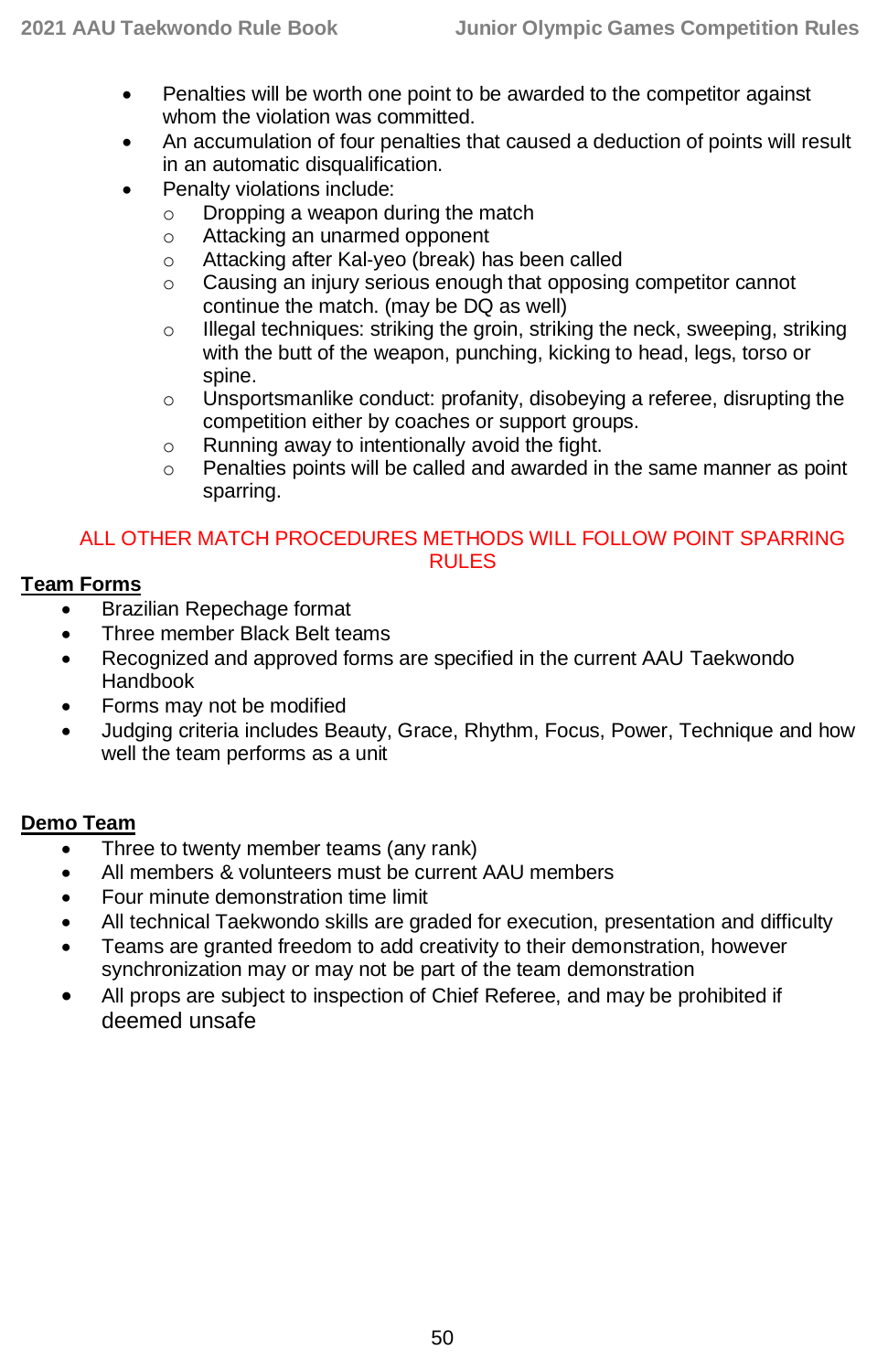- Penalties will be worth one point to be awarded to the competitor against whom the violation was committed.
- An accumulation of four penalties that caused a deduction of points will result in an automatic disqualification.
- Penalty violations include:
  - Dropping a weapon during the match
  - Attacking an unarmed opponent
  - Attacking after Kal-yeo (break) has been called
  - Causing an injury serious enough that opposing competitor cannot continue the match. (may be DQ as well)
  - Illegal techniques: striking the groin, striking the neck, sweeping, striking with the butt of the weapon, punching, kicking to head, legs, torso or spine.
  - Unsportsmanlike conduct: profanity, disobeying a referee, disrupting the competition either by coaches or support groups.
  - Running away to intentionally avoid the fight.
  - Penalties points will be called and awarded in the same manner as point sparring.

ALL OTHER MATCH PROCEDURES METHODS WILL FOLLOW POINT SPARRING RULES

**Team Forms**

- Brazilian Repechage format
- Three member Black Belt teams
- Recognized and approved forms are specified in the current AAU Taekwondo Handbook
- Forms may not be modified
- Judging criteria includes Beauty, Grace, Rhythm, Focus, Power, Technique and how well the team performs as a unit

**Demo Team**

- Three to twenty member teams (any rank)
- All members & volunteers must be current AAU members
- Four minute demonstration time limit
- All technical Taekwondo skills are graded for execution, presentation and difficulty
- Teams are granted freedom to add creativity to their demonstration, however synchronization may or may not be part of the team demonstration
- All props are subject to inspection of Chief Referee, and may be prohibited if deemed unsafe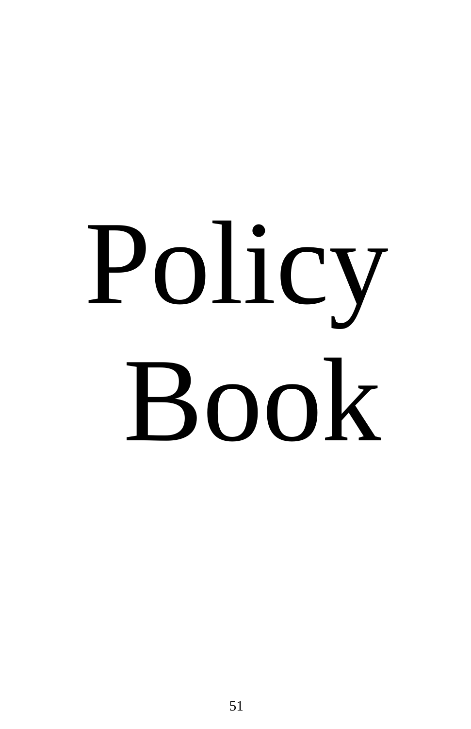# Policy Book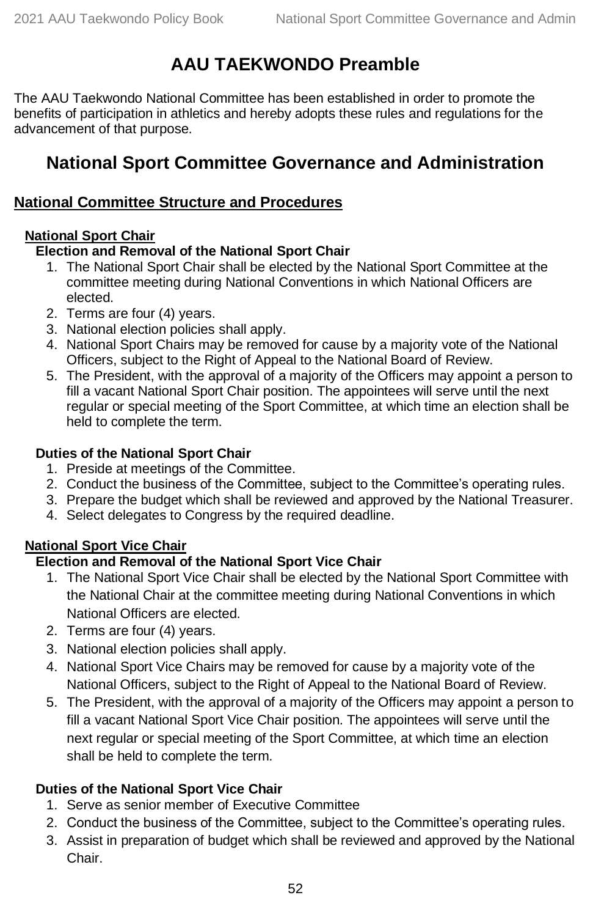# AAU TAEKWONDO Preamble

The AAU Taekwondo National Committee has been established in order to promote the benefits of participation in athletics and hereby adopts these rules and regulations for the advancement of that purpose.

# National Sport Committee Governance and Administration

## National Committee Structure and Procedures

### National Sport Chair

#### Election and Removal of the National Sport Chair

1. The National Sport Chair shall be elected by the National Sport Committee at the committee meeting during National Conventions in which National Officers are elected.
2. Terms are four (4) years.
3. National election policies shall apply.
4. National Sport Chairs may be removed for cause by a majority vote of the National Officers, subject to the Right of Appeal to the National Board of Review.
5. The President, with the approval of a majority of the Officers may appoint a person to fill a vacant National Sport Chair position. The appointees will serve until the next regular or special meeting of the Sport Committee, at which time an election shall be held to complete the term.

#### Duties of the National Sport Chair

1. Preside at meetings of the Committee.
2. Conduct the business of the Committee, subject to the Committee's operating rules.
3. Prepare the budget which shall be reviewed and approved by the National Treasurer.
4. Select delegates to Congress by the required deadline.

### National Sport Vice Chair

#### Election and Removal of the National Sport Vice Chair

1. The National Sport Vice Chair shall be elected by the National Sport Committee with the National Chair at the committee meeting during National Conventions in which National Officers are elected.
2. Terms are four (4) years.
3. National election policies shall apply.
4. National Sport Vice Chairs may be removed for cause by a majority vote of the National Officers, subject to the Right of Appeal to the National Board of Review.
5. The President, with the approval of a majority of the Officers may appoint a person to fill a vacant National Sport Vice Chair position. The appointees will serve until the next regular or special meeting of the Sport Committee, at which time an election shall be held to complete the term.

#### Duties of the National Sport Vice Chair

1. Serve as senior member of Executive Committee
2. Conduct the business of the Committee, subject to the Committee's operating rules.
3. Assist in preparation of budget which shall be reviewed and approved by the National Chair.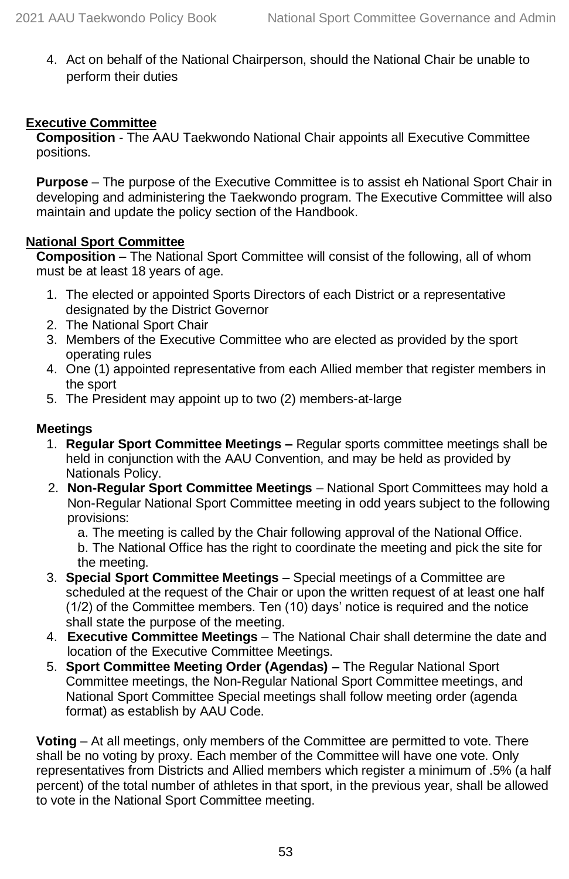4. Act on behalf of the National Chairperson, should the National Chair be unable to perform their duties

## Executive Committee

**Composition** - The AAU Taekwondo National Chair appoints all Executive Committee positions.

**Purpose** – The purpose of the Executive Committee is to assist eh National Sport Chair in developing and administering the Taekwondo program. The Executive Committee will also maintain and update the policy section of the Handbook.

## National Sport Committee

**Composition** – The National Sport Committee will consist of the following, all of whom must be at least 18 years of age.

1. The elected or appointed Sports Directors of each District or a representative designated by the District Governor
2. The National Sport Chair
3. Members of the Executive Committee who are elected as provided by the sport operating rules
4. One (1) appointed representative from each Allied member that register members in the sport
5. The President may appoint up to two (2) members-at-large

**Meetings**

1. **Regular Sport Committee Meetings –** Regular sports committee meetings shall be held in conjunction with the AAU Convention, and may be held as provided by Nationals Policy.
2. **Non-Regular Sport Committee Meetings** – National Sport Committees may hold a Non-Regular National Sport Committee meeting in odd years subject to the following provisions:
   a. The meeting is called by the Chair following approval of the National Office.
   b. The National Office has the right to coordinate the meeting and pick the site for the meeting.
3. **Special Sport Committee Meetings** – Special meetings of a Committee are scheduled at the request of the Chair or upon the written request of at least one half (1/2) of the Committee members. Ten (10) days' notice is required and the notice shall state the purpose of the meeting.
4. **Executive Committee Meetings** – The National Chair shall determine the date and location of the Executive Committee Meetings.
5. **Sport Committee Meeting Order (Agendas) –** The Regular National Sport Committee meetings, the Non-Regular National Sport Committee meetings, and National Sport Committee Special meetings shall follow meeting order (agenda format) as establish by AAU Code.

**Voting** – At all meetings, only members of the Committee are permitted to vote. There shall be no voting by proxy. Each member of the Committee will have one vote. Only representatives from Districts and Allied members which register a minimum of .5% (a half percent) of the total number of athletes in that sport, in the previous year, shall be allowed to vote in the National Sport Committee meeting.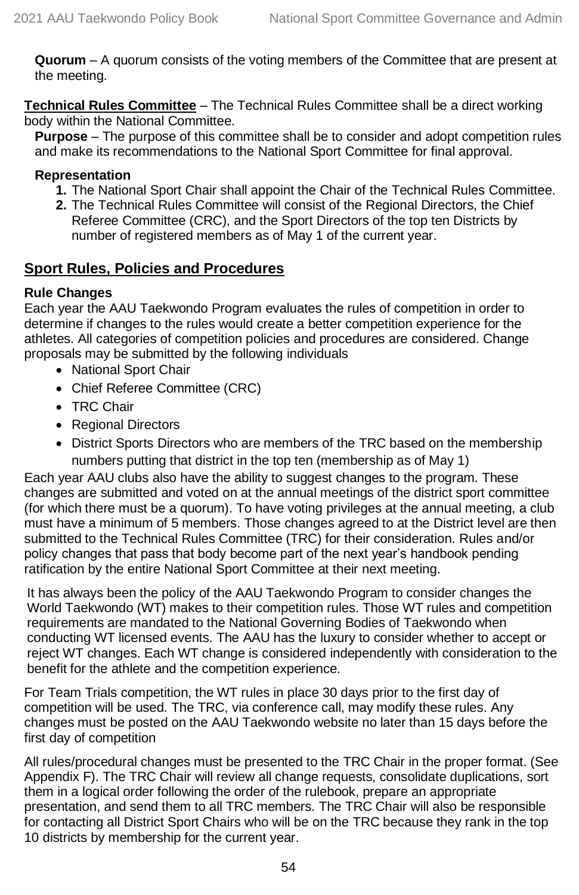**Quorum** – A quorum consists of the voting members of the Committee that are present at the meeting.

**Technical Rules Committee** – The Technical Rules Committee shall be a direct working body within the National Committee.

**Purpose** – The purpose of this committee shall be to consider and adopt competition rules and make its recommendations to the National Sport Committee for final approval.

**Representation**

1. The National Sport Chair shall appoint the Chair of the Technical Rules Committee.
2. The Technical Rules Committee will consist of the Regional Directors, the Chief Referee Committee (CRC), and the Sport Directors of the top ten Districts by number of registered members as of May 1 of the current year.

## Sport Rules, Policies and Procedures

### Rule Changes

Each year the AAU Taekwondo Program evaluates the rules of competition in order to determine if changes to the rules would create a better competition experience for the athletes. All categories of competition policies and procedures are considered. Change proposals may be submitted by the following individuals

- National Sport Chair
- Chief Referee Committee (CRC)
- TRC Chair
- Regional Directors
- District Sports Directors who are members of the TRC based on the membership numbers putting that district in the top ten (membership as of May 1)

Each year AAU clubs also have the ability to suggest changes to the program. These changes are submitted and voted on at the annual meetings of the district sport committee (for which there must be a quorum). To have voting privileges at the annual meeting, a club must have a minimum of 5 members. Those changes agreed to at the District level are then submitted to the Technical Rules Committee (TRC) for their consideration. Rules and/or policy changes that pass that body become part of the next year's handbook pending ratification by the entire National Sport Committee at their next meeting.

It has always been the policy of the AAU Taekwondo Program to consider changes the World Taekwondo (WT) makes to their competition rules. Those WT rules and competition requirements are mandated to the National Governing Bodies of Taekwondo when conducting WT licensed events. The AAU has the luxury to consider whether to accept or reject WT changes. Each WT change is considered independently with consideration to the benefit for the athlete and the competition experience.

For Team Trials competition, the WT rules in place 30 days prior to the first day of competition will be used. The TRC, via conference call, may modify these rules. Any changes must be posted on the AAU Taekwondo website no later than 15 days before the first day of competition

All rules/procedural changes must be presented to the TRC Chair in the proper format. (See Appendix F). The TRC Chair will review all change requests, consolidate duplications, sort them in a logical order following the order of the rulebook, prepare an appropriate presentation, and send them to all TRC members. The TRC Chair will also be responsible for contacting all District Sport Chairs who will be on the TRC because they rank in the top 10 districts by membership for the current year.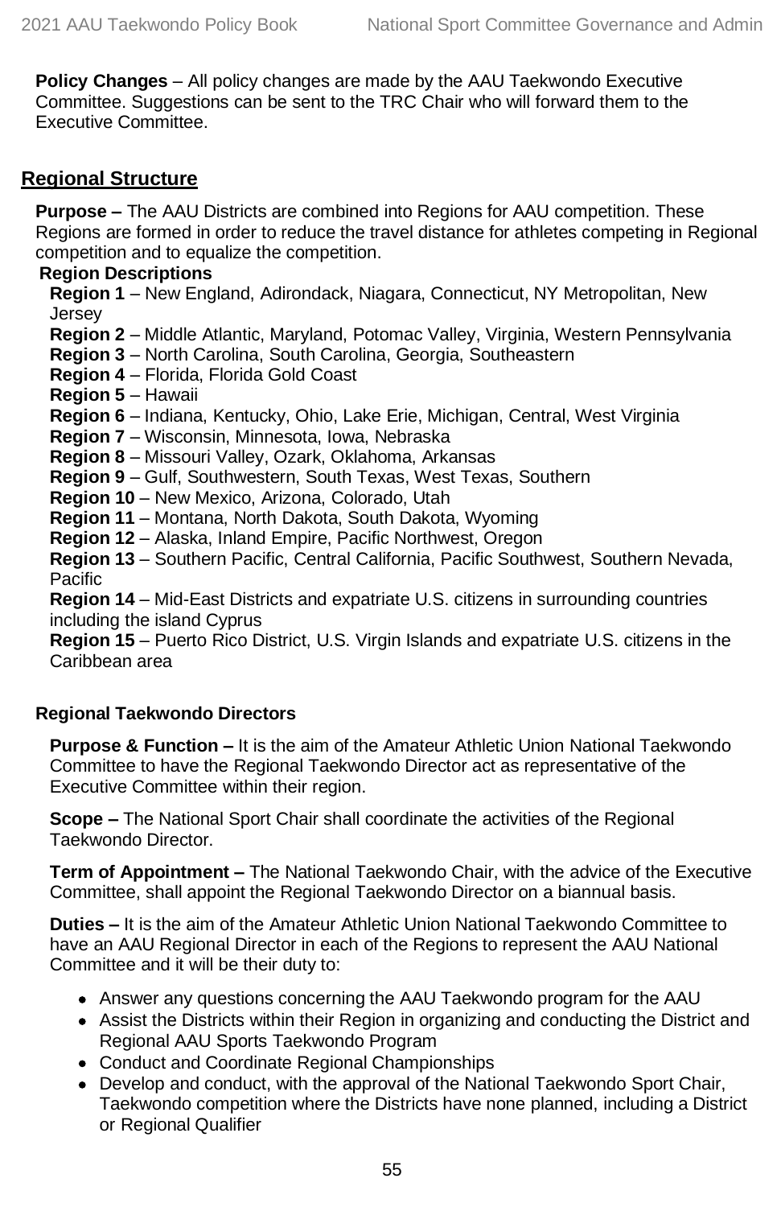**Policy Changes** – All policy changes are made by the AAU Taekwondo Executive Committee. Suggestions can be sent to the TRC Chair who will forward them to the Executive Committee.

## Regional Structure

**Purpose –** The AAU Districts are combined into Regions for AAU competition. These Regions are formed in order to reduce the travel distance for athletes competing in Regional competition and to equalize the competition.

**Region Descriptions**

**Region 1** – New England, Adirondack, Niagara, Connecticut, NY Metropolitan, New Jersey
**Region 2** – Middle Atlantic, Maryland, Potomac Valley, Virginia, Western Pennsylvania
**Region 3** – North Carolina, South Carolina, Georgia, Southeastern
**Region 4** – Florida, Florida Gold Coast
**Region 5** – Hawaii
**Region 6** – Indiana, Kentucky, Ohio, Lake Erie, Michigan, Central, West Virginia
**Region 7** – Wisconsin, Minnesota, Iowa, Nebraska
**Region 8** – Missouri Valley, Ozark, Oklahoma, Arkansas
**Region 9** – Gulf, Southwestern, South Texas, West Texas, Southern
**Region 10** – New Mexico, Arizona, Colorado, Utah
**Region 11** – Montana, North Dakota, South Dakota, Wyoming
**Region 12** – Alaska, Inland Empire, Pacific Northwest, Oregon
**Region 13** – Southern Pacific, Central California, Pacific Southwest, Southern Nevada, Pacific
**Region 14** – Mid-East Districts and expatriate U.S. citizens in surrounding countries including the island Cyprus
**Region 15** – Puerto Rico District, U.S. Virgin Islands and expatriate U.S. citizens in the Caribbean area

### Regional Taekwondo Directors

**Purpose & Function –** It is the aim of the Amateur Athletic Union National Taekwondo Committee to have the Regional Taekwondo Director act as representative of the Executive Committee within their region.

**Scope –** The National Sport Chair shall coordinate the activities of the Regional Taekwondo Director.

**Term of Appointment –** The National Taekwondo Chair, with the advice of the Executive Committee, shall appoint the Regional Taekwondo Director on a biannual basis.

**Duties –** It is the aim of the Amateur Athletic Union National Taekwondo Committee to have an AAU Regional Director in each of the Regions to represent the AAU National Committee and it will be their duty to:

- Answer any questions concerning the AAU Taekwondo program for the AAU
- Assist the Districts within their Region in organizing and conducting the District and Regional AAU Sports Taekwondo Program
- Conduct and Coordinate Regional Championships
- Develop and conduct, with the approval of the National Taekwondo Sport Chair, Taekwondo competition where the Districts have none planned, including a District or Regional Qualifier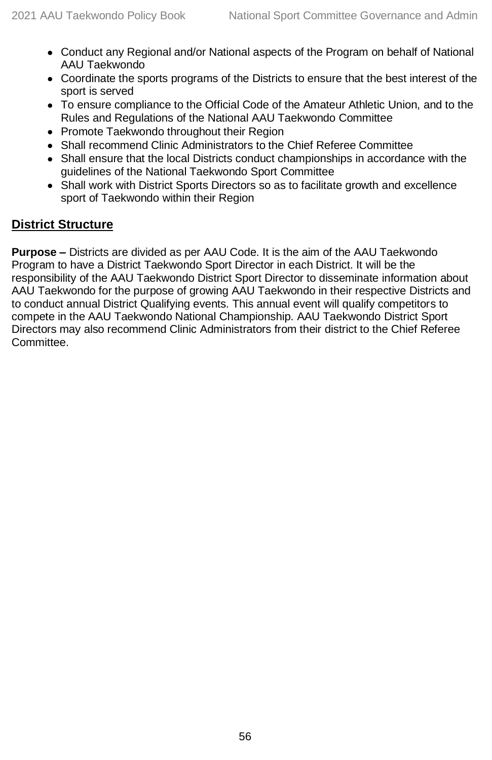- Conduct any Regional and/or National aspects of the Program on behalf of National AAU Taekwondo
- Coordinate the sports programs of the Districts to ensure that the best interest of the sport is served
- To ensure compliance to the Official Code of the Amateur Athletic Union, and to the Rules and Regulations of the National AAU Taekwondo Committee
- Promote Taekwondo throughout their Region
- Shall recommend Clinic Administrators to the Chief Referee Committee
- Shall ensure that the local Districts conduct championships in accordance with the guidelines of the National Taekwondo Sport Committee
- Shall work with District Sports Directors so as to facilitate growth and excellence sport of Taekwondo within their Region

## District Structure

**Purpose –** Districts are divided as per AAU Code. It is the aim of the AAU Taekwondo Program to have a District Taekwondo Sport Director in each District. It will be the responsibility of the AAU Taekwondo District Sport Director to disseminate information about AAU Taekwondo for the purpose of growing AAU Taekwondo in their respective Districts and to conduct annual District Qualifying events. This annual event will qualify competitors to compete in the AAU Taekwondo National Championship. AAU Taekwondo District Sport Directors may also recommend Clinic Administrators from their district to the Chief Referee Committee.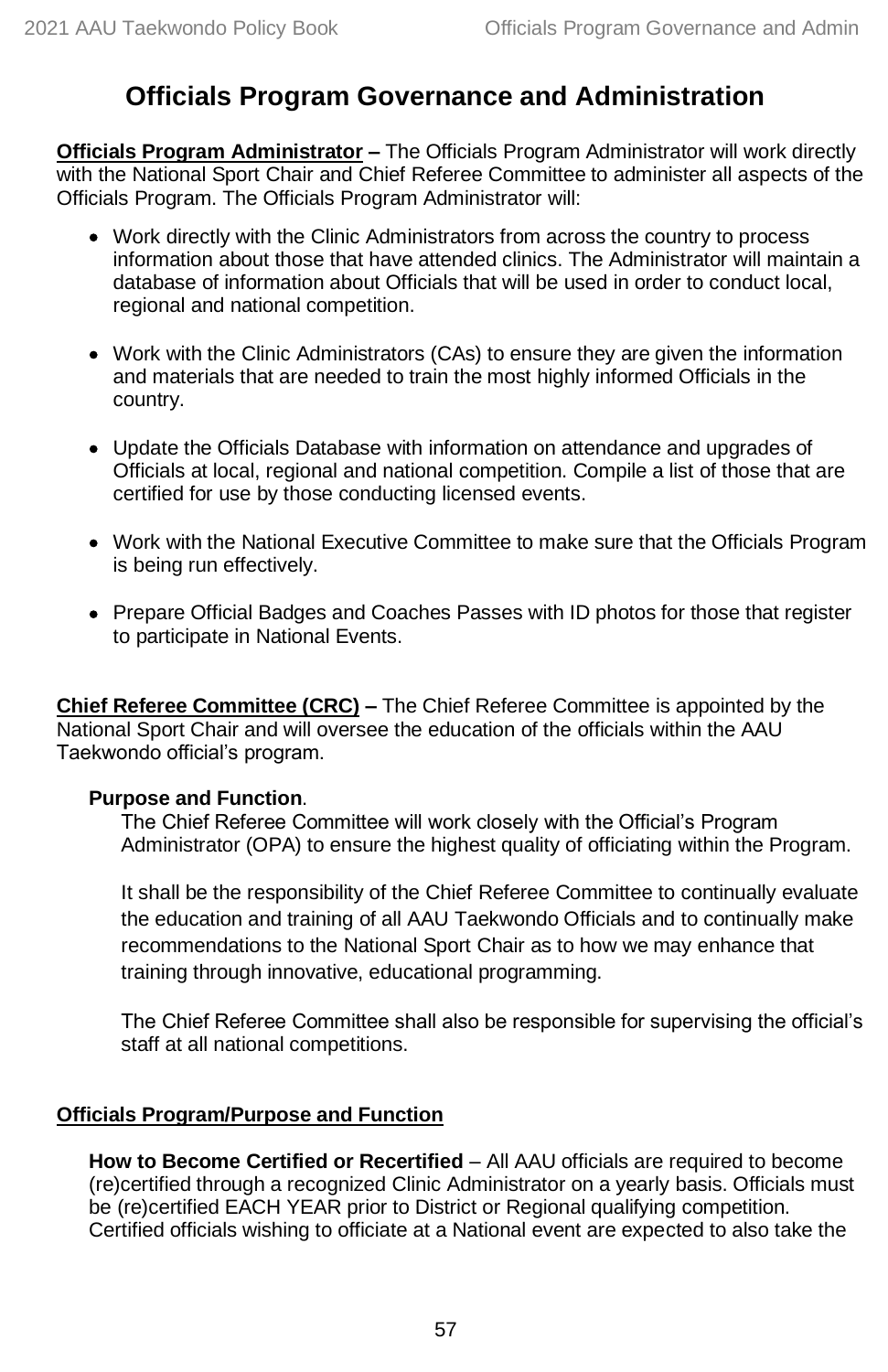# Officials Program Governance and Administration

**Officials Program Administrator –** The Officials Program Administrator will work directly with the National Sport Chair and Chief Referee Committee to administer all aspects of the Officials Program. The Officials Program Administrator will:

- Work directly with the Clinic Administrators from across the country to process information about those that have attended clinics. The Administrator will maintain a database of information about Officials that will be used in order to conduct local, regional and national competition.

- Work with the Clinic Administrators (CAs) to ensure they are given the information and materials that are needed to train the most highly informed Officials in the country.

- Update the Officials Database with information on attendance and upgrades of Officials at local, regional and national competition. Compile a list of those that are certified for use by those conducting licensed events.

- Work with the National Executive Committee to make sure that the Officials Program is being run effectively.

- Prepare Official Badges and Coaches Passes with ID photos for those that register to participate in National Events.

**Chief Referee Committee (CRC) –** The Chief Referee Committee is appointed by the National Sport Chair and will oversee the education of the officials within the AAU Taekwondo official's program.

**Purpose and Function**.

The Chief Referee Committee will work closely with the Official's Program Administrator (OPA) to ensure the highest quality of officiating within the Program.

It shall be the responsibility of the Chief Referee Committee to continually evaluate the education and training of all AAU Taekwondo Officials and to continually make recommendations to the National Sport Chair as to how we may enhance that training through innovative, educational programming.

The Chief Referee Committee shall also be responsible for supervising the official's staff at all national competitions.

**Officials Program/Purpose and Function**

**How to Become Certified or Recertified** – All AAU officials are required to become (re)certified through a recognized Clinic Administrator on a yearly basis. Officials must be (re)certified EACH YEAR prior to District or Regional qualifying competition. Certified officials wishing to officiate at a National event are expected to also take the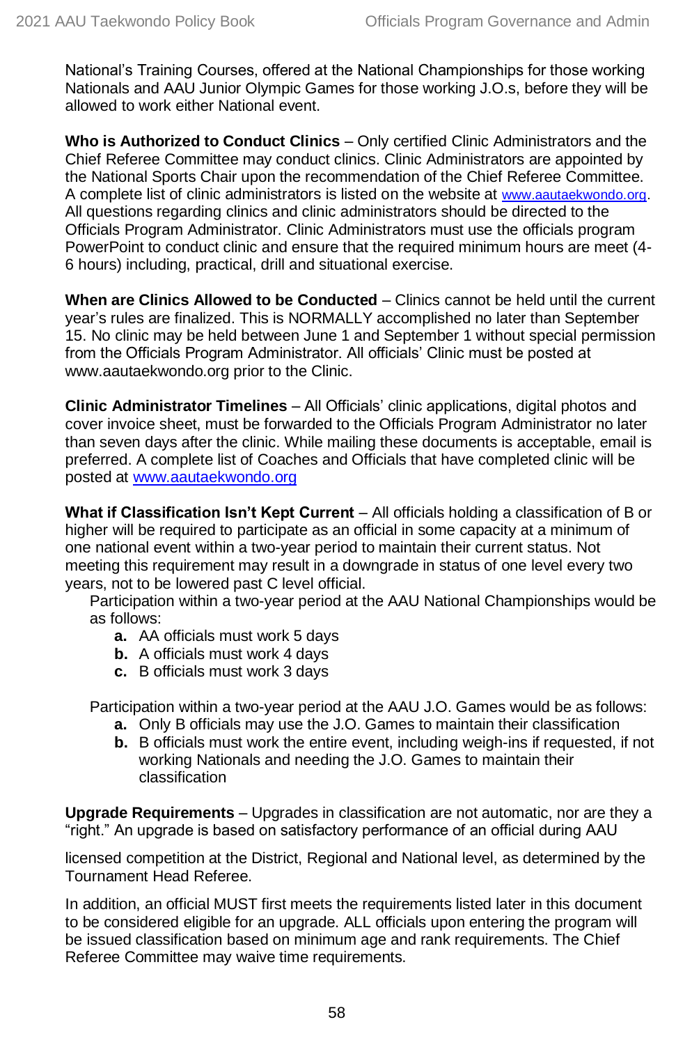National's Training Courses, offered at the National Championships for those working Nationals and AAU Junior Olympic Games for those working J.O.s, before they will be allowed to work either National event.

**Who is Authorized to Conduct Clinics** – Only certified Clinic Administrators and the Chief Referee Committee may conduct clinics. Clinic Administrators are appointed by the National Sports Chair upon the recommendation of the Chief Referee Committee. A complete list of clinic administrators is listed on the website at www.aautaekwondo.org. All questions regarding clinics and clinic administrators should be directed to the Officials Program Administrator. Clinic Administrators must use the officials program PowerPoint to conduct clinic and ensure that the required minimum hours are meet (4-6 hours) including, practical, drill and situational exercise.

**When are Clinics Allowed to be Conducted** – Clinics cannot be held until the current year's rules are finalized. This is NORMALLY accomplished no later than September 15. No clinic may be held between June 1 and September 1 without special permission from the Officials Program Administrator. All officials' Clinic must be posted at www.aautaekwondo.org prior to the Clinic.

**Clinic Administrator Timelines** – All Officials' clinic applications, digital photos and cover invoice sheet, must be forwarded to the Officials Program Administrator no later than seven days after the clinic. While mailing these documents is acceptable, email is preferred. A complete list of Coaches and Officials that have completed clinic will be posted at www.aautaekwondo.org

**What if Classification Isn't Kept Current** – All officials holding a classification of B or higher will be required to participate as an official in some capacity at a minimum of one national event within a two-year period to maintain their current status. Not meeting this requirement may result in a downgrade in status of one level every two years, not to be lowered past C level official.

Participation within a two-year period at the AAU National Championships would be as follows:

- **a.** AA officials must work 5 days
- **b.** A officials must work 4 days
- **c.** B officials must work 3 days

Participation within a two-year period at the AAU J.O. Games would be as follows:

- **a.** Only B officials may use the J.O. Games to maintain their classification
- **b.** B officials must work the entire event, including weigh-ins if requested, if not working Nationals and needing the J.O. Games to maintain their classification

**Upgrade Requirements** – Upgrades in classification are not automatic, nor are they a "right." An upgrade is based on satisfactory performance of an official during AAU licensed competition at the District, Regional and National level, as determined by the Tournament Head Referee.

In addition, an official MUST first meets the requirements listed later in this document to be considered eligible for an upgrade. ALL officials upon entering the program will be issued classification based on minimum age and rank requirements. The Chief Referee Committee may waive time requirements.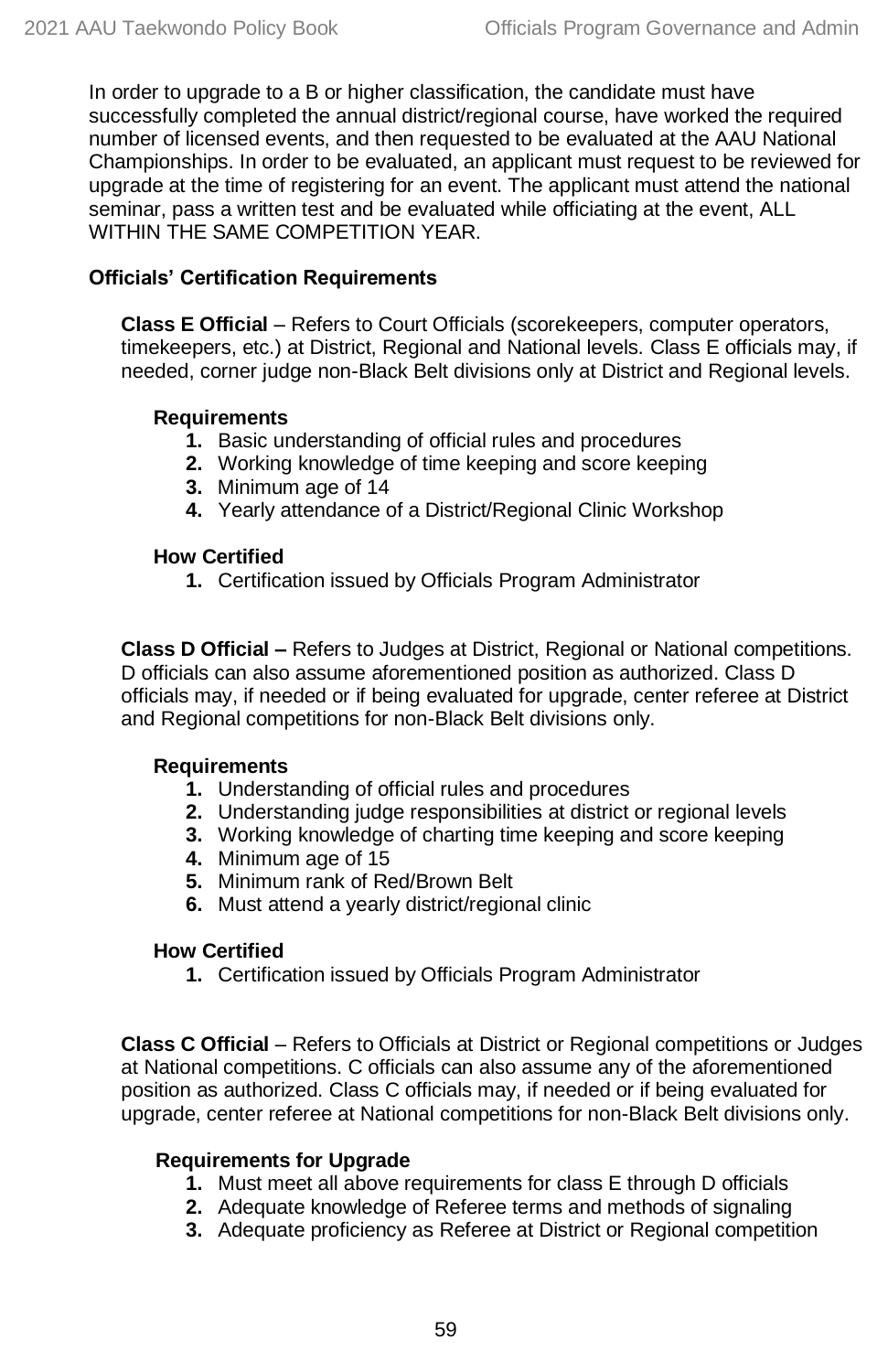In order to upgrade to a B or higher classification, the candidate must have successfully completed the annual district/regional course, have worked the required number of licensed events, and then requested to be evaluated at the AAU National Championships. In order to be evaluated, an applicant must request to be reviewed for upgrade at the time of registering for an event. The applicant must attend the national seminar, pass a written test and be evaluated while officiating at the event, ALL WITHIN THE SAME COMPETITION YEAR.

**Officials' Certification Requirements**

**Class E Official** – Refers to Court Officials (scorekeepers, computer operators, timekeepers, etc.) at District, Regional and National levels. Class E officials may, if needed, corner judge non-Black Belt divisions only at District and Regional levels.

**Requirements**

1. Basic understanding of official rules and procedures
2. Working knowledge of time keeping and score keeping
3. Minimum age of 14
4. Yearly attendance of a District/Regional Clinic Workshop

**How Certified**

1. Certification issued by Officials Program Administrator

**Class D Official –** Refers to Judges at District, Regional or National competitions. D officials can also assume aforementioned position as authorized. Class D officials may, if needed or if being evaluated for upgrade, center referee at District and Regional competitions for non-Black Belt divisions only.

**Requirements**

1. Understanding of official rules and procedures
2. Understanding judge responsibilities at district or regional levels
3. Working knowledge of charting time keeping and score keeping
4. Minimum age of 15
5. Minimum rank of Red/Brown Belt
6. Must attend a yearly district/regional clinic

**How Certified**

1. Certification issued by Officials Program Administrator

**Class C Official** – Refers to Officials at District or Regional competitions or Judges at National competitions. C officials can also assume any of the aforementioned position as authorized. Class C officials may, if needed or if being evaluated for upgrade, center referee at National competitions for non-Black Belt divisions only.

**Requirements for Upgrade**

1. Must meet all above requirements for class E through D officials
2. Adequate knowledge of Referee terms and methods of signaling
3. Adequate proficiency as Referee at District or Regional competition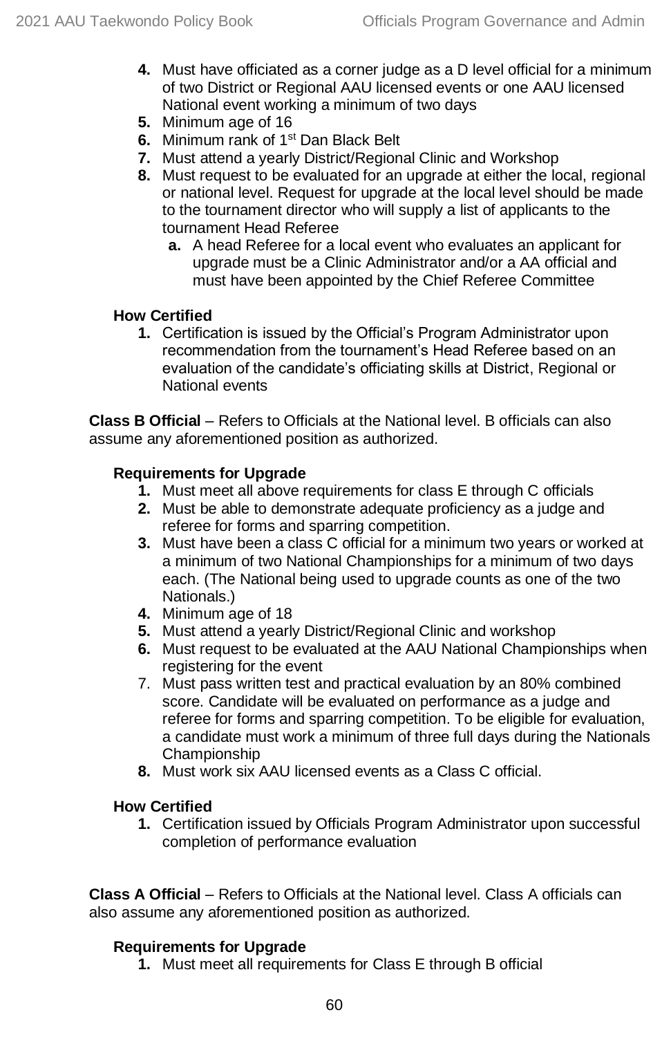4. Must have officiated as a corner judge as a D level official for a minimum of two District or Regional AAU licensed events or one AAU licensed National event working a minimum of two days
5. Minimum age of 16
6. Minimum rank of 1st Dan Black Belt
7. Must attend a yearly District/Regional Clinic and Workshop
8. Must request to be evaluated for an upgrade at either the local, regional or national level. Request for upgrade at the local level should be made to the tournament director who will supply a list of applicants to the tournament Head Referee
   a. A head Referee for a local event who evaluates an applicant for upgrade must be a Clinic Administrator and/or a AA official and must have been appointed by the Chief Referee Committee

**How Certified**

1. Certification is issued by the Official's Program Administrator upon recommendation from the tournament's Head Referee based on an evaluation of the candidate's officiating skills at District, Regional or National events

**Class B Official** – Refers to Officials at the National level. B officials can also assume any aforementioned position as authorized.

**Requirements for Upgrade**

1. Must meet all above requirements for class E through C officials
2. Must be able to demonstrate adequate proficiency as a judge and referee for forms and sparring competition.
3. Must have been a class C official for a minimum two years or worked at a minimum of two National Championships for a minimum of two days each. (The National being used to upgrade counts as one of the two Nationals.)
4. Minimum age of 18
5. Must attend a yearly District/Regional Clinic and workshop
6. Must request to be evaluated at the AAU National Championships when registering for the event
7. Must pass written test and practical evaluation by an 80% combined score. Candidate will be evaluated on performance as a judge and referee for forms and sparring competition. To be eligible for evaluation, a candidate must work a minimum of three full days during the Nationals Championship
8. Must work six AAU licensed events as a Class C official.

**How Certified**

1. Certification issued by Officials Program Administrator upon successful completion of performance evaluation

**Class A Official** – Refers to Officials at the National level. Class A officials can also assume any aforementioned position as authorized.

**Requirements for Upgrade**

1. Must meet all requirements for Class E through B official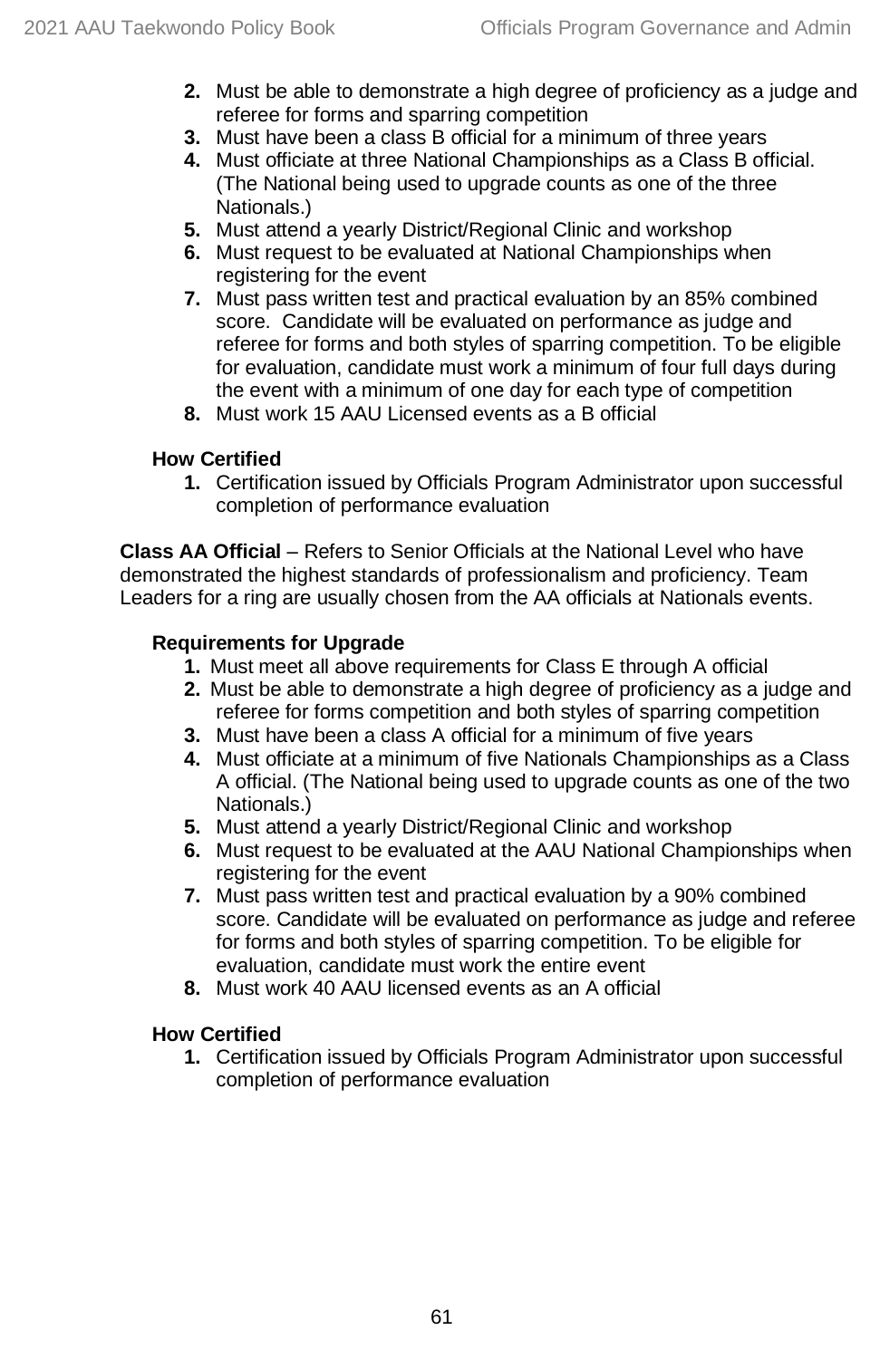2. Must be able to demonstrate a high degree of proficiency as a judge and referee for forms and sparring competition
3. Must have been a class B official for a minimum of three years
4. Must officiate at three National Championships as a Class B official. (The National being used to upgrade counts as one of the three Nationals.)
5. Must attend a yearly District/Regional Clinic and workshop
6. Must request to be evaluated at National Championships when registering for the event
7. Must pass written test and practical evaluation by an 85% combined score. Candidate will be evaluated on performance as judge and referee for forms and both styles of sparring competition. To be eligible for evaluation, candidate must work a minimum of four full days during the event with a minimum of one day for each type of competition
8. Must work 15 AAU Licensed events as a B official

**How Certified**

1. Certification issued by Officials Program Administrator upon successful completion of performance evaluation

**Class AA Official** – Refers to Senior Officials at the National Level who have demonstrated the highest standards of professionalism and proficiency. Team Leaders for a ring are usually chosen from the AA officials at Nationals events.

**Requirements for Upgrade**

1. Must meet all above requirements for Class E through A official
2. Must be able to demonstrate a high degree of proficiency as a judge and referee for forms competition and both styles of sparring competition
3. Must have been a class A official for a minimum of five years
4. Must officiate at a minimum of five Nationals Championships as a Class A official. (The National being used to upgrade counts as one of the two Nationals.)
5. Must attend a yearly District/Regional Clinic and workshop
6. Must request to be evaluated at the AAU National Championships when registering for the event
7. Must pass written test and practical evaluation by a 90% combined score. Candidate will be evaluated on performance as judge and referee for forms and both styles of sparring competition. To be eligible for evaluation, candidate must work the entire event
8. Must work 40 AAU licensed events as an A official

**How Certified**

1. Certification issued by Officials Program Administrator upon successful completion of performance evaluation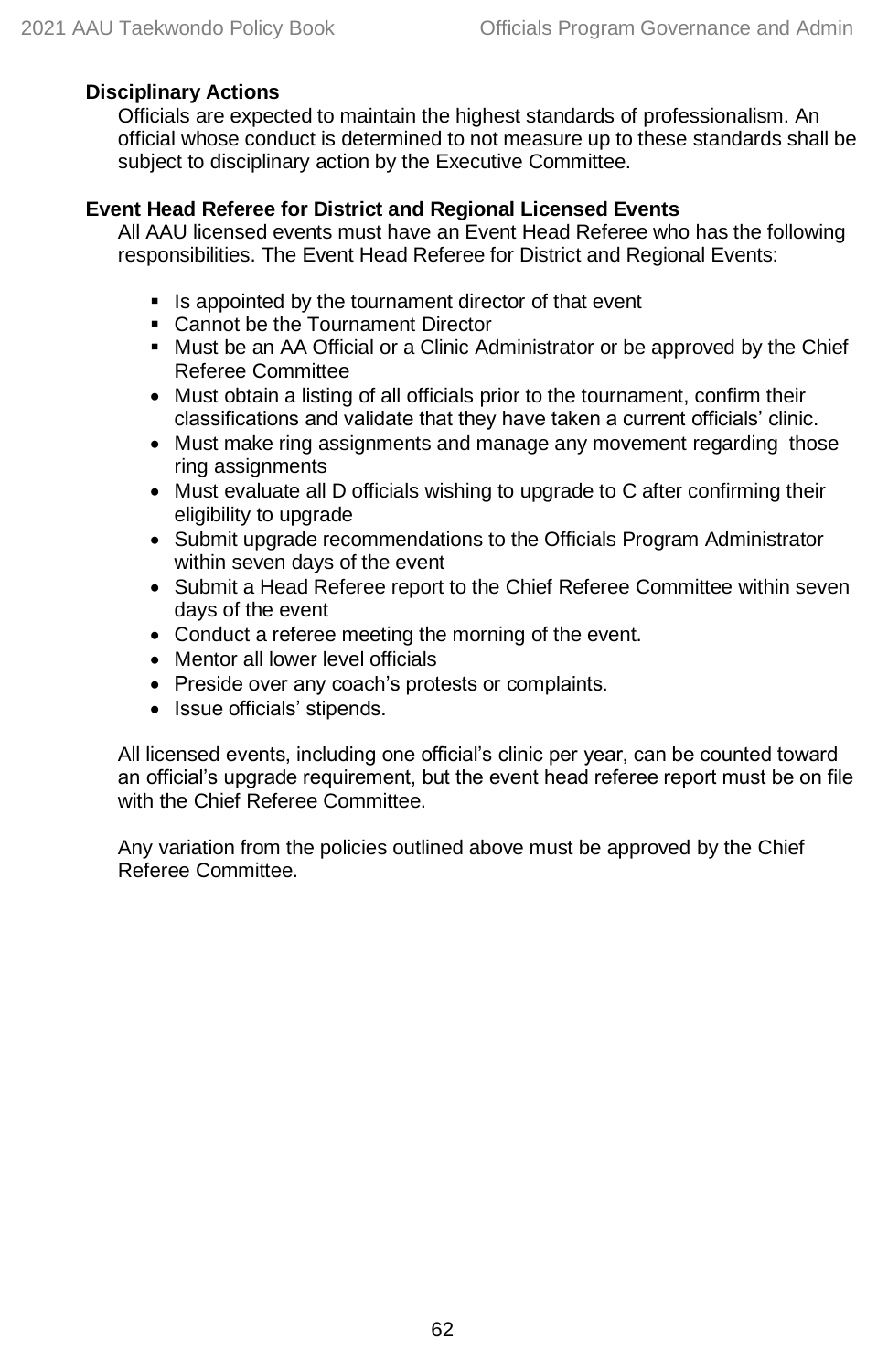**Disciplinary Actions**

Officials are expected to maintain the highest standards of professionalism. An official whose conduct is determined to not measure up to these standards shall be subject to disciplinary action by the Executive Committee.

**Event Head Referee for District and Regional Licensed Events**

All AAU licensed events must have an Event Head Referee who has the following responsibilities. The Event Head Referee for District and Regional Events:

- Is appointed by the tournament director of that event
- Cannot be the Tournament Director
- Must be an AA Official or a Clinic Administrator or be approved by the Chief Referee Committee
- Must obtain a listing of all officials prior to the tournament, confirm their classifications and validate that they have taken a current officials' clinic.
- Must make ring assignments and manage any movement regarding those ring assignments
- Must evaluate all D officials wishing to upgrade to C after confirming their eligibility to upgrade
- Submit upgrade recommendations to the Officials Program Administrator within seven days of the event
- Submit a Head Referee report to the Chief Referee Committee within seven days of the event
- Conduct a referee meeting the morning of the event.
- Mentor all lower level officials
- Preside over any coach's protests or complaints.
- Issue officials' stipends.

All licensed events, including one official's clinic per year, can be counted toward an official's upgrade requirement, but the event head referee report must be on file with the Chief Referee Committee.

Any variation from the policies outlined above must be approved by the Chief Referee Committee.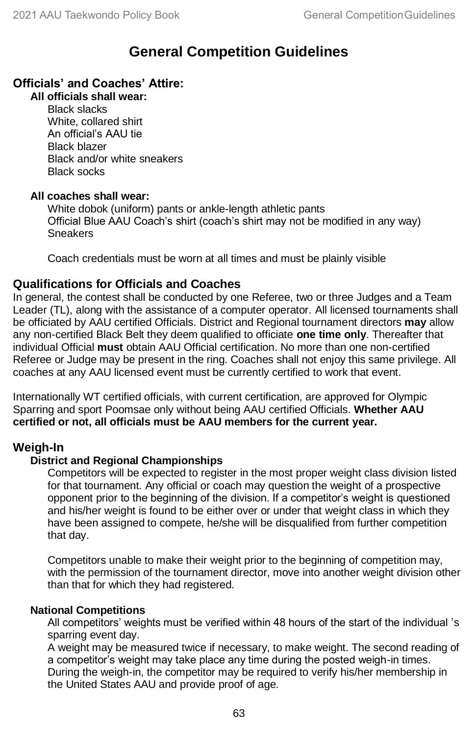# General Competition Guidelines

## Officials' and Coaches' Attire:

**All officials shall wear:**

Black slacks
White, collared shirt
An official's AAU tie
Black blazer
Black and/or white sneakers
Black socks

**All coaches shall wear:**

White dobok (uniform) pants or ankle-length athletic pants
Official Blue AAU Coach's shirt (coach's shirt may not be modified in any way)
Sneakers

Coach credentials must be worn at all times and must be plainly visible

## Qualifications for Officials and Coaches

In general, the contest shall be conducted by one Referee, two or three Judges and a Team Leader (TL), along with the assistance of a computer operator. All licensed tournaments shall be officiated by AAU certified Officials. District and Regional tournament directors **may** allow any non-certified Black Belt they deem qualified to officiate **one time only**. Thereafter that individual Official **must** obtain AAU Official certification. No more than one non-certified Referee or Judge may be present in the ring. Coaches shall not enjoy this same privilege. All coaches at any AAU licensed event must be currently certified to work that event.

Internationally WT certified officials, with current certification, are approved for Olympic Sparring and sport Poomsae only without being AAU certified Officials. **Whether AAU certified or not, all officials must be AAU members for the current year.**

## Weigh-In

**District and Regional Championships**

Competitors will be expected to register in the most proper weight class division listed for that tournament. Any official or coach may question the weight of a prospective opponent prior to the beginning of the division. If a competitor's weight is questioned and his/her weight is found to be either over or under that weight class in which they have been assigned to compete, he/she will be disqualified from further competition that day.

Competitors unable to make their weight prior to the beginning of competition may, with the permission of the tournament director, move into another weight division other than that for which they had registered.

**National Competitions**

All competitors' weights must be verified within 48 hours of the start of the individual 's sparring event day.
A weight may be measured twice if necessary, to make weight. The second reading of a competitor's weight may take place any time during the posted weigh-in times.
During the weigh-in, the competitor may be required to verify his/her membership in the United States AAU and provide proof of age.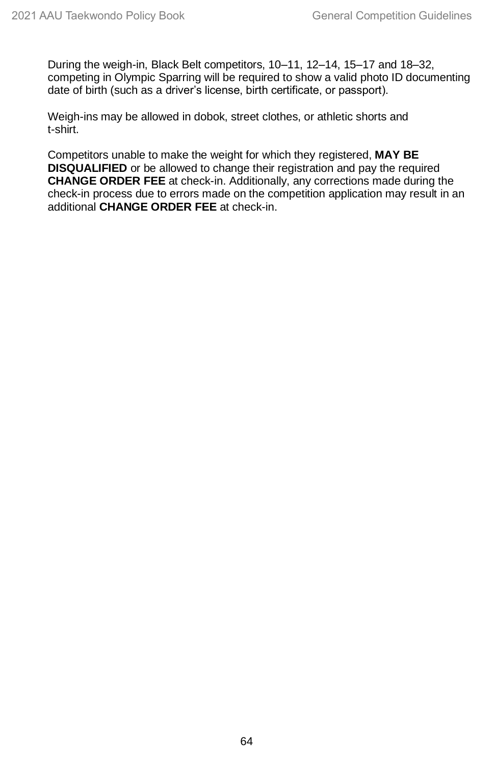During the weigh-in, Black Belt competitors, 10–11, 12–14, 15–17 and 18–32, competing in Olympic Sparring will be required to show a valid photo ID documenting date of birth (such as a driver's license, birth certificate, or passport).

Weigh-ins may be allowed in dobok, street clothes, or athletic shorts and t-shirt.

Competitors unable to make the weight for which they registered, **MAY BE DISQUALIFIED** or be allowed to change their registration and pay the required **CHANGE ORDER FEE** at check-in. Additionally, any corrections made during the check-in process due to errors made on the competition application may result in an additional **CHANGE ORDER FEE** at check-in.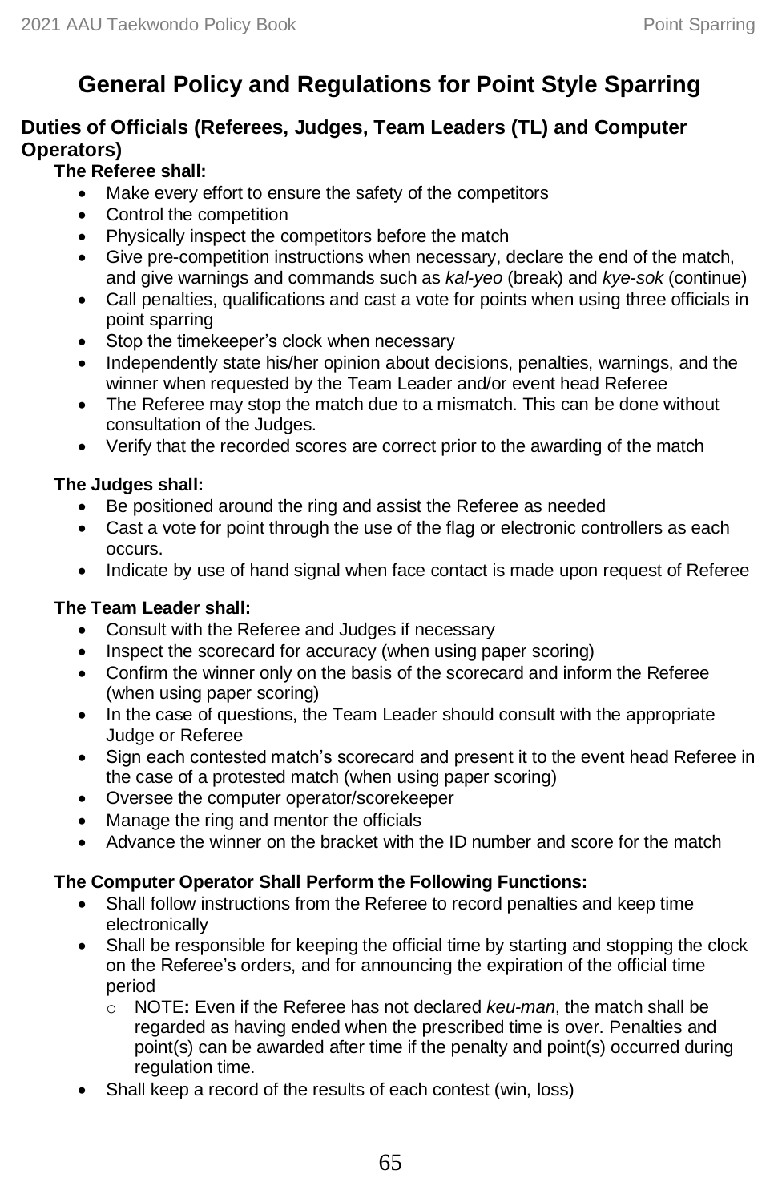# General Policy and Regulations for Point Style Sparring

## Duties of Officials (Referees, Judges, Team Leaders (TL) and Computer Operators)

**The Referee shall:**

- Make every effort to ensure the safety of the competitors
- Control the competition
- Physically inspect the competitors before the match
- Give pre-competition instructions when necessary, declare the end of the match, and give warnings and commands such as *kal-yeo* (break) and *kye-sok* (continue)
- Call penalties, qualifications and cast a vote for points when using three officials in point sparring
- Stop the timekeeper's clock when necessary
- Independently state his/her opinion about decisions, penalties, warnings, and the winner when requested by the Team Leader and/or event head Referee
- The Referee may stop the match due to a mismatch. This can be done without consultation of the Judges.
- Verify that the recorded scores are correct prior to the awarding of the match

**The Judges shall:**

- Be positioned around the ring and assist the Referee as needed
- Cast a vote for point through the use of the flag or electronic controllers as each occurs.
- Indicate by use of hand signal when face contact is made upon request of Referee

**The Team Leader shall:**

- Consult with the Referee and Judges if necessary
- Inspect the scorecard for accuracy (when using paper scoring)
- Confirm the winner only on the basis of the scorecard and inform the Referee (when using paper scoring)
- In the case of questions, the Team Leader should consult with the appropriate Judge or Referee
- Sign each contested match's scorecard and present it to the event head Referee in the case of a protested match (when using paper scoring)
- Oversee the computer operator/scorekeeper
- Manage the ring and mentor the officials
- Advance the winner on the bracket with the ID number and score for the match

**The Computer Operator Shall Perform the Following Functions:**

- Shall follow instructions from the Referee to record penalties and keep time electronically
- Shall be responsible for keeping the official time by starting and stopping the clock on the Referee's orders, and for announcing the expiration of the official time period
  - NOTE**:** Even if the Referee has not declared *keu-man*, the match shall be regarded as having ended when the prescribed time is over. Penalties and point(s) can be awarded after time if the penalty and point(s) occurred during regulation time.
- Shall keep a record of the results of each contest (win, loss)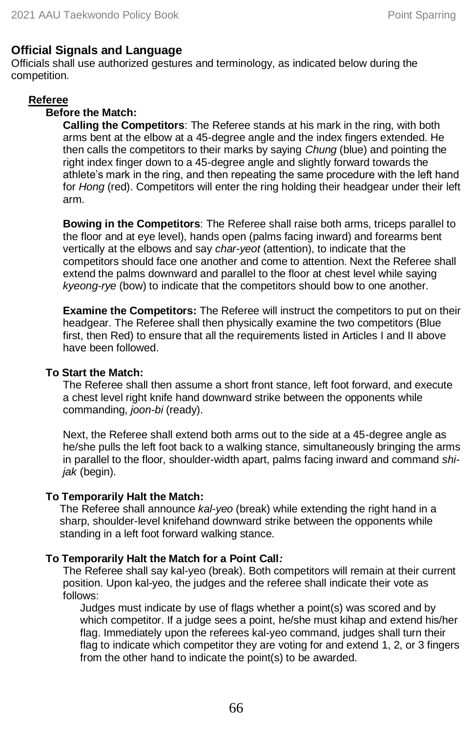## Official Signals and Language

Officials shall use authorized gestures and terminology, as indicated below during the competition.

### Referee

#### Before the Match:

**Calling the Competitors**: The Referee stands at his mark in the ring, with both arms bent at the elbow at a 45-degree angle and the index fingers extended. He then calls the competitors to their marks by saying *Chung* (blue) and pointing the right index finger down to a 45-degree angle and slightly forward towards the athlete's mark in the ring, and then repeating the same procedure with the left hand for *Hong* (red). Competitors will enter the ring holding their headgear under their left arm.

**Bowing in the Competitors**: The Referee shall raise both arms, triceps parallel to the floor and at eye level), hands open (palms facing inward) and forearms bent vertically at the elbows and say *char-yeot* (attention), to indicate that the competitors should face one another and come to attention. Next the Referee shall extend the palms downward and parallel to the floor at chest level while saying *kyeong-rye* (bow) to indicate that the competitors should bow to one another.

**Examine the Competitors:** The Referee will instruct the competitors to put on their headgear. The Referee shall then physically examine the two competitors (Blue first, then Red) to ensure that all the requirements listed in Articles I and II above have been followed.

#### To Start the Match:

The Referee shall then assume a short front stance, left foot forward, and execute a chest level right knife hand downward strike between the opponents while commanding, *joon-bi* (ready).

Next, the Referee shall extend both arms out to the side at a 45-degree angle as he/she pulls the left foot back to a walking stance, simultaneously bringing the arms in parallel to the floor, shoulder-width apart, palms facing inward and command *shi-jak* (begin).

#### To Temporarily Halt the Match:

The Referee shall announce *kal-yeo* (break) while extending the right hand in a sharp, shoulder-level knifehand downward strike between the opponents while standing in a left foot forward walking stance.

#### To Temporarily Halt the Match for a Point Call*:*

The Referee shall say kal-yeo (break). Both competitors will remain at their current position. Upon kal-yeo, the judges and the referee shall indicate their vote as follows:

Judges must indicate by use of flags whether a point(s) was scored and by which competitor. If a judge sees a point, he/she must kihap and extend his/her flag. Immediately upon the referees kal-yeo command, judges shall turn their flag to indicate which competitor they are voting for and extend 1, 2, or 3 fingers from the other hand to indicate the point(s) to be awarded.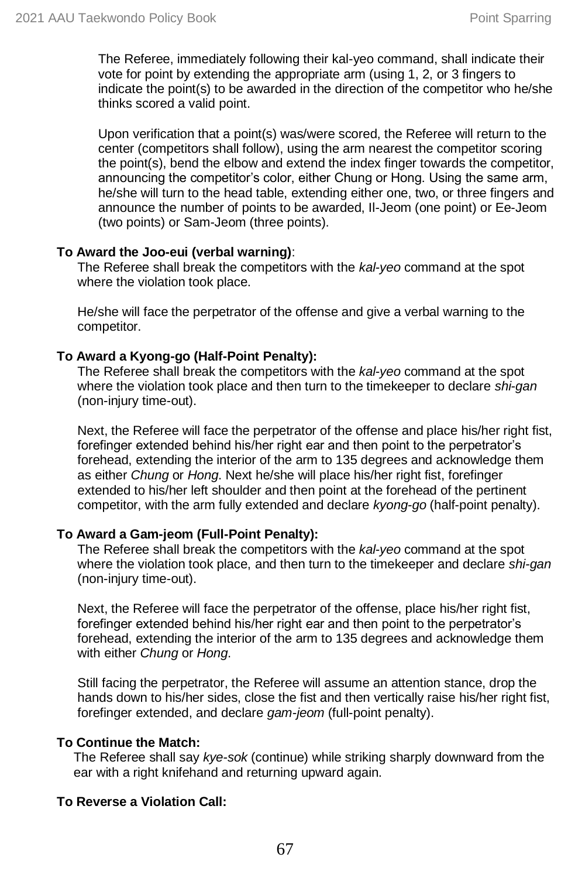The Referee, immediately following their kal-yeo command, shall indicate their vote for point by extending the appropriate arm (using 1, 2, or 3 fingers to indicate the point(s) to be awarded in the direction of the competitor who he/she thinks scored a valid point.

Upon verification that a point(s) was/were scored, the Referee will return to the center (competitors shall follow), using the arm nearest the competitor scoring the point(s), bend the elbow and extend the index finger towards the competitor, announcing the competitor's color, either Chung or Hong. Using the same arm, he/she will turn to the head table, extending either one, two, or three fingers and announce the number of points to be awarded, Il-Jeom (one point) or Ee-Jeom (two points) or Sam-Jeom (three points).

**To Award the Joo-euī (verbal warning)**:

The Referee shall break the competitors with the *kal-yeo* command at the spot where the violation took place.

He/she will face the perpetrator of the offense and give a verbal warning to the competitor.

**To Award a Kyong-go (Half-Point Penalty):**

The Referee shall break the competitors with the *kal-yeo* command at the spot where the violation took place and then turn to the timekeeper to declare *shi-gan* (non-injury time-out).

Next, the Referee will face the perpetrator of the offense and place his/her right fist, forefinger extended behind his/her right ear and then point to the perpetrator's forehead, extending the interior of the arm to 135 degrees and acknowledge them as either *Chung* or *Hong*. Next he/she will place his/her right fist, forefinger extended to his/her left shoulder and then point at the forehead of the pertinent competitor, with the arm fully extended and declare *kyong-go* (half-point penalty).

**To Award a Gam-jeom (Full-Point Penalty):**

The Referee shall break the competitors with the *kal-yeo* command at the spot where the violation took place, and then turn to the timekeeper and declare *shi-gan* (non-injury time-out).

Next, the Referee will face the perpetrator of the offense, place his/her right fist, forefinger extended behind his/her right ear and then point to the perpetrator's forehead, extending the interior of the arm to 135 degrees and acknowledge them with either *Chung* or *Hong*.

Still facing the perpetrator, the Referee will assume an attention stance, drop the hands down to his/her sides, close the fist and then vertically raise his/her right fist, forefinger extended, and declare *gam-jeom* (full-point penalty).

**To Continue the Match:**

The Referee shall say *kye-sok* (continue) while striking sharply downward from the ear with a right knifehand and returning upward again.

**To Reverse a Violation Call:**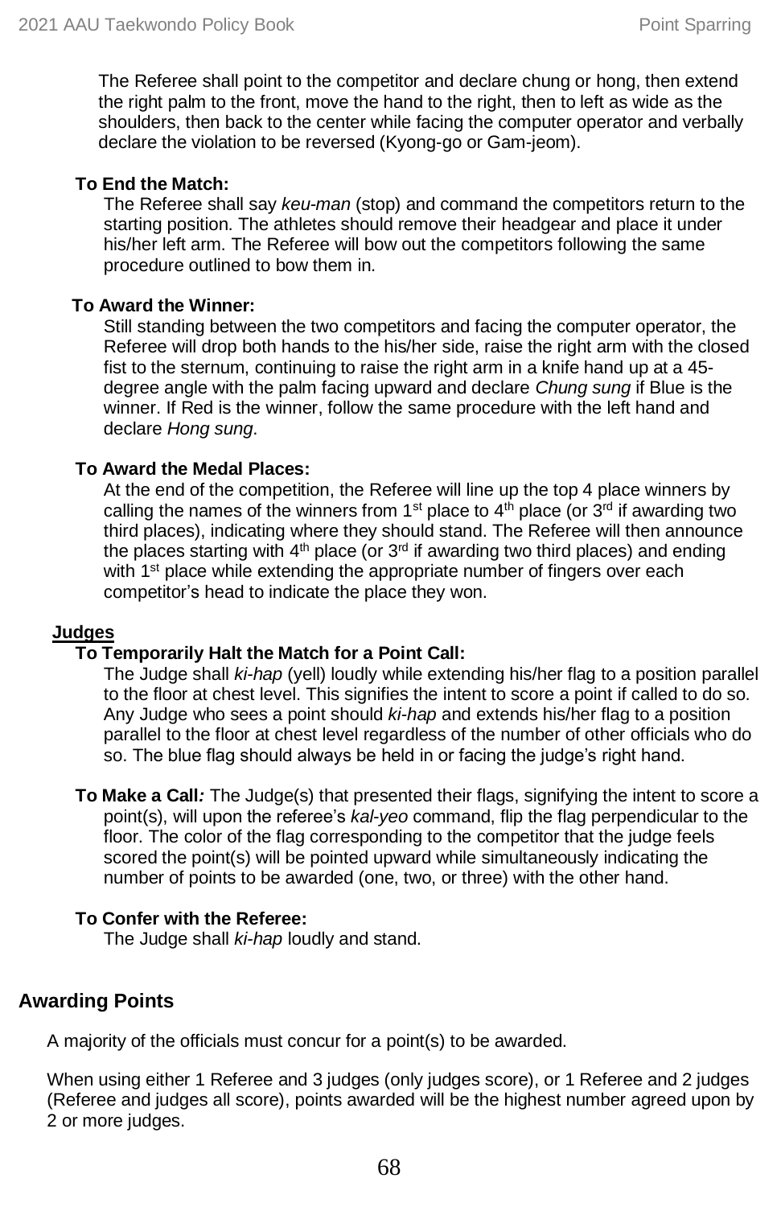The Referee shall point to the competitor and declare chung or hong, then extend the right palm to the front, move the hand to the right, then to left as wide as the shoulders, then back to the center while facing the computer operator and verbally declare the violation to be reversed (Kyong-go or Gam-jeom).

**To End the Match:**

The Referee shall say *keu-man* (stop) and command the competitors return to the starting position. The athletes should remove their headgear and place it under his/her left arm. The Referee will bow out the competitors following the same procedure outlined to bow them in.

**To Award the Winner:**

Still standing between the two competitors and facing the computer operator, the Referee will drop both hands to the his/her side, raise the right arm with the closed fist to the sternum, continuing to raise the right arm in a knife hand up at a 45-degree angle with the palm facing upward and declare *Chung sung* if Blue is the winner. If Red is the winner, follow the same procedure with the left hand and declare *Hong sung*.

**To Award the Medal Places:**

At the end of the competition, the Referee will line up the top 4 place winners by calling the names of the winners from 1st place to 4th place (or 3rd if awarding two third places), indicating where they should stand. The Referee will then announce the places starting with 4th place (or 3rd if awarding two third places) and ending with 1st place while extending the appropriate number of fingers over each competitor's head to indicate the place they won.

**Judges**

**To Temporarily Halt the Match for a Point Call:**

The Judge shall *ki-hap* (yell) loudly while extending his/her flag to a position parallel to the floor at chest level. This signifies the intent to score a point if called to do so. Any Judge who sees a point should *ki-hap* and extends his/her flag to a position parallel to the floor at chest level regardless of the number of other officials who do so. The blue flag should always be held in or facing the judge's right hand.

**To Make a Call*:*** The Judge(s) that presented their flags, signifying the intent to score a point(s), will upon the referee's *kal-yeo* command, flip the flag perpendicular to the floor. The color of the flag corresponding to the competitor that the judge feels scored the point(s) will be pointed upward while simultaneously indicating the number of points to be awarded (one, two, or three) with the other hand.

**To Confer with the Referee:**

The Judge shall *ki-hap* loudly and stand.

## Awarding Points

A majority of the officials must concur for a point(s) to be awarded.

When using either 1 Referee and 3 judges (only judges score), or 1 Referee and 2 judges (Referee and judges all score), points awarded will be the highest number agreed upon by 2 or more judges.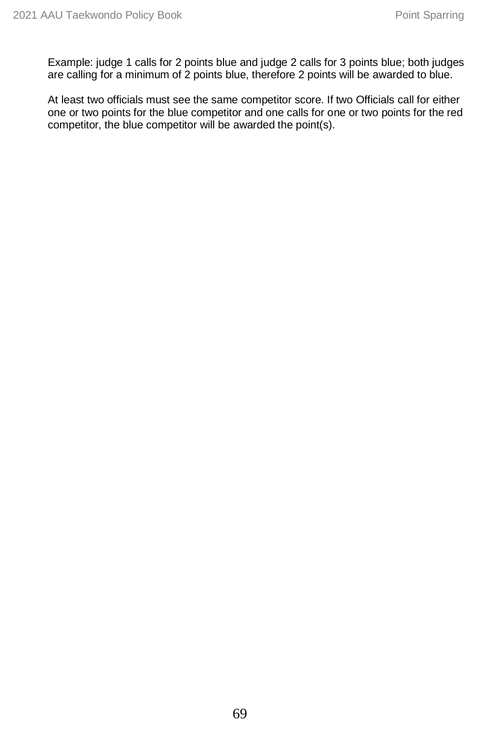Example: judge 1 calls for 2 points blue and judge 2 calls for 3 points blue; both judges are calling for a minimum of 2 points blue, therefore 2 points will be awarded to blue.

At least two officials must see the same competitor score. If two Officials call for either one or two points for the blue competitor and one calls for one or two points for the red competitor, the blue competitor will be awarded the point(s).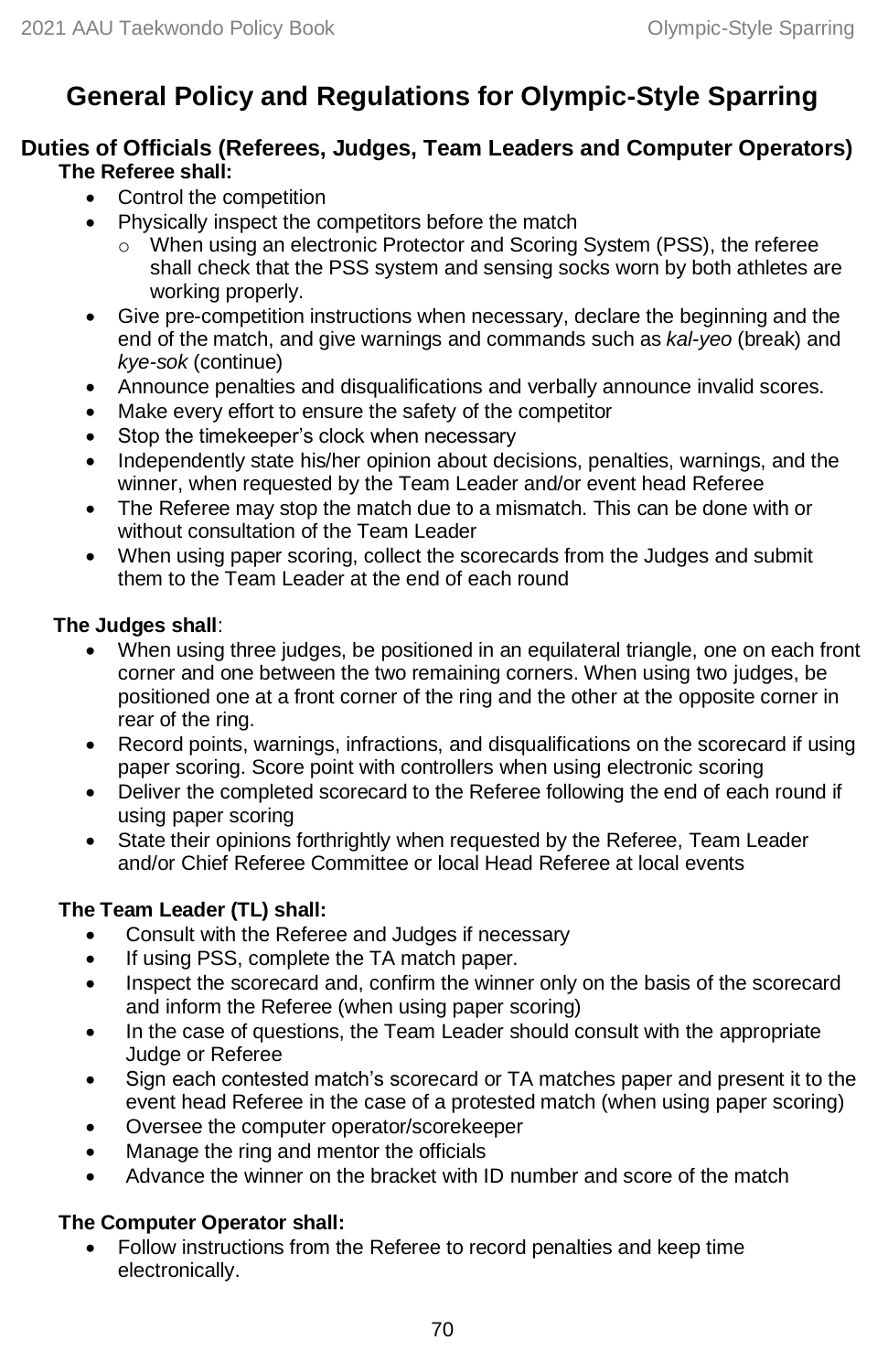# General Policy and Regulations for Olympic-Style Sparring

## Duties of Officials (Referees, Judges, Team Leaders and Computer Operators)

**The Referee shall:**

- Control the competition
- Physically inspect the competitors before the match
  - When using an electronic Protector and Scoring System (PSS), the referee shall check that the PSS system and sensing socks worn by both athletes are working properly.
- Give pre-competition instructions when necessary, declare the beginning and the end of the match, and give warnings and commands such as *kal-yeo* (break) and *kye-sok* (continue)
- Announce penalties and disqualifications and verbally announce invalid scores.
- Make every effort to ensure the safety of the competitor
- Stop the timekeeper's clock when necessary
- Independently state his/her opinion about decisions, penalties, warnings, and the winner, when requested by the Team Leader and/or event head Referee
- The Referee may stop the match due to a mismatch. This can be done with or without consultation of the Team Leader
- When using paper scoring, collect the scorecards from the Judges and submit them to the Team Leader at the end of each round

**The Judges shall**:

- When using three judges, be positioned in an equilateral triangle, one on each front corner and one between the two remaining corners. When using two judges, be positioned one at a front corner of the ring and the other at the opposite corner in rear of the ring.
- Record points, warnings, infractions, and disqualifications on the scorecard if using paper scoring. Score point with controllers when using electronic scoring
- Deliver the completed scorecard to the Referee following the end of each round if using paper scoring
- State their opinions forthrightly when requested by the Referee, Team Leader and/or Chief Referee Committee or local Head Referee at local events

**The Team Leader (TL) shall:**

- Consult with the Referee and Judges if necessary
- If using PSS, complete the TA match paper.
- Inspect the scorecard and, confirm the winner only on the basis of the scorecard and inform the Referee (when using paper scoring)
- In the case of questions, the Team Leader should consult with the appropriate Judge or Referee
- Sign each contested match's scorecard or TA matches paper and present it to the event head Referee in the case of a protested match (when using paper scoring)
- Oversee the computer operator/scorekeeper
- Manage the ring and mentor the officials
- Advance the winner on the bracket with ID number and score of the match

**The Computer Operator shall:**

- Follow instructions from the Referee to record penalties and keep time electronically.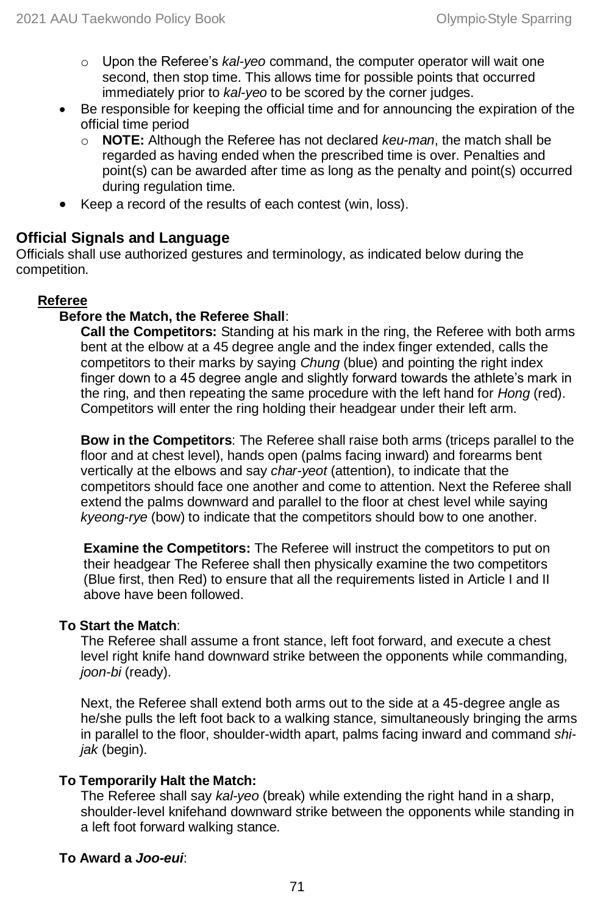- Upon the Referee's *kal-yeo* command, the computer operator will wait one second, then stop time. This allows time for possible points that occurred immediately prior to *kal-yeo* to be scored by the corner judges.
- Be responsible for keeping the official time and for announcing the expiration of the official time period
  - **NOTE:** Although the Referee has not declared *keu-man*, the match shall be regarded as having ended when the prescribed time is over. Penalties and point(s) can be awarded after time as long as the penalty and point(s) occurred during regulation time.
- Keep a record of the results of each contest (win, loss).

## Official Signals and Language

Officials shall use authorized gestures and terminology, as indicated below during the competition.

### Referee

#### Before the Match, the Referee Shall:

**Call the Competitors:** Standing at his mark in the ring, the Referee with both arms bent at the elbow at a 45 degree angle and the index finger extended, calls the competitors to their marks by saying *Chung* (blue) and pointing the right index finger down to a 45 degree angle and slightly forward towards the athlete's mark in the ring, and then repeating the same procedure with the left hand for *Hong* (red). Competitors will enter the ring holding their headgear under their left arm.

**Bow in the Competitors**: The Referee shall raise both arms (triceps parallel to the floor and at chest level), hands open (palms facing inward) and forearms bent vertically at the elbows and say *char-yeot* (attention), to indicate that the competitors should face one another and come to attention. Next the Referee shall extend the palms downward and parallel to the floor at chest level while saying *kyeong-rye* (bow) to indicate that the competitors should bow to one another.

**Examine the Competitors:** The Referee will instruct the competitors to put on their headgear The Referee shall then physically examine the two competitors (Blue first, then Red) to ensure that all the requirements listed in Article I and II above have been followed.

#### To Start the Match:

The Referee shall assume a front stance, left foot forward, and execute a chest level right knife hand downward strike between the opponents while commanding, *joon-bi* (ready).

Next, the Referee shall extend both arms out to the side at a 45-degree angle as he/she pulls the left foot back to a walking stance, simultaneously bringing the arms in parallel to the floor, shoulder-width apart, palms facing inward and command *shi-jak* (begin).

#### To Temporarily Halt the Match:

The Referee shall say *kal-yeo* (break) while extending the right hand in a sharp, shoulder-level knifehand downward strike between the opponents while standing in a left foot forward walking stance.

#### To Award a *Joo-eui*: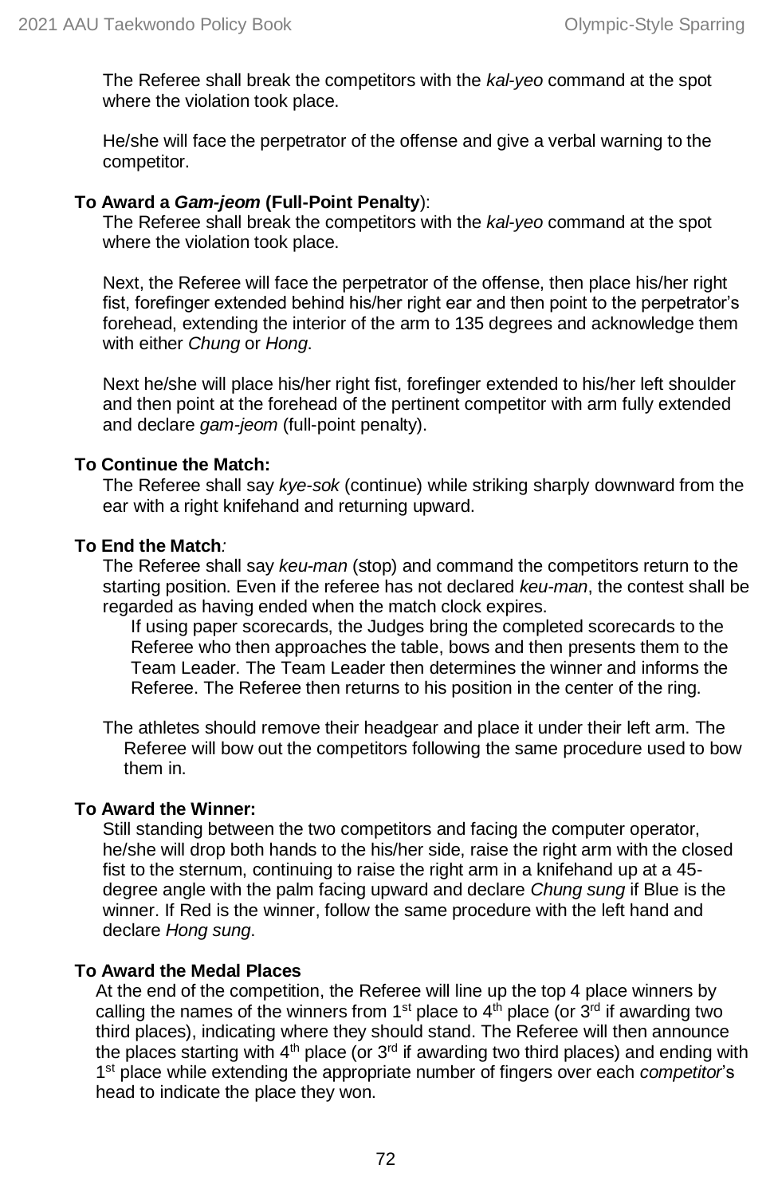The Referee shall break the competitors with the *kal-yeo* command at the spot where the violation took place.

He/she will face the perpetrator of the offense and give a verbal warning to the competitor.

**To Award a *Gam-jeom* (Full-Point Penalty)**:

The Referee shall break the competitors with the *kal-yeo* command at the spot where the violation took place.

Next, the Referee will face the perpetrator of the offense, then place his/her right fist, forefinger extended behind his/her right ear and then point to the perpetrator's forehead, extending the interior of the arm to 135 degrees and acknowledge them with either *Chung* or *Hong*.

Next he/she will place his/her right fist, forefinger extended to his/her left shoulder and then point at the forehead of the pertinent competitor with arm fully extended and declare *gam-jeom* (full-point penalty).

**To Continue the Match:**

The Referee shall say *kye-sok* (continue) while striking sharply downward from the ear with a right knifehand and returning upward.

**To End the Match***:*

The Referee shall say *keu-man* (stop) and command the competitors return to the starting position. Even if the referee has not declared *keu-man*, the contest shall be regarded as having ended when the match clock expires.

If using paper scorecards, the Judges bring the completed scorecards to the Referee who then approaches the table, bows and then presents them to the Team Leader. The Team Leader then determines the winner and informs the Referee. The Referee then returns to his position in the center of the ring.

The athletes should remove their headgear and place it under their left arm. The Referee will bow out the competitors following the same procedure used to bow them in.

**To Award the Winner:**

Still standing between the two competitors and facing the computer operator, he/she will drop both hands to the his/her side, raise the right arm with the closed fist to the sternum, continuing to raise the right arm in a knifehand up at a 45-degree angle with the palm facing upward and declare *Chung sung* if Blue is the winner. If Red is the winner, follow the same procedure with the left hand and declare *Hong sung*.

**To Award the Medal Places**

At the end of the competition, the Referee will line up the top 4 place winners by calling the names of the winners from 1st place to 4th place (or 3rd if awarding two third places), indicating where they should stand. The Referee will then announce the places starting with 4th place (or 3rd if awarding two third places) and ending with 1st place while extending the appropriate number of fingers over each *competitor*'s head to indicate the place they won.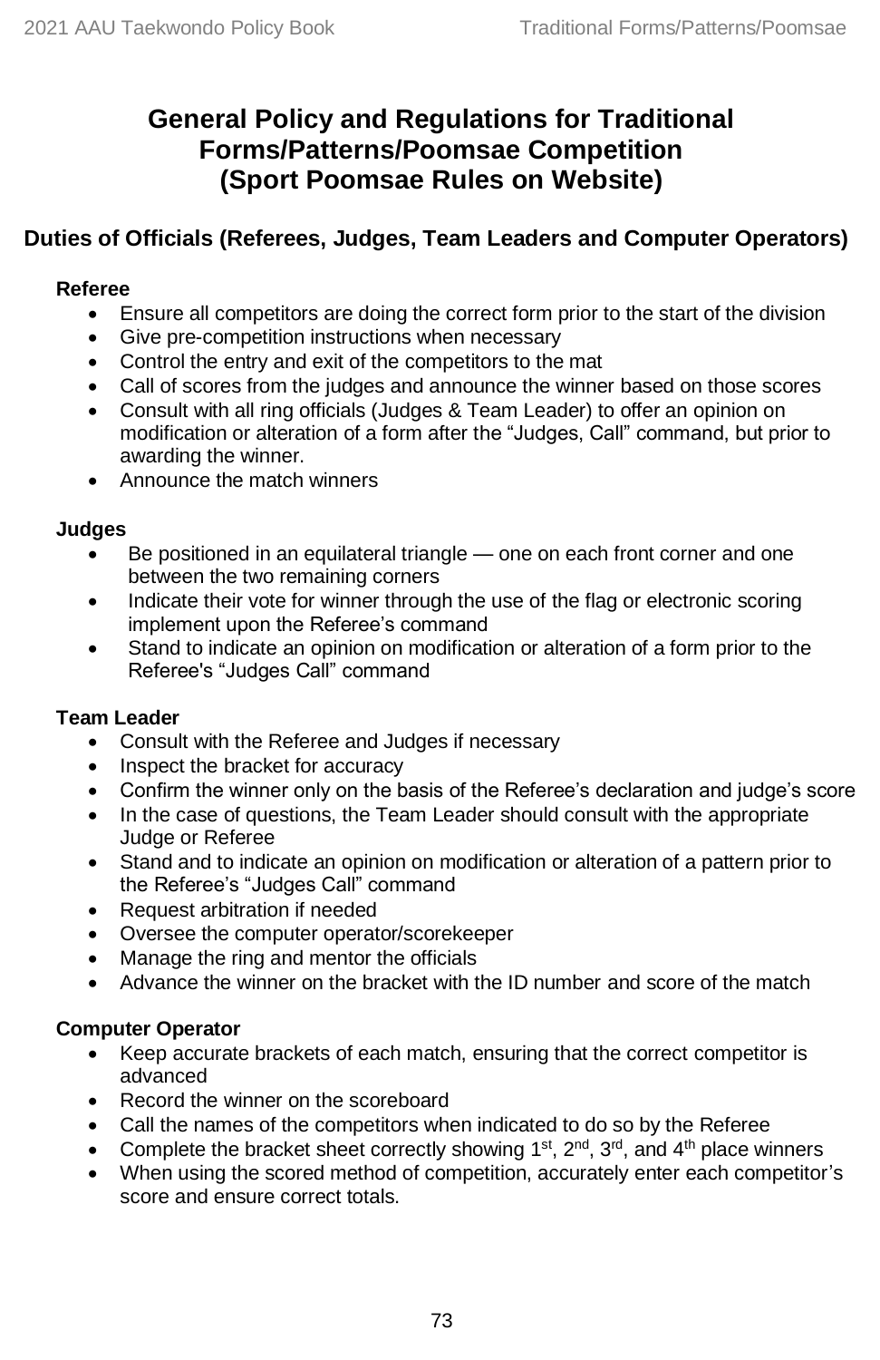# General Policy and Regulations for Traditional Forms/Patterns/Poomsae Competition (Sport Poomsae Rules on Website)

## Duties of Officials (Referees, Judges, Team Leaders and Computer Operators)

### Referee

- Ensure all competitors are doing the correct form prior to the start of the division
- Give pre-competition instructions when necessary
- Control the entry and exit of the competitors to the mat
- Call of scores from the judges and announce the winner based on those scores
- Consult with all ring officials (Judges & Team Leader) to offer an opinion on modification or alteration of a form after the "Judges, Call" command, but prior to awarding the winner.
- Announce the match winners

### Judges

- Be positioned in an equilateral triangle — one on each front corner and one between the two remaining corners
- Indicate their vote for winner through the use of the flag or electronic scoring implement upon the Referee's command
- Stand to indicate an opinion on modification or alteration of a form prior to the Referee's "Judges Call" command

### Team Leader

- Consult with the Referee and Judges if necessary
- Inspect the bracket for accuracy
- Confirm the winner only on the basis of the Referee's declaration and judge's score
- In the case of questions, the Team Leader should consult with the appropriate Judge or Referee
- Stand and to indicate an opinion on modification or alteration of a pattern prior to the Referee's "Judges Call" command
- Request arbitration if needed
- Oversee the computer operator/scorekeeper
- Manage the ring and mentor the officials
- Advance the winner on the bracket with the ID number and score of the match

### Computer Operator

- Keep accurate brackets of each match, ensuring that the correct competitor is advanced
- Record the winner on the scoreboard
- Call the names of the competitors when indicated to do so by the Referee
- Complete the bracket sheet correctly showing 1st, 2nd, 3rd, and 4th place winners
- When using the scored method of competition, accurately enter each competitor's score and ensure correct totals.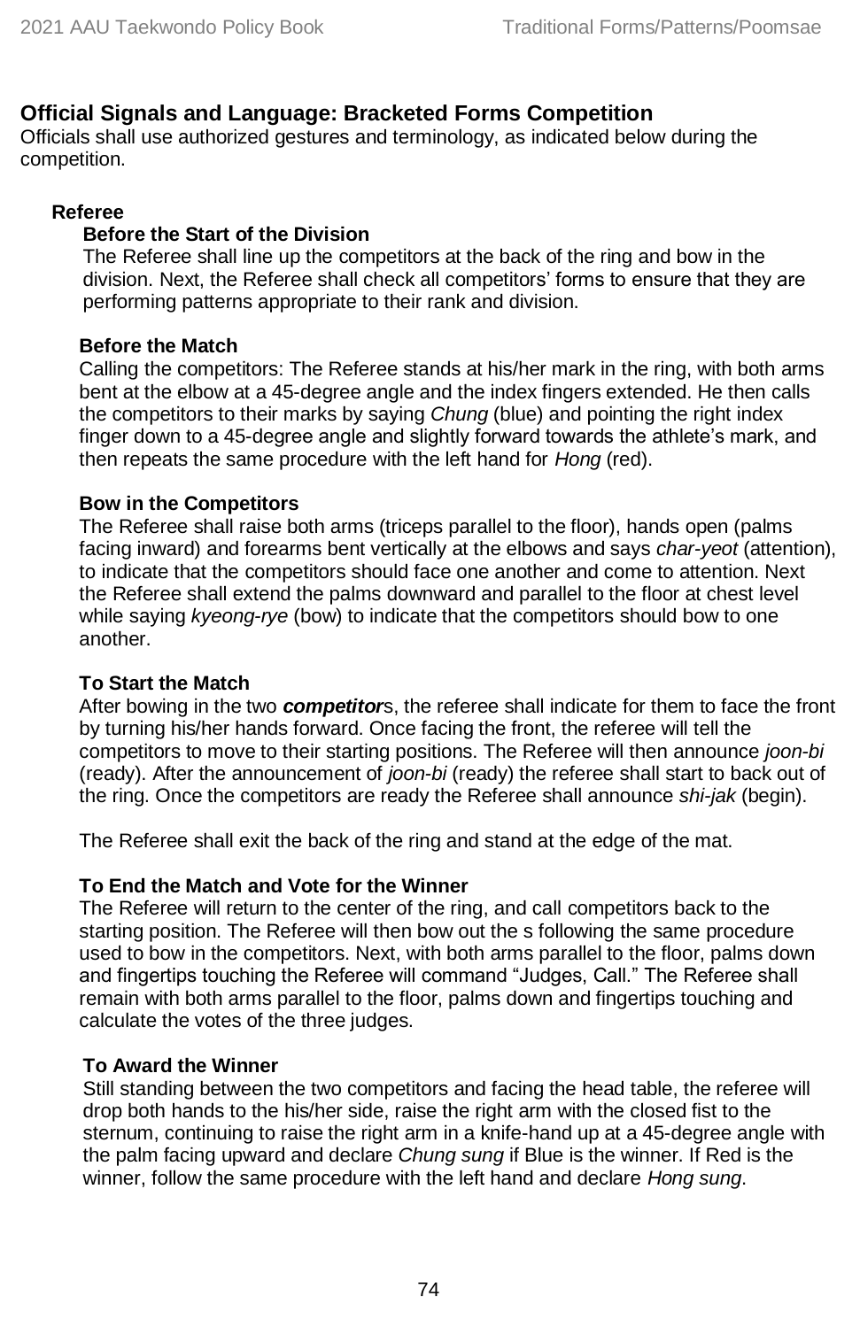## Official Signals and Language: Bracketed Forms Competition

Officials shall use authorized gestures and terminology, as indicated below during the competition.

### Referee

#### Before the Start of the Division

The Referee shall line up the competitors at the back of the ring and bow in the division. Next, the Referee shall check all competitors' forms to ensure that they are performing patterns appropriate to their rank and division.

#### Before the Match

Calling the competitors: The Referee stands at his/her mark in the ring, with both arms bent at the elbow at a 45-degree angle and the index fingers extended. He then calls the competitors to their marks by saying *Chung* (blue) and pointing the right index finger down to a 45-degree angle and slightly forward towards the athlete's mark, and then repeats the same procedure with the left hand for *Hong* (red).

#### Bow in the Competitors

The Referee shall raise both arms (triceps parallel to the floor), hands open (palms facing inward) and forearms bent vertically at the elbows and says *char-yeot* (attention), to indicate that the competitors should face one another and come to attention. Next the Referee shall extend the palms downward and parallel to the floor at chest level while saying *kyeong-rye* (bow) to indicate that the competitors should bow to one another.

#### To Start the Match

After bowing in the two ***competitor***s, the referee shall indicate for them to face the front by turning his/her hands forward. Once facing the front, the referee will tell the competitors to move to their starting positions. The Referee will then announce *joon-bi* (ready). After the announcement of *joon-bi* (ready) the referee shall start to back out of the ring. Once the competitors are ready the Referee shall announce *shi-jak* (begin).

The Referee shall exit the back of the ring and stand at the edge of the mat.

#### To End the Match and Vote for the Winner

The Referee will return to the center of the ring, and call competitors back to the starting position. The Referee will then bow out the s following the same procedure used to bow in the competitors. Next, with both arms parallel to the floor, palms down and fingertips touching the Referee will command "Judges, Call." The Referee shall remain with both arms parallel to the floor, palms down and fingertips touching and calculate the votes of the three judges.

#### To Award the Winner

Still standing between the two competitors and facing the head table, the referee will drop both hands to the his/her side, raise the right arm with the closed fist to the sternum, continuing to raise the right arm in a knife-hand up at a 45-degree angle with the palm facing upward and declare *Chung sung* if Blue is the winner. If Red is the winner, follow the same procedure with the left hand and declare *Hong sung*.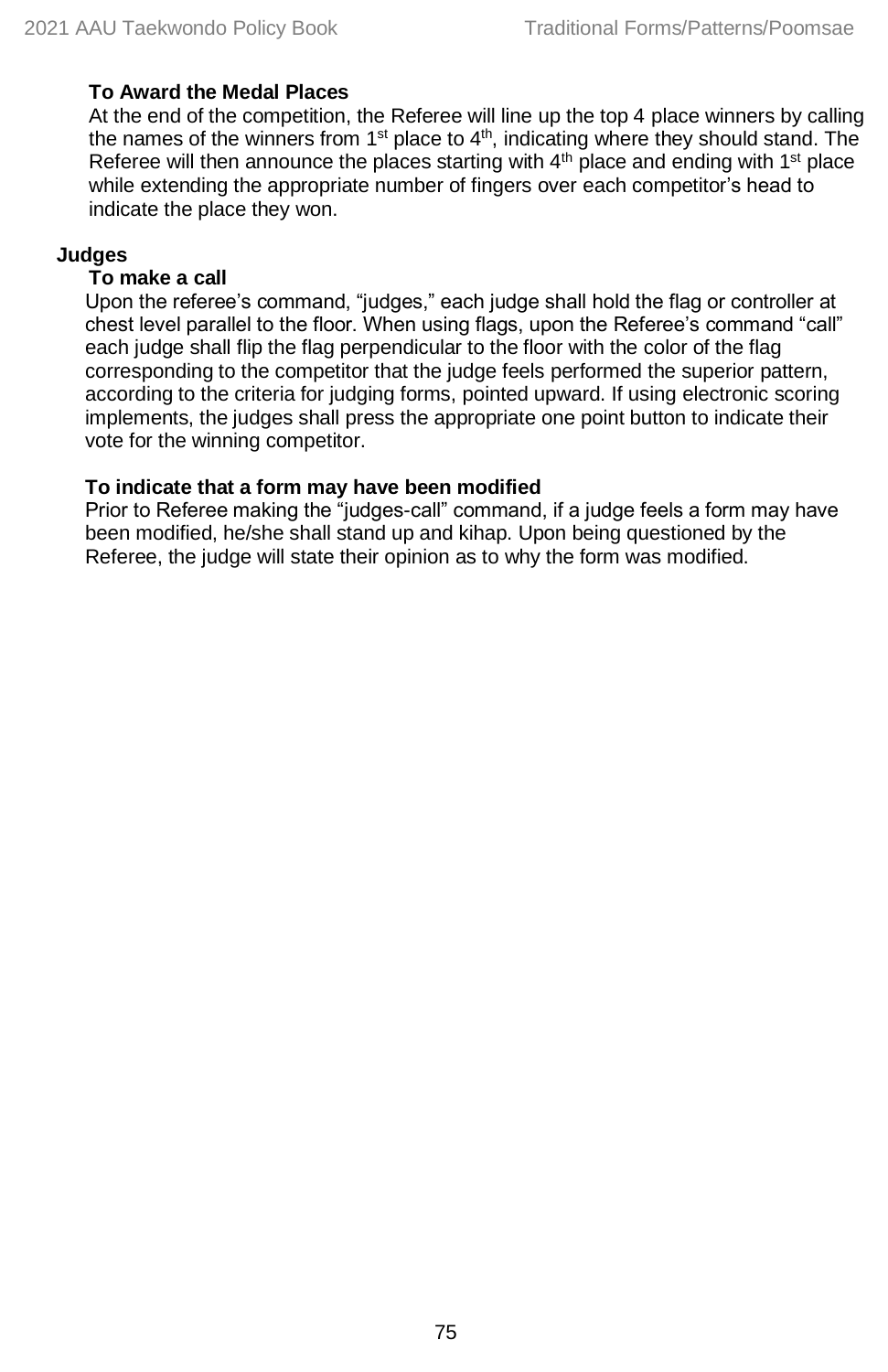### To Award the Medal Places

At the end of the competition, the Referee will line up the top 4 place winners by calling the names of the winners from 1st place to 4th, indicating where they should stand. The Referee will then announce the places starting with 4th place and ending with 1st place while extending the appropriate number of fingers over each competitor's head to indicate the place they won.

## Judges

### To make a call

Upon the referee's command, "judges," each judge shall hold the flag or controller at chest level parallel to the floor. When using flags, upon the Referee's command "call" each judge shall flip the flag perpendicular to the floor with the color of the flag corresponding to the competitor that the judge feels performed the superior pattern, according to the criteria for judging forms, pointed upward. If using electronic scoring implements, the judges shall press the appropriate one point button to indicate their vote for the winning competitor.

### To indicate that a form may have been modified

Prior to Referee making the "judges-call" command, if a judge feels a form may have been modified, he/she shall stand up and kihap. Upon being questioned by the Referee, the judge will state their opinion as to why the form was modified.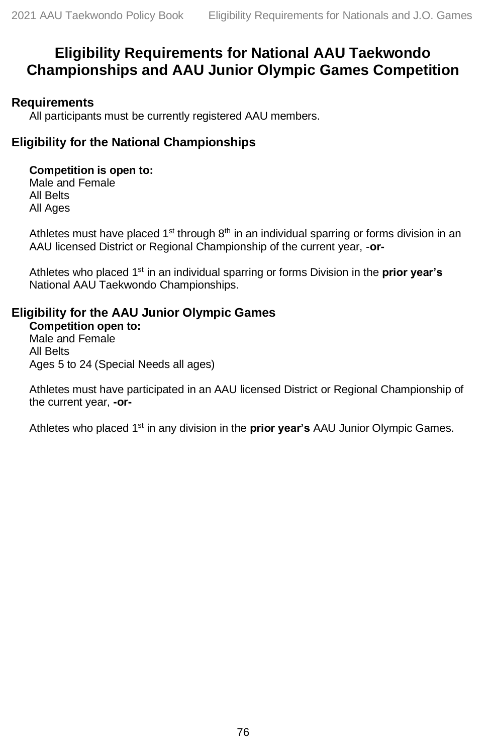# Eligibility Requirements for National AAU Taekwondo Championships and AAU Junior Olympic Games Competition

## Requirements

All participants must be currently registered AAU members.

## Eligibility for the National Championships

**Competition is open to:**
Male and Female
All Belts
All Ages

Athletes must have placed 1st through 8th in an individual sparring or forms division in an AAU licensed District or Regional Championship of the current year, -**or-**

Athletes who placed 1st in an individual sparring or forms Division in the **prior year's** National AAU Taekwondo Championships.

## Eligibility for the AAU Junior Olympic Games

**Competition open to:**
Male and Female
All Belts
Ages 5 to 24 (Special Needs all ages)

Athletes must have participated in an AAU licensed District or Regional Championship of the current year, **-or-**

Athletes who placed 1st in any division in the **prior year's** AAU Junior Olympic Games.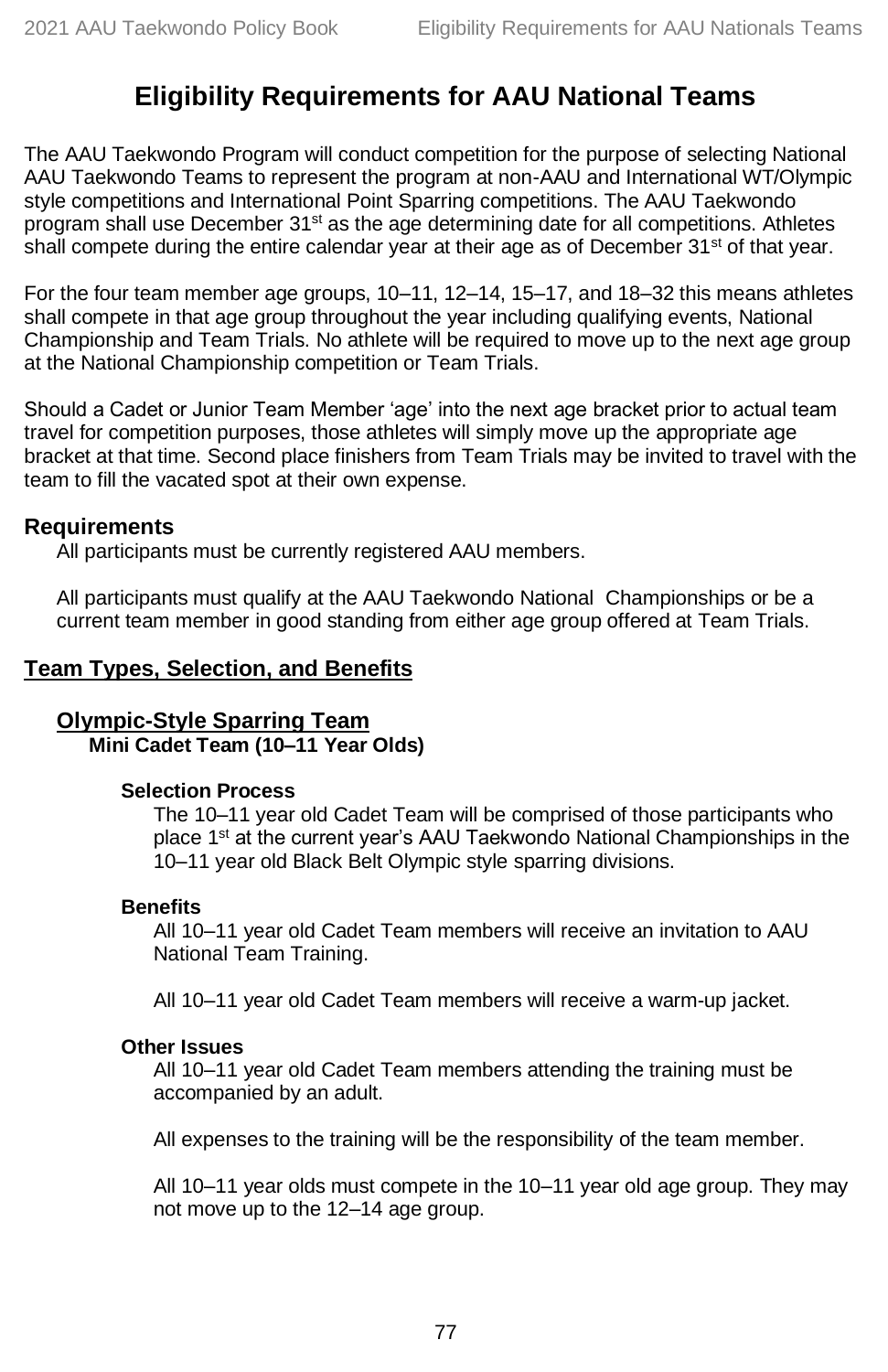# Eligibility Requirements for AAU National Teams

The AAU Taekwondo Program will conduct competition for the purpose of selecting National AAU Taekwondo Teams to represent the program at non-AAU and International WT/Olympic style competitions and International Point Sparring competitions. The AAU Taekwondo program shall use December 31st as the age determining date for all competitions. Athletes shall compete during the entire calendar year at their age as of December 31st of that year.

For the four team member age groups, 10–11, 12–14, 15–17, and 18–32 this means athletes shall compete in that age group throughout the year including qualifying events, National Championship and Team Trials. No athlete will be required to move up to the next age group at the National Championship competition or Team Trials.

Should a Cadet or Junior Team Member 'age' into the next age bracket prior to actual team travel for competition purposes, those athletes will simply move up the appropriate age bracket at that time. Second place finishers from Team Trials may be invited to travel with the team to fill the vacated spot at their own expense.

## Requirements

All participants must be currently registered AAU members.

All participants must qualify at the AAU Taekwondo National Championships or be a current team member in good standing from either age group offered at Team Trials.

## Team Types, Selection, and Benefits

### Olympic-Style Sparring Team

#### Mini Cadet Team (10–11 Year Olds)

##### Selection Process

The 10–11 year old Cadet Team will be comprised of those participants who place 1st at the current year's AAU Taekwondo National Championships in the 10–11 year old Black Belt Olympic style sparring divisions.

##### Benefits

All 10–11 year old Cadet Team members will receive an invitation to AAU National Team Training.

All 10–11 year old Cadet Team members will receive a warm-up jacket.

##### Other Issues

All 10–11 year old Cadet Team members attending the training must be accompanied by an adult.

All expenses to the training will be the responsibility of the team member.

All 10–11 year olds must compete in the 10–11 year old age group. They may not move up to the 12–14 age group.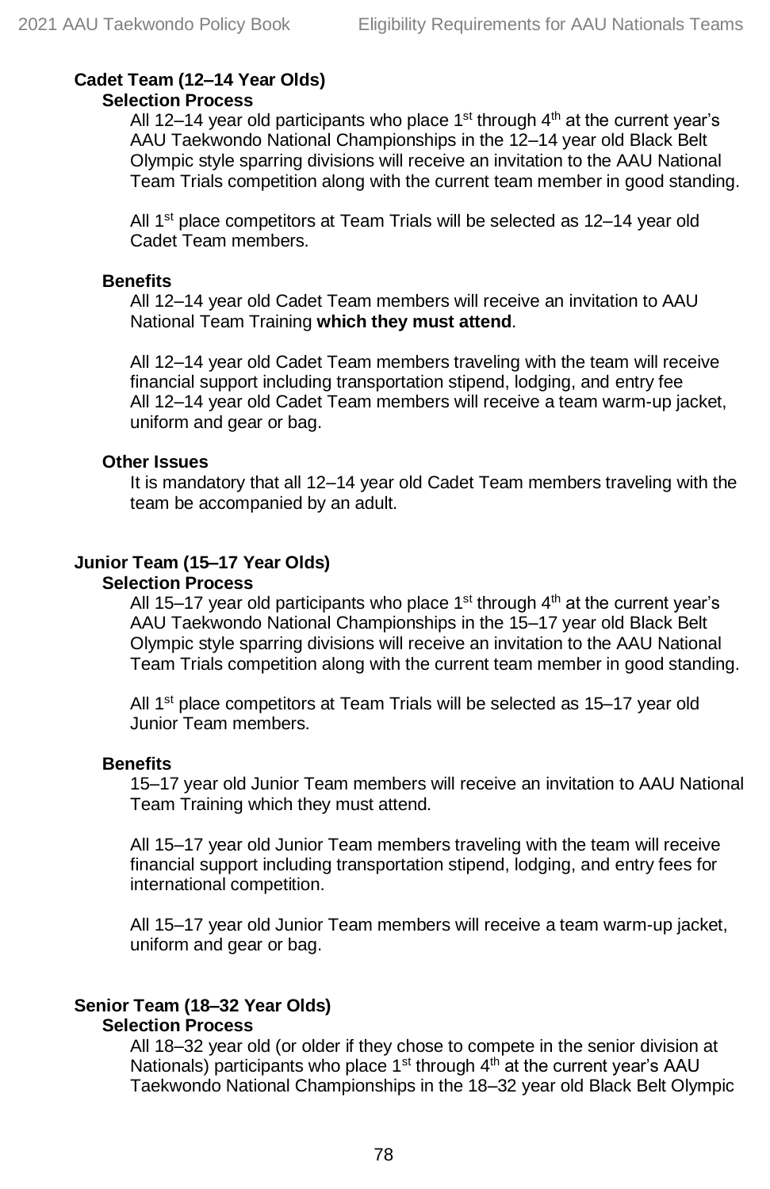### Cadet Team (12–14 Year Olds)

#### Selection Process

All 12–14 year old participants who place 1st through 4th at the current year's AAU Taekwondo National Championships in the 12–14 year old Black Belt Olympic style sparring divisions will receive an invitation to the AAU National Team Trials competition along with the current team member in good standing.

All 1st place competitors at Team Trials will be selected as 12–14 year old Cadet Team members.

#### Benefits

All 12–14 year old Cadet Team members will receive an invitation to AAU National Team Training **which they must attend**.

All 12–14 year old Cadet Team members traveling with the team will receive financial support including transportation stipend, lodging, and entry fee
All 12–14 year old Cadet Team members will receive a team warm-up jacket, uniform and gear or bag.

#### Other Issues

It is mandatory that all 12–14 year old Cadet Team members traveling with the team be accompanied by an adult.

### Junior Team (15–17 Year Olds)

#### Selection Process

All 15–17 year old participants who place 1st through 4th at the current year's AAU Taekwondo National Championships in the 15–17 year old Black Belt Olympic style sparring divisions will receive an invitation to the AAU National Team Trials competition along with the current team member in good standing.

All 1st place competitors at Team Trials will be selected as 15–17 year old Junior Team members.

#### Benefits

15–17 year old Junior Team members will receive an invitation to AAU National Team Training which they must attend.

All 15–17 year old Junior Team members traveling with the team will receive financial support including transportation stipend, lodging, and entry fees for international competition.

All 15–17 year old Junior Team members will receive a team warm-up jacket, uniform and gear or bag.

### Senior Team (18–32 Year Olds)

#### Selection Process

All 18–32 year old (or older if they chose to compete in the senior division at Nationals) participants who place 1st through 4th at the current year's AAU Taekwondo National Championships in the 18–32 year old Black Belt Olympic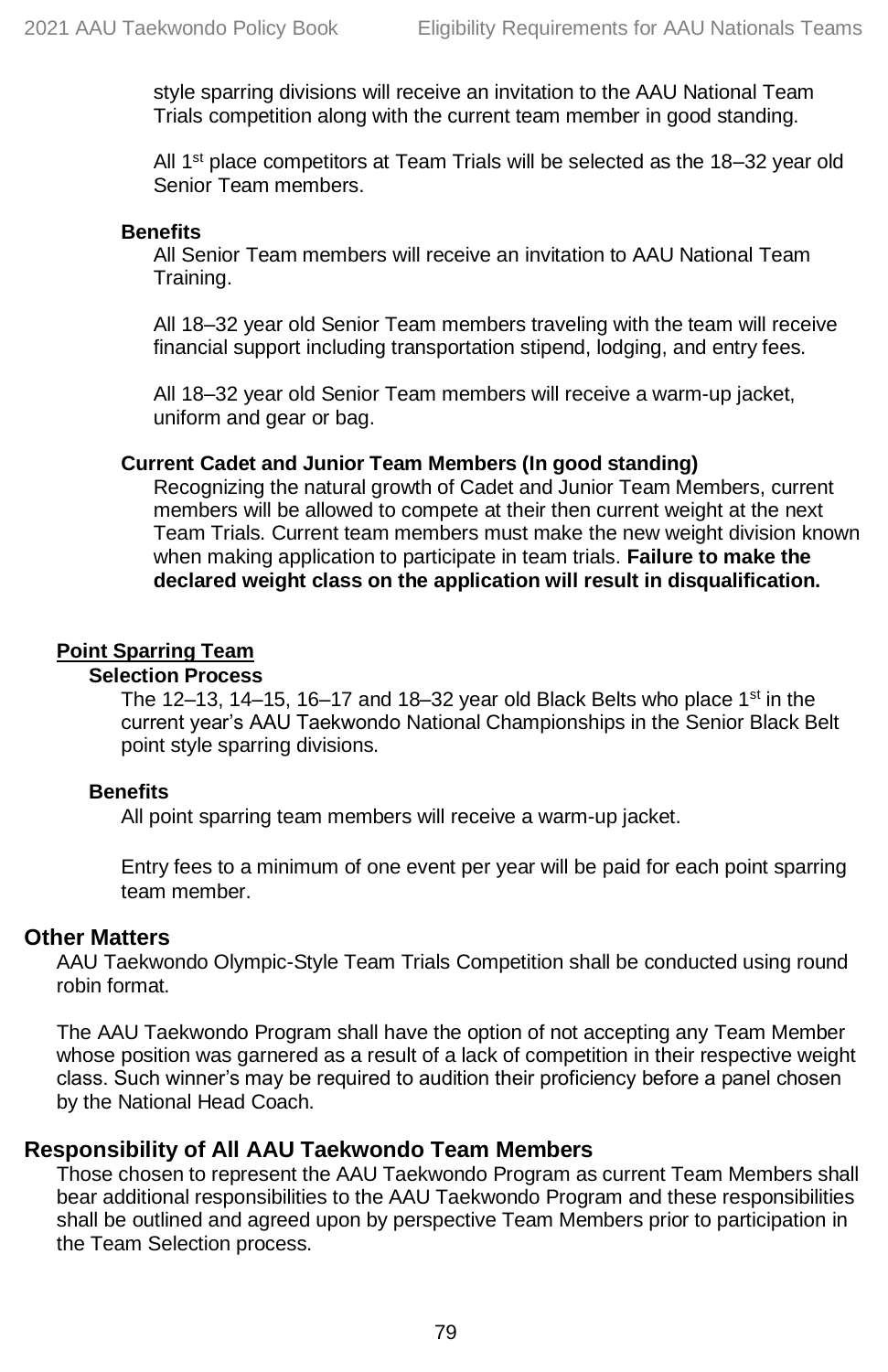style sparring divisions will receive an invitation to the AAU National Team Trials competition along with the current team member in good standing.

All 1st place competitors at Team Trials will be selected as the 18–32 year old Senior Team members.

#### Benefits

All Senior Team members will receive an invitation to AAU National Team Training.

All 18–32 year old Senior Team members traveling with the team will receive financial support including transportation stipend, lodging, and entry fees.

All 18–32 year old Senior Team members will receive a warm-up jacket, uniform and gear or bag.

#### Current Cadet and Junior Team Members (In good standing)

Recognizing the natural growth of Cadet and Junior Team Members, current members will be allowed to compete at their then current weight at the next Team Trials. Current team members must make the new weight division known when making application to participate in team trials. **Failure to make the declared weight class on the application will result in disqualification.**

### Point Sparring Team

#### Selection Process

The 12–13, 14–15, 16–17 and 18–32 year old Black Belts who place 1st in the current year's AAU Taekwondo National Championships in the Senior Black Belt point style sparring divisions.

#### Benefits

All point sparring team members will receive a warm-up jacket.

Entry fees to a minimum of one event per year will be paid for each point sparring team member.

## Other Matters

AAU Taekwondo Olympic-Style Team Trials Competition shall be conducted using round robin format.

The AAU Taekwondo Program shall have the option of not accepting any Team Member whose position was garnered as a result of a lack of competition in their respective weight class. Such winner's may be required to audition their proficiency before a panel chosen by the National Head Coach.

## Responsibility of All AAU Taekwondo Team Members

Those chosen to represent the AAU Taekwondo Program as current Team Members shall bear additional responsibilities to the AAU Taekwondo Program and these responsibilities shall be outlined and agreed upon by perspective Team Members prior to participation in the Team Selection process.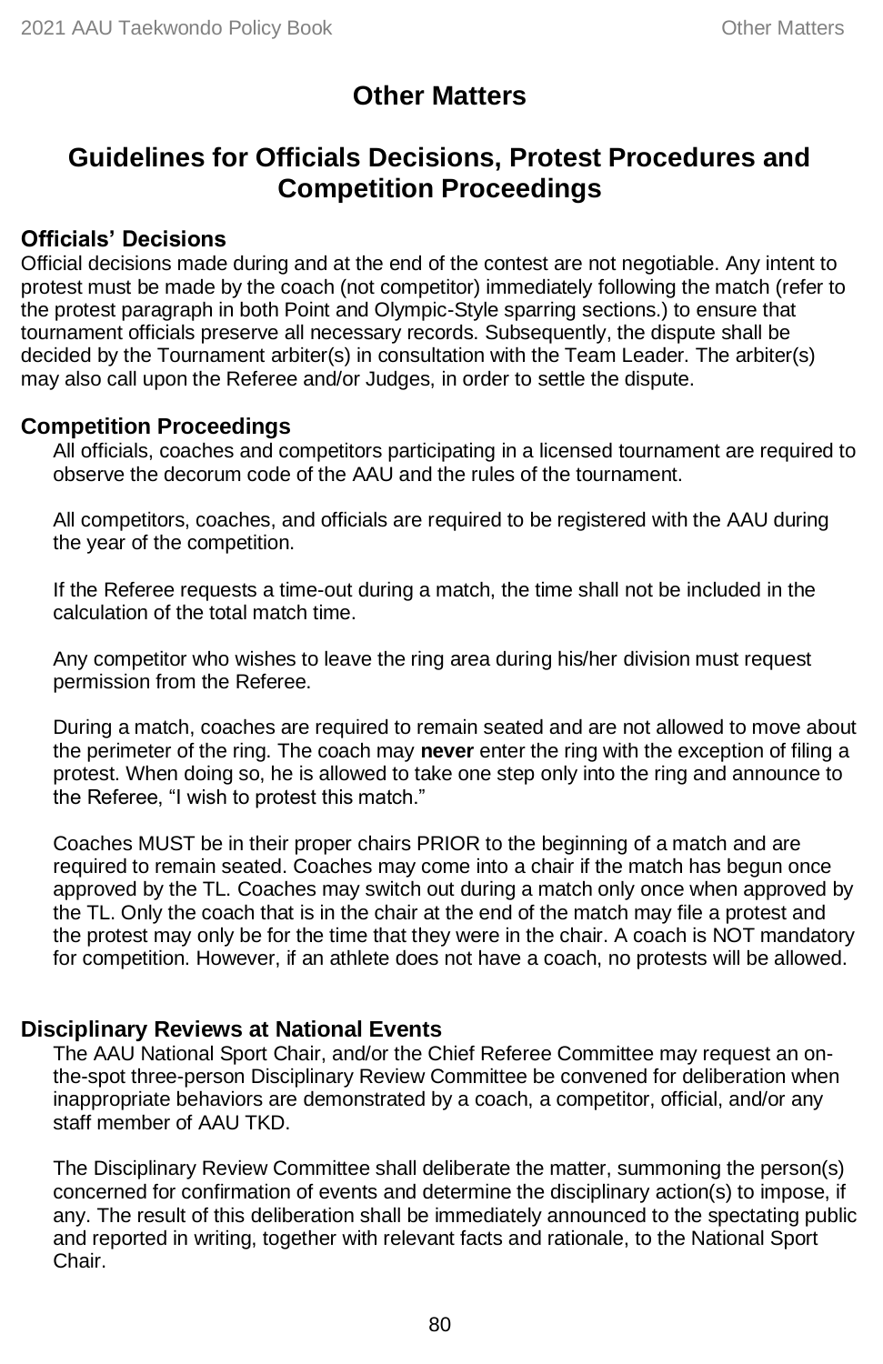# Other Matters

## Guidelines for Officials Decisions, Protest Procedures and Competition Proceedings

### Officials' Decisions

Official decisions made during and at the end of the contest are not negotiable. Any intent to protest must be made by the coach (not competitor) immediately following the match (refer to the protest paragraph in both Point and Olympic-Style sparring sections.) to ensure that tournament officials preserve all necessary records. Subsequently, the dispute shall be decided by the Tournament arbiter(s) in consultation with the Team Leader. The arbiter(s) may also call upon the Referee and/or Judges, in order to settle the dispute.

### Competition Proceedings

All officials, coaches and competitors participating in a licensed tournament are required to observe the decorum code of the AAU and the rules of the tournament.

All competitors, coaches, and officials are required to be registered with the AAU during the year of the competition.

If the Referee requests a time-out during a match, the time shall not be included in the calculation of the total match time.

Any competitor who wishes to leave the ring area during his/her division must request permission from the Referee.

During a match, coaches are required to remain seated and are not allowed to move about the perimeter of the ring. The coach may **never** enter the ring with the exception of filing a protest. When doing so, he is allowed to take one step only into the ring and announce to the Referee, "I wish to protest this match."

Coaches MUST be in their proper chairs PRIOR to the beginning of a match and are required to remain seated. Coaches may come into a chair if the match has begun once approved by the TL. Coaches may switch out during a match only once when approved by the TL. Only the coach that is in the chair at the end of the match may file a protest and the protest may only be for the time that they were in the chair. A coach is NOT mandatory for competition. However, if an athlete does not have a coach, no protests will be allowed.

### Disciplinary Reviews at National Events

The AAU National Sport Chair, and/or the Chief Referee Committee may request an on-the-spot three-person Disciplinary Review Committee be convened for deliberation when inappropriate behaviors are demonstrated by a coach, a competitor, official, and/or any staff member of AAU TKD.

The Disciplinary Review Committee shall deliberate the matter, summoning the person(s) concerned for confirmation of events and determine the disciplinary action(s) to impose, if any. The result of this deliberation shall be immediately announced to the spectating public and reported in writing, together with relevant facts and rationale, to the National Sport Chair.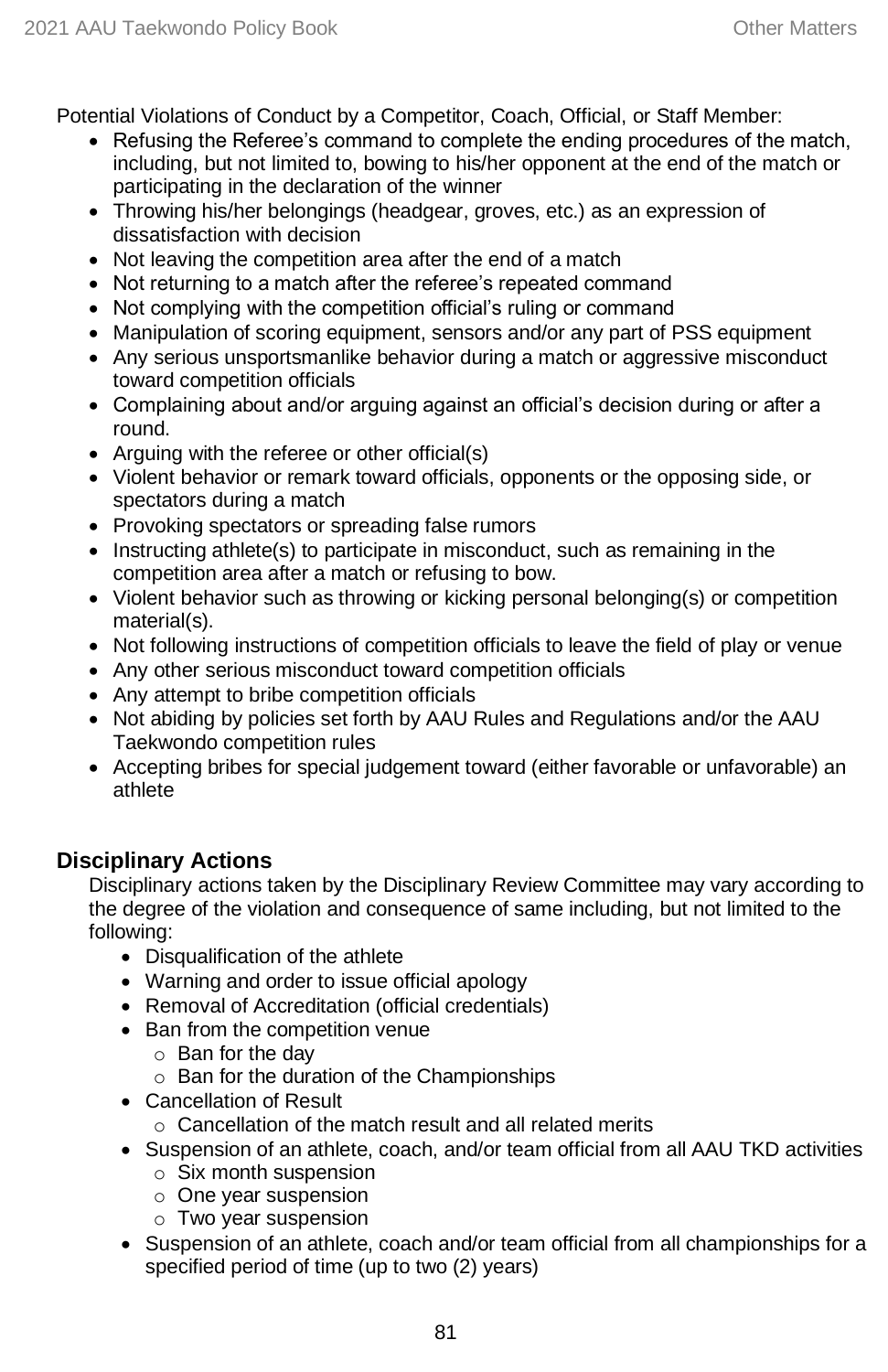Potential Violations of Conduct by a Competitor, Coach, Official, or Staff Member:

- Refusing the Referee's command to complete the ending procedures of the match, including, but not limited to, bowing to his/her opponent at the end of the match or participating in the declaration of the winner
- Throwing his/her belongings (headgear, groves, etc.) as an expression of dissatisfaction with decision
- Not leaving the competition area after the end of a match
- Not returning to a match after the referee's repeated command
- Not complying with the competition official's ruling or command
- Manipulation of scoring equipment, sensors and/or any part of PSS equipment
- Any serious unsportsmanlike behavior during a match or aggressive misconduct toward competition officials
- Complaining about and/or arguing against an official's decision during or after a round.
- Arguing with the referee or other official(s)
- Violent behavior or remark toward officials, opponents or the opposing side, or spectators during a match
- Provoking spectators or spreading false rumors
- Instructing athlete(s) to participate in misconduct, such as remaining in the competition area after a match or refusing to bow.
- Violent behavior such as throwing or kicking personal belonging(s) or competition material(s).
- Not following instructions of competition officials to leave the field of play or venue
- Any other serious misconduct toward competition officials
- Any attempt to bribe competition officials
- Not abiding by policies set forth by AAU Rules and Regulations and/or the AAU Taekwondo competition rules
- Accepting bribes for special judgement toward (either favorable or unfavorable) an athlete

## Disciplinary Actions

Disciplinary actions taken by the Disciplinary Review Committee may vary according to the degree of the violation and consequence of same including, but not limited to the following:

- Disqualification of the athlete
- Warning and order to issue official apology
- Removal of Accreditation (official credentials)
- Ban from the competition venue
  - Ban for the day
  - Ban for the duration of the Championships
- Cancellation of Result
  - Cancellation of the match result and all related merits
- Suspension of an athlete, coach, and/or team official from all AAU TKD activities
  - Six month suspension
  - One year suspension
  - Two year suspension
- Suspension of an athlete, coach and/or team official from all championships for a specified period of time (up to two (2) years)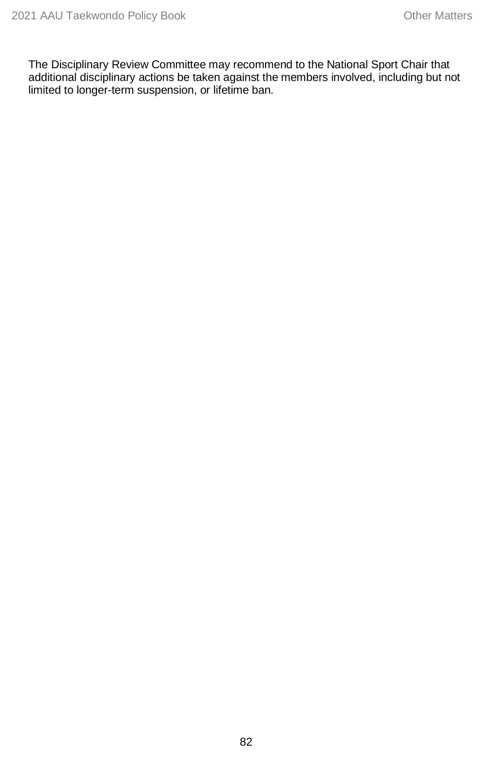The Disciplinary Review Committee may recommend to the National Sport Chair that additional disciplinary actions be taken against the members involved, including but not limited to longer-term suspension, or lifetime ban.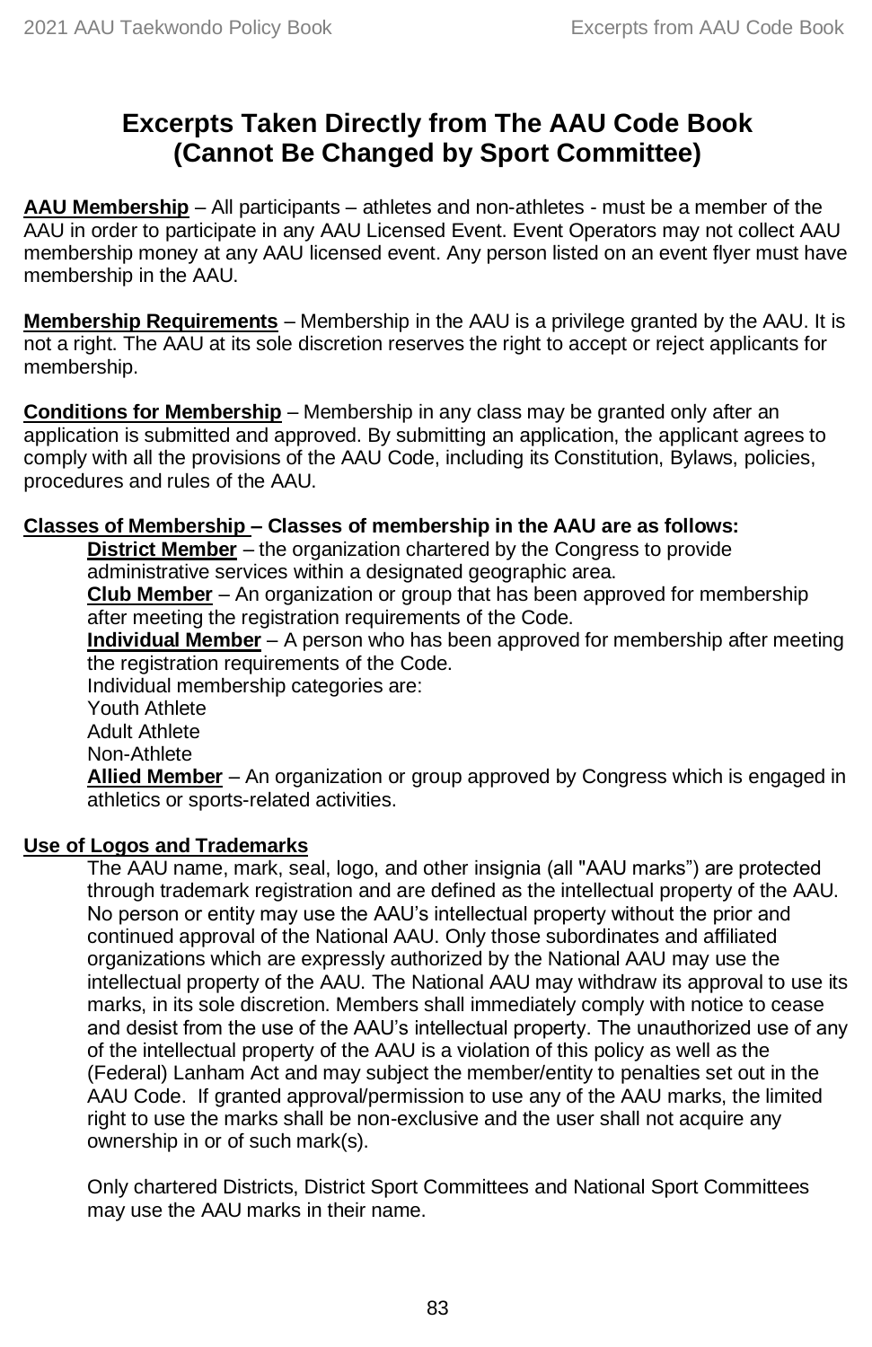# Excerpts Taken Directly from The AAU Code Book (Cannot Be Changed by Sport Committee)

**AAU Membership** – All participants – athletes and non-athletes - must be a member of the AAU in order to participate in any AAU Licensed Event. Event Operators may not collect AAU membership money at any AAU licensed event. Any person listed on an event flyer must have membership in the AAU.

**Membership Requirements** – Membership in the AAU is a privilege granted by the AAU. It is not a right. The AAU at its sole discretion reserves the right to accept or reject applicants for membership.

**Conditions for Membership** – Membership in any class may be granted only after an application is submitted and approved. By submitting an application, the applicant agrees to comply with all the provisions of the AAU Code, including its Constitution, Bylaws, policies, procedures and rules of the AAU.

**Classes of Membership – Classes of membership in the AAU are as follows:**

**District Member** – the organization chartered by the Congress to provide administrative services within a designated geographic area.

**Club Member** – An organization or group that has been approved for membership after meeting the registration requirements of the Code.

**Individual Member** – A person who has been approved for membership after meeting the registration requirements of the Code.

Individual membership categories are:

Youth Athlete

Adult Athlete

Non-Athlete

**Allied Member** – An organization or group approved by Congress which is engaged in athletics or sports-related activities.

**Use of Logos and Trademarks**

The AAU name, mark, seal, logo, and other insignia (all "AAU marks") are protected through trademark registration and are defined as the intellectual property of the AAU. No person or entity may use the AAU's intellectual property without the prior and continued approval of the National AAU. Only those subordinates and affiliated organizations which are expressly authorized by the National AAU may use the intellectual property of the AAU. The National AAU may withdraw its approval to use its marks, in its sole discretion. Members shall immediately comply with notice to cease and desist from the use of the AAU's intellectual property. The unauthorized use of any of the intellectual property of the AAU is a violation of this policy as well as the (Federal) Lanham Act and may subject the member/entity to penalties set out in the AAU Code. If granted approval/permission to use any of the AAU marks, the limited right to use the marks shall be non-exclusive and the user shall not acquire any ownership in or of such mark(s).

Only chartered Districts, District Sport Committees and National Sport Committees may use the AAU marks in their name.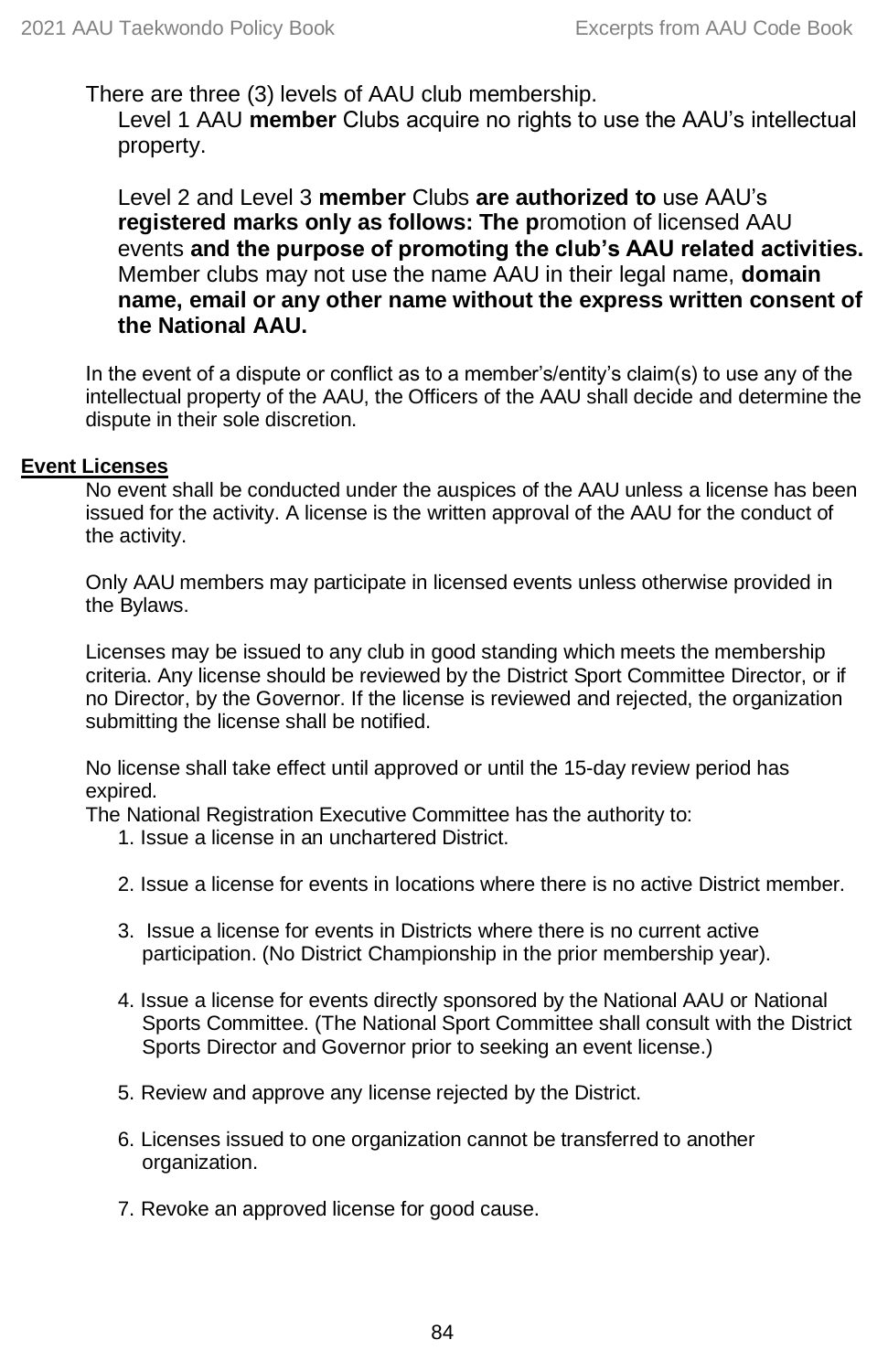There are three (3) levels of AAU club membership.

Level 1 AAU **member** Clubs acquire no rights to use the AAU's intellectual property.

Level 2 and Level 3 **member** Clubs **are authorized to** use AAU's **registered marks only as follows: The p**romotion of licensed AAU events **and the purpose of promoting the club's AAU related activities.** Member clubs may not use the name AAU in their legal name, **domain name, email or any other name without the express written consent of the National AAU.**

In the event of a dispute or conflict as to a member's/entity's claim(s) to use any of the intellectual property of the AAU, the Officers of the AAU shall decide and determine the dispute in their sole discretion.

**Event Licenses**

No event shall be conducted under the auspices of the AAU unless a license has been issued for the activity. A license is the written approval of the AAU for the conduct of the activity.

Only AAU members may participate in licensed events unless otherwise provided in the Bylaws.

Licenses may be issued to any club in good standing which meets the membership criteria. Any license should be reviewed by the District Sport Committee Director, or if no Director, by the Governor. If the license is reviewed and rejected, the organization submitting the license shall be notified.

No license shall take effect until approved or until the 15-day review period has expired.

The National Registration Executive Committee has the authority to:

1. Issue a license in an unchartered District.
2. Issue a license for events in locations where there is no active District member.
3. Issue a license for events in Districts where there is no current active participation. (No District Championship in the prior membership year).
4. Issue a license for events directly sponsored by the National AAU or National Sports Committee. (The National Sport Committee shall consult with the District Sports Director and Governor prior to seeking an event license.)
5. Review and approve any license rejected by the District.
6. Licenses issued to one organization cannot be transferred to another organization.
7. Revoke an approved license for good cause.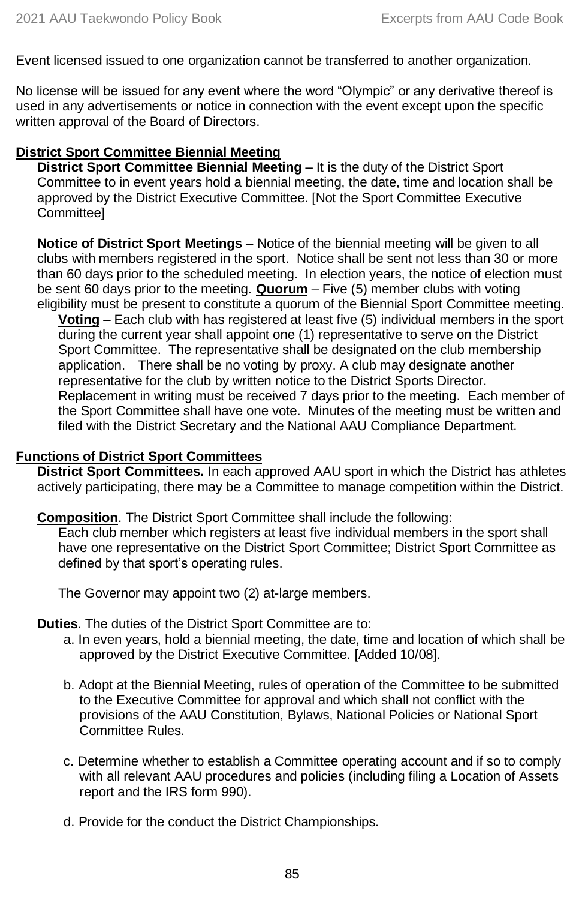Event licensed issued to one organization cannot be transferred to another organization.

No license will be issued for any event where the word "Olympic" or any derivative thereof is used in any advertisements or notice in connection with the event except upon the specific written approval of the Board of Directors.

**District Sport Committee Biennial Meeting**

**District Sport Committee Biennial Meeting** – It is the duty of the District Sport Committee to in event years hold a biennial meeting, the date, time and location shall be approved by the District Executive Committee. [Not the Sport Committee Executive Committee]

**Notice of District Sport Meetings** – Notice of the biennial meeting will be given to all clubs with members registered in the sport. Notice shall be sent not less than 30 or more than 60 days prior to the scheduled meeting. In election years, the notice of election must be sent 60 days prior to the meeting. **Quorum** – Five (5) member clubs with voting eligibility must be present to constitute a quorum of the Biennial Sport Committee meeting.

**Voting** – Each club with has registered at least five (5) individual members in the sport during the current year shall appoint one (1) representative to serve on the District Sport Committee. The representative shall be designated on the club membership application. There shall be no voting by proxy. A club may designate another representative for the club by written notice to the District Sports Director. Replacement in writing must be received 7 days prior to the meeting. Each member of the Sport Committee shall have one vote. Minutes of the meeting must be written and filed with the District Secretary and the National AAU Compliance Department.

**Functions of District Sport Committees**

**District Sport Committees.** In each approved AAU sport in which the District has athletes actively participating, there may be a Committee to manage competition within the District.

**Composition**. The District Sport Committee shall include the following:

Each club member which registers at least five individual members in the sport shall have one representative on the District Sport Committee; District Sport Committee as defined by that sport's operating rules.

The Governor may appoint two (2) at-large members.

**Duties**. The duties of the District Sport Committee are to:

a. In even years, hold a biennial meeting, the date, time and location of which shall be approved by the District Executive Committee. [Added 10/08].

b. Adopt at the Biennial Meeting, rules of operation of the Committee to be submitted to the Executive Committee for approval and which shall not conflict with the provisions of the AAU Constitution, Bylaws, National Policies or National Sport Committee Rules.

c. Determine whether to establish a Committee operating account and if so to comply with all relevant AAU procedures and policies (including filing a Location of Assets report and the IRS form 990).

d. Provide for the conduct the District Championships.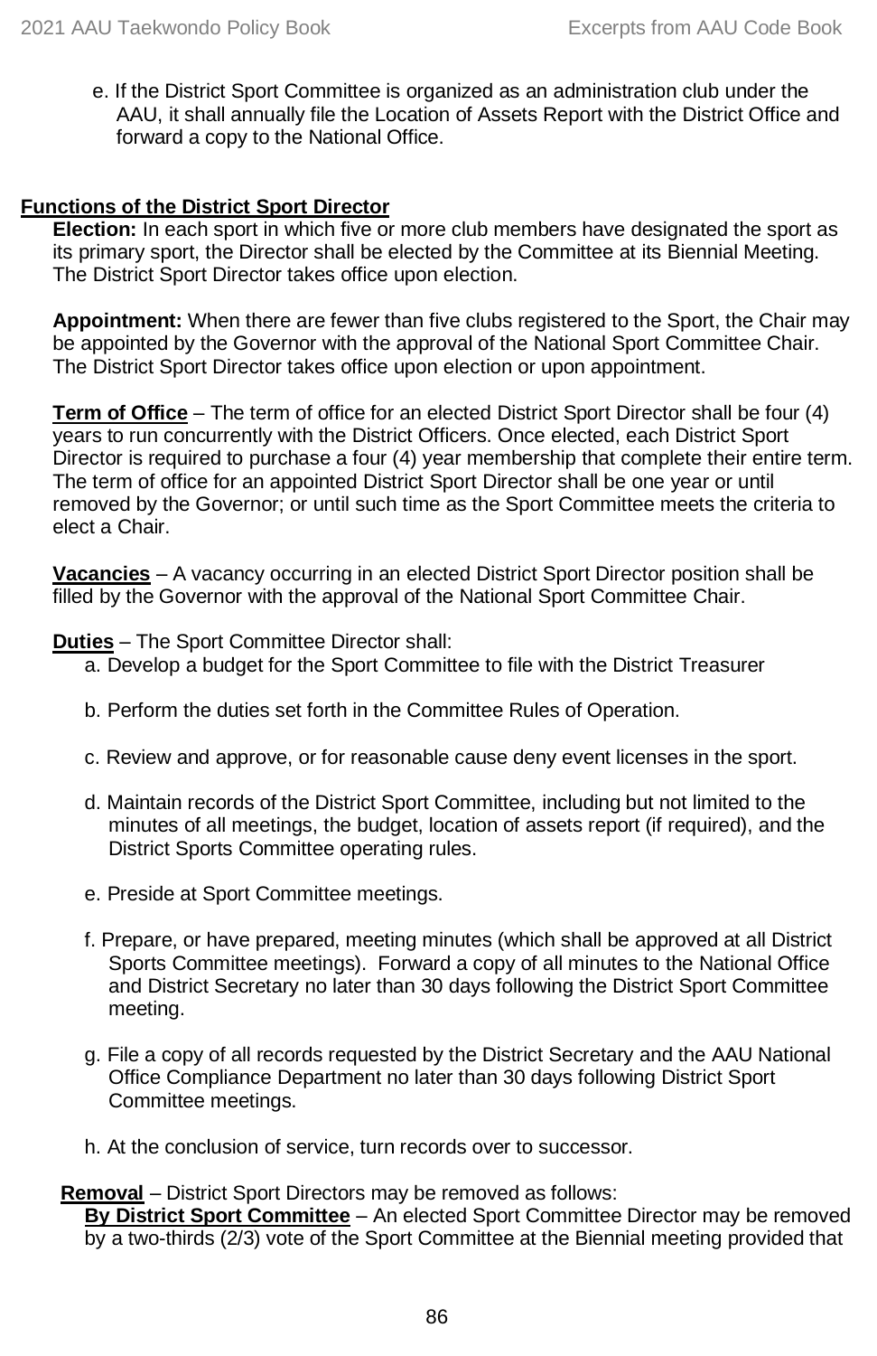e. If the District Sport Committee is organized as an administration club under the AAU, it shall annually file the Location of Assets Report with the District Office and forward a copy to the National Office.

## Functions of the District Sport Director

**Election:** In each sport in which five or more club members have designated the sport as its primary sport, the Director shall be elected by the Committee at its Biennial Meeting. The District Sport Director takes office upon election.

**Appointment:** When there are fewer than five clubs registered to the Sport, the Chair may be appointed by the Governor with the approval of the National Sport Committee Chair. The District Sport Director takes office upon election or upon appointment.

**Term of Office** – The term of office for an elected District Sport Director shall be four (4) years to run concurrently with the District Officers. Once elected, each District Sport Director is required to purchase a four (4) year membership that complete their entire term. The term of office for an appointed District Sport Director shall be one year or until removed by the Governor; or until such time as the Sport Committee meets the criteria to elect a Chair.

**Vacancies** – A vacancy occurring in an elected District Sport Director position shall be filled by the Governor with the approval of the National Sport Committee Chair.

**Duties** – The Sport Committee Director shall:

a. Develop a budget for the Sport Committee to file with the District Treasurer

b. Perform the duties set forth in the Committee Rules of Operation.

c. Review and approve, or for reasonable cause deny event licenses in the sport.

d. Maintain records of the District Sport Committee, including but not limited to the minutes of all meetings, the budget, location of assets report (if required), and the District Sports Committee operating rules.

e. Preside at Sport Committee meetings.

f. Prepare, or have prepared, meeting minutes (which shall be approved at all District Sports Committee meetings). Forward a copy of all minutes to the National Office and District Secretary no later than 30 days following the District Sport Committee meeting.

g. File a copy of all records requested by the District Secretary and the AAU National Office Compliance Department no later than 30 days following District Sport Committee meetings.

h. At the conclusion of service, turn records over to successor.

**Removal** – District Sport Directors may be removed as follows:

**By District Sport Committee** – An elected Sport Committee Director may be removed by a two-thirds (2/3) vote of the Sport Committee at the Biennial meeting provided that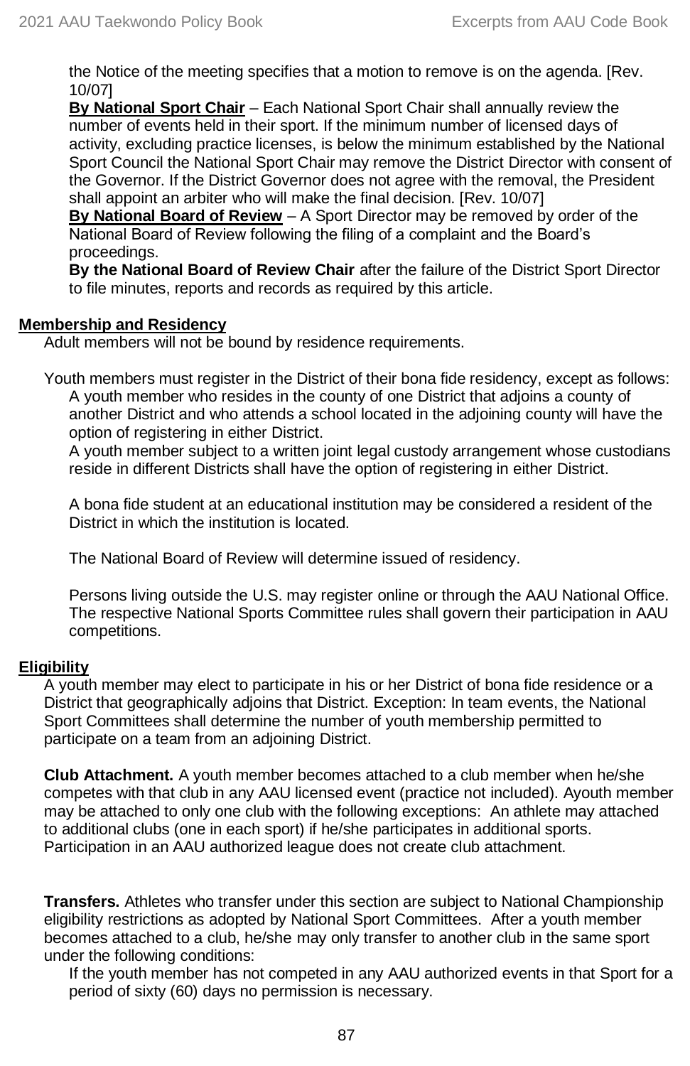the Notice of the meeting specifies that a motion to remove is on the agenda. [Rev. 10/07]

**By National Sport Chair** – Each National Sport Chair shall annually review the number of events held in their sport. If the minimum number of licensed days of activity, excluding practice licenses, is below the minimum established by the National Sport Council the National Sport Chair may remove the District Director with consent of the Governor. If the District Governor does not agree with the removal, the President shall appoint an arbiter who will make the final decision. [Rev. 10/07]

**By National Board of Review** – A Sport Director may be removed by order of the National Board of Review following the filing of a complaint and the Board's proceedings.

**By the National Board of Review Chair** after the failure of the District Sport Director to file minutes, reports and records as required by this article.

**Membership and Residency**

Adult members will not be bound by residence requirements.

Youth members must register in the District of their bona fide residency, except as follows:

A youth member who resides in the county of one District that adjoins a county of another District and who attends a school located in the adjoining county will have the option of registering in either District.

A youth member subject to a written joint legal custody arrangement whose custodians reside in different Districts shall have the option of registering in either District.

A bona fide student at an educational institution may be considered a resident of the District in which the institution is located.

The National Board of Review will determine issued of residency.

Persons living outside the U.S. may register online or through the AAU National Office. The respective National Sports Committee rules shall govern their participation in AAU competitions.

**Eligibility**

A youth member may elect to participate in his or her District of bona fide residence or a District that geographically adjoins that District. Exception: In team events, the National Sport Committees shall determine the number of youth membership permitted to participate on a team from an adjoining District.

**Club Attachment.** A youth member becomes attached to a club member when he/she competes with that club in any AAU licensed event (practice not included). Ayouth member may be attached to only one club with the following exceptions: An athlete may attached to additional clubs (one in each sport) if he/she participates in additional sports. Participation in an AAU authorized league does not create club attachment.

**Transfers.** Athletes who transfer under this section are subject to National Championship eligibility restrictions as adopted by National Sport Committees. After a youth member becomes attached to a club, he/she may only transfer to another club in the same sport under the following conditions:

If the youth member has not competed in any AAU authorized events in that Sport for a period of sixty (60) days no permission is necessary.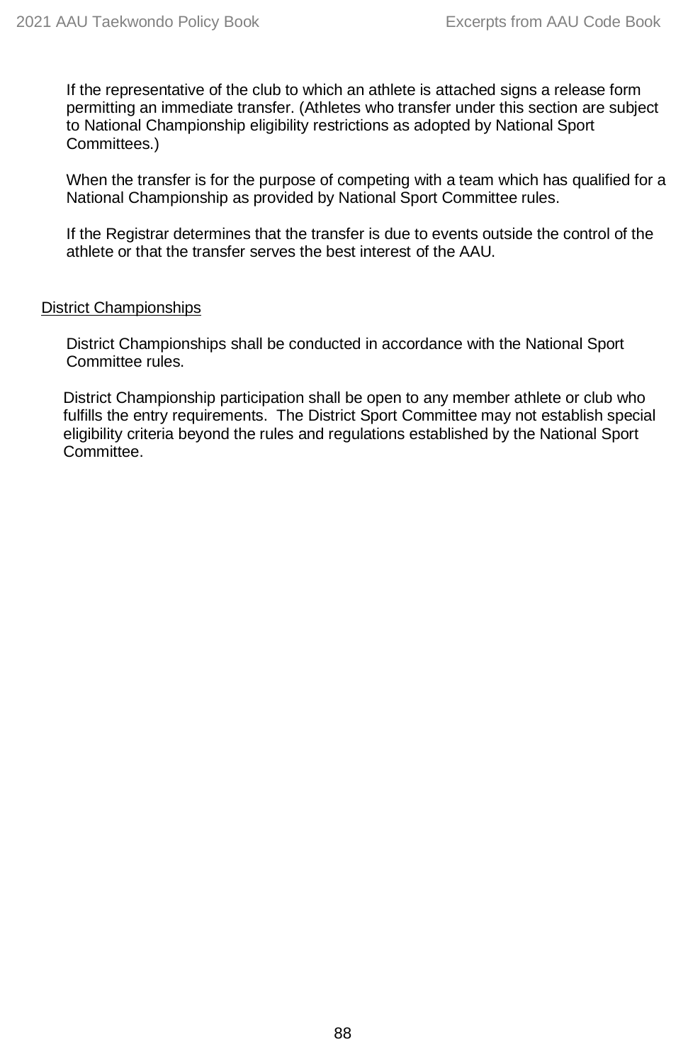If the representative of the club to which an athlete is attached signs a release form permitting an immediate transfer. (Athletes who transfer under this section are subject to National Championship eligibility restrictions as adopted by National Sport Committees.)

When the transfer is for the purpose of competing with a team which has qualified for a National Championship as provided by National Sport Committee rules.

If the Registrar determines that the transfer is due to events outside the control of the athlete or that the transfer serves the best interest of the AAU.

<u>District Championships</u>

District Championships shall be conducted in accordance with the National Sport Committee rules.

District Championship participation shall be open to any member athlete or club who fulfills the entry requirements. The District Sport Committee may not establish special eligibility criteria beyond the rules and regulations established by the National Sport Committee.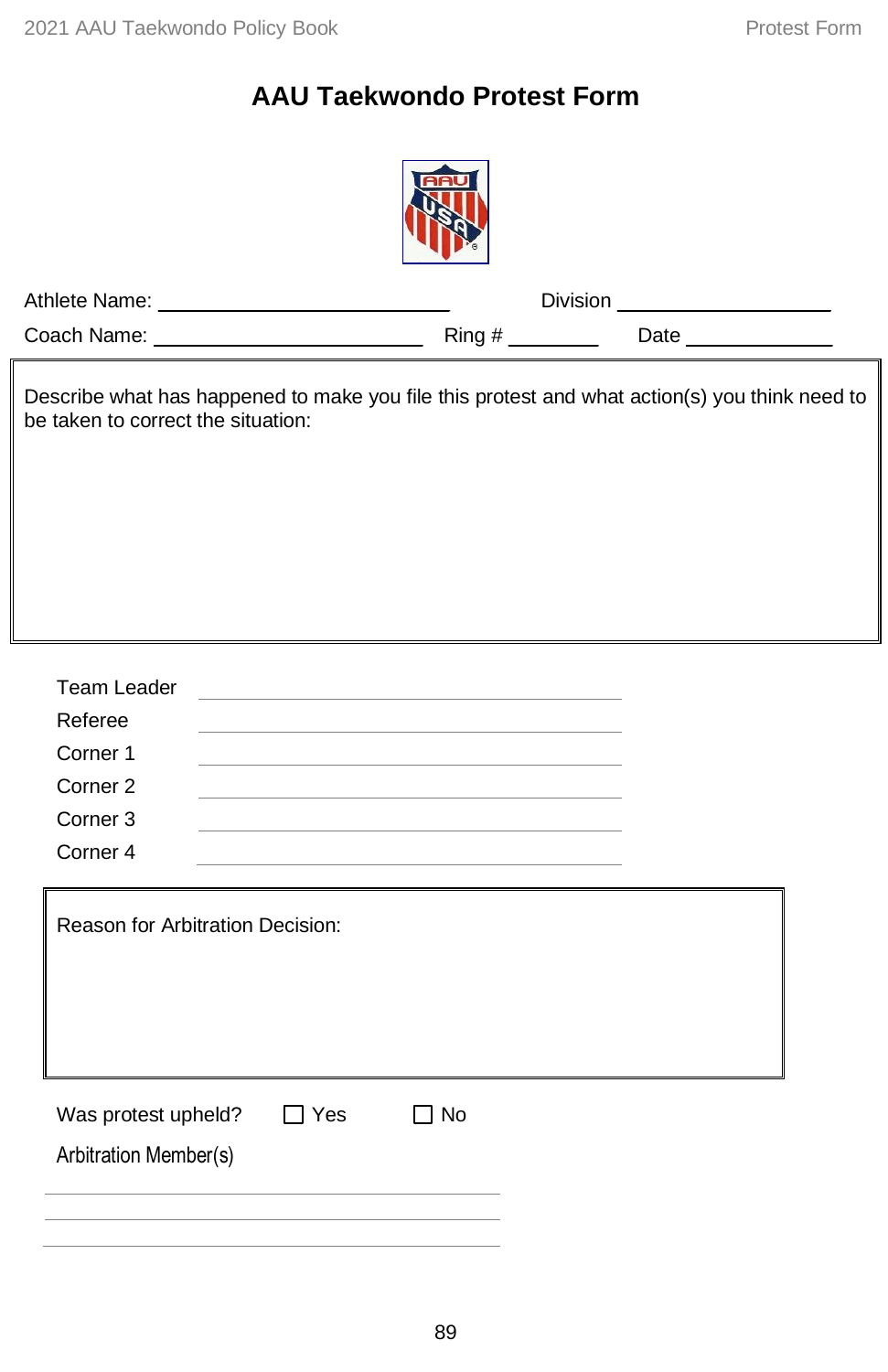# AAU Taekwondo Protest Form

Athlete Name: ______________________________ Division ______________________

Coach Name: ____________________________ Ring # _________ Date ______________

Describe what has happened to make you file this protest and what action(s) you think need to be taken to correct the situation:

Team Leader ____________________________________________

Referee ____________________________________________

Corner 1 ____________________________________________

Corner 2 ____________________________________________

Corner 3 ____________________________________________

Corner 4 ____________________________________________

Reason for Arbitration Decision:

Was protest upheld? ☐ Yes ☐ No

Arbitration Member(s)

____________________________________________

____________________________________________

____________________________________________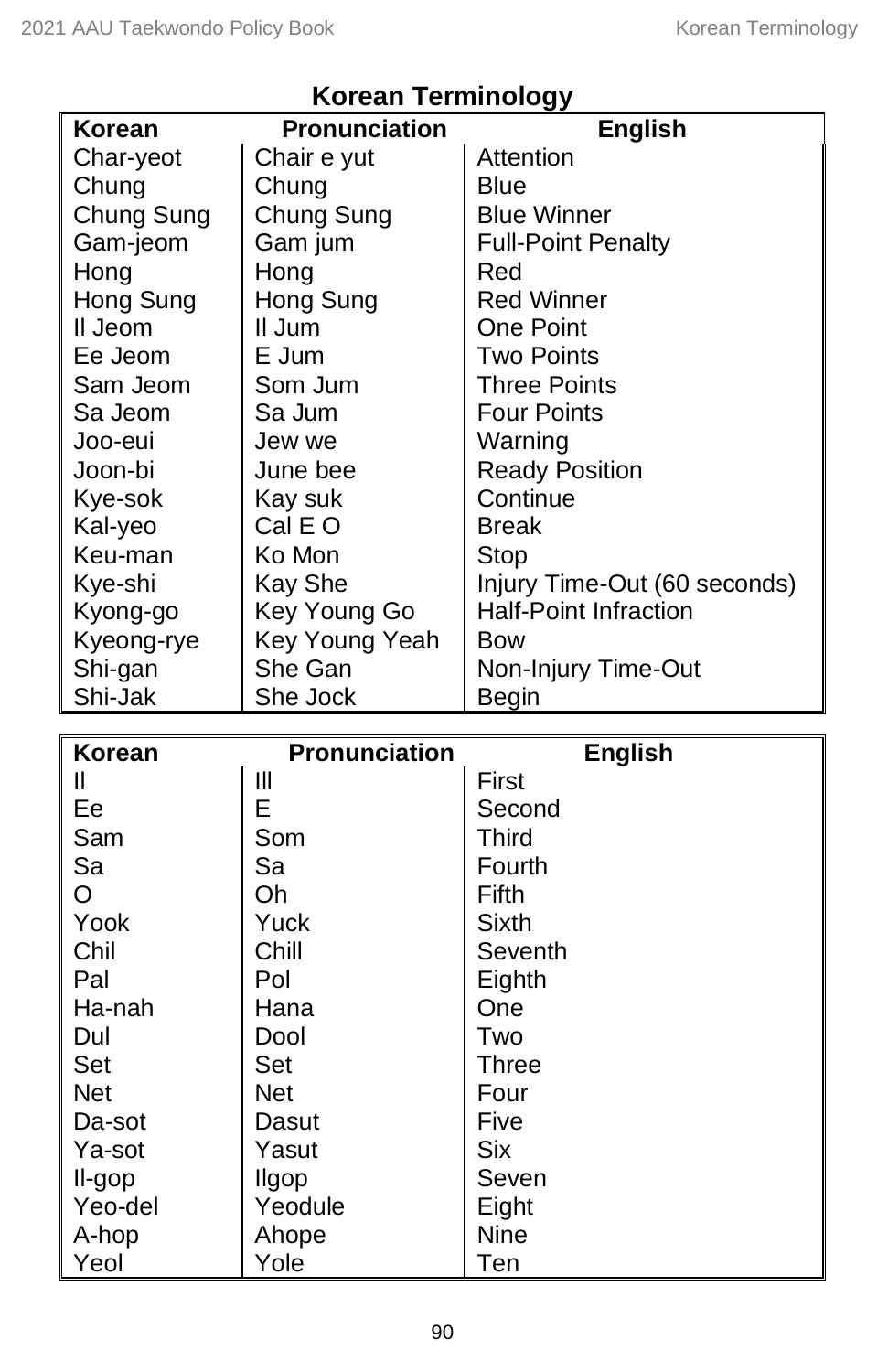## Korean Terminology

| Korean | Pronunciation | English |
| --- | --- | --- |
| Char-yeot | Chair e yut | Attention |
| Chung | Chung | Blue |
| Chung Sung | Chung Sung | Blue Winner |
| Gam-jeom | Gam jum | Full-Point Penalty |
| Hong | Hong | Red |
| Hong Sung | Hong Sung | Red Winner |
| Il Jeom | Il Jum | One Point |
| Ee Jeom | E Jum | Two Points |
| Sam Jeom | Som Jum | Three Points |
| Sa Jeom | Sa Jum | Four Points |
| Joo-euі | Jew we | Warning |
| Joon-bi | June bee | Ready Position |
| Kye-sok | Kay suk | Continue |
| Kal-yeo | Cal E O | Break |
| Keu-man | Ko Mon | Stop |
| Kye-shi | Kay She | Injury Time-Out (60 seconds) |
| Kyong-go | Key Young Go | Half-Point Infraction |
| Kyeong-rye | Key Young Yeah | Bow |
| Shi-gan | She Gan | Non-Injury Time-Out |
| Shi-Jak | She Jock | Begin |

| Korean | Pronunciation | English |
| --- | --- | --- |
| Il | Ill | First |
| Ee | E | Second |
| Sam | Som | Third |
| Sa | Sa | Fourth |
| O | Oh | Fifth |
| Yook | Yuck | Sixth |
| Chil | Chill | Seventh |
| Pal | Pol | Eighth |
| Ha-nah | Hana | One |
| Dul | Dool | Two |
| Set | Set | Three |
| Net | Net | Four |
| Da-sot | Dasut | Five |
| Ya-sot | Yasut | Six |
| Il-gop | Ilgop | Seven |
| Yeo-del | Yeodule | Eight |
| A-hop | Ahope | Nine |
| Yeol | Yole | Ten |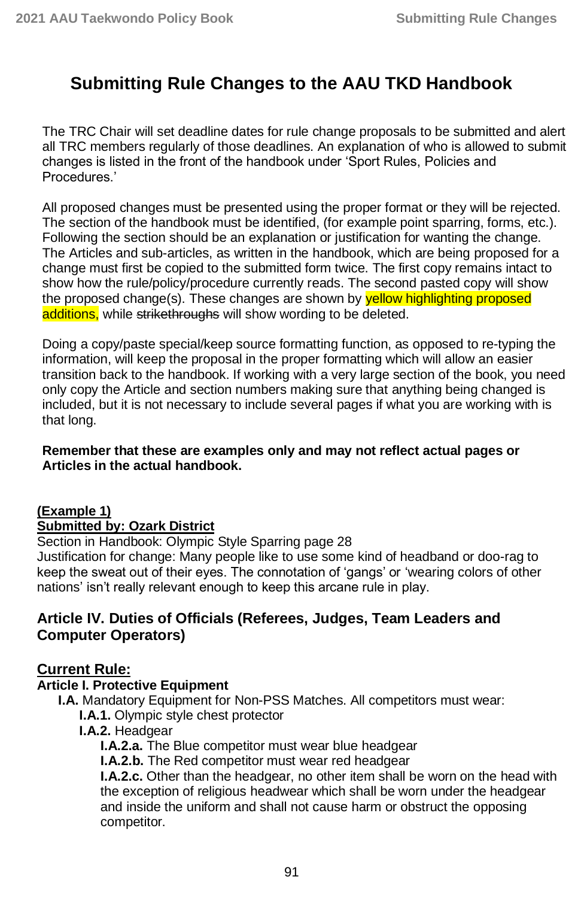# Submitting Rule Changes to the AAU TKD Handbook

The TRC Chair will set deadline dates for rule change proposals to be submitted and alert all TRC members regularly of those deadlines. An explanation of who is allowed to submit changes is listed in the front of the handbook under 'Sport Rules, Policies and Procedures.'

All proposed changes must be presented using the proper format or they will be rejected. The section of the handbook must be identified, (for example point sparring, forms, etc.). Following the section should be an explanation or justification for wanting the change. The Articles and sub-articles, as written in the handbook, which are being proposed for a change must first be copied to the submitted form twice. The first copy remains intact to show how the rule/policy/procedure currently reads. The second pasted copy will show the proposed change(s). These changes are shown by <mark>yellow highlighting proposed additions,</mark> while ~~strikethroughs~~ will show wording to be deleted.

Doing a copy/paste special/keep source formatting function, as opposed to re-typing the information, will keep the proposal in the proper formatting which will allow an easier transition back to the handbook. If working with a very large section of the book, you need only copy the Article and section numbers making sure that anything being changed is included, but it is not necessary to include several pages if what you are working with is that long.

**Remember that these are examples only and may not reflect actual pages or Articles in the actual handbook.**

<u>**(Example 1)**</u>
<u>**Submitted by: Ozark District**</u>
Section in Handbook: Olympic Style Sparring page 28
Justification for change: Many people like to use some kind of headband or doo-rag to keep the sweat out of their eyes. The connotation of 'gangs' or 'wearing colors of other nations' isn't really relevant enough to keep this arcane rule in play.

### Article IV. Duties of Officials (Referees, Judges, Team Leaders and Computer Operators)

### <u>Current Rule:</u>

**Article I. Protective Equipment**

- **I.A.** Mandatory Equipment for Non-PSS Matches. All competitors must wear:
  - **I.A.1.** Olympic style chest protector
  - **I.A.2.** Headgear
    - **I.A.2.a.** The Blue competitor must wear blue headgear
    - **I.A.2.b.** The Red competitor must wear red headgear
    - **I.A.2.c.** Other than the headgear, no other item shall be worn on the head with the exception of religious headwear which shall be worn under the headgear and inside the uniform and shall not cause harm or obstruct the opposing competitor.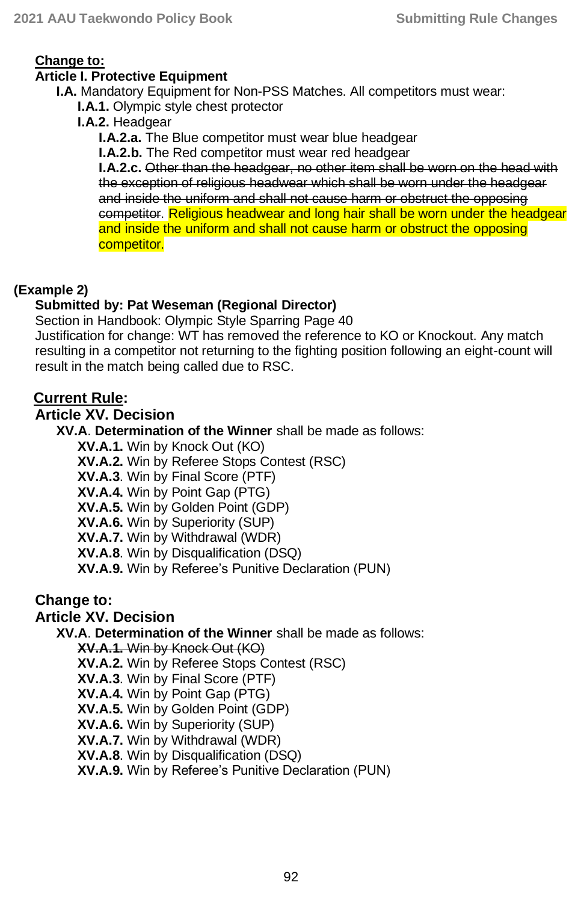**Change to:**

**Article I. Protective Equipment**

**I.A.** Mandatory Equipment for Non-PSS Matches. All competitors must wear:

**I.A.1.** Olympic style chest protector

**I.A.2.** Headgear

**I.A.2.a.** The Blue competitor must wear blue headgear

**I.A.2.b.** The Red competitor must wear red headgear

**I.A.2.c.** ~~Other than the headgear, no other item shall be worn on the head with the exception of religious headwear which shall be worn under the headgear and inside the uniform and shall not cause harm or obstruct the opposing competitor~~. Religious headwear and long hair shall be worn under the headgear and inside the uniform and shall not cause harm or obstruct the opposing competitor.

**(Example 2)**

**Submitted by: Pat Weseman (Regional Director)**

Section in Handbook: Olympic Style Sparring Page 40

Justification for change: WT has removed the reference to KO or Knockout. Any match resulting in a competitor not returning to the fighting position following an eight-count will result in the match being called due to RSC.

**Current Rule:**

**Article XV. Decision**

**XV.A**. **Determination of the Winner** shall be made as follows:

**XV.A.1.** Win by Knock Out (KO)

**XV.A.2.** Win by Referee Stops Contest (RSC)

**XV.A.3**. Win by Final Score (PTF)

**XV.A.4.** Win by Point Gap (PTG)

**XV.A.5.** Win by Golden Point (GDP)

**XV.A.6.** Win by Superiority (SUP)

**XV.A.7.** Win by Withdrawal (WDR)

**XV.A.8**. Win by Disqualification (DSQ)

**XV.A.9.** Win by Referee's Punitive Declaration (PUN)

**Change to:**

**Article XV. Decision**

**XV.A**. **Determination of the Winner** shall be made as follows:

~~**XV.A.1.** Win by Knock Out (KO)~~

**XV.A.2.** Win by Referee Stops Contest (RSC)

**XV.A.3**. Win by Final Score (PTF)

**XV.A.4.** Win by Point Gap (PTG)

**XV.A.5.** Win by Golden Point (GDP)

**XV.A.6.** Win by Superiority (SUP)

**XV.A.7.** Win by Withdrawal (WDR)

**XV.A.8**. Win by Disqualification (DSQ)

**XV.A.9.** Win by Referee's Punitive Declaration (PUN)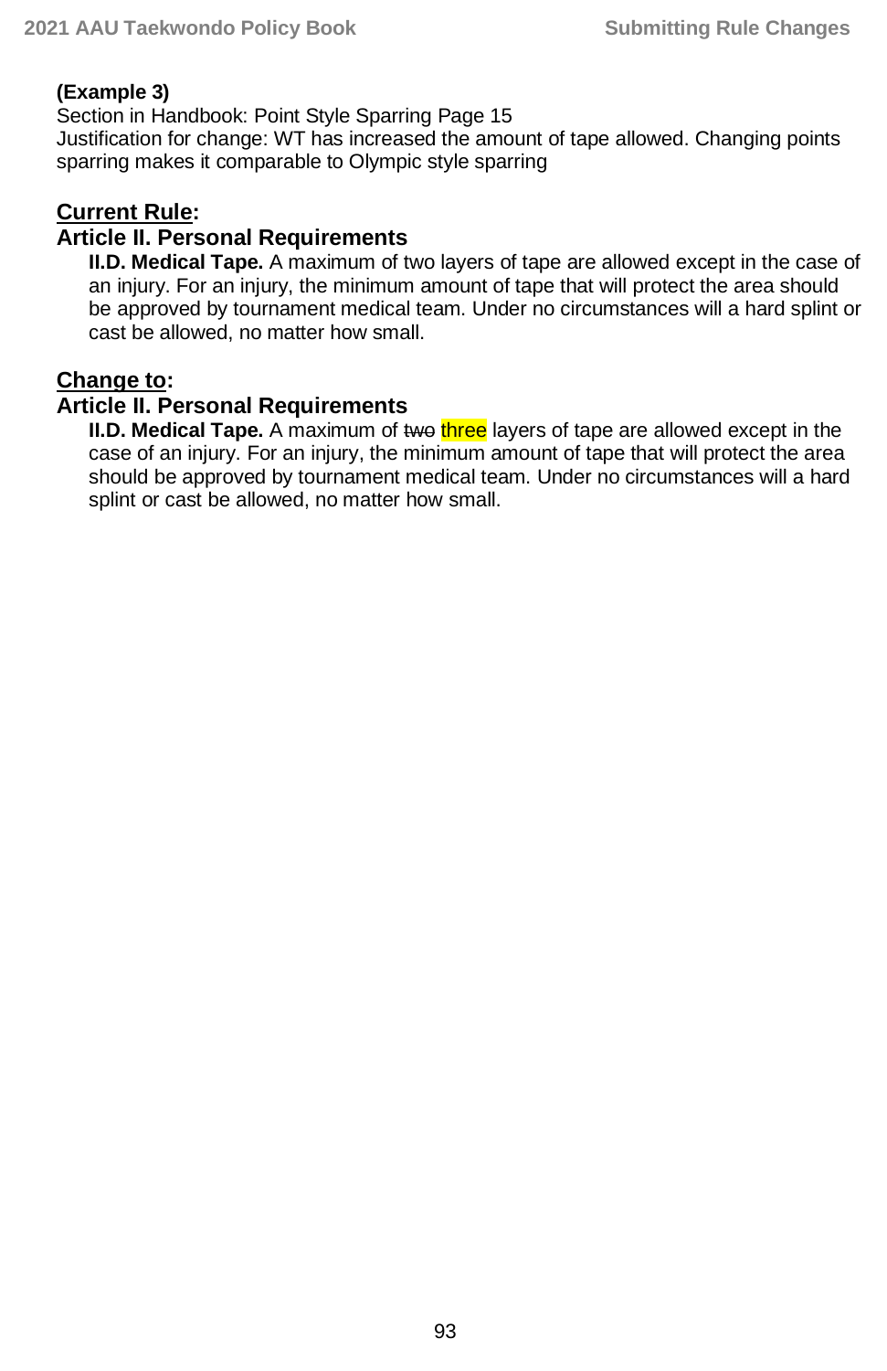**(Example 3)**

Section in Handbook: Point Style Sparring Page 15

Justification for change: WT has increased the amount of tape allowed. Changing points sparring makes it comparable to Olympic style sparring

## Current Rule:

### Article II. Personal Requirements

**II.D. Medical Tape.** A maximum of two layers of tape are allowed except in the case of an injury. For an injury, the minimum amount of tape that will protect the area should be approved by tournament medical team. Under no circumstances will a hard splint or cast be allowed, no matter how small.

## Change to:

### Article II. Personal Requirements

**II.D. Medical Tape.** A maximum of ~~two~~ three layers of tape are allowed except in the case of an injury. For an injury, the minimum amount of tape that will protect the area should be approved by tournament medical team. Under no circumstances will a hard splint or cast be allowed, no matter how small.